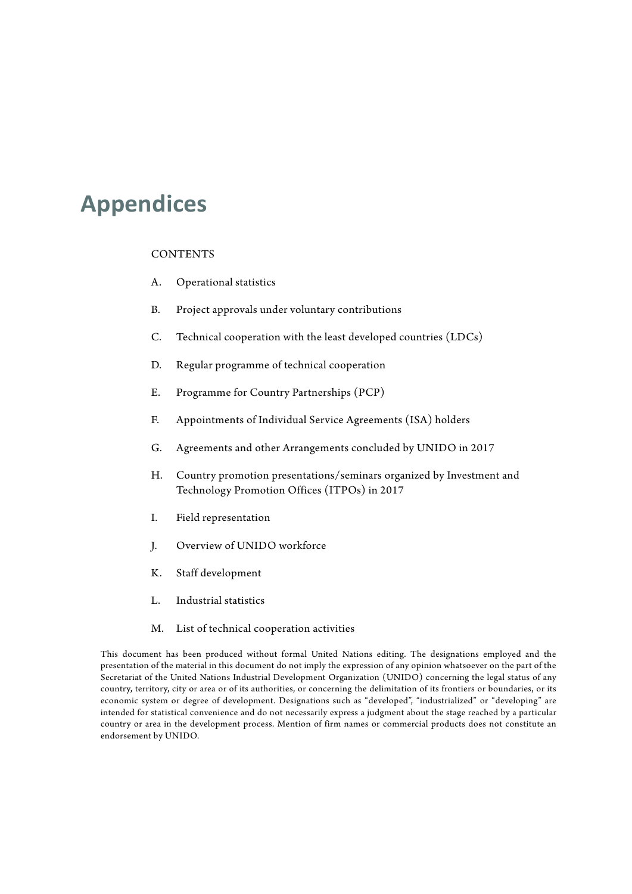# Appendices

CONTENTS

A. Operational statistics

B. Project approvals under voluntary contributions

C. Technical cooperation with the least developed countries (LDCs)

D. Regular programme of technical cooperation

E. Programme for Country Partnerships (PCP)

F. Appointments of Individual Service Agreements (ISA) holders

G. Agreements and other Arrangements concluded by UNIDO in 2017

H. Country promotion presentations/seminars organized by Investment and Technology Promotion Offices (ITPOs) in 2017

I. Field representation

J. Overview of UNIDO workforce

K. Staff development

L. Industrial statistics

M. List of technical cooperation activities

This document has been produced without formal United Nations editing. The designations employed and the presentation of the material in this document do not imply the expression of any opinion whatsoever on the part of the Secretariat of the United Nations Industrial Development Organization (UNIDO) concerning the legal status of any country, territory, city or area or of its authorities, or concerning the delimitation of its frontiers or boundaries, or its economic system or degree of development. Designations such as "developed", "industrialized" or "developing" are intended for statistical convenience and do not necessarily express a judgment about the stage reached by a particular country or area in the development process. Mention of firm names or commercial products does not constitute an endorsement by UNIDO.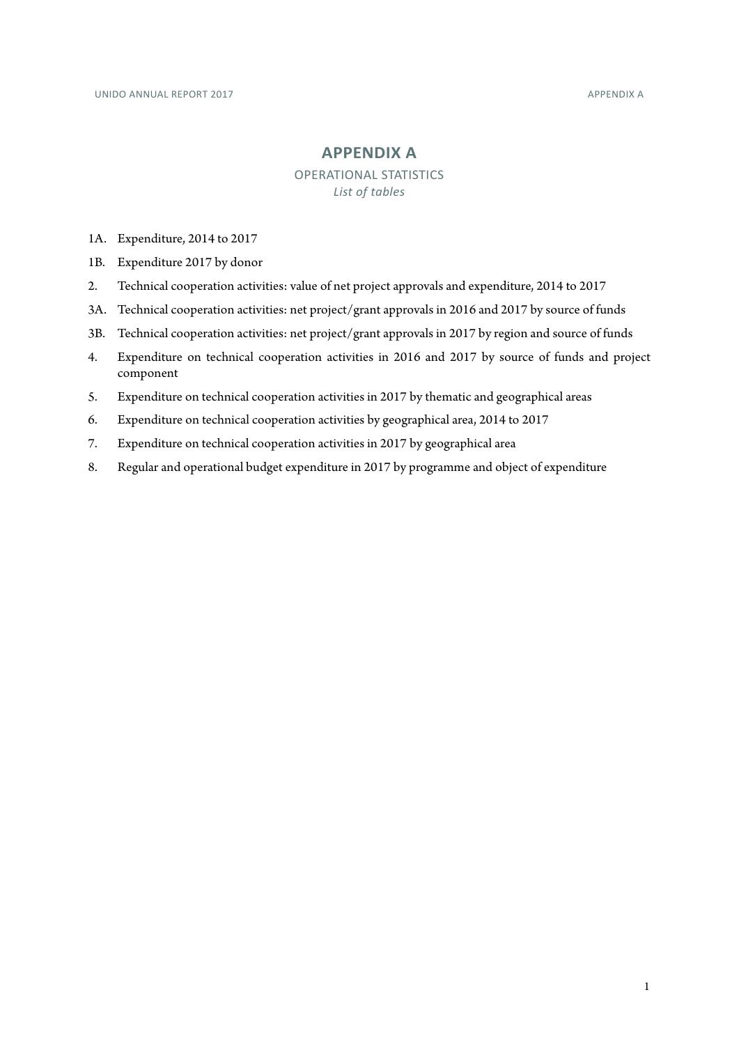# APPENDIX A

## OPERATIONAL STATISTICS

*List of tables*

1A. Expenditure, 2014 to 2017

1B. Expenditure 2017 by donor

2. Technical cooperation activities: value of net project approvals and expenditure, 2014 to 2017

3A. Technical cooperation activities: net project/grant approvals in 2016 and 2017 by source of funds

3B. Technical cooperation activities: net project/grant approvals in 2017 by region and source of funds

4. Expenditure on technical cooperation activities in 2016 and 2017 by source of funds and project component

5. Expenditure on technical cooperation activities in 2017 by thematic and geographical areas

6. Expenditure on technical cooperation activities by geographical area, 2014 to 2017

7. Expenditure on technical cooperation activities in 2017 by geographical area

8. Regular and operational budget expenditure in 2017 by programme and object of expenditure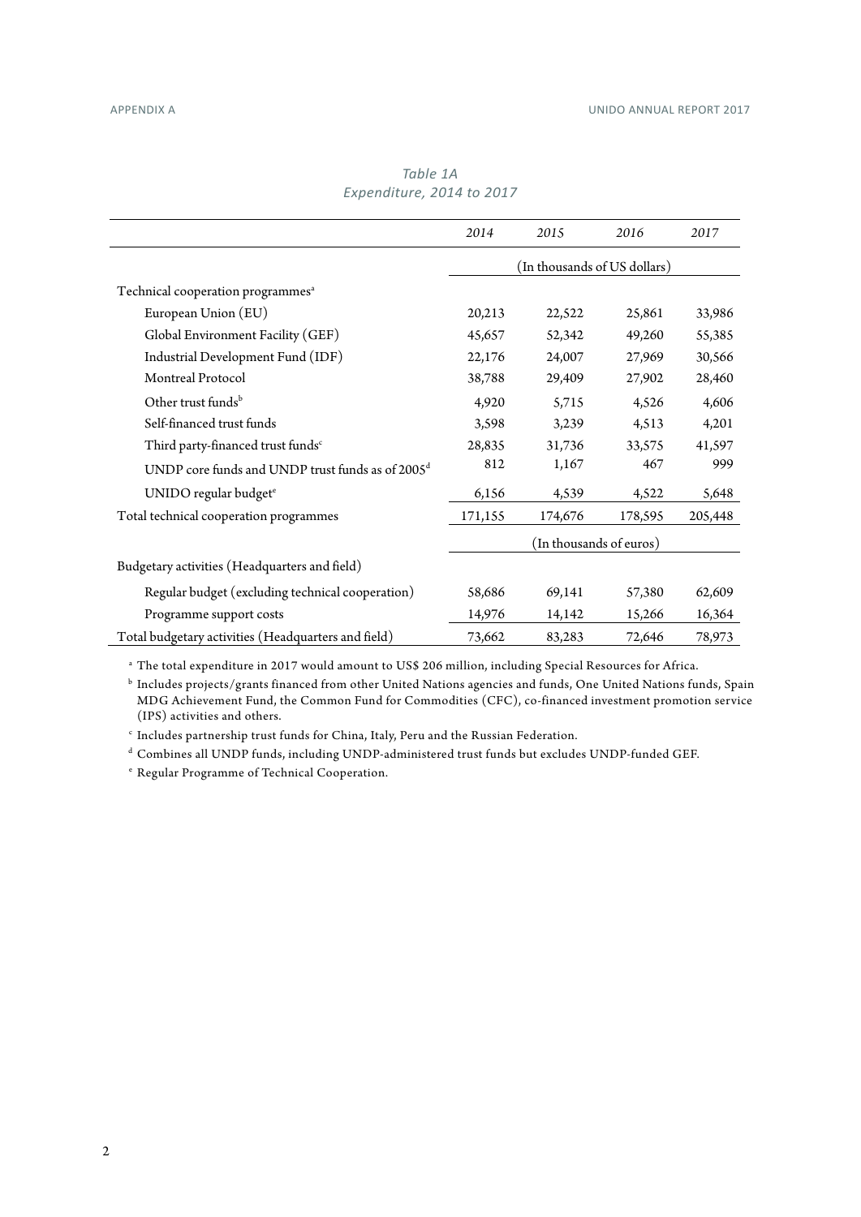*Table 1A*
*Expenditure, 2014 to 2017*

| | *2014* | *2015* | *2016* | *2017* |
|---|---|---|---|---|
| | (In thousands of US dollars) | | | |
| Technical cooperation programmes[a] | | | | |
| European Union (EU) | 20,213 | 22,522 | 25,861 | 33,986 |
| Global Environment Facility (GEF) | 45,657 | 52,342 | 49,260 | 55,385 |
| Industrial Development Fund (IDF) | 22,176 | 24,007 | 27,969 | 30,566 |
| Montreal Protocol | 38,788 | 29,409 | 27,902 | 28,460 |
| Other trust funds[b] | 4,920 | 5,715 | 4,526 | 4,606 |
| Self-financed trust funds | 3,598 | 3,239 | 4,513 | 4,201 |
| Third party-financed trust funds[c] | 28,835 | 31,736 | 33,575 | 41,597 |
| UNDP core funds and UNDP trust funds as of 2005[d] | 812 | 1,167 | 467 | 999 |
| UNIDO regular budget[e] | 6,156 | 4,539 | 4,522 | 5,648 |
| Total technical cooperation programmes | 171,155 | 174,676 | 178,595 | 205,448 |
| | (In thousands of euros) | | | |
| Budgetary activities (Headquarters and field) | | | | |
| Regular budget (excluding technical cooperation) | 58,686 | 69,141 | 57,380 | 62,609 |
| Programme support costs | 14,976 | 14,142 | 15,266 | 16,364 |
| Total budgetary activities (Headquarters and field) | 73,662 | 83,283 | 72,646 | 78,973 |

[a] The total expenditure in 2017 would amount to US$ 206 million, including Special Resources for Africa.

[b] Includes projects/grants financed from other United Nations agencies and funds, One United Nations funds, Spain MDG Achievement Fund, the Common Fund for Commodities (CFC), co-financed investment promotion service (IPS) activities and others.

[c] Includes partnership trust funds for China, Italy, Peru and the Russian Federation.

[d] Combines all UNDP funds, including UNDP-administered trust funds but excludes UNDP-funded GEF.

[e] Regular Programme of Technical Cooperation.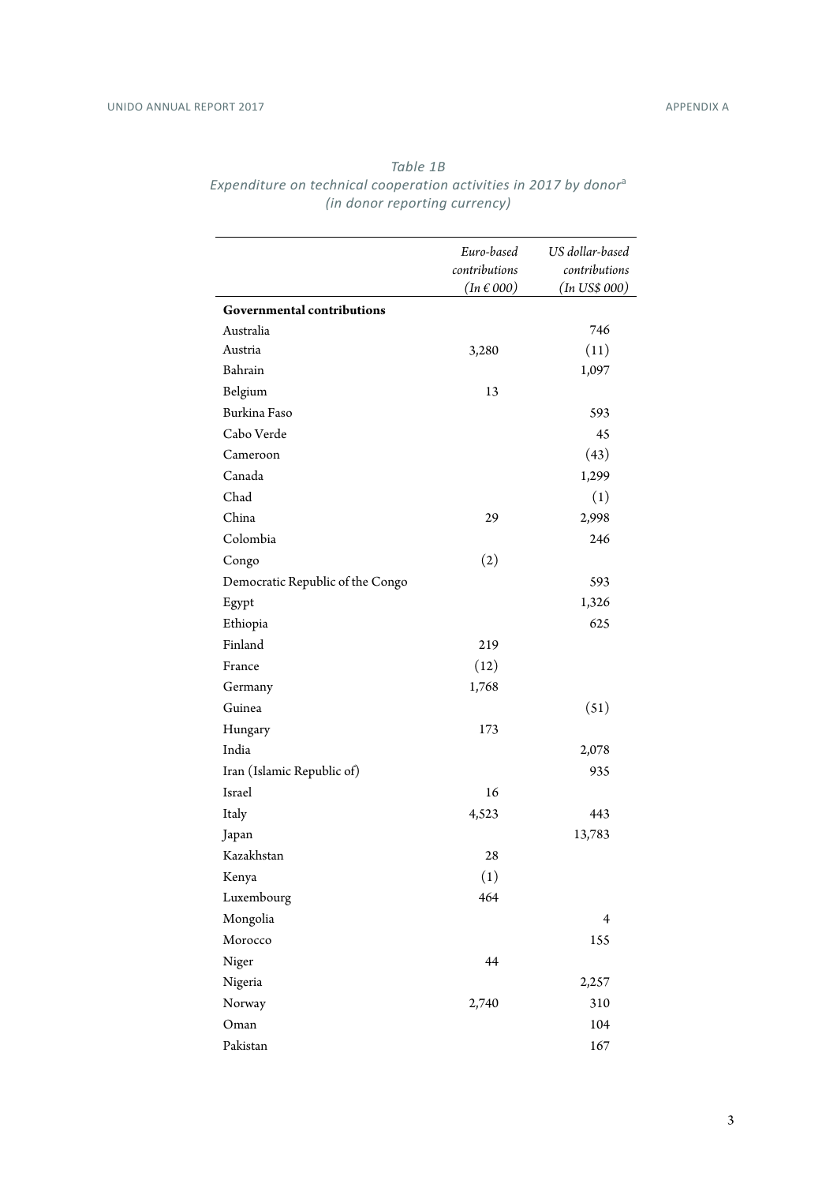*Table 1B*
*Expenditure on technical cooperation activities in 2017 by donor*[a]
*(in donor reporting currency)*

| | *Euro-based contributions (In € 000)* | *US dollar-based contributions (In US$ 000)* |
|---|---|---|
| **Governmental contributions** | | |
| Australia | | 746 |
| Austria | 3,280 | (11) |
| Bahrain | | 1,097 |
| Belgium | 13 | |
| Burkina Faso | | 593 |
| Cabo Verde | | 45 |
| Cameroon | | (43) |
| Canada | | 1,299 |
| Chad | | (1) |
| China | 29 | 2,998 |
| Colombia | | 246 |
| Congo | (2) | |
| Democratic Republic of the Congo | | 593 |
| Egypt | | 1,326 |
| Ethiopia | | 625 |
| Finland | 219 | |
| France | (12) | |
| Germany | 1,768 | |
| Guinea | | (51) |
| Hungary | 173 | |
| India | | 2,078 |
| Iran (Islamic Republic of) | | 935 |
| Israel | 16 | |
| Italy | 4,523 | 443 |
| Japan | | 13,783 |
| Kazakhstan | 28 | |
| Kenya | (1) | |
| Luxembourg | 464 | |
| Mongolia | | 4 |
| Morocco | | 155 |
| Niger | 44 | |
| Nigeria | | 2,257 |
| Norway | 2,740 | 310 |
| Oman | | 104 |
| Pakistan | | 167 |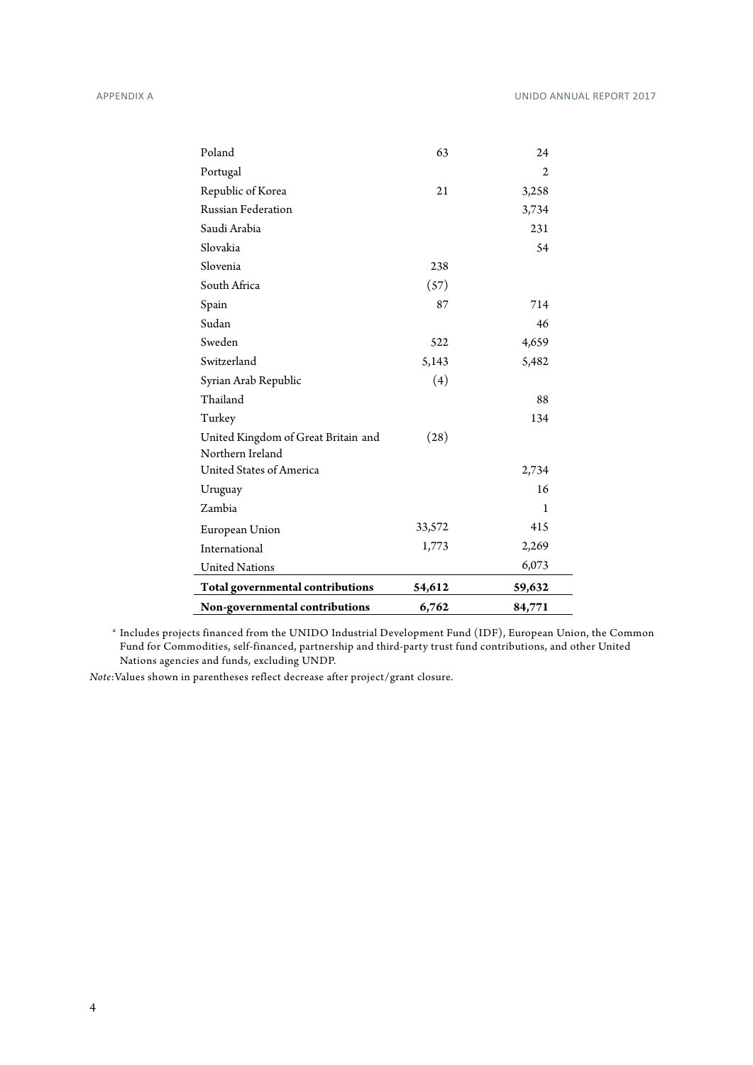| | | |
|---|---|---|
| Poland | 63 | 24 |
| Portugal | | 2 |
| Republic of Korea | 21 | 3,258 |
| Russian Federation | | 3,734 |
| Saudi Arabia | | 231 |
| Slovakia | | 54 |
| Slovenia | 238 | |
| South Africa | (57) | |
| Spain | 87 | 714 |
| Sudan | | 46 |
| Sweden | 522 | 4,659 |
| Switzerland | 5,143 | 5,482 |
| Syrian Arab Republic | (4) | |
| Thailand | | 88 |
| Turkey | | 134 |
| United Kingdom of Great Britain and Northern Ireland | (28) | |
| United States of America | | 2,734 |
| Uruguay | | 16 |
| Zambia | | 1 |
| European Union | 33,572 | 415 |
| International | 1,773 | 2,269 |
| United Nations | | 6,073 |
| **Total governmental contributions** | **54,612** | **59,632** |
| **Non-governmental contributions** | **6,762** | **84,771** |

[a] Includes projects financed from the UNIDO Industrial Development Fund (IDF), European Union, the Common Fund for Commodities, self-financed, partnership and third-party trust fund contributions, and other United Nations agencies and funds, excluding UNDP.

*Note*: Values shown in parentheses reflect decrease after project/grant closure.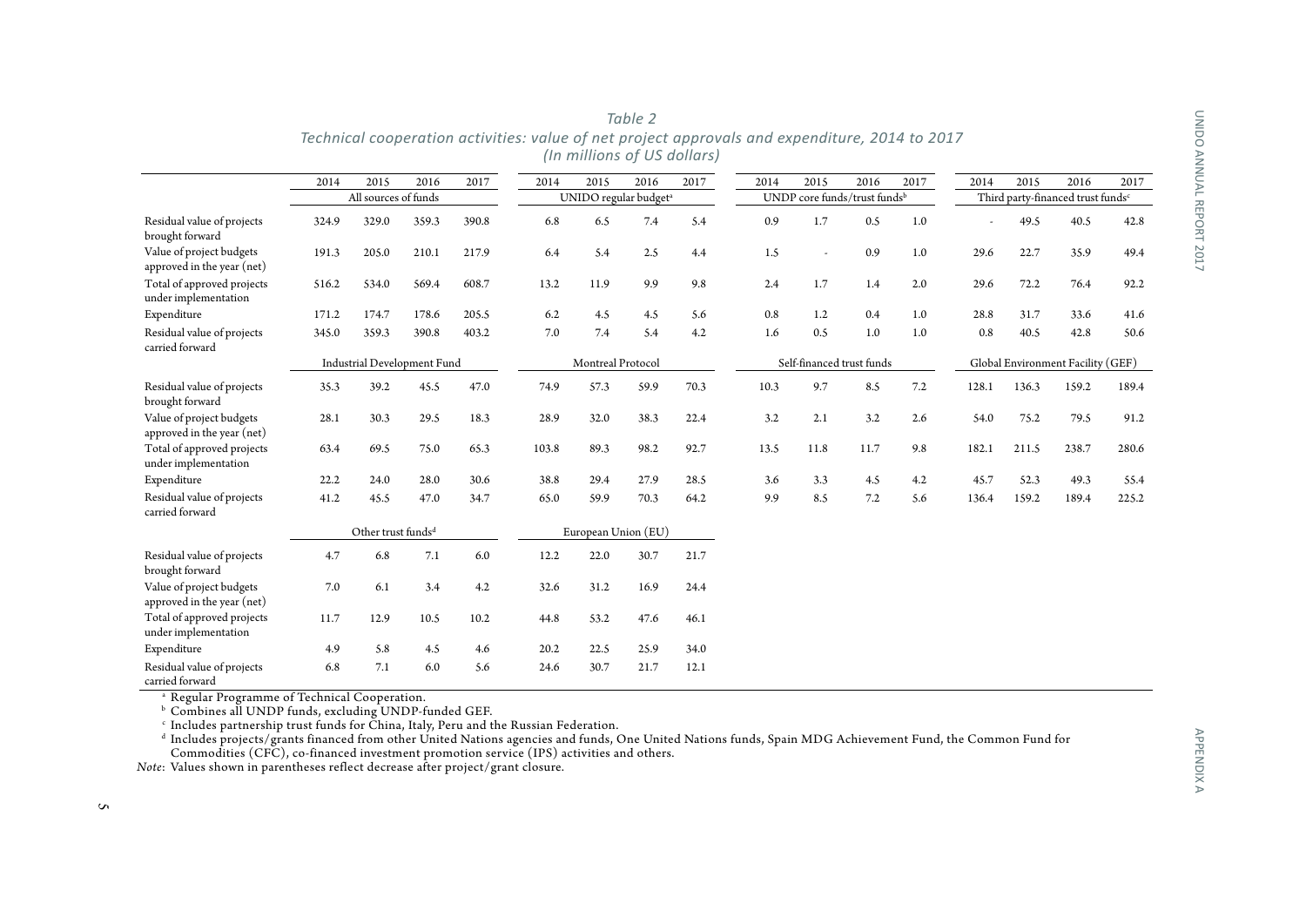*Table 2*
*Technical cooperation activities: value of net project approvals and expenditure, 2014 to 2017*
*(In millions of US dollars)*

| | 2014 | 2015 | 2016 | 2017 | 2014 | 2015 | 2016 | 2017 | 2014 | 2015 | 2016 | 2017 | 2014 | 2015 | 2016 | 2017 |
|---|---|---|---|---|---|---|---|---|---|---|---|---|---|---|---|---|
| | All sources of funds | | | | UNIDO regular budget[a] | | | | UNDP core funds/trust funds[b] | | | | Third party-financed trust funds[c] | | | |
| Residual value of projects brought forward | 324.9 | 329.0 | 359.3 | 390.8 | 6.8 | 6.5 | 7.4 | 5.4 | 0.9 | 1.7 | 0.5 | 1.0 | - | 49.5 | 40.5 | 42.8 |
| Value of project budgets approved in the year (net) | 191.3 | 205.0 | 210.1 | 217.9 | 6.4 | 5.4 | 2.5 | 4.4 | 1.5 | - | 0.9 | 1.0 | 29.6 | 22.7 | 35.9 | 49.4 |
| Total of approved projects under implementation | 516.2 | 534.0 | 569.4 | 608.7 | 13.2 | 11.9 | 9.9 | 9.8 | 2.4 | 1.7 | 1.4 | 2.0 | 29.6 | 72.2 | 76.4 | 92.2 |
| Expenditure | 171.2 | 174.7 | 178.6 | 205.5 | 6.2 | 4.5 | 4.5 | 5.6 | 0.8 | 1.2 | 0.4 | 1.0 | 28.8 | 31.7 | 33.6 | 41.6 |
| Residual value of projects carried forward | 345.0 | 359.3 | 390.8 | 403.2 | 7.0 | 7.4 | 5.4 | 4.2 | 1.6 | 0.5 | 1.0 | 1.0 | 0.8 | 40.5 | 42.8 | 50.6 |
| | Industrial Development Fund | | | | Montreal Protocol | | | | Self-financed trust funds | | | | Global Environment Facility (GEF) | | | |
| Residual value of projects brought forward | 35.3 | 39.2 | 45.5 | 47.0 | 74.9 | 57.3 | 59.9 | 70.3 | 10.3 | 9.7 | 8.5 | 7.2 | 128.1 | 136.3 | 159.2 | 189.4 |
| Value of project budgets approved in the year (net) | 28.1 | 30.3 | 29.5 | 18.3 | 28.9 | 32.0 | 38.3 | 22.4 | 3.2 | 2.1 | 3.2 | 2.6 | 54.0 | 75.2 | 79.5 | 91.2 |
| Total of approved projects under implementation | 63.4 | 69.5 | 75.0 | 65.3 | 103.8 | 89.3 | 98.2 | 92.7 | 13.5 | 11.8 | 11.7 | 9.8 | 182.1 | 211.5 | 238.7 | 280.6 |
| Expenditure | 22.2 | 24.0 | 28.0 | 30.6 | 38.8 | 29.4 | 27.9 | 28.5 | 3.6 | 3.3 | 4.5 | 4.2 | 45.7 | 52.3 | 49.3 | 55.4 |
| Residual value of projects carried forward | 41.2 | 45.5 | 47.0 | 34.7 | 65.0 | 59.9 | 70.3 | 64.2 | 9.9 | 8.5 | 7.2 | 5.6 | 136.4 | 159.2 | 189.4 | 225.2 |
| | Other trust funds[d] | | | | European Union (EU) | | | | | | | | | | | |
| Residual value of projects brought forward | 4.7 | 6.8 | 7.1 | 6.0 | 12.2 | 22.0 | 30.7 | 21.7 | | | | | | | | |
| Value of project budgets approved in the year (net) | 7.0 | 6.1 | 3.4 | 4.2 | 32.6 | 31.2 | 16.9 | 24.4 | | | | | | | | |
| Total of approved projects under implementation | 11.7 | 12.9 | 10.5 | 10.2 | 44.8 | 53.2 | 47.6 | 46.1 | | | | | | | | |
| Expenditure | 4.9 | 5.8 | 4.5 | 4.6 | 20.2 | 22.5 | 25.9 | 34.0 | | | | | | | | |
| Residual value of projects carried forward | 6.8 | 7.1 | 6.0 | 5.6 | 24.6 | 30.7 | 21.7 | 12.1 | | | | | | | | |

[a] Regular Programme of Technical Cooperation.
[b] Combines all UNDP funds, excluding UNDP-funded GEF.
[c] Includes partnership trust funds for China, Italy, Peru and the Russian Federation.
[d] Includes projects/grants financed from other United Nations agencies and funds, One United Nations funds, Spain MDG Achievement Fund, the Common Fund for Commodities (CFC), co-financed investment promotion service (IPS) activities and others.

*Note*: Values shown in parentheses reflect decrease after project/grant closure.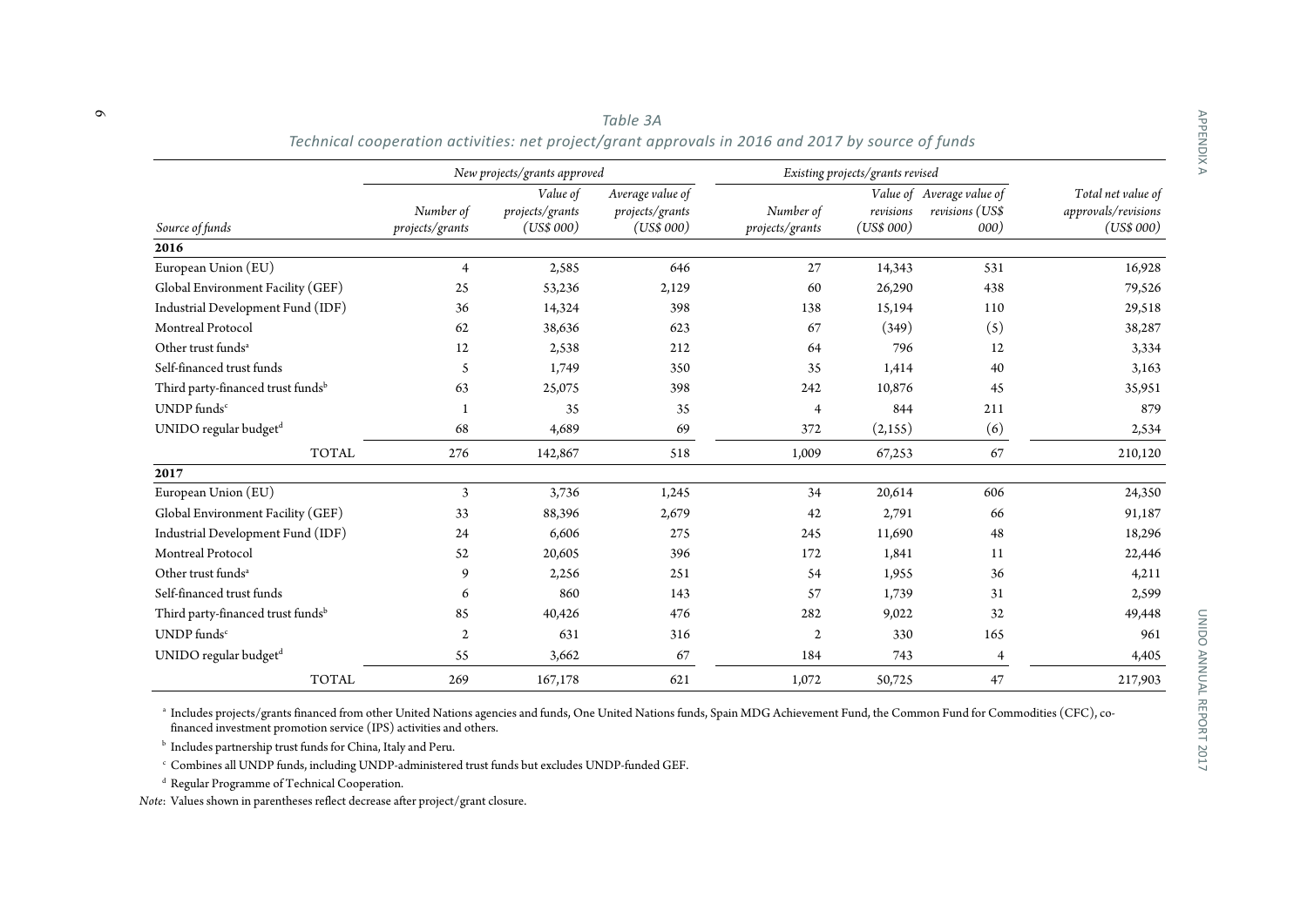*Table 3A*

*Technical cooperation activities: net project/grant approvals in 2016 and 2017 by source of funds*

| | *New projects/grants approved* | | | *Existing projects/grants revised* | | | |
|---|---|---|---|---|---|---|---|
| *Source of funds* | *Number of projects/grants* | *Value of projects/grants (US$ 000)* | *Average value of projects/grants (US$ 000)* | *Number of projects/grants* | *Value of revisions (US$ 000)* | *Average value of revisions (US$ 000)* | *Total net value of approvals/revisions (US$ 000)* |
| **2016** | | | | | | | |
| European Union (EU) | 4 | 2,585 | 646 | 27 | 14,343 | 531 | 16,928 |
| Global Environment Facility (GEF) | 25 | 53,236 | 2,129 | 60 | 26,290 | 438 | 79,526 |
| Industrial Development Fund (IDF) | 36 | 14,324 | 398 | 138 | 15,194 | 110 | 29,518 |
| Montreal Protocol | 62 | 38,636 | 623 | 67 | (349) | (5) | 38,287 |
| Other trust funds[a] | 12 | 2,538 | 212 | 64 | 796 | 12 | 3,334 |
| Self-financed trust funds | 5 | 1,749 | 350 | 35 | 1,414 | 40 | 3,163 |
| Third party-financed trust funds[b] | 63 | 25,075 | 398 | 242 | 10,876 | 45 | 35,951 |
| UNDP funds[c] | 1 | 35 | 35 | 4 | 844 | 211 | 879 |
| UNIDO regular budget[d] | 68 | 4,689 | 69 | 372 | (2,155) | (6) | 2,534 |
| TOTAL | 276 | 142,867 | 518 | 1,009 | 67,253 | 67 | 210,120 |
| **2017** | | | | | | | |
| European Union (EU) | 3 | 3,736 | 1,245 | 34 | 20,614 | 606 | 24,350 |
| Global Environment Facility (GEF) | 33 | 88,396 | 2,679 | 42 | 2,791 | 66 | 91,187 |
| Industrial Development Fund (IDF) | 24 | 6,606 | 275 | 245 | 11,690 | 48 | 18,296 |
| Montreal Protocol | 52 | 20,605 | 396 | 172 | 1,841 | 11 | 22,446 |
| Other trust funds[a] | 9 | 2,256 | 251 | 54 | 1,955 | 36 | 4,211 |
| Self-financed trust funds | 6 | 860 | 143 | 57 | 1,739 | 31 | 2,599 |
| Third party-financed trust funds[b] | 85 | 40,426 | 476 | 282 | 9,022 | 32 | 49,448 |
| UNDP funds[c] | 2 | 631 | 316 | 2 | 330 | 165 | 961 |
| UNIDO regular budget[d] | 55 | 3,662 | 67 | 184 | 743 | 4 | 4,405 |
| TOTAL | 269 | 167,178 | 621 | 1,072 | 50,725 | 47 | 217,903 |

[a] Includes projects/grants financed from other United Nations agencies and funds, One United Nations funds, Spain MDG Achievement Fund, the Common Fund for Commodities (CFC), co-financed investment promotion service (IPS) activities and others.

[b] Includes partnership trust funds for China, Italy and Peru.

[c] Combines all UNDP funds, including UNDP-administered trust funds but excludes UNDP-funded GEF.

[d] Regular Programme of Technical Cooperation.

*Note*: Values shown in parentheses reflect decrease after project/grant closure.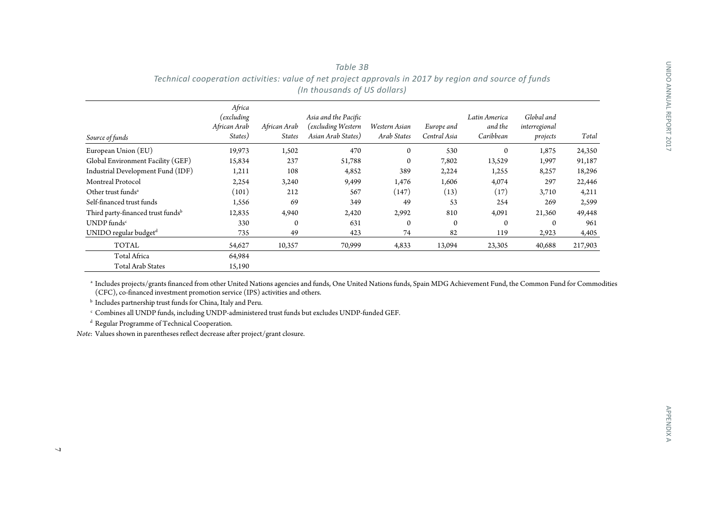*Table 3B*
*Technical cooperation activities: value of net project approvals in 2017 by region and source of funds*
*(In thousands of US dollars)*

| *Source of funds* | *Africa (excluding African Arab States)* | *African Arab States* | *Asia and the Pacific (excluding Western Asian Arab States)* | *Western Asian Arab States* | *Europe and Central Asia* | *Latin America and the Caribbean* | *Global and interregional projects* | *Total* |
|---|---|---|---|---|---|---|---|---|
| European Union (EU) | 19,973 | 1,502 | 470 | 0 | 530 | 0 | 1,875 | 24,350 |
| Global Environment Facility (GEF) | 15,834 | 237 | 51,788 | 0 | 7,802 | 13,529 | 1,997 | 91,187 |
| Industrial Development Fund (IDF) | 1,211 | 108 | 4,852 | 389 | 2,224 | 1,255 | 8,257 | 18,296 |
| Montreal Protocol | 2,254 | 3,240 | 9,499 | 1,476 | 1,606 | 4,074 | 297 | 22,446 |
| Other trust funds[a] | (101) | 212 | 567 | (147) | (13) | (17) | 3,710 | 4,211 |
| Self-financed trust funds | 1,556 | 69 | 349 | 49 | 53 | 254 | 269 | 2,599 |
| Third party-financed trust funds[b] | 12,835 | 4,940 | 2,420 | 2,992 | 810 | 4,091 | 21,360 | 49,448 |
| UNDP funds[c] | 330 | 0 | 631 | 0 | 0 | 0 | 0 | 961 |
| UNIDO regular budget[d] | 735 | 49 | 423 | 74 | 82 | 119 | 2,923 | 4,405 |
| TOTAL | 54,627 | 10,357 | 70,999 | 4,833 | 13,094 | 23,305 | 40,688 | 217,903 |
| Total Africa | 64,984 | | | | | | | |
| Total Arab States | 15,190 | | | | | | | |

[a] Includes projects/grants financed from other United Nations agencies and funds, One United Nations funds, Spain MDG Achievement Fund, the Common Fund for Commodities (CFC), co-financed investment promotion service (IPS) activities and others.

[b] Includes partnership trust funds for China, Italy and Peru.

[c] Combines all UNDP funds, including UNDP-administered trust funds but excludes UNDP-funded GEF.

[d] Regular Programme of Technical Cooperation.

*Note*: Values shown in parentheses reflect decrease after project/grant closure.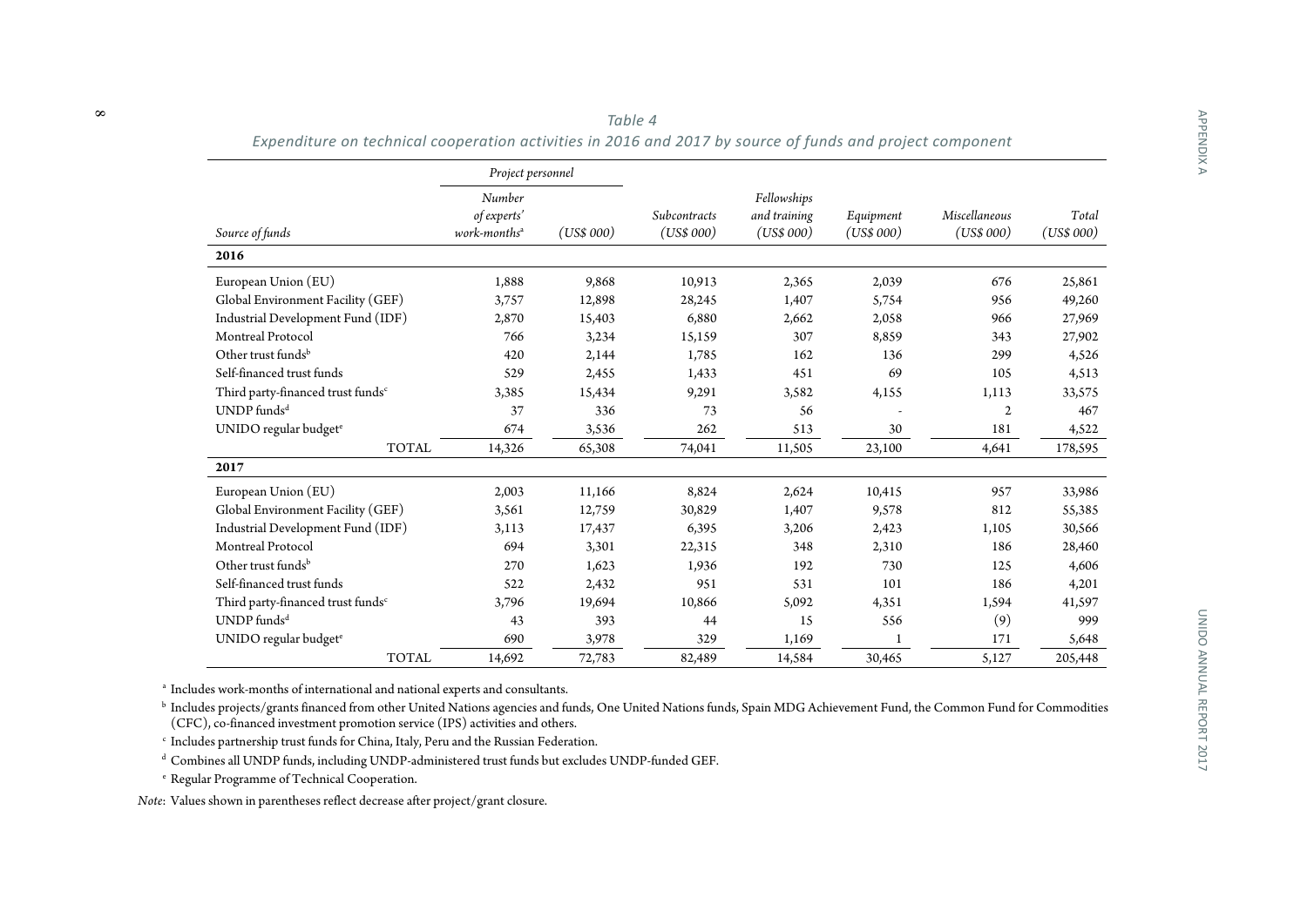*Table 4*

*Expenditure on technical cooperation activities in 2016 and 2017 by source of funds and project component*

| | *Project personnel* | | | | | | |
|---|---|---|---|---|---|---|---|
| *Source of funds* | *Number of experts' work-months*[a] | *(US$ 000)* | *Subcontracts (US$ 000)* | *Fellowships and training (US$ 000)* | *Equipment (US$ 000)* | *Miscellaneous (US$ 000)* | *Total (US$ 000)* |
| **2016** | | | | | | | |
| European Union (EU) | 1,888 | 9,868 | 10,913 | 2,365 | 2,039 | 676 | 25,861 |
| Global Environment Facility (GEF) | 3,757 | 12,898 | 28,245 | 1,407 | 5,754 | 956 | 49,260 |
| Industrial Development Fund (IDF) | 2,870 | 15,403 | 6,880 | 2,662 | 2,058 | 966 | 27,969 |
| Montreal Protocol | 766 | 3,234 | 15,159 | 307 | 8,859 | 343 | 27,902 |
| Other trust funds[b] | 420 | 2,144 | 1,785 | 162 | 136 | 299 | 4,526 |
| Self-financed trust funds | 529 | 2,455 | 1,433 | 451 | 69 | 105 | 4,513 |
| Third party-financed trust funds[c] | 3,385 | 15,434 | 9,291 | 3,582 | 4,155 | 1,113 | 33,575 |
| UNDP funds[d] | 37 | 336 | 73 | 56 | - | 2 | 467 |
| UNIDO regular budget[e] | 674 | 3,536 | 262 | 513 | 30 | 181 | 4,522 |
| TOTAL | 14,326 | 65,308 | 74,041 | 11,505 | 23,100 | 4,641 | 178,595 |
| **2017** | | | | | | | |
| European Union (EU) | 2,003 | 11,166 | 8,824 | 2,624 | 10,415 | 957 | 33,986 |
| Global Environment Facility (GEF) | 3,561 | 12,759 | 30,829 | 1,407 | 9,578 | 812 | 55,385 |
| Industrial Development Fund (IDF) | 3,113 | 17,437 | 6,395 | 3,206 | 2,423 | 1,105 | 30,566 |
| Montreal Protocol | 694 | 3,301 | 22,315 | 348 | 2,310 | 186 | 28,460 |
| Other trust funds[b] | 270 | 1,623 | 1,936 | 192 | 730 | 125 | 4,606 |
| Self-financed trust funds | 522 | 2,432 | 951 | 531 | 101 | 186 | 4,201 |
| Third party-financed trust funds[c] | 3,796 | 19,694 | 10,866 | 5,092 | 4,351 | 1,594 | 41,597 |
| UNDP funds[d] | 43 | 393 | 44 | 15 | 556 | (9) | 999 |
| UNIDO regular budget[e] | 690 | 3,978 | 329 | 1,169 | 1 | 171 | 5,648 |
| TOTAL | 14,692 | 72,783 | 82,489 | 14,584 | 30,465 | 5,127 | 205,448 |

[a] Includes work-months of international and national experts and consultants.

[b] Includes projects/grants financed from other United Nations agencies and funds, One United Nations funds, Spain MDG Achievement Fund, the Common Fund for Commodities (CFC), co-financed investment promotion service (IPS) activities and others.

[c] Includes partnership trust funds for China, Italy, Peru and the Russian Federation.

[d] Combines all UNDP funds, including UNDP-administered trust funds but excludes UNDP-funded GEF.

[e] Regular Programme of Technical Cooperation.

*Note*: Values shown in parentheses reflect decrease after project/grant closure.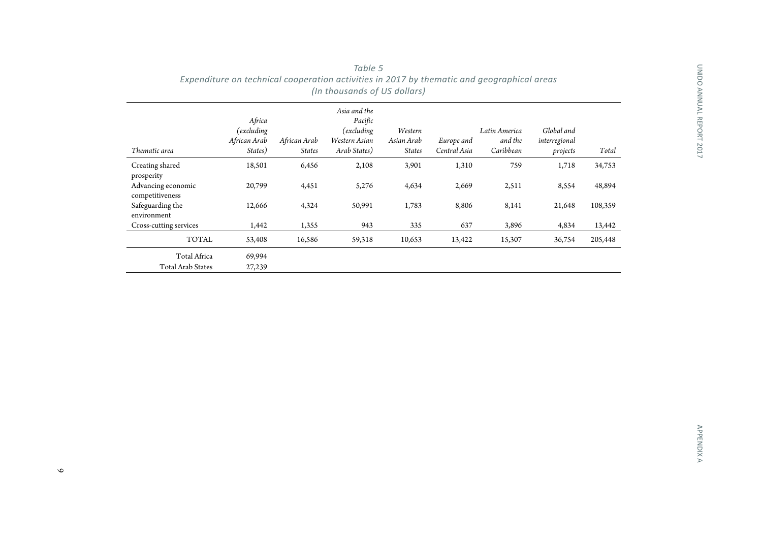*Table 5*
*Expenditure on technical cooperation activities in 2017 by thematic and geographical areas*
*(In thousands of US dollars)*

| *Thematic area* | *Africa (excluding African Arab States)* | *African Arab States* | *Asia and the Pacific (excluding Western Asian Arab States)* | *Western Asian Arab States* | *Europe and Central Asia* | *Latin America and the Caribbean* | *Global and interregional projects* | *Total* |
|---|---|---|---|---|---|---|---|---|
| Creating shared prosperity | 18,501 | 6,456 | 2,108 | 3,901 | 1,310 | 759 | 1,718 | 34,753 |
| Advancing economic competitiveness | 20,799 | 4,451 | 5,276 | 4,634 | 2,669 | 2,511 | 8,554 | 48,894 |
| Safeguarding the environment | 12,666 | 4,324 | 50,991 | 1,783 | 8,806 | 8,141 | 21,648 | 108,359 |
| Cross-cutting services | 1,442 | 1,355 | 943 | 335 | 637 | 3,896 | 4,834 | 13,442 |
| TOTAL | 53,408 | 16,586 | 59,318 | 10,653 | 13,422 | 15,307 | 36,754 | 205,448 |
| Total Africa | 69,994 | | | | | | | |
| Total Arab States | 27,239 | | | | | | | |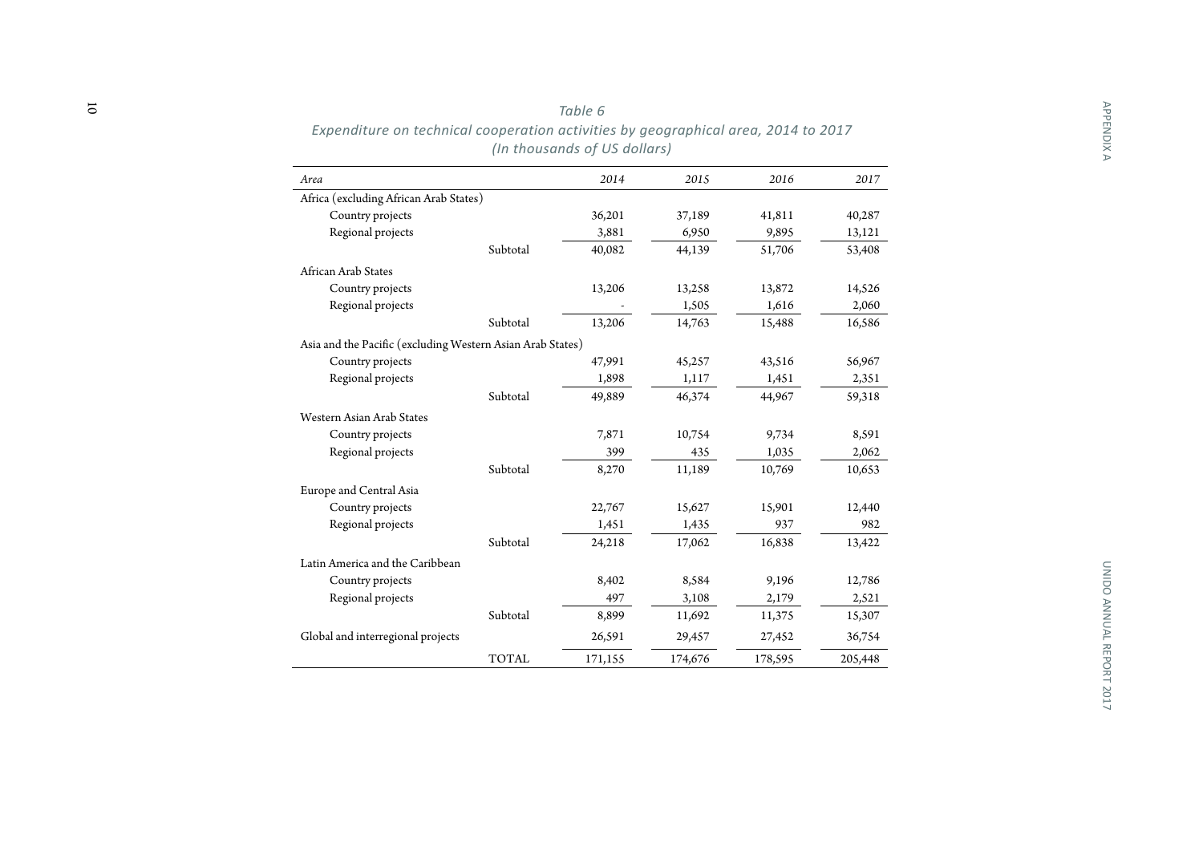*Table 6*

*Expenditure on technical cooperation activities by geographical area, 2014 to 2017*

*(In thousands of US dollars)*

| *Area* | | *2014* | *2015* | *2016* | *2017* |
|---|---|---|---|---|---|
| Africa (excluding African Arab States) | | | | | |
| Country projects | | 36,201 | 37,189 | 41,811 | 40,287 |
| Regional projects | | 3,881 | 6,950 | 9,895 | 13,121 |
| | Subtotal | 40,082 | 44,139 | 51,706 | 53,408 |
| African Arab States | | | | | |
| Country projects | | 13,206 | 13,258 | 13,872 | 14,526 |
| Regional projects | | - | 1,505 | 1,616 | 2,060 |
| | Subtotal | 13,206 | 14,763 | 15,488 | 16,586 |
| Asia and the Pacific (excluding Western Asian Arab States) | | | | | |
| Country projects | | 47,991 | 45,257 | 43,516 | 56,967 |
| Regional projects | | 1,898 | 1,117 | 1,451 | 2,351 |
| | Subtotal | 49,889 | 46,374 | 44,967 | 59,318 |
| Western Asian Arab States | | | | | |
| Country projects | | 7,871 | 10,754 | 9,734 | 8,591 |
| Regional projects | | 399 | 435 | 1,035 | 2,062 |
| | Subtotal | 8,270 | 11,189 | 10,769 | 10,653 |
| Europe and Central Asia | | | | | |
| Country projects | | 22,767 | 15,627 | 15,901 | 12,440 |
| Regional projects | | 1,451 | 1,435 | 937 | 982 |
| | Subtotal | 24,218 | 17,062 | 16,838 | 13,422 |
| Latin America and the Caribbean | | | | | |
| Country projects | | 8,402 | 8,584 | 9,196 | 12,786 |
| Regional projects | | 497 | 3,108 | 2,179 | 2,521 |
| | Subtotal | 8,899 | 11,692 | 11,375 | 15,307 |
| Global and interregional projects | | 26,591 | 29,457 | 27,452 | 36,754 |
| | TOTAL | 171,155 | 174,676 | 178,595 | 205,448 |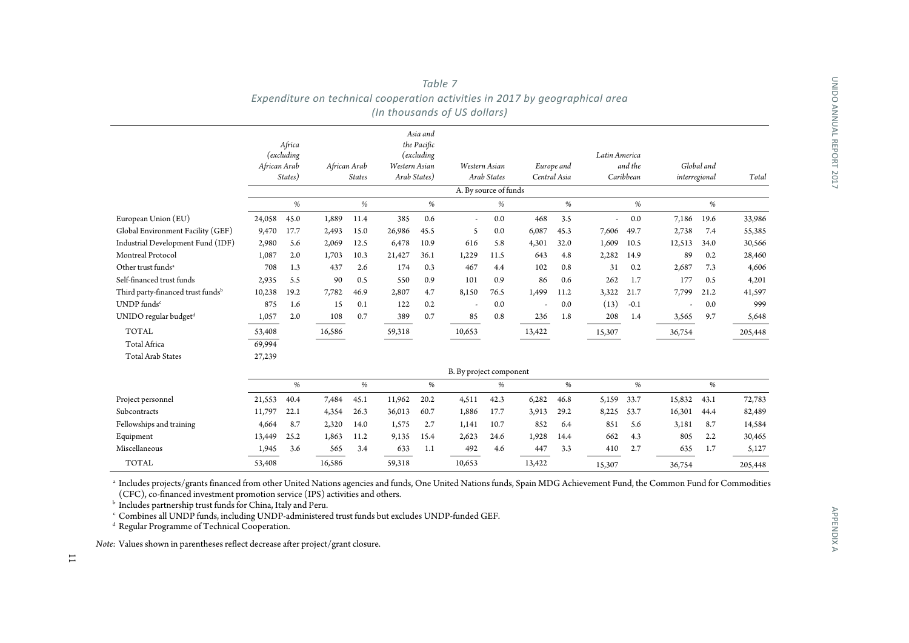*Table 7*
*Expenditure on technical cooperation activities in 2017 by geographical area*
*(In thousands of US dollars)*

| | *Africa (excluding African Arab States)* | | *African Arab States* | | *Asia and the Pacific (excluding Western Asian Arab States)* | | *Western Asian Arab States* | | *Europe and Central Asia* | | *Latin America and the Caribbean* | | *Global and interregional* | | *Total* |
|---|---|---|---|---|---|---|---|---|---|---|---|---|---|---|---|
| **A. By source of funds** | | | | | | | | | | | | | | | |
| | | % | | % | | % | | % | | % | | % | | % | |
| European Union (EU) | 24,058 | 45.0 | 1,889 | 11.4 | 385 | 0.6 | - | 0.0 | 468 | 3.5 | - | 0.0 | 7,186 | 19.6 | 33,986 |
| Global Environment Facility (GEF) | 9,470 | 17.7 | 2,493 | 15.0 | 26,986 | 45.5 | 5 | 0.0 | 6,087 | 45.3 | 7,606 | 49.7 | 2,738 | 7.4 | 55,385 |
| Industrial Development Fund (IDF) | 2,980 | 5.6 | 2,069 | 12.5 | 6,478 | 10.9 | 616 | 5.8 | 4,301 | 32.0 | 1,609 | 10.5 | 12,513 | 34.0 | 30,566 |
| Montreal Protocol | 1,087 | 2.0 | 1,703 | 10.3 | 21,427 | 36.1 | 1,229 | 11.5 | 643 | 4.8 | 2,282 | 14.9 | 89 | 0.2 | 28,460 |
| Other trust funds[a] | 708 | 1.3 | 437 | 2.6 | 174 | 0.3 | 467 | 4.4 | 102 | 0.8 | 31 | 0.2 | 2,687 | 7.3 | 4,606 |
| Self-financed trust funds | 2,935 | 5.5 | 90 | 0.5 | 550 | 0.9 | 101 | 0.9 | 86 | 0.6 | 262 | 1.7 | 177 | 0.5 | 4,201 |
| Third party-financed trust funds[b] | 10,238 | 19.2 | 7,782 | 46.9 | 2,807 | 4.7 | 8,150 | 76.5 | 1,499 | 11.2 | 3,322 | 21.7 | 7,799 | 21.2 | 41,597 |
| UNDP funds[c] | 875 | 1.6 | 15 | 0.1 | 122 | 0.2 | - | 0.0 | - | 0.0 | (13) | -0.1 | - | 0.0 | 999 |
| UNIDO regular budget[d] | 1,057 | 2.0 | 108 | 0.7 | 389 | 0.7 | 85 | 0.8 | 236 | 1.8 | 208 | 1.4 | 3,565 | 9.7 | 5,648 |
| TOTAL | 53,408 | | 16,586 | | 59,318 | | 10,653 | | 13,422 | | 15,307 | | 36,754 | | 205,448 |
| Total Africa | 69,994 | | | | | | | | | | | | | | |
| Total Arab States | 27,239 | | | | | | | | | | | | | | |
| **B. By project component** | | | | | | | | | | | | | | | |
| | | % | | % | | % | | % | | % | | % | | % | |
| Project personnel | 21,553 | 40.4 | 7,484 | 45.1 | 11,962 | 20.2 | 4,511 | 42.3 | 6,282 | 46.8 | 5,159 | 33.7 | 15,832 | 43.1 | 72,783 |
| Subcontracts | 11,797 | 22.1 | 4,354 | 26.3 | 36,013 | 60.7 | 1,886 | 17.7 | 3,913 | 29.2 | 8,225 | 53.7 | 16,301 | 44.4 | 82,489 |
| Fellowships and training | 4,664 | 8.7 | 2,320 | 14.0 | 1,575 | 2.7 | 1,141 | 10.7 | 852 | 6.4 | 851 | 5.6 | 3,181 | 8.7 | 14,584 |
| Equipment | 13,449 | 25.2 | 1,863 | 11.2 | 9,135 | 15.4 | 2,623 | 24.6 | 1,928 | 14.4 | 662 | 4.3 | 805 | 2.2 | 30,465 |
| Miscellaneous | 1,945 | 3.6 | 565 | 3.4 | 633 | 1.1 | 492 | 4.6 | 447 | 3.3 | 410 | 2.7 | 635 | 1.7 | 5,127 |
| TOTAL | 53,408 | | 16,586 | | 59,318 | | 10,653 | | 13,422 | | 15,307 | | 36,754 | | 205,448 |

[a] Includes projects/grants financed from other United Nations agencies and funds, One United Nations funds, Spain MDG Achievement Fund, the Common Fund for Commodities (CFC), co-financed investment promotion service (IPS) activities and others.

[b] Includes partnership trust funds for China, Italy and Peru.

[c] Combines all UNDP funds, including UNDP-administered trust funds but excludes UNDP-funded GEF.

[d] Regular Programme of Technical Cooperation.

*Note*: Values shown in parentheses reflect decrease after project/grant closure.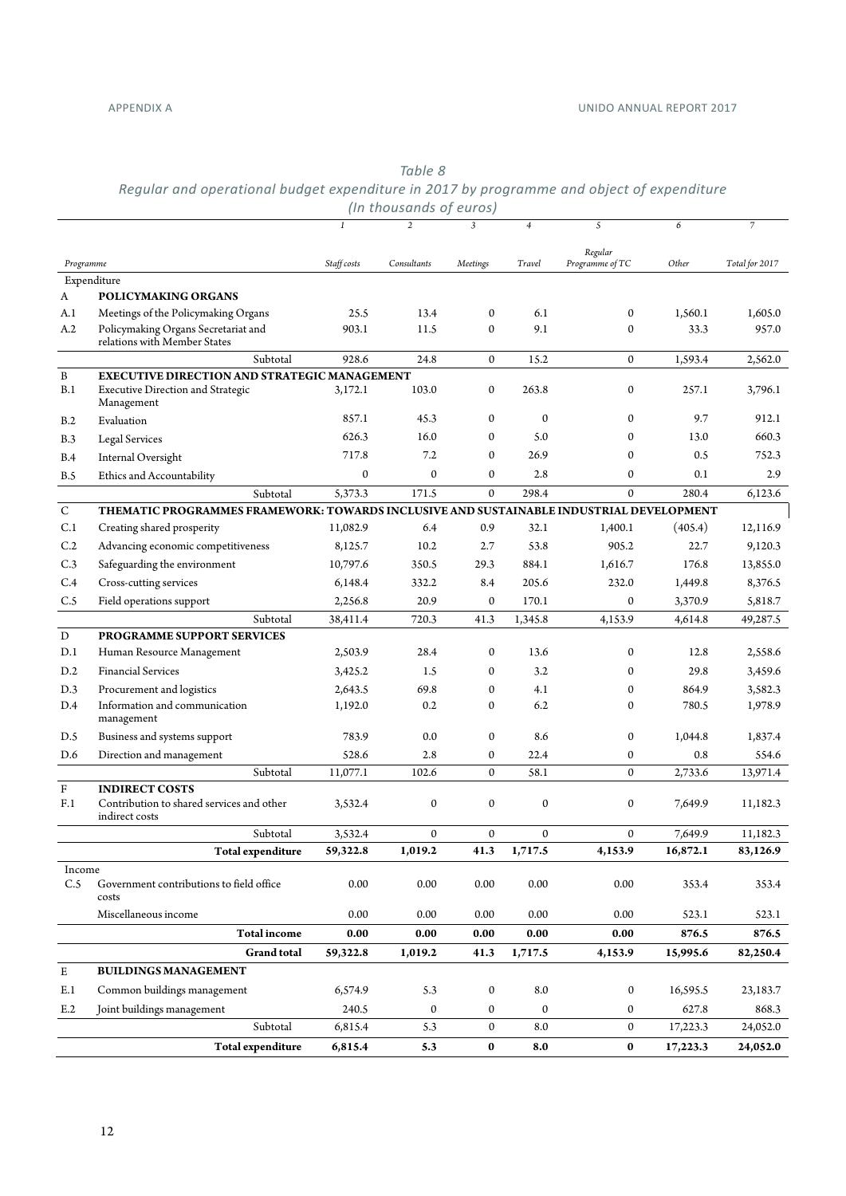*Table 8*
*Regular and operational budget expenditure in 2017 by programme and object of expenditure*
*(In thousands of euros)*

| | | 1 | 2 | 3 | 4 | 5 | 6 | 7 |
|---|---|---|---|---|---|---|---|---|
| *Programme* | | *Staff costs* | *Consultants* | *Meetings* | *Travel* | *Regular Programme of TC* | *Other* | *Total for 2017* |
| Expenditure | | | | | | | | |
| A | **POLICYMAKING ORGANS** | | | | | | | |
| A.1 | Meetings of the Policymaking Organs | 25.5 | 13.4 | 0 | 6.1 | 0 | 1,560.1 | 1,605.0 |
| A.2 | Policymaking Organs Secretariat and relations with Member States | 903.1 | 11.5 | 0 | 9.1 | 0 | 33.3 | 957.0 |
| | Subtotal | 928.6 | 24.8 | 0 | 15.2 | 0 | 1,593.4 | 2,562.0 |
| B | **EXECUTIVE DIRECTION AND STRATEGIC MANAGEMENT** | | | | | | | |
| B.1 | Executive Direction and Strategic Management | 3,172.1 | 103.0 | 0 | 263.8 | 0 | 257.1 | 3,796.1 |
| B.2 | Evaluation | 857.1 | 45.3 | 0 | 0 | 0 | 9.7 | 912.1 |
| B.3 | Legal Services | 626.3 | 16.0 | 0 | 5.0 | 0 | 13.0 | 660.3 |
| B.4 | Internal Oversight | 717.8 | 7.2 | 0 | 26.9 | 0 | 0.5 | 752.3 |
| B.5 | Ethics and Accountability | 0 | 0 | 0 | 2.8 | 0 | 0.1 | 2.9 |
| | Subtotal | 5,373.3 | 171.5 | 0 | 298.4 | 0 | 280.4 | 6,123.6 |
| C | **THEMATIC PROGRAMMES FRAMEWORK: TOWARDS INCLUSIVE AND SUSTAINABLE INDUSTRIAL DEVELOPMENT** | | | | | | | |
| C.1 | Creating shared prosperity | 11,082.9 | 6.4 | 0.9 | 32.1 | 1,400.1 | (405.4) | 12,116.9 |
| C.2 | Advancing economic competitiveness | 8,125.7 | 10.2 | 2.7 | 53.8 | 905.2 | 22.7 | 9,120.3 |
| C.3 | Safeguarding the environment | 10,797.6 | 350.5 | 29.3 | 884.1 | 1,616.7 | 176.8 | 13,855.0 |
| C.4 | Cross-cutting services | 6,148.4 | 332.2 | 8.4 | 205.6 | 232.0 | 1,449.8 | 8,376.5 |
| C.5 | Field operations support | 2,256.8 | 20.9 | 0 | 170.1 | 0 | 3,370.9 | 5,818.7 |
| | Subtotal | 38,411.4 | 720.3 | 41.3 | 1,345.8 | 4,153.9 | 4,614.8 | 49,287.5 |
| D | **PROGRAMME SUPPORT SERVICES** | | | | | | | |
| D.1 | Human Resource Management | 2,503.9 | 28.4 | 0 | 13.6 | 0 | 12.8 | 2,558.6 |
| D.2 | Financial Services | 3,425.2 | 1.5 | 0 | 3.2 | 0 | 29.8 | 3,459.6 |
| D.3 | Procurement and logistics | 2,643.5 | 69.8 | 0 | 4.1 | 0 | 864.9 | 3,582.3 |
| D.4 | Information and communication management | 1,192.0 | 0.2 | 0 | 6.2 | 0 | 780.5 | 1,978.9 |
| D.5 | Business and systems support | 783.9 | 0.0 | 0 | 8.6 | 0 | 1,044.8 | 1,837.4 |
| D.6 | Direction and management | 528.6 | 2.8 | 0 | 22.4 | 0 | 0.8 | 554.6 |
| | Subtotal | 11,077.1 | 102.6 | 0 | 58.1 | 0 | 2,733.6 | 13,971.4 |
| F | **INDIRECT COSTS** | | | | | | | |
| F.1 | Contribution to shared services and other indirect costs | 3,532.4 | 0 | 0 | 0 | 0 | 7,649.9 | 11,182.3 |
| | Subtotal | 3,532.4 | 0 | 0 | 0 | 0 | 7,649.9 | 11,182.3 |
| | **Total expenditure** | **59,322.8** | **1,019.2** | **41.3** | **1,717.5** | **4,153.9** | **16,872.1** | **83,126.9** |
| Income | | | | | | | | |
| C.5 | Government contributions to field office costs | 0.00 | 0.00 | 0.00 | 0.00 | 0.00 | 353.4 | 353.4 |
| | Miscellaneous income | 0.00 | 0.00 | 0.00 | 0.00 | 0.00 | 523.1 | 523.1 |
| | **Total income** | **0.00** | **0.00** | **0.00** | **0.00** | **0.00** | **876.5** | **876.5** |
| | **Grand total** | **59,322.8** | **1,019.2** | **41.3** | **1,717.5** | **4,153.9** | **15,995.6** | **82,250.4** |
| E | **BUILDINGS MANAGEMENT** | | | | | | | |
| E.1 | Common buildings management | 6,574.9 | 5.3 | 0 | 8.0 | 0 | 16,595.5 | 23,183.7 |
| E.2 | Joint buildings management | 240.5 | 0 | 0 | 0 | 0 | 627.8 | 868.3 |
| | Subtotal | 6,815.4 | 5.3 | 0 | 8.0 | 0 | 17,223.3 | 24,052.0 |
| | **Total expenditure** | **6,815.4** | **5.3** | **0** | **8.0** | **0** | **17,223.3** | **24,052.0** |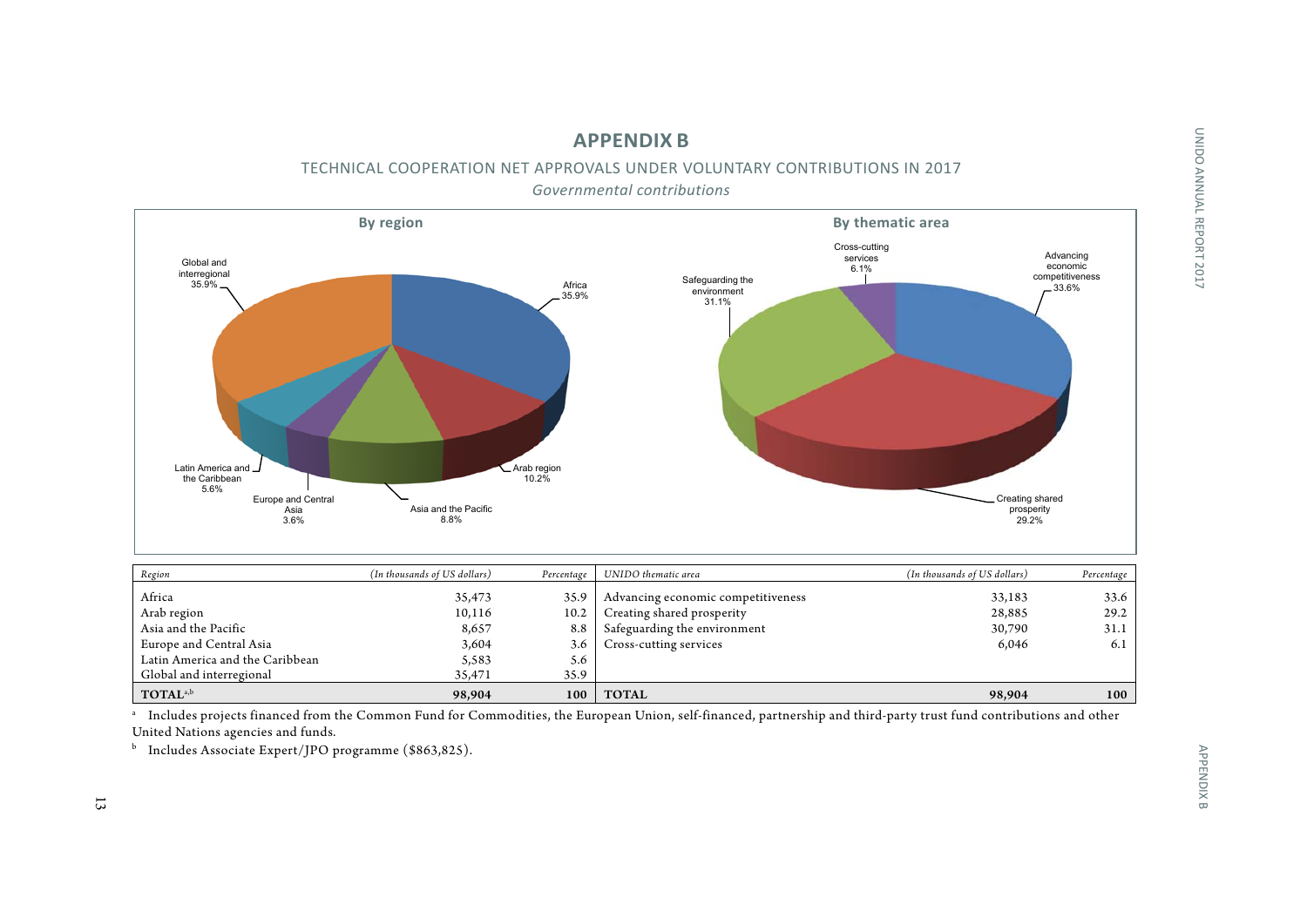# APPENDIX B

## TECHNICAL COOPERATION NET APPROVALS UNDER VOLUNTARY CONTRIBUTIONS IN 2017

*Governmental contributions*

| Region | (In thousands of US dollars) | Percentage | UNIDO thematic area | (In thousands of US dollars) | Percentage |
|---|---|---|---|---|---|
| Africa | 35,473 | 35.9 | Advancing economic competitiveness | 33,183 | 33.6 |
| Arab region | 10,116 | 10.2 | Creating shared prosperity | 28,885 | 29.2 |
| Asia and the Pacific | 8,657 | 8.8 | Safeguarding the environment | 30,790 | 31.1 |
| Europe and Central Asia | 3,604 | 3.6 | Cross-cutting services | 6,046 | 6.1 |
| Latin America and the Caribbean | 5,583 | 5.6 | | | |
| Global and interregional | 35,471 | 35.9 | | | |
| **TOTAL**[a,b] | **98,904** | **100** | **TOTAL** | **98,904** | **100** |

[a] Includes projects financed from the Common Fund for Commodities, the European Union, self-financed, partnership and third-party trust fund contributions and other United Nations agencies and funds.

[b] Includes Associate Expert/JPO programme ($863,825).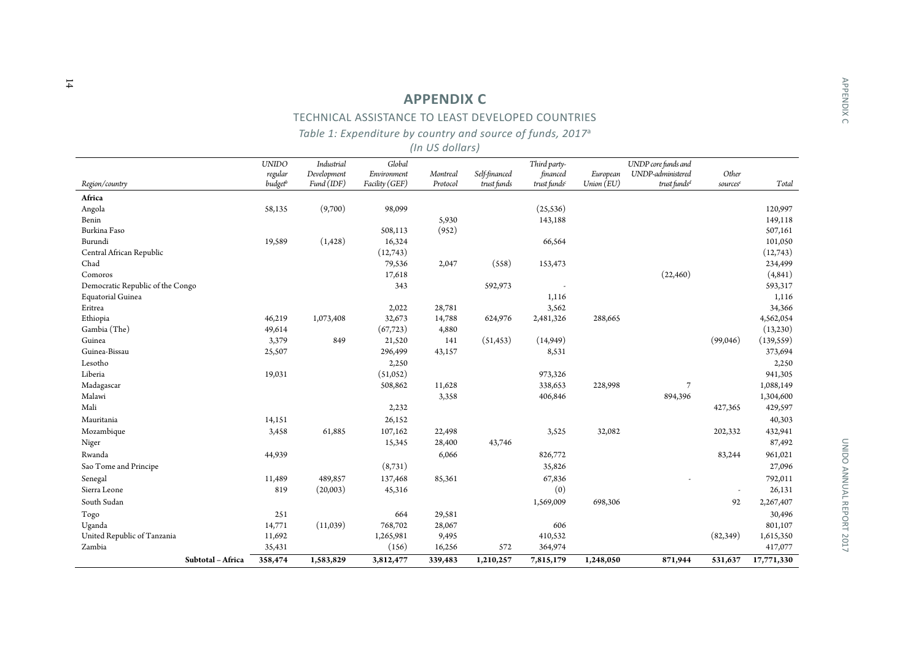# APPENDIX C

## TECHNICAL ASSISTANCE TO LEAST DEVELOPED COUNTRIES

### *Table 1: Expenditure by country and source of funds, 2017*[a]

*(In US dollars)*

| Region/country | UNIDO regular budget[b] | Industrial Development Fund (IDF) | Global Environment Facility (GEF) | Montreal Protocol | Self-financed trust funds | Third party-financed trust funds[c] | European Union (EU) | UNDP core funds and UNDP-administered trust funds[d] | Other sources[e] | Total |
|---|---|---|---|---|---|---|---|---|---|---|
| **Africa** | | | | | | | | | | |
| Angola | 58,135 | (9,700) | 98,099 | | | (25,536) | | | | 120,997 |
| Benin | | | | 5,930 | | 143,188 | | | | 149,118 |
| Burkina Faso | | | 508,113 | (952) | | | | | | 507,161 |
| Burundi | 19,589 | (1,428) | 16,324 | | | 66,564 | | | | 101,050 |
| Central African Republic | | | (12,743) | | | | | | | (12,743) |
| Chad | | | 79,536 | 2,047 | (558) | 153,473 | | | | 234,499 |
| Comoros | | | 17,618 | | | | | (22,460) | | (4,841) |
| Democratic Republic of the Congo | | | 343 | | 592,973 | - | | | | 593,317 |
| Equatorial Guinea | | | | | | 1,116 | | | | 1,116 |
| Eritrea | | | 2,022 | 28,781 | | 3,562 | | | | 34,366 |
| Ethiopia | 46,219 | 1,073,408 | 32,673 | 14,788 | 624,976 | 2,481,326 | 288,665 | | | 4,562,054 |
| Gambia (The) | 49,614 | | (67,723) | 4,880 | | | | | | (13,230) |
| Guinea | 3,379 | 849 | 21,520 | 141 | (51,453) | (14,949) | | | (99,046) | (139,559) |
| Guinea-Bissau | 25,507 | | 296,499 | 43,157 | | 8,531 | | | | 373,694 |
| Lesotho | | | 2,250 | | | | | | | 2,250 |
| Liberia | 19,031 | | (51,052) | | | 973,326 | | | | 941,305 |
| Madagascar | | | 508,862 | 11,628 | | 338,653 | 228,998 | 7 | | 1,088,149 |
| Malawi | | | | 3,358 | | 406,846 | | 894,396 | | 1,304,600 |
| Mali | | | 2,232 | | | | | | 427,365 | 429,597 |
| Mauritania | 14,151 | | 26,152 | | | | | | | 40,303 |
| Mozambique | 3,458 | 61,885 | 107,162 | 22,498 | | 3,525 | 32,082 | | 202,332 | 432,941 |
| Niger | | | 15,345 | 28,400 | 43,746 | | | | | 87,492 |
| Rwanda | 44,939 | | | 6,066 | | 826,772 | | | 83,244 | 961,021 |
| Sao Tome and Principe | | | (8,731) | | | 35,826 | | | | 27,096 |
| Senegal | 11,489 | 489,857 | 137,468 | 85,361 | | 67,836 | | - | | 792,011 |
| Sierra Leone | 819 | (20,003) | 45,316 | | | (0) | | | - | 26,131 |
| South Sudan | | | | | | 1,569,009 | 698,306 | | 92 | 2,267,407 |
| Togo | 251 | | 664 | 29,581 | | | | | | 30,496 |
| Uganda | 14,771 | (11,039) | 768,702 | 28,067 | | 606 | | | | 801,107 |
| United Republic of Tanzania | 11,692 | | 1,265,981 | 9,495 | | 410,532 | | | (82,349) | 1,615,350 |
| Zambia | 35,431 | | (156) | 16,256 | 572 | 364,974 | | | | 417,077 |
| **Subtotal – Africa** | **358,474** | **1,583,829** | **3,812,477** | **339,483** | **1,210,257** | **7,815,179** | **1,248,050** | **871,944** | **531,637** | **17,771,330** |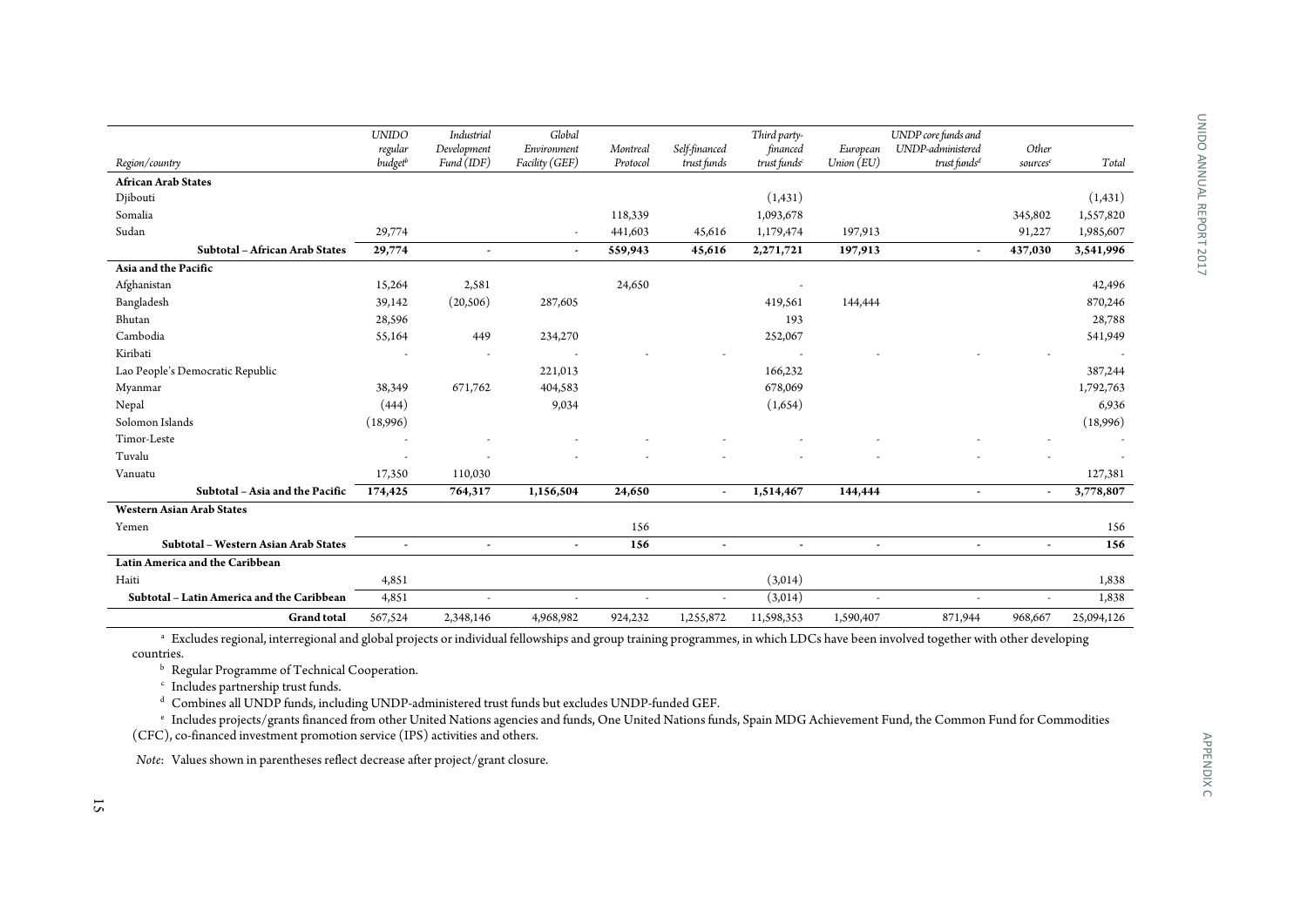| Region/country | UNIDO regular budget[b] | Industrial Development Fund (IDF) | Global Environment Facility (GEF) | Montreal Protocol | Self-financed trust funds | Third party-financed trust funds[c] | European Union (EU) | UNDP core funds and UNDP-administered trust funds[d] | Other sources[e] | Total |
|---|---|---|---|---|---|---|---|---|---|---|
| **African Arab States** | | | | | | | | | | |
| Djibouti | | | | | | (1,431) | | | | (1,431) |
| Somalia | | | | 118,339 | | 1,093,678 | | | 345,802 | 1,557,820 |
| Sudan | 29,774 | | - | 441,603 | 45,616 | 1,179,474 | 197,913 | | 91,227 | 1,985,607 |
| **Subtotal – African Arab States** | **29,774** | **-** | **-** | **559,943** | **45,616** | **2,271,721** | **197,913** | **-** | **437,030** | **3,541,996** |
| **Asia and the Pacific** | | | | | | | | | | |
| Afghanistan | 15,264 | 2,581 | | 24,650 | | - | | | | 42,496 |
| Bangladesh | 39,142 | (20,506) | 287,605 | | | 419,561 | 144,444 | | | 870,246 |
| Bhutan | 28,596 | | | | | 193 | | | | 28,788 |
| Cambodia | 55,164 | 449 | 234,270 | | | 252,067 | | | | 541,949 |
| Kiribati | - | - | - | - | - | - | - | - | - | - |
| Lao People's Democratic Republic | | | 221,013 | | | 166,232 | | | | 387,244 |
| Myanmar | 38,349 | 671,762 | 404,583 | | | 678,069 | | | | 1,792,763 |
| Nepal | (444) | | 9,034 | | | (1,654) | | | | 6,936 |
| Solomon Islands | (18,996) | | | | | | | | | (18,996) |
| Timor-Leste | - | - | - | - | - | - | - | - | - | - |
| Tuvalu | - | - | - | - | - | - | - | - | - | - |
| Vanuatu | 17,350 | 110,030 | | | | | | | | 127,381 |
| **Subtotal – Asia and the Pacific** | **174,425** | **764,317** | **1,156,504** | **24,650** | **-** | **1,514,467** | **144,444** | **-** | **-** | **3,778,807** |
| **Western Asian Arab States** | | | | | | | | | | |
| Yemen | | | | 156 | | | | | | 156 |
| **Subtotal – Western Asian Arab States** | **-** | **-** | **-** | **156** | **-** | **-** | **-** | **-** | **-** | **156** |
| **Latin America and the Caribbean** | | | | | | | | | | |
| Haiti | 4,851 | | | | | (3,014) | | | | 1,838 |
| **Subtotal – Latin America and the Caribbean** | 4,851 | - | - | - | - | (3,014) | - | - | - | 1,838 |
| **Grand total** | 567,524 | 2,348,146 | 4,968,982 | 924,232 | 1,255,872 | 11,598,353 | 1,590,407 | 871,944 | 968,667 | 25,094,126 |

[a] Excludes regional, interregional and global projects or individual fellowships and group training programmes, in which LDCs have been involved together with other developing countries.

[b] Regular Programme of Technical Cooperation.

[c] Includes partnership trust funds.

[d] Combines all UNDP funds, including UNDP-administered trust funds but excludes UNDP-funded GEF.

[e] Includes projects/grants financed from other United Nations agencies and funds, One United Nations funds, Spain MDG Achievement Fund, the Common Fund for Commodities (CFC), co-financed investment promotion service (IPS) activities and others.

*Note*: Values shown in parentheses reflect decrease after project/grant closure.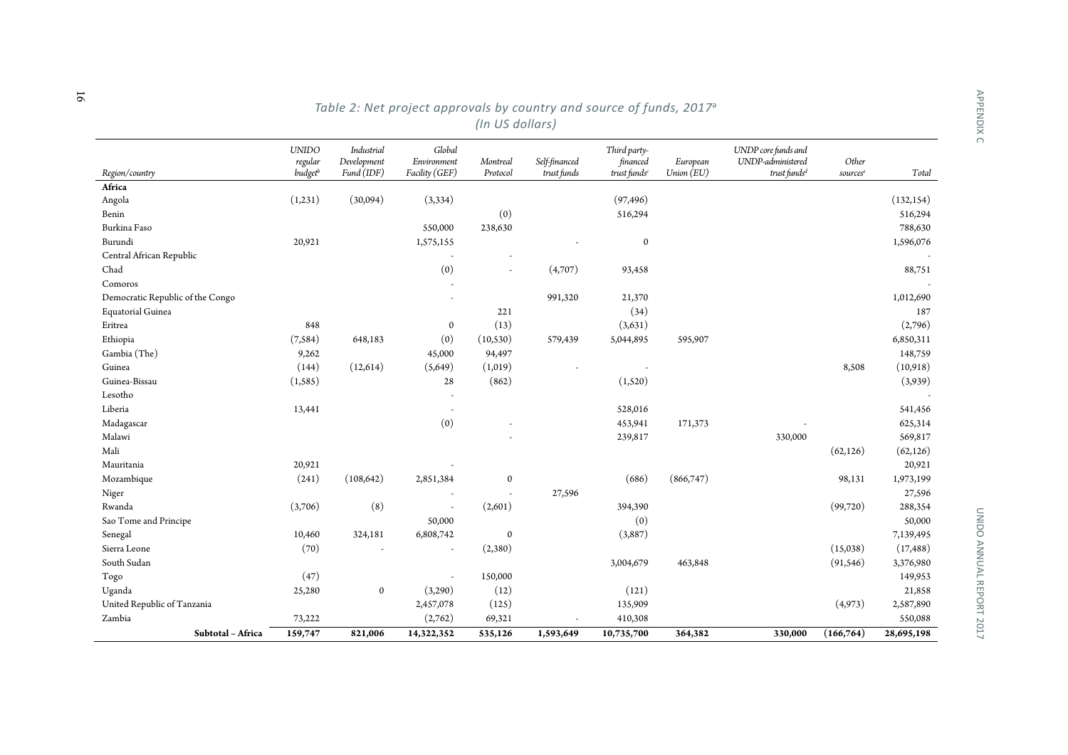## Table 2: Net project approvals by country and source of funds, 2017[a]

*(In US dollars)*

| Region/country | UNIDO regular budget[b] | Industrial Development Fund (IDF) | Global Environment Facility (GEF) | Montreal Protocol | Self-financed trust funds | Third party-financed trust funds[c] | European Union (EU) | UNDP core funds and UNDP-administered trust funds[d] | Other sources[e] | Total |
|---|---|---|---|---|---|---|---|---|---|---|
| **Africa** | | | | | | | | | | |
| Angola | (1,231) | (30,094) | (3,334) | | | (97,496) | | | | (132,154) |
| Benin | | | | (0) | | 516,294 | | | | 516,294 |
| Burkina Faso | | | 550,000 | 238,630 | | | | | | 788,630 |
| Burundi | 20,921 | | 1,575,155 | | - | 0 | | | | 1,596,076 |
| Central African Republic | | | - | - | | | | | | - |
| Chad | | | (0) | - | (4,707) | 93,458 | | | | 88,751 |
| Comoros | | | - | | | | | | | - |
| Democratic Republic of the Congo | | | - | | 991,320 | 21,370 | | | | 1,012,690 |
| Equatorial Guinea | | | | 221 | | (34) | | | | 187 |
| Eritrea | 848 | | 0 | (13) | | (3,631) | | | | (2,796) |
| Ethiopia | (7,584) | 648,183 | (0) | (10,530) | 579,439 | 5,044,895 | 595,907 | | | 6,850,311 |
| Gambia (The) | 9,262 | | 45,000 | 94,497 | | | | | | 148,759 |
| Guinea | (144) | (12,614) | (5,649) | (1,019) | - | - | | | 8,508 | (10,918) |
| Guinea-Bissau | (1,585) | | 28 | (862) | | (1,520) | | | | (3,939) |
| Lesotho | | | - | | | | | | | - |
| Liberia | 13,441 | | - | | | 528,016 | | | | 541,456 |
| Madagascar | | | (0) | - | | 453,941 | 171,373 | - | | 625,314 |
| Malawi | | | | - | | 239,817 | | 330,000 | | 569,817 |
| Mali | | | | | | | | | (62,126) | (62,126) |
| Mauritania | 20,921 | | - | | | | | | | 20,921 |
| Mozambique | (241) | (108,642) | 2,851,384 | 0 | | (686) | (866,747) | | 98,131 | 1,973,199 |
| Niger | | | - | - | 27,596 | | | | | 27,596 |
| Rwanda | (3,706) | (8) | - | (2,601) | | 394,390 | | | (99,720) | 288,354 |
| Sao Tome and Principe | | | 50,000 | | | (0) | | | | 50,000 |
| Senegal | 10,460 | 324,181 | 6,808,742 | 0 | | (3,887) | | | | 7,139,495 |
| Sierra Leone | (70) | - | - | (2,380) | | | | | (15,038) | (17,488) |
| South Sudan | | | | | | 3,004,679 | 463,848 | | (91,546) | 3,376,980 |
| Togo | (47) | | - | 150,000 | | | | | | 149,953 |
| Uganda | 25,280 | 0 | (3,290) | (12) | | (121) | | | | 21,858 |
| United Republic of Tanzania | | | 2,457,078 | (125) | | 135,909 | | | (4,973) | 2,587,890 |
| Zambia | 73,222 | | (2,762) | 69,321 | - | 410,308 | | | | 550,088 |
| **Subtotal – Africa** | **159,747** | **821,006** | **14,322,352** | **535,126** | **1,593,649** | **10,735,700** | **364,382** | **330,000** | **(166,764)** | **28,695,198** |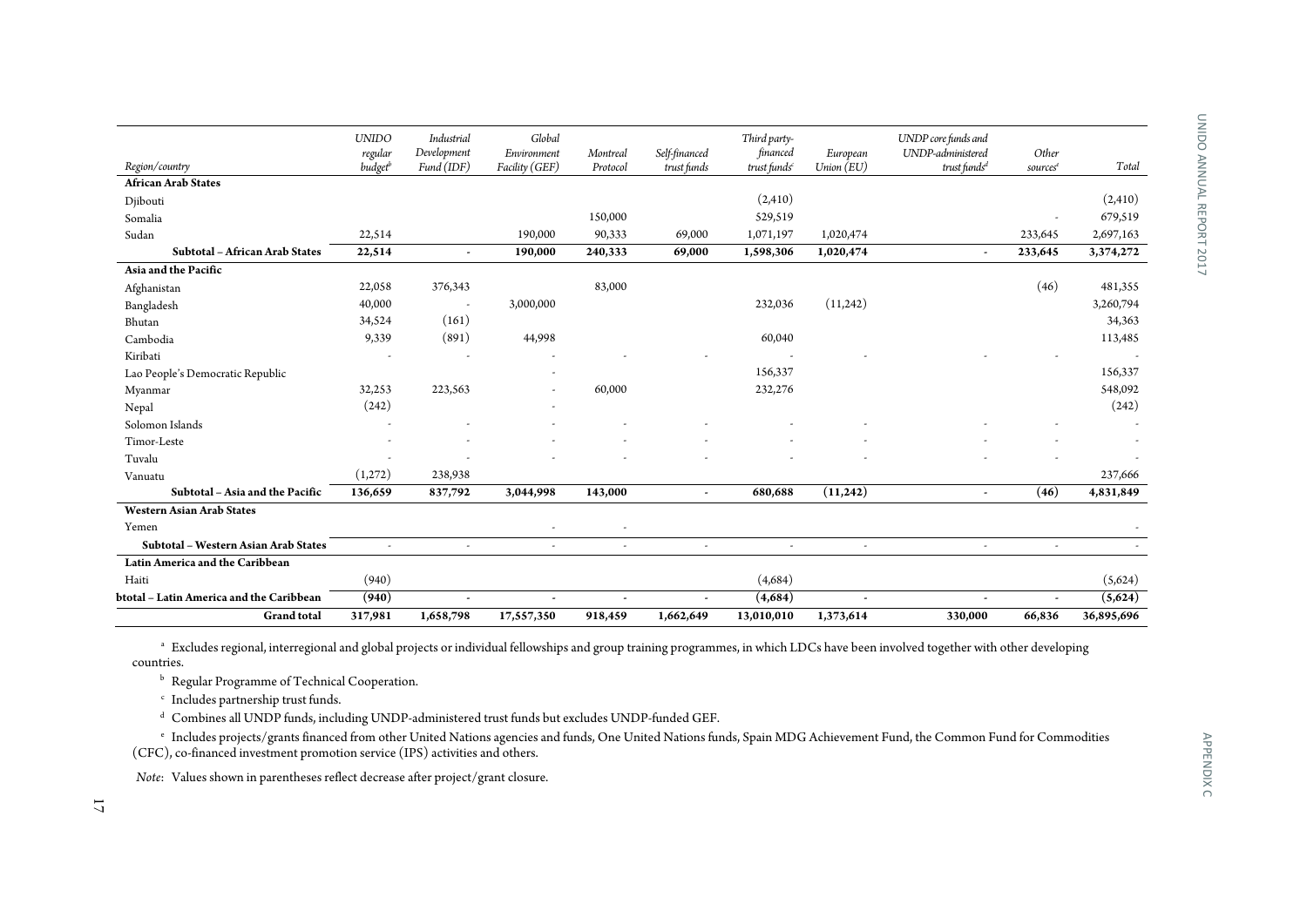| Region/country | UNIDO regular budget[b] | Industrial Development Fund (IDF) | Global Environment Facility (GEF) | Montreal Protocol | Self-financed trust funds | Third party-financed trust funds[c] | European Union (EU) | UNDP core funds and UNDP-administered trust funds[d] | Other sources[e] | Total |
|---|---|---|---|---|---|---|---|---|---|---|
| **African Arab States** | | | | | | | | | | |
| Djibouti | | | | | | (2,410) | | | | (2,410) |
| Somalia | | | | 150,000 | | 529,519 | | | - | 679,519 |
| Sudan | 22,514 | | 190,000 | 90,333 | 69,000 | 1,071,197 | 1,020,474 | | 233,645 | 2,697,163 |
| **Subtotal – African Arab States** | **22,514** | **-** | **190,000** | **240,333** | **69,000** | **1,598,306** | **1,020,474** | **-** | **233,645** | **3,374,272** |
| **Asia and the Pacific** | | | | | | | | | | |
| Afghanistan | 22,058 | 376,343 | | 83,000 | | | | | (46) | 481,355 |
| Bangladesh | 40,000 | - | 3,000,000 | | | 232,036 | (11,242) | | | 3,260,794 |
| Bhutan | 34,524 | (161) | | | | | | | | 34,363 |
| Cambodia | 9,339 | (891) | 44,998 | | | 60,040 | | | | 113,485 |
| Kiribati | - | - | - | - | - | - | - | - | - | - |
| Lao People's Democratic Republic | | | - | | | 156,337 | | | | 156,337 |
| Myanmar | 32,253 | 223,563 | - | 60,000 | | 232,276 | | | | 548,092 |
| Nepal | (242) | | - | | | | | | | (242) |
| Solomon Islands | - | - | - | - | - | - | - | - | - | - |
| Timor-Leste | - | - | - | - | - | - | - | - | - | - |
| Tuvalu | - | - | - | - | - | - | - | - | - | - |
| Vanuatu | (1,272) | 238,938 | | | | | | | | 237,666 |
| **Subtotal – Asia and the Pacific** | **136,659** | **837,792** | **3,044,998** | **143,000** | **-** | **680,688** | **(11,242)** | **-** | **(46)** | **4,831,849** |
| **Western Asian Arab States** | | | | | | | | | | |
| Yemen | | | - | - | | | | | | - |
| **Subtotal – Western Asian Arab States** | - | - | - | - | - | - | - | - | - | - |
| **Latin America and the Caribbean** | | | | | | | | | | |
| Haiti | (940) | | | | | (4,684) | | | | (5,624) |
| **btotal – Latin America and the Caribbean** | **(940)** | **-** | **-** | **-** | **-** | **(4,684)** | **-** | **-** | **-** | **(5,624)** |
| **Grand total** | **317,981** | **1,658,798** | **17,557,350** | **918,459** | **1,662,649** | **13,010,010** | **1,373,614** | **330,000** | **66,836** | **36,895,696** |

[a] Excludes regional, interregional and global projects or individual fellowships and group training programmes, in which LDCs have been involved together with other developing countries.

[b] Regular Programme of Technical Cooperation.

[c] Includes partnership trust funds.

[d] Combines all UNDP funds, including UNDP-administered trust funds but excludes UNDP-funded GEF.

[e] Includes projects/grants financed from other United Nations agencies and funds, One United Nations funds, Spain MDG Achievement Fund, the Common Fund for Commodities (CFC), co-financed investment promotion service (IPS) activities and others.

*Note*: Values shown in parentheses reflect decrease after project/grant closure.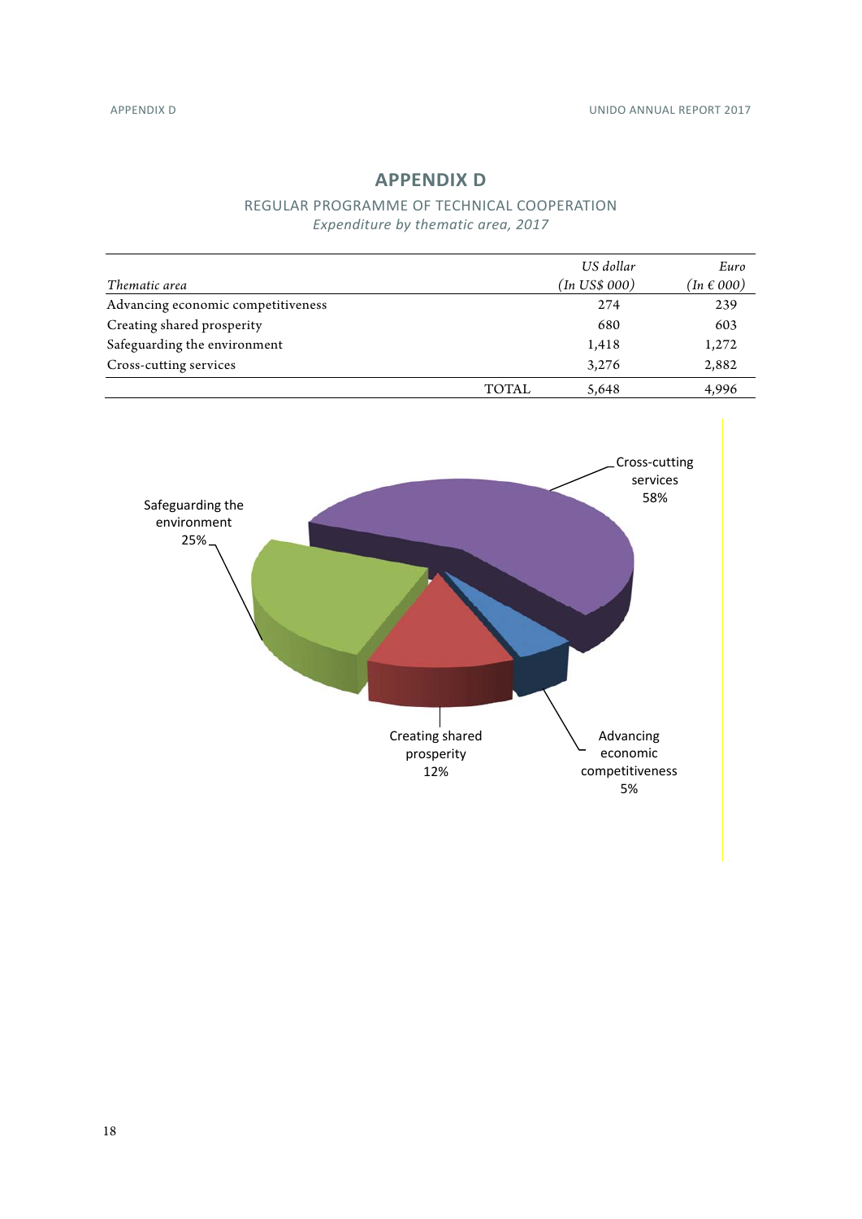# APPENDIX D

## REGULAR PROGRAMME OF TECHNICAL COOPERATION

*Expenditure by thematic area, 2017*

| *Thematic area* | | *US dollar (In US$ 000)* | *Euro (In € 000)* |
|---|---|---|---|
| Advancing economic competitiveness | | 274 | 239 |
| Creating shared prosperity | | 680 | 603 |
| Safeguarding the environment | | 1,418 | 1,272 |
| Cross-cutting services | | 3,276 | 2,882 |
| | TOTAL | 5,648 | 4,996 |

Cross-cutting services 58%

Safeguarding the environment 25%

Creating shared prosperity 12%

Advancing economic competitiveness 5%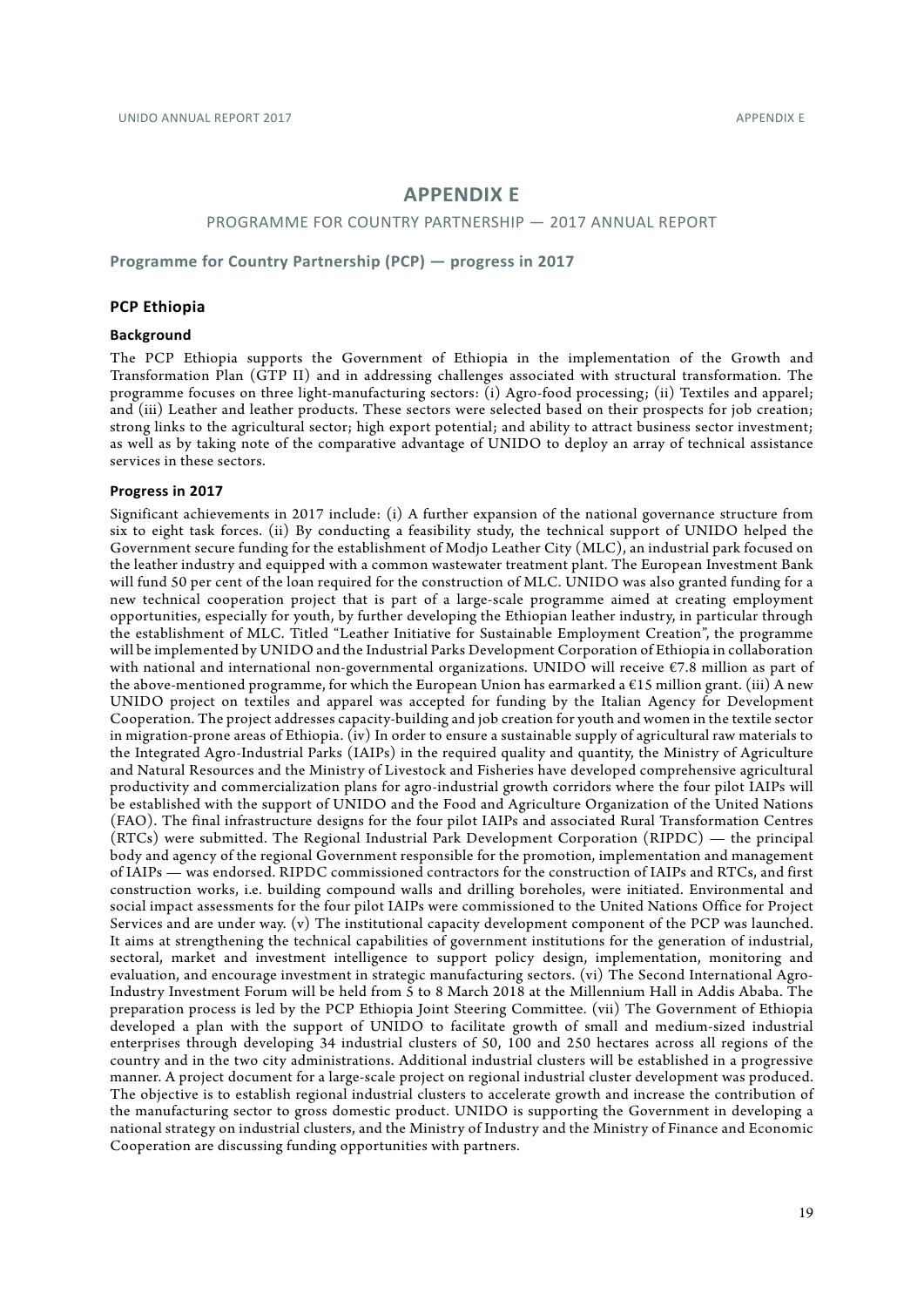# APPENDIX E

PROGRAMME FOR COUNTRY PARTNERSHIP — 2017 ANNUAL REPORT

## Programme for Country Partnership (PCP) — progress in 2017

### PCP Ethiopia

#### Background

The PCP Ethiopia supports the Government of Ethiopia in the implementation of the Growth and Transformation Plan (GTP II) and in addressing challenges associated with structural transformation. The programme focuses on three light-manufacturing sectors: (i) Agro-food processing; (ii) Textiles and apparel; and (iii) Leather and leather products. These sectors were selected based on their prospects for job creation; strong links to the agricultural sector; high export potential; and ability to attract business sector investment; as well as by taking note of the comparative advantage of UNIDO to deploy an array of technical assistance services in these sectors.

#### Progress in 2017

Significant achievements in 2017 include: (i) A further expansion of the national governance structure from six to eight task forces. (ii) By conducting a feasibility study, the technical support of UNIDO helped the Government secure funding for the establishment of Modjo Leather City (MLC), an industrial park focused on the leather industry and equipped with a common wastewater treatment plant. The European Investment Bank will fund 50 per cent of the loan required for the construction of MLC. UNIDO was also granted funding for a new technical cooperation project that is part of a large-scale programme aimed at creating employment opportunities, especially for youth, by further developing the Ethiopian leather industry, in particular through the establishment of MLC. Titled "Leather Initiative for Sustainable Employment Creation", the programme will be implemented by UNIDO and the Industrial Parks Development Corporation of Ethiopia in collaboration with national and international non-governmental organizations. UNIDO will receive €7.8 million as part of the above-mentioned programme, for which the European Union has earmarked a €15 million grant. (iii) A new UNIDO project on textiles and apparel was accepted for funding by the Italian Agency for Development Cooperation. The project addresses capacity-building and job creation for youth and women in the textile sector in migration-prone areas of Ethiopia. (iv) In order to ensure a sustainable supply of agricultural raw materials to the Integrated Agro-Industrial Parks (IAIPs) in the required quality and quantity, the Ministry of Agriculture and Natural Resources and the Ministry of Livestock and Fisheries have developed comprehensive agricultural productivity and commercialization plans for agro-industrial growth corridors where the four pilot IAIPs will be established with the support of UNIDO and the Food and Agriculture Organization of the United Nations (FAO). The final infrastructure designs for the four pilot IAIPs and associated Rural Transformation Centres (RTCs) were submitted. The Regional Industrial Park Development Corporation (RIPDC) — the principal body and agency of the regional Government responsible for the promotion, implementation and management of IAIPs — was endorsed. RIPDC commissioned contractors for the construction of IAIPs and RTCs, and first construction works, i.e. building compound walls and drilling boreholes, were initiated. Environmental and social impact assessments for the four pilot IAIPs were commissioned to the United Nations Office for Project Services and are under way. (v) The institutional capacity development component of the PCP was launched. It aims at strengthening the technical capabilities of government institutions for the generation of industrial, sectoral, market and investment intelligence to support policy design, implementation, monitoring and evaluation, and encourage investment in strategic manufacturing sectors. (vi) The Second International Agro-Industry Investment Forum will be held from 5 to 8 March 2018 at the Millennium Hall in Addis Ababa. The preparation process is led by the PCP Ethiopia Joint Steering Committee. (vii) The Government of Ethiopia developed a plan with the support of UNIDO to facilitate growth of small and medium-sized industrial enterprises through developing 34 industrial clusters of 50, 100 and 250 hectares across all regions of the country and in the two city administrations. Additional industrial clusters will be established in a progressive manner. A project document for a large-scale project on regional industrial cluster development was produced. The objective is to establish regional industrial clusters to accelerate growth and increase the contribution of the manufacturing sector to gross domestic product. UNIDO is supporting the Government in developing a national strategy on industrial clusters, and the Ministry of Industry and the Ministry of Finance and Economic Cooperation are discussing funding opportunities with partners.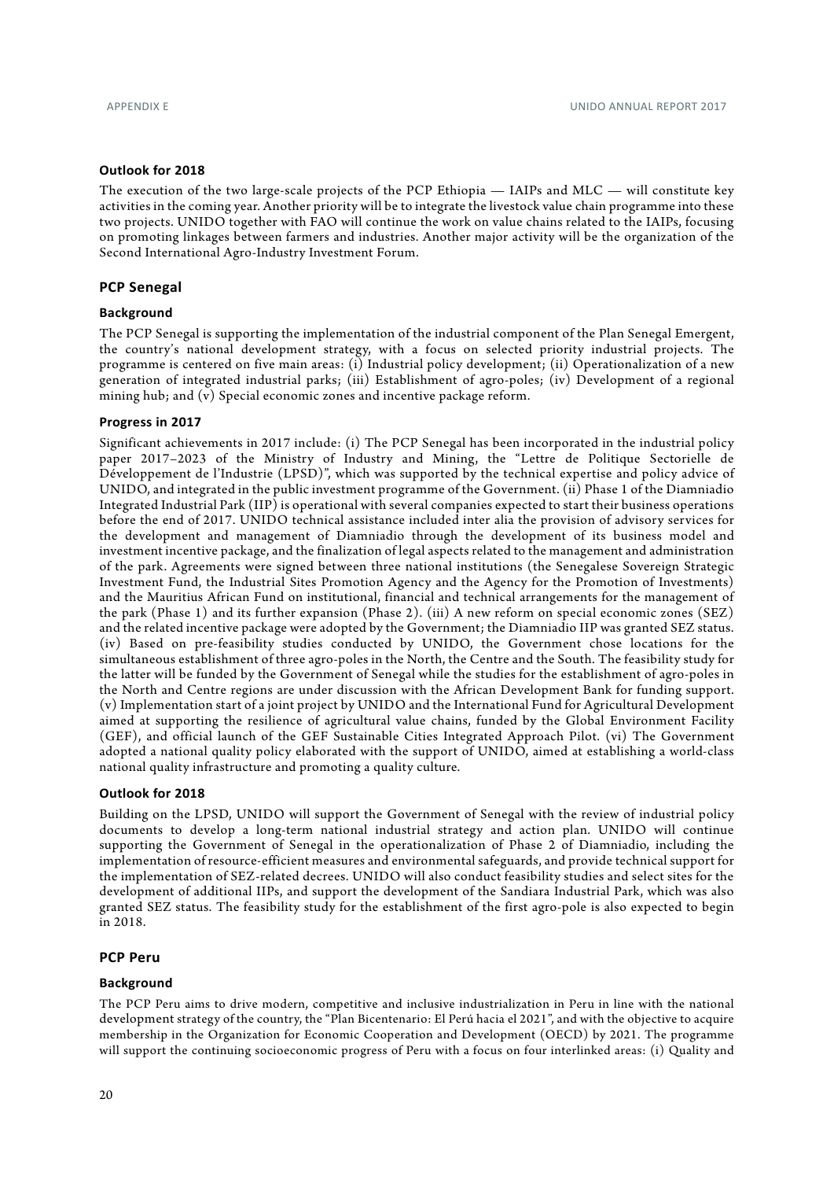#### Outlook for 2018

The execution of the two large-scale projects of the PCP Ethiopia — IAIPs and MLC — will constitute key activities in the coming year. Another priority will be to integrate the livestock value chain programme into these two projects. UNIDO together with FAO will continue the work on value chains related to the IAIPs, focusing on promoting linkages between farmers and industries. Another major activity will be the organization of the Second International Agro-Industry Investment Forum.

### PCP Senegal

#### Background

The PCP Senegal is supporting the implementation of the industrial component of the Plan Senegal Emergent, the country's national development strategy, with a focus on selected priority industrial projects. The programme is centered on five main areas: (i) Industrial policy development; (ii) Operationalization of a new generation of integrated industrial parks; (iii) Establishment of agro-poles; (iv) Development of a regional mining hub; and (v) Special economic zones and incentive package reform.

#### Progress in 2017

Significant achievements in 2017 include: (i) The PCP Senegal has been incorporated in the industrial policy paper 2017–2023 of the Ministry of Industry and Mining, the "Lettre de Politique Sectorielle de Développement de l'Industrie (LPSD)", which was supported by the technical expertise and policy advice of UNIDO, and integrated in the public investment programme of the Government. (ii) Phase 1 of the Diamniadio Integrated Industrial Park (IIP) is operational with several companies expected to start their business operations before the end of 2017. UNIDO technical assistance included inter alia the provision of advisory services for the development and management of Diamniadio through the development of its business model and investment incentive package, and the finalization of legal aspects related to the management and administration of the park. Agreements were signed between three national institutions (the Senegalese Sovereign Strategic Investment Fund, the Industrial Sites Promotion Agency and the Agency for the Promotion of Investments) and the Mauritius African Fund on institutional, financial and technical arrangements for the management of the park (Phase 1) and its further expansion (Phase 2). (iii) A new reform on special economic zones (SEZ) and the related incentive package were adopted by the Government; the Diamniadio IIP was granted SEZ status. (iv) Based on pre-feasibility studies conducted by UNIDO, the Government chose locations for the simultaneous establishment of three agro-poles in the North, the Centre and the South. The feasibility study for the latter will be funded by the Government of Senegal while the studies for the establishment of agro-poles in the North and Centre regions are under discussion with the African Development Bank for funding support. (v) Implementation start of a joint project by UNIDO and the International Fund for Agricultural Development aimed at supporting the resilience of agricultural value chains, funded by the Global Environment Facility (GEF), and official launch of the GEF Sustainable Cities Integrated Approach Pilot. (vi) The Government adopted a national quality policy elaborated with the support of UNIDO, aimed at establishing a world-class national quality infrastructure and promoting a quality culture.

#### Outlook for 2018

Building on the LPSD, UNIDO will support the Government of Senegal with the review of industrial policy documents to develop a long-term national industrial strategy and action plan. UNIDO will continue supporting the Government of Senegal in the operationalization of Phase 2 of Diamniadio, including the implementation of resource-efficient measures and environmental safeguards, and provide technical support for the implementation of SEZ-related decrees. UNIDO will also conduct feasibility studies and select sites for the development of additional IIPs, and support the development of the Sandiara Industrial Park, which was also granted SEZ status. The feasibility study for the establishment of the first agro-pole is also expected to begin in 2018.

### PCP Peru

#### Background

The PCP Peru aims to drive modern, competitive and inclusive industrialization in Peru in line with the national development strategy of the country, the "Plan Bicentenario: El Perú hacia el 2021", and with the objective to acquire membership in the Organization for Economic Cooperation and Development (OECD) by 2021. The programme will support the continuing socioeconomic progress of Peru with a focus on four interlinked areas: (i) Quality and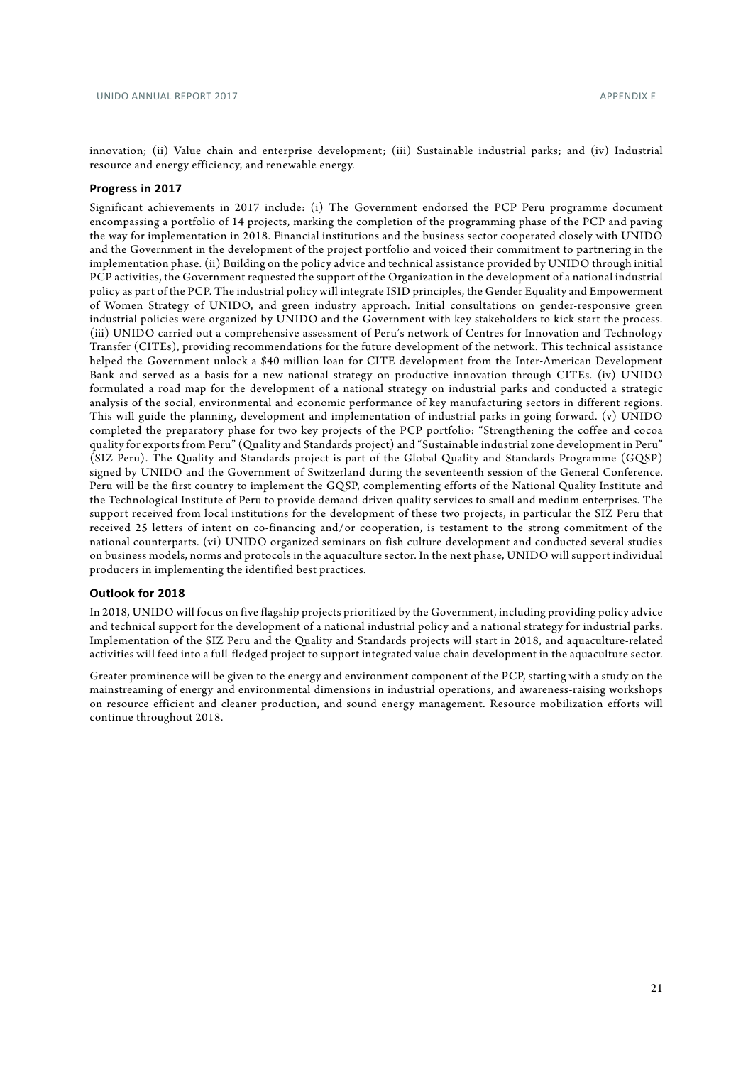innovation; (ii) Value chain and enterprise development; (iii) Sustainable industrial parks; and (iv) Industrial resource and energy efficiency, and renewable energy.

#### Progress in 2017

Significant achievements in 2017 include: (i) The Government endorsed the PCP Peru programme document encompassing a portfolio of 14 projects, marking the completion of the programming phase of the PCP and paving the way for implementation in 2018. Financial institutions and the business sector cooperated closely with UNIDO and the Government in the development of the project portfolio and voiced their commitment to partnering in the implementation phase. (ii) Building on the policy advice and technical assistance provided by UNIDO through initial PCP activities, the Government requested the support of the Organization in the development of a national industrial policy as part of the PCP. The industrial policy will integrate ISID principles, the Gender Equality and Empowerment of Women Strategy of UNIDO, and green industry approach. Initial consultations on gender-responsive green industrial policies were organized by UNIDO and the Government with key stakeholders to kick-start the process. (iii) UNIDO carried out a comprehensive assessment of Peru's network of Centres for Innovation and Technology Transfer (CITEs), providing recommendations for the future development of the network. This technical assistance helped the Government unlock a $40 million loan for CITE development from the Inter-American Development Bank and served as a basis for a new national strategy on productive innovation through CITEs. (iv) UNIDO formulated a road map for the development of a national strategy on industrial parks and conducted a strategic analysis of the social, environmental and economic performance of key manufacturing sectors in different regions. This will guide the planning, development and implementation of industrial parks in going forward. (v) UNIDO completed the preparatory phase for two key projects of the PCP portfolio: "Strengthening the coffee and cocoa quality for exports from Peru" (Quality and Standards project) and "Sustainable industrial zone development in Peru" (SIZ Peru). The Quality and Standards project is part of the Global Quality and Standards Programme (GQSP) signed by UNIDO and the Government of Switzerland during the seventeenth session of the General Conference. Peru will be the first country to implement the GQSP, complementing efforts of the National Quality Institute and the Technological Institute of Peru to provide demand-driven quality services to small and medium enterprises. The support received from local institutions for the development of these two projects, in particular the SIZ Peru that received 25 letters of intent on co-financing and/or cooperation, is testament to the strong commitment of the national counterparts. (vi) UNIDO organized seminars on fish culture development and conducted several studies on business models, norms and protocols in the aquaculture sector. In the next phase, UNIDO will support individual producers in implementing the identified best practices.

#### Outlook for 2018

In 2018, UNIDO will focus on five flagship projects prioritized by the Government, including providing policy advice and technical support for the development of a national industrial policy and a national strategy for industrial parks. Implementation of the SIZ Peru and the Quality and Standards projects will start in 2018, and aquaculture-related activities will feed into a full-fledged project to support integrated value chain development in the aquaculture sector.

Greater prominence will be given to the energy and environment component of the PCP, starting with a study on the mainstreaming of energy and environmental dimensions in industrial operations, and awareness-raising workshops on resource efficient and cleaner production, and sound energy management. Resource mobilization efforts will continue throughout 2018.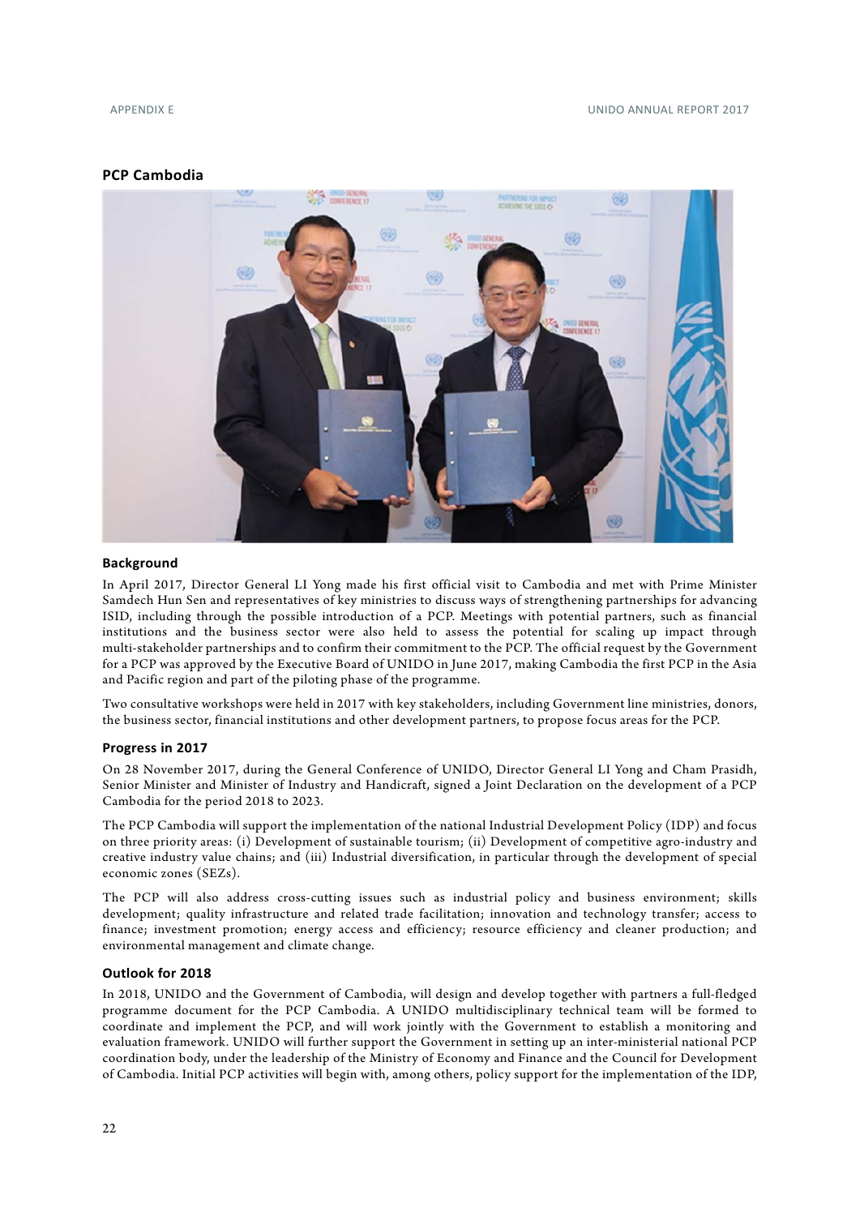## PCP Cambodia

### Background

In April 2017, Director General LI Yong made his first official visit to Cambodia and met with Prime Minister Samdech Hun Sen and representatives of key ministries to discuss ways of strengthening partnerships for advancing ISID, including through the possible introduction of a PCP. Meetings with potential partners, such as financial institutions and the business sector were also held to assess the potential for scaling up impact through multi-stakeholder partnerships and to confirm their commitment to the PCP. The official request by the Government for a PCP was approved by the Executive Board of UNIDO in June 2017, making Cambodia the first PCP in the Asia and Pacific region and part of the piloting phase of the programme.

Two consultative workshops were held in 2017 with key stakeholders, including Government line ministries, donors, the business sector, financial institutions and other development partners, to propose focus areas for the PCP.

### Progress in 2017

On 28 November 2017, during the General Conference of UNIDO, Director General LI Yong and Cham Prasidh, Senior Minister and Minister of Industry and Handicraft, signed a Joint Declaration on the development of a PCP Cambodia for the period 2018 to 2023.

The PCP Cambodia will support the implementation of the national Industrial Development Policy (IDP) and focus on three priority areas: (i) Development of sustainable tourism; (ii) Development of competitive agro-industry and creative industry value chains; and (iii) Industrial diversification, in particular through the development of special economic zones (SEZs).

The PCP will also address cross-cutting issues such as industrial policy and business environment; skills development; quality infrastructure and related trade facilitation; innovation and technology transfer; access to finance; investment promotion; energy access and efficiency; resource efficiency and cleaner production; and environmental management and climate change.

### Outlook for 2018

In 2018, UNIDO and the Government of Cambodia, will design and develop together with partners a full-fledged programme document for the PCP Cambodia. A UNIDO multidisciplinary technical team will be formed to coordinate and implement the PCP, and will work jointly with the Government to establish a monitoring and evaluation framework. UNIDO will further support the Government in setting up an inter-ministerial national PCP coordination body, under the leadership of the Ministry of Economy and Finance and the Council for Development of Cambodia. Initial PCP activities will begin with, among others, policy support for the implementation of the IDP,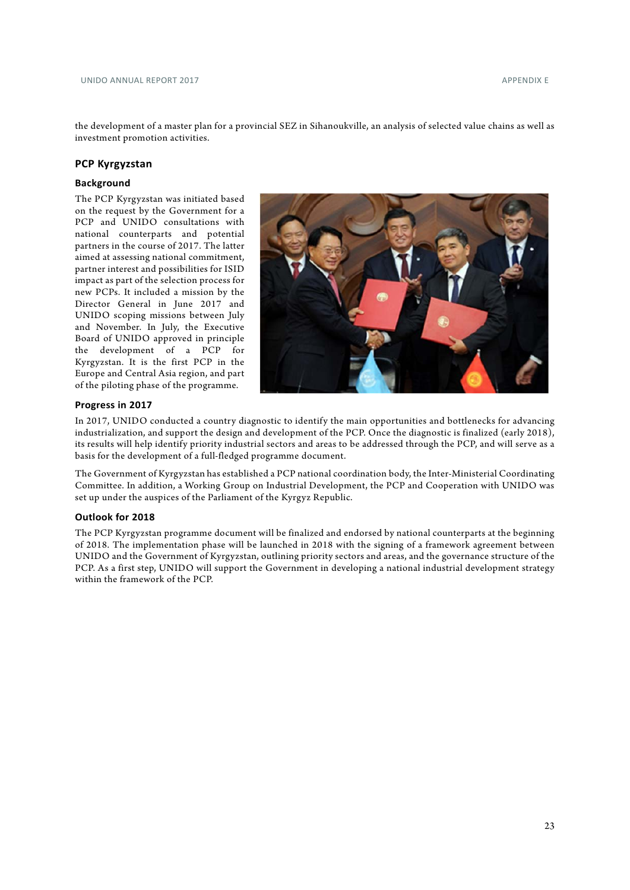the development of a master plan for a provincial SEZ in Sihanoukville, an analysis of selected value chains as well as investment promotion activities.

## PCP Kyrgyzstan

### Background

The PCP Kyrgyzstan was initiated based on the request by the Government for a PCP and UNIDO consultations with national counterparts and potential partners in the course of 2017. The latter aimed at assessing national commitment, partner interest and possibilities for ISID impact as part of the selection process for new PCPs. It included a mission by the Director General in June 2017 and UNIDO scoping missions between July and November. In July, the Executive Board of UNIDO approved in principle the development of a PCP for Kyrgyzstan. It is the first PCP in the Europe and Central Asia region, and part of the piloting phase of the programme.

### Progress in 2017

In 2017, UNIDO conducted a country diagnostic to identify the main opportunities and bottlenecks for advancing industrialization, and support the design and development of the PCP. Once the diagnostic is finalized (early 2018), its results will help identify priority industrial sectors and areas to be addressed through the PCP, and will serve as a basis for the development of a full-fledged programme document.

The Government of Kyrgyzstan has established a PCP national coordination body, the Inter-Ministerial Coordinating Committee. In addition, a Working Group on Industrial Development, the PCP and Cooperation with UNIDO was set up under the auspices of the Parliament of the Kyrgyz Republic.

### Outlook for 2018

The PCP Kyrgyzstan programme document will be finalized and endorsed by national counterparts at the beginning of 2018. The implementation phase will be launched in 2018 with the signing of a framework agreement between UNIDO and the Government of Kyrgyzstan, outlining priority sectors and areas, and the governance structure of the PCP. As a first step, UNIDO will support the Government in developing a national industrial development strategy within the framework of the PCP.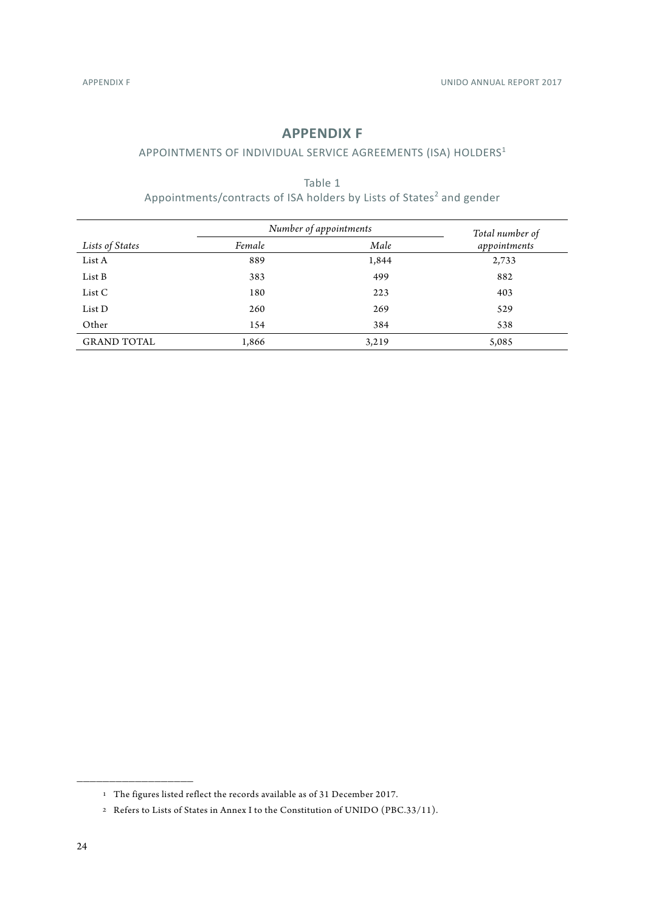# APPENDIX F

## APPOINTMENTS OF INDIVIDUAL SERVICE AGREEMENTS (ISA) HOLDERS[1]

Table 1
Appointments/contracts of ISA holders by Lists of States[2] and gender

| | *Number of appointments* | | *Total number of* |
|---|---|---|---|
| *Lists of States* | *Female* | *Male* | *appointments* |
| List A | 889 | 1,844 | 2,733 |
| List B | 383 | 499 | 882 |
| List C | 180 | 223 | 403 |
| List D | 260 | 269 | 529 |
| Other | 154 | 384 | 538 |
| GRAND TOTAL | 1,866 | 3,219 | 5,085 |

---

[1] The figures listed reflect the records available as of 31 December 2017.

[2] Refers to Lists of States in Annex I to the Constitution of UNIDO (PBC.33/11).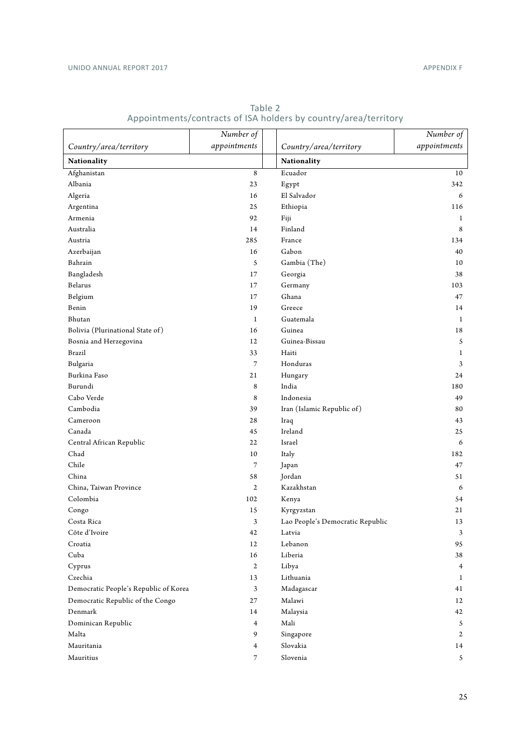Table 2
Appointments/contracts of ISA holders by country/area/territory

| Country/area/territory | Number of appointments | Country/area/territory | Number of appointments |
|---|---|---|---|
| **Nationality** | | **Nationality** | |
| Afghanistan | 8 | Ecuador | 10 |
| Albania | 23 | Egypt | 342 |
| Algeria | 16 | El Salvador | 6 |
| Argentina | 25 | Ethiopia | 116 |
| Armenia | 92 | Fiji | 1 |
| Australia | 14 | Finland | 8 |
| Austria | 285 | France | 134 |
| Azerbaijan | 16 | Gabon | 40 |
| Bahrain | 5 | Gambia (The) | 10 |
| Bangladesh | 17 | Georgia | 38 |
| Belarus | 17 | Germany | 103 |
| Belgium | 17 | Ghana | 47 |
| Benin | 19 | Greece | 14 |
| Bhutan | 1 | Guatemala | 1 |
| Bolivia (Plurinational State of) | 16 | Guinea | 18 |
| Bosnia and Herzegovina | 12 | Guinea-Bissau | 5 |
| Brazil | 33 | Haiti | 1 |
| Bulgaria | 7 | Honduras | 3 |
| Burkina Faso | 21 | Hungary | 24 |
| Burundi | 8 | India | 180 |
| Cabo Verde | 8 | Indonesia | 49 |
| Cambodia | 39 | Iran (Islamic Republic of) | 80 |
| Cameroon | 28 | Iraq | 43 |
| Canada | 45 | Ireland | 25 |
| Central African Republic | 22 | Israel | 6 |
| Chad | 10 | Italy | 182 |
| Chile | 7 | Japan | 47 |
| China | 58 | Jordan | 51 |
| China, Taiwan Province | 2 | Kazakhstan | 6 |
| Colombia | 102 | Kenya | 54 |
| Congo | 15 | Kyrgyzstan | 21 |
| Costa Rica | 3 | Lao People's Democratic Republic | 13 |
| Côte d'Ivoire | 42 | Latvia | 3 |
| Croatia | 12 | Lebanon | 95 |
| Cuba | 16 | Liberia | 38 |
| Cyprus | 2 | Libya | 4 |
| Czechia | 13 | Lithuania | 1 |
| Democratic People's Republic of Korea | 3 | Madagascar | 41 |
| Democratic Republic of the Congo | 27 | Malawi | 12 |
| Denmark | 14 | Malaysia | 42 |
| Dominican Republic | 4 | Mali | 5 |
| Malta | 9 | Singapore | 2 |
| Mauritania | 4 | Slovakia | 14 |
| Mauritius | 7 | Slovenia | 5 |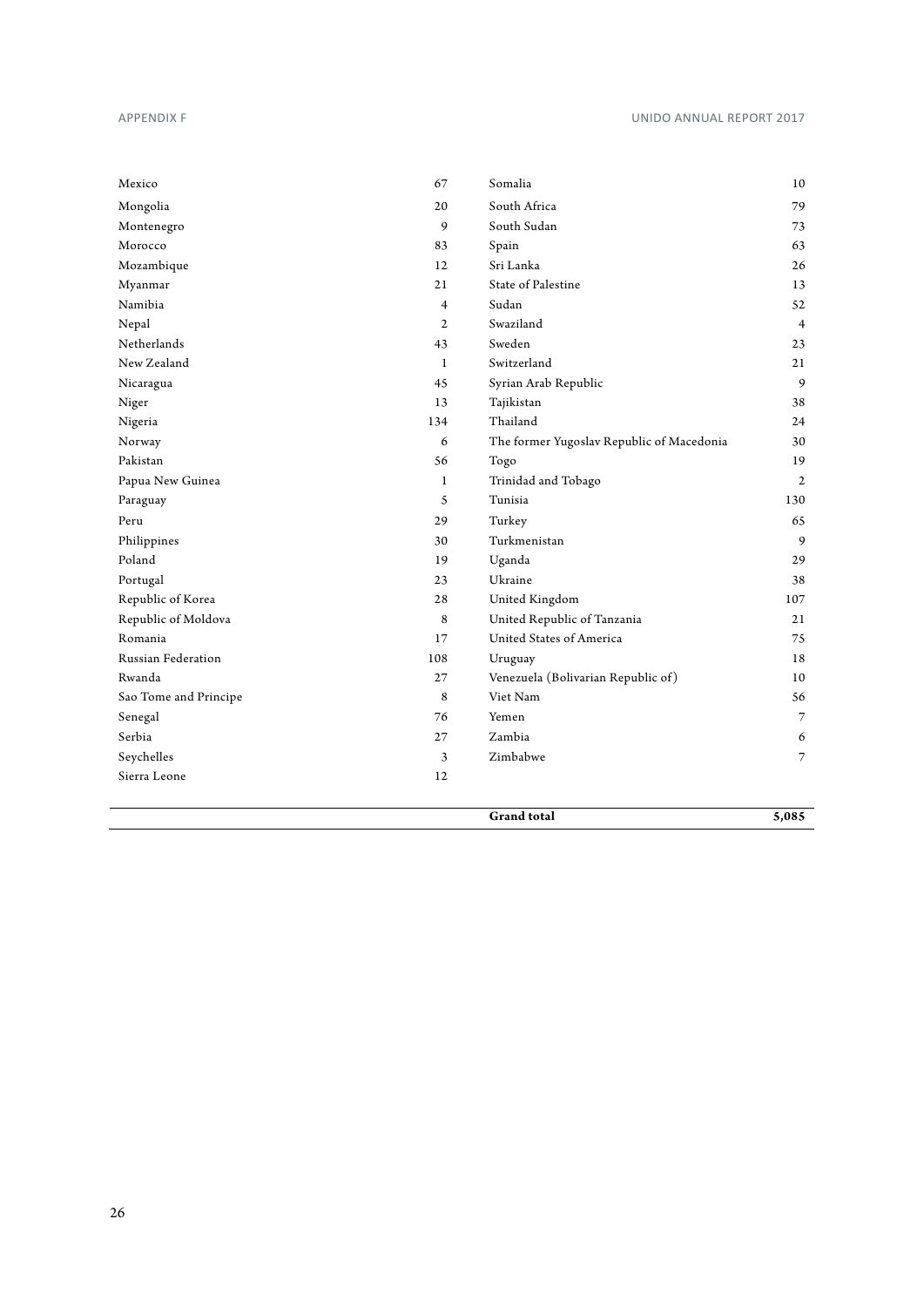| Country | Number | Country | Number |
|---|---|---|---|
| Mexico | 67 | Somalia | 10 |
| Mongolia | 20 | South Africa | 79 |
| Montenegro | 9 | South Sudan | 73 |
| Morocco | 83 | Spain | 63 |
| Mozambique | 12 | Sri Lanka | 26 |
| Myanmar | 21 | State of Palestine | 13 |
| Namibia | 4 | Sudan | 52 |
| Nepal | 2 | Swaziland | 4 |
| Netherlands | 43 | Sweden | 23 |
| New Zealand | 1 | Switzerland | 21 |
| Nicaragua | 45 | Syrian Arab Republic | 9 |
| Niger | 13 | Tajikistan | 38 |
| Nigeria | 134 | Thailand | 24 |
| Norway | 6 | The former Yugoslav Republic of Macedonia | 30 |
| Pakistan | 56 | Togo | 19 |
| Papua New Guinea | 1 | Trinidad and Tobago | 2 |
| Paraguay | 5 | Tunisia | 130 |
| Peru | 29 | Turkey | 65 |
| Philippines | 30 | Turkmenistan | 9 |
| Poland | 19 | Uganda | 29 |
| Portugal | 23 | Ukraine | 38 |
| Republic of Korea | 28 | United Kingdom | 107 |
| Republic of Moldova | 8 | United Republic of Tanzania | 21 |
| Romania | 17 | United States of America | 75 |
| Russian Federation | 108 | Uruguay | 18 |
| Rwanda | 27 | Venezuela (Bolivarian Republic of) | 10 |
| Sao Tome and Principe | 8 | Viet Nam | 56 |
| Senegal | 76 | Yemen | 7 |
| Serbia | 27 | Zambia | 6 |
| Seychelles | 3 | Zimbabwe | 7 |
| Sierra Leone | 12 | | |
| | | **Grand total** | **5,085** |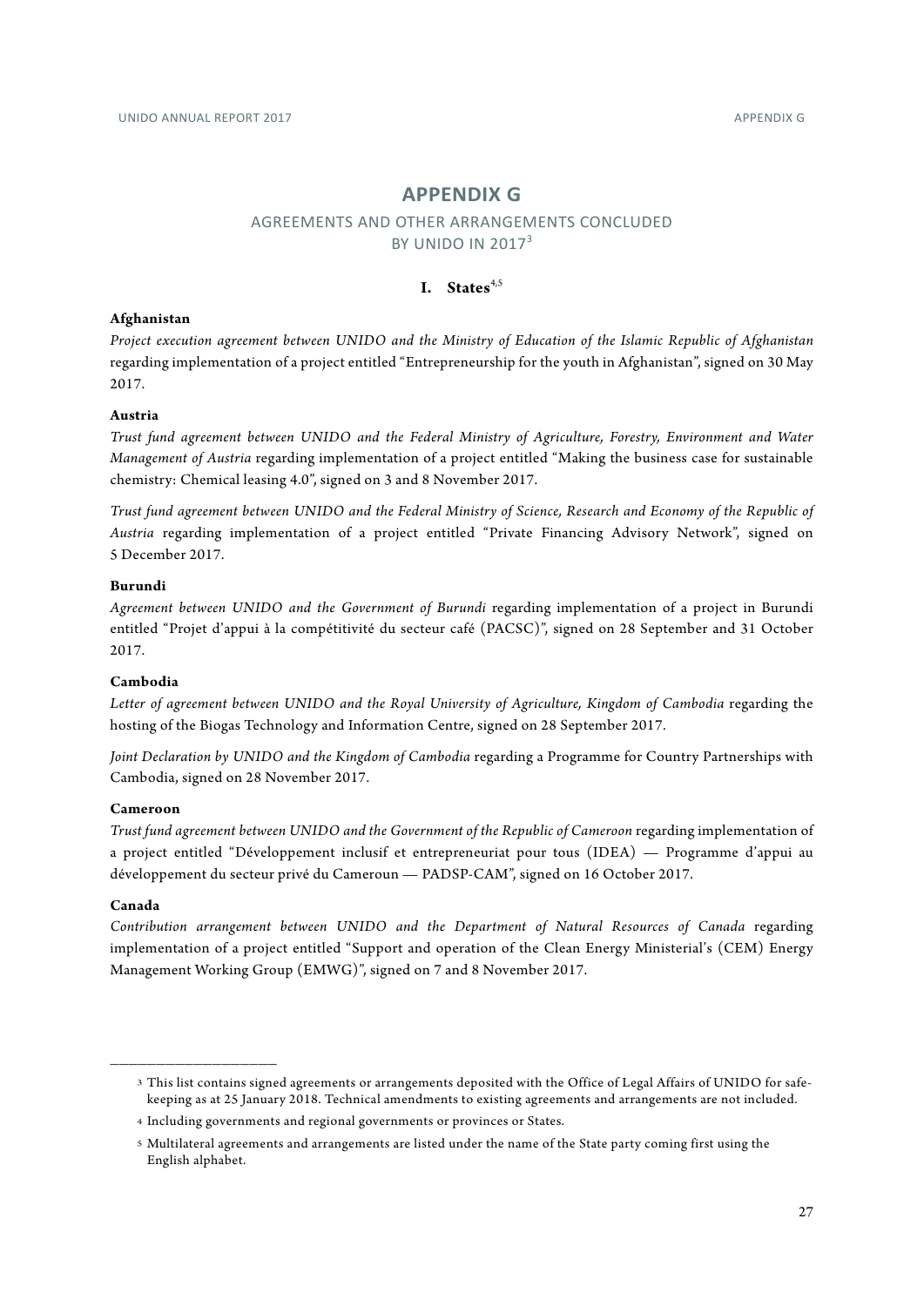# APPENDIX G

## AGREEMENTS AND OTHER ARRANGEMENTS CONCLUDED BY UNIDO IN 2017[3]

### I. States[4,5]

**Afghanistan**

*Project execution agreement between UNIDO and the Ministry of Education of the Islamic Republic of Afghanistan* regarding implementation of a project entitled "Entrepreneurship for the youth in Afghanistan", signed on 30 May 2017.

**Austria**

*Trust fund agreement between UNIDO and the Federal Ministry of Agriculture, Forestry, Environment and Water Management of Austria* regarding implementation of a project entitled "Making the business case for sustainable chemistry: Chemical leasing 4.0", signed on 3 and 8 November 2017.

*Trust fund agreement between UNIDO and the Federal Ministry of Science, Research and Economy of the Republic of Austria* regarding implementation of a project entitled "Private Financing Advisory Network", signed on 5 December 2017.

**Burundi**

*Agreement between UNIDO and the Government of Burundi* regarding implementation of a project in Burundi entitled "Projet d'appui à la compétitivité du secteur café (PACSC)", signed on 28 September and 31 October 2017.

**Cambodia**

*Letter of agreement between UNIDO and the Royal University of Agriculture, Kingdom of Cambodia* regarding the hosting of the Biogas Technology and Information Centre, signed on 28 September 2017.

*Joint Declaration by UNIDO and the Kingdom of Cambodia* regarding a Programme for Country Partnerships with Cambodia, signed on 28 November 2017.

**Cameroon**

*Trust fund agreement between UNIDO and the Government of the Republic of Cameroon* regarding implementation of a project entitled "Développement inclusif et entrepreneuriat pour tous (IDEA) — Programme d'appui au développement du secteur privé du Cameroun — PADSP-CAM", signed on 16 October 2017.

**Canada**

*Contribution arrangement between UNIDO and the Department of Natural Resources of Canada* regarding implementation of a project entitled "Support and operation of the Clean Energy Ministerial's (CEM) Energy Management Working Group (EMWG)", signed on 7 and 8 November 2017.

---

3 This list contains signed agreements or arrangements deposited with the Office of Legal Affairs of UNIDO for safe-keeping as at 25 January 2018. Technical amendments to existing agreements and arrangements are not included.

4 Including governments and regional governments or provinces or States.

5 Multilateral agreements and arrangements are listed under the name of the State party coming first using the English alphabet.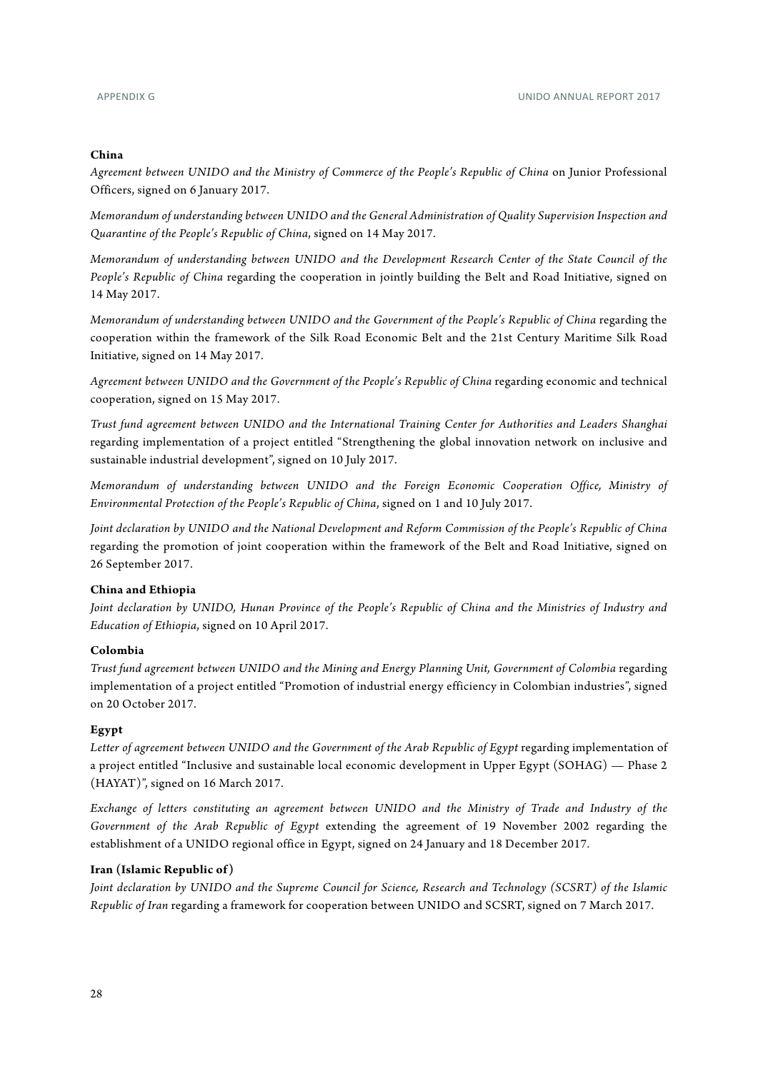**China**

*Agreement between UNIDO and the Ministry of Commerce of the People's Republic of China* on Junior Professional Officers, signed on 6 January 2017.

*Memorandum of understanding between UNIDO and the General Administration of Quality Supervision Inspection and Quarantine of the People's Republic of China*, signed on 14 May 2017.

*Memorandum of understanding between UNIDO and the Development Research Center of the State Council of the People's Republic of China* regarding the cooperation in jointly building the Belt and Road Initiative, signed on 14 May 2017.

*Memorandum of understanding between UNIDO and the Government of the People's Republic of China* regarding the cooperation within the framework of the Silk Road Economic Belt and the 21st Century Maritime Silk Road Initiative, signed on 14 May 2017.

*Agreement between UNIDO and the Government of the People's Republic of China* regarding economic and technical cooperation, signed on 15 May 2017.

*Trust fund agreement between UNIDO and the International Training Center for Authorities and Leaders Shanghai* regarding implementation of a project entitled "Strengthening the global innovation network on inclusive and sustainable industrial development", signed on 10 July 2017.

*Memorandum of understanding between UNIDO and the Foreign Economic Cooperation Office, Ministry of Environmental Protection of the People's Republic of China*, signed on 1 and 10 July 2017.

*Joint declaration by UNIDO and the National Development and Reform Commission of the People's Republic of China* regarding the promotion of joint cooperation within the framework of the Belt and Road Initiative, signed on 26 September 2017.

**China and Ethiopia**

*Joint declaration by UNIDO, Hunan Province of the People's Republic of China and the Ministries of Industry and Education of Ethiopia*, signed on 10 April 2017.

**Colombia**

*Trust fund agreement between UNIDO and the Mining and Energy Planning Unit, Government of Colombia* regarding implementation of a project entitled "Promotion of industrial energy efficiency in Colombian industries", signed on 20 October 2017.

**Egypt**

*Letter of agreement between UNIDO and the Government of the Arab Republic of Egypt* regarding implementation of a project entitled "Inclusive and sustainable local economic development in Upper Egypt (SOHAG) — Phase 2 (HAYAT)", signed on 16 March 2017.

*Exchange of letters constituting an agreement between UNIDO and the Ministry of Trade and Industry of the Government of the Arab Republic of Egypt* extending the agreement of 19 November 2002 regarding the establishment of a UNIDO regional office in Egypt, signed on 24 January and 18 December 2017.

**Iran (Islamic Republic of)**

*Joint declaration by UNIDO and the Supreme Council for Science, Research and Technology (SCSRT) of the Islamic Republic of Iran* regarding a framework for cooperation between UNIDO and SCSRT, signed on 7 March 2017.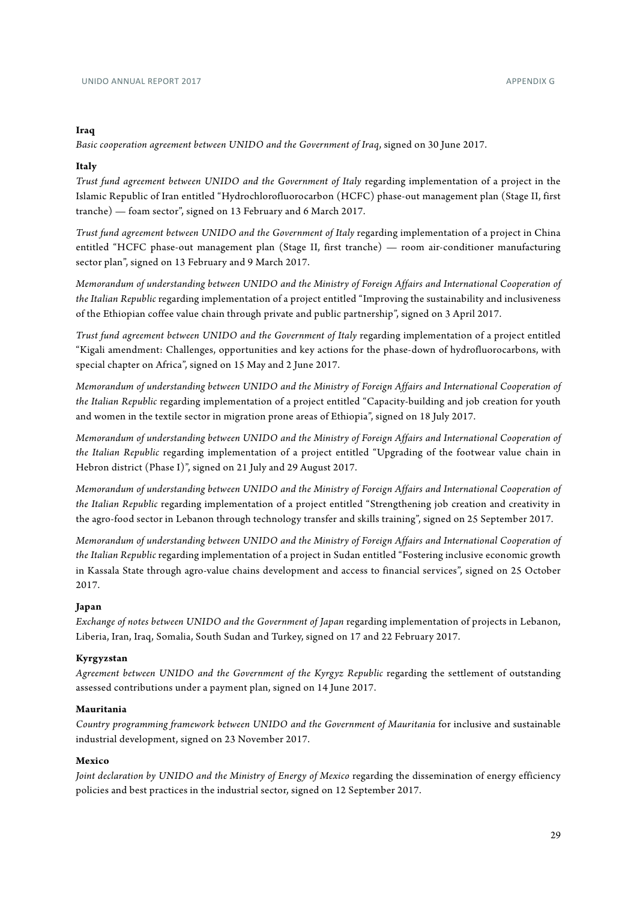**Iraq**

*Basic cooperation agreement between UNIDO and the Government of Iraq*, signed on 30 June 2017.

**Italy**

*Trust fund agreement between UNIDO and the Government of Italy* regarding implementation of a project in the Islamic Republic of Iran entitled "Hydrochlorofluorocarbon (HCFC) phase-out management plan (Stage II, first tranche) — foam sector", signed on 13 February and 6 March 2017.

*Trust fund agreement between UNIDO and the Government of Italy* regarding implementation of a project in China entitled "HCFC phase-out management plan (Stage II, first tranche) — room air-conditioner manufacturing sector plan", signed on 13 February and 9 March 2017.

*Memorandum of understanding between UNIDO and the Ministry of Foreign Affairs and International Cooperation of the Italian Republic* regarding implementation of a project entitled "Improving the sustainability and inclusiveness of the Ethiopian coffee value chain through private and public partnership", signed on 3 April 2017.

*Trust fund agreement between UNIDO and the Government of Italy* regarding implementation of a project entitled "Kigali amendment: Challenges, opportunities and key actions for the phase-down of hydrofluorocarbons, with special chapter on Africa", signed on 15 May and 2 June 2017.

*Memorandum of understanding between UNIDO and the Ministry of Foreign Affairs and International Cooperation of the Italian Republic* regarding implementation of a project entitled "Capacity-building and job creation for youth and women in the textile sector in migration prone areas of Ethiopia", signed on 18 July 2017.

*Memorandum of understanding between UNIDO and the Ministry of Foreign Affairs and International Cooperation of the Italian Republic* regarding implementation of a project entitled "Upgrading of the footwear value chain in Hebron district (Phase I)", signed on 21 July and 29 August 2017.

*Memorandum of understanding between UNIDO and the Ministry of Foreign Affairs and International Cooperation of the Italian Republic* regarding implementation of a project entitled "Strengthening job creation and creativity in the agro-food sector in Lebanon through technology transfer and skills training", signed on 25 September 2017.

*Memorandum of understanding between UNIDO and the Ministry of Foreign Affairs and International Cooperation of the Italian Republic* regarding implementation of a project in Sudan entitled "Fostering inclusive economic growth in Kassala State through agro-value chains development and access to financial services", signed on 25 October 2017.

**Japan**

*Exchange of notes between UNIDO and the Government of Japan* regarding implementation of projects in Lebanon, Liberia, Iran, Iraq, Somalia, South Sudan and Turkey, signed on 17 and 22 February 2017.

**Kyrgyzstan**

*Agreement between UNIDO and the Government of the Kyrgyz Republic* regarding the settlement of outstanding assessed contributions under a payment plan, signed on 14 June 2017.

**Mauritania**

*Country programming framework between UNIDO and the Government of Mauritania* for inclusive and sustainable industrial development, signed on 23 November 2017.

**Mexico**

*Joint declaration by UNIDO and the Ministry of Energy of Mexico* regarding the dissemination of energy efficiency policies and best practices in the industrial sector, signed on 12 September 2017.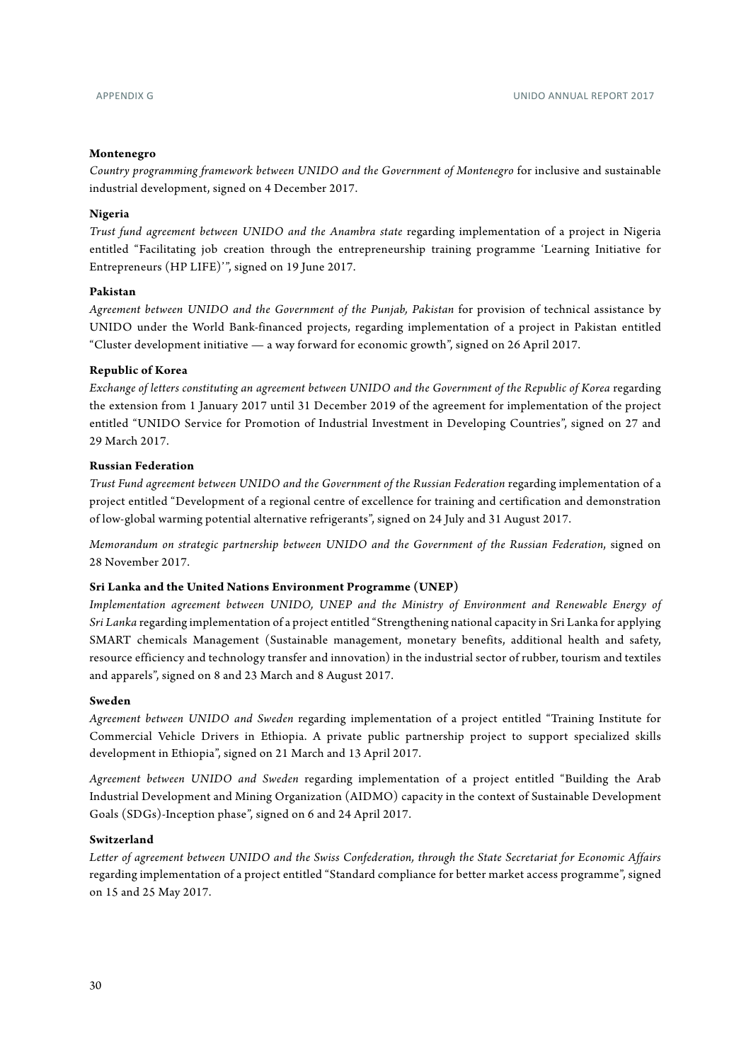**Montenegro**

*Country programming framework between UNIDO and the Government of Montenegro* for inclusive and sustainable industrial development, signed on 4 December 2017.

**Nigeria**

*Trust fund agreement between UNIDO and the Anambra state* regarding implementation of a project in Nigeria entitled "Facilitating job creation through the entrepreneurship training programme 'Learning Initiative for Entrepreneurs (HP LIFE)'", signed on 19 June 2017.

**Pakistan**

*Agreement between UNIDO and the Government of the Punjab, Pakistan* for provision of technical assistance by UNIDO under the World Bank-financed projects, regarding implementation of a project in Pakistan entitled "Cluster development initiative — a way forward for economic growth", signed on 26 April 2017.

**Republic of Korea**

*Exchange of letters constituting an agreement between UNIDO and the Government of the Republic of Korea* regarding the extension from 1 January 2017 until 31 December 2019 of the agreement for implementation of the project entitled "UNIDO Service for Promotion of Industrial Investment in Developing Countries", signed on 27 and 29 March 2017.

**Russian Federation**

*Trust Fund agreement between UNIDO and the Government of the Russian Federation* regarding implementation of a project entitled "Development of a regional centre of excellence for training and certification and demonstration of low-global warming potential alternative refrigerants", signed on 24 July and 31 August 2017.

*Memorandum on strategic partnership between UNIDO and the Government of the Russian Federation*, signed on 28 November 2017.

**Sri Lanka and the United Nations Environment Programme (UNEP)**

*Implementation agreement between UNIDO, UNEP and the Ministry of Environment and Renewable Energy of Sri Lanka* regarding implementation of a project entitled "Strengthening national capacity in Sri Lanka for applying SMART chemicals Management (Sustainable management, monetary benefits, additional health and safety, resource efficiency and technology transfer and innovation) in the industrial sector of rubber, tourism and textiles and apparels", signed on 8 and 23 March and 8 August 2017.

**Sweden**

*Agreement between UNIDO and Sweden* regarding implementation of a project entitled "Training Institute for Commercial Vehicle Drivers in Ethiopia. A private public partnership project to support specialized skills development in Ethiopia", signed on 21 March and 13 April 2017.

*Agreement between UNIDO and Sweden* regarding implementation of a project entitled "Building the Arab Industrial Development and Mining Organization (AIDMO) capacity in the context of Sustainable Development Goals (SDGs)-Inception phase", signed on 6 and 24 April 2017.

**Switzerland**

*Letter of agreement between UNIDO and the Swiss Confederation, through the State Secretariat for Economic Affairs* regarding implementation of a project entitled "Standard compliance for better market access programme", signed on 15 and 25 May 2017.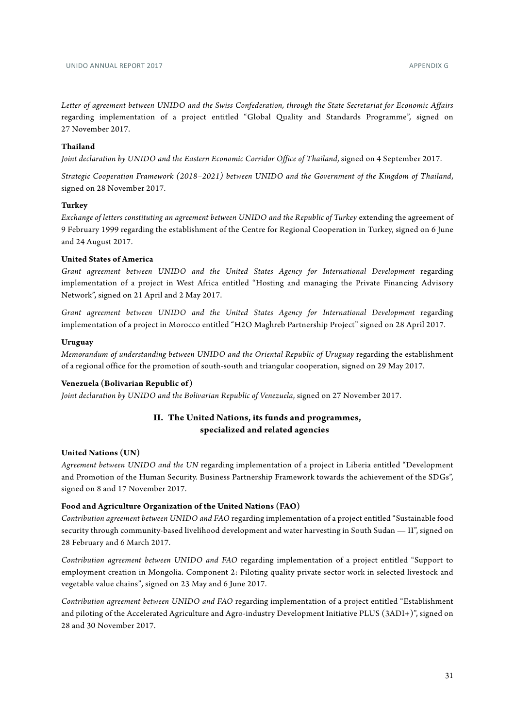*Letter of agreement between UNIDO and the Swiss Confederation, through the State Secretariat for Economic Affairs* regarding implementation of a project entitled "Global Quality and Standards Programme", signed on 27 November 2017.

**Thailand**

*Joint declaration by UNIDO and the Eastern Economic Corridor Office of Thailand*, signed on 4 September 2017.

*Strategic Cooperation Framework (2018–2021) between UNIDO and the Government of the Kingdom of Thailand*, signed on 28 November 2017.

**Turkey**

*Exchange of letters constituting an agreement between UNIDO and the Republic of Turkey* extending the agreement of 9 February 1999 regarding the establishment of the Centre for Regional Cooperation in Turkey, signed on 6 June and 24 August 2017.

**United States of America**

*Grant agreement between UNIDO and the United States Agency for International Development* regarding implementation of a project in West Africa entitled "Hosting and managing the Private Financing Advisory Network", signed on 21 April and 2 May 2017.

*Grant agreement between UNIDO and the United States Agency for International Development* regarding implementation of a project in Morocco entitled "H2O Maghreb Partnership Project" signed on 28 April 2017.

**Uruguay**

*Memorandum of understanding between UNIDO and the Oriental Republic of Uruguay* regarding the establishment of a regional office for the promotion of south-south and triangular cooperation, signed on 29 May 2017.

**Venezuela (Bolivarian Republic of)**

*Joint declaration by UNIDO and the Bolivarian Republic of Venezuela*, signed on 27 November 2017.

## II. The United Nations, its funds and programmes, specialized and related agencies

**United Nations (UN)**

*Agreement between UNIDO and the UN* regarding implementation of a project in Liberia entitled "Development and Promotion of the Human Security. Business Partnership Framework towards the achievement of the SDGs", signed on 8 and 17 November 2017.

**Food and Agriculture Organization of the United Nations (FAO)**

*Contribution agreement between UNIDO and FAO* regarding implementation of a project entitled "Sustainable food security through community-based livelihood development and water harvesting in South Sudan — II", signed on 28 February and 6 March 2017.

*Contribution agreement between UNIDO and FAO* regarding implementation of a project entitled "Support to employment creation in Mongolia. Component 2: Piloting quality private sector work in selected livestock and vegetable value chains", signed on 23 May and 6 June 2017.

*Contribution agreement between UNIDO and FAO* regarding implementation of a project entitled "Establishment and piloting of the Accelerated Agriculture and Agro-industry Development Initiative PLUS (3ADI+)", signed on 28 and 30 November 2017.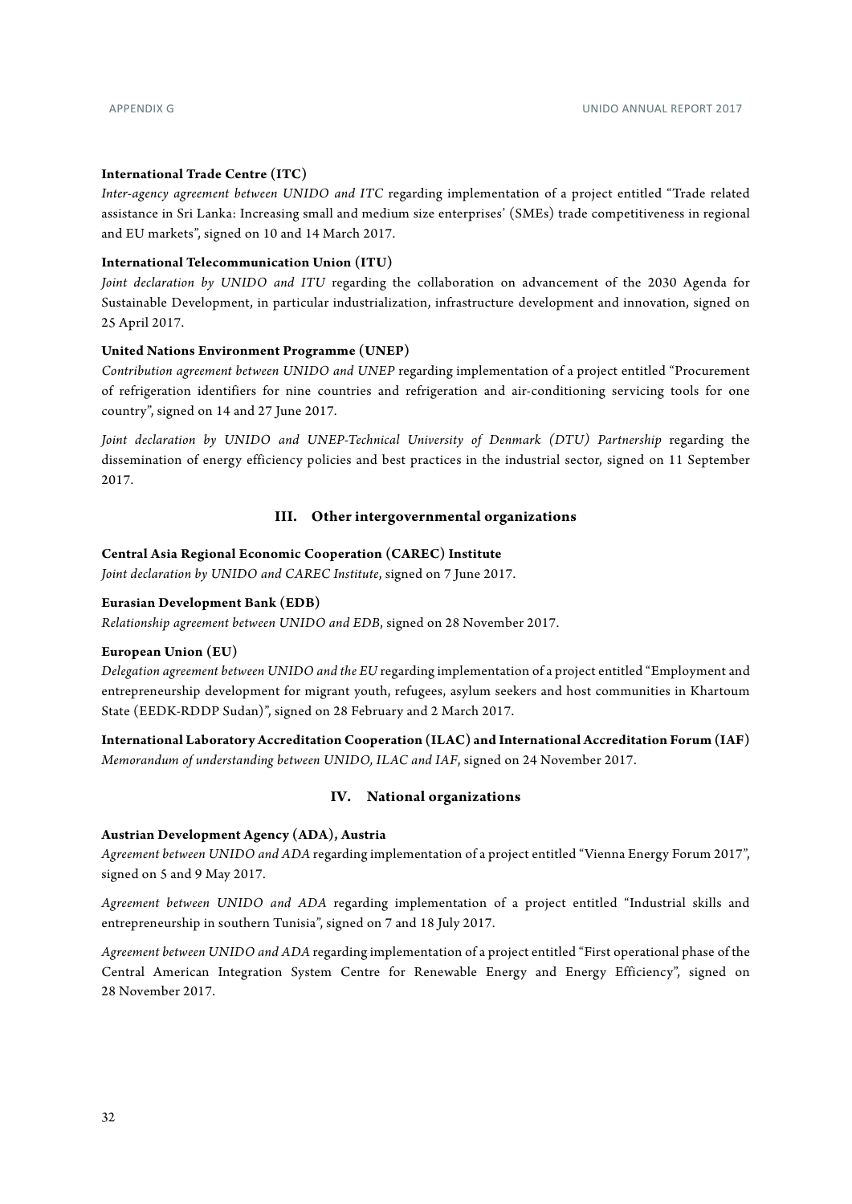**International Trade Centre (ITC)**

*Inter-agency agreement between UNIDO and ITC* regarding implementation of a project entitled "Trade related assistance in Sri Lanka: Increasing small and medium size enterprises' (SMEs) trade competitiveness in regional and EU markets", signed on 10 and 14 March 2017.

**International Telecommunication Union (ITU)**

*Joint declaration by UNIDO and ITU* regarding the collaboration on advancement of the 2030 Agenda for Sustainable Development, in particular industrialization, infrastructure development and innovation, signed on 25 April 2017.

**United Nations Environment Programme (UNEP)**

*Contribution agreement between UNIDO and UNEP* regarding implementation of a project entitled "Procurement of refrigeration identifiers for nine countries and refrigeration and air-conditioning servicing tools for one country", signed on 14 and 27 June 2017.

*Joint declaration by UNIDO and UNEP-Technical University of Denmark (DTU) Partnership* regarding the dissemination of energy efficiency policies and best practices in the industrial sector, signed on 11 September 2017.

## III. Other intergovernmental organizations

**Central Asia Regional Economic Cooperation (CAREC) Institute**

*Joint declaration by UNIDO and CAREC Institute*, signed on 7 June 2017.

**Eurasian Development Bank (EDB)**

*Relationship agreement between UNIDO and EDB*, signed on 28 November 2017.

**European Union (EU)**

*Delegation agreement between UNIDO and the EU* regarding implementation of a project entitled "Employment and entrepreneurship development for migrant youth, refugees, asylum seekers and host communities in Khartoum State (EEDK-RDDP Sudan)", signed on 28 February and 2 March 2017.

**International Laboratory Accreditation Cooperation (ILAC) and International Accreditation Forum (IAF)**

*Memorandum of understanding between UNIDO, ILAC and IAF*, signed on 24 November 2017.

## IV. National organizations

**Austrian Development Agency (ADA), Austria**

*Agreement between UNIDO and ADA* regarding implementation of a project entitled "Vienna Energy Forum 2017", signed on 5 and 9 May 2017.

*Agreement between UNIDO and ADA* regarding implementation of a project entitled "Industrial skills and entrepreneurship in southern Tunisia", signed on 7 and 18 July 2017.

*Agreement between UNIDO and ADA* regarding implementation of a project entitled "First operational phase of the Central American Integration System Centre for Renewable Energy and Energy Efficiency", signed on 28 November 2017.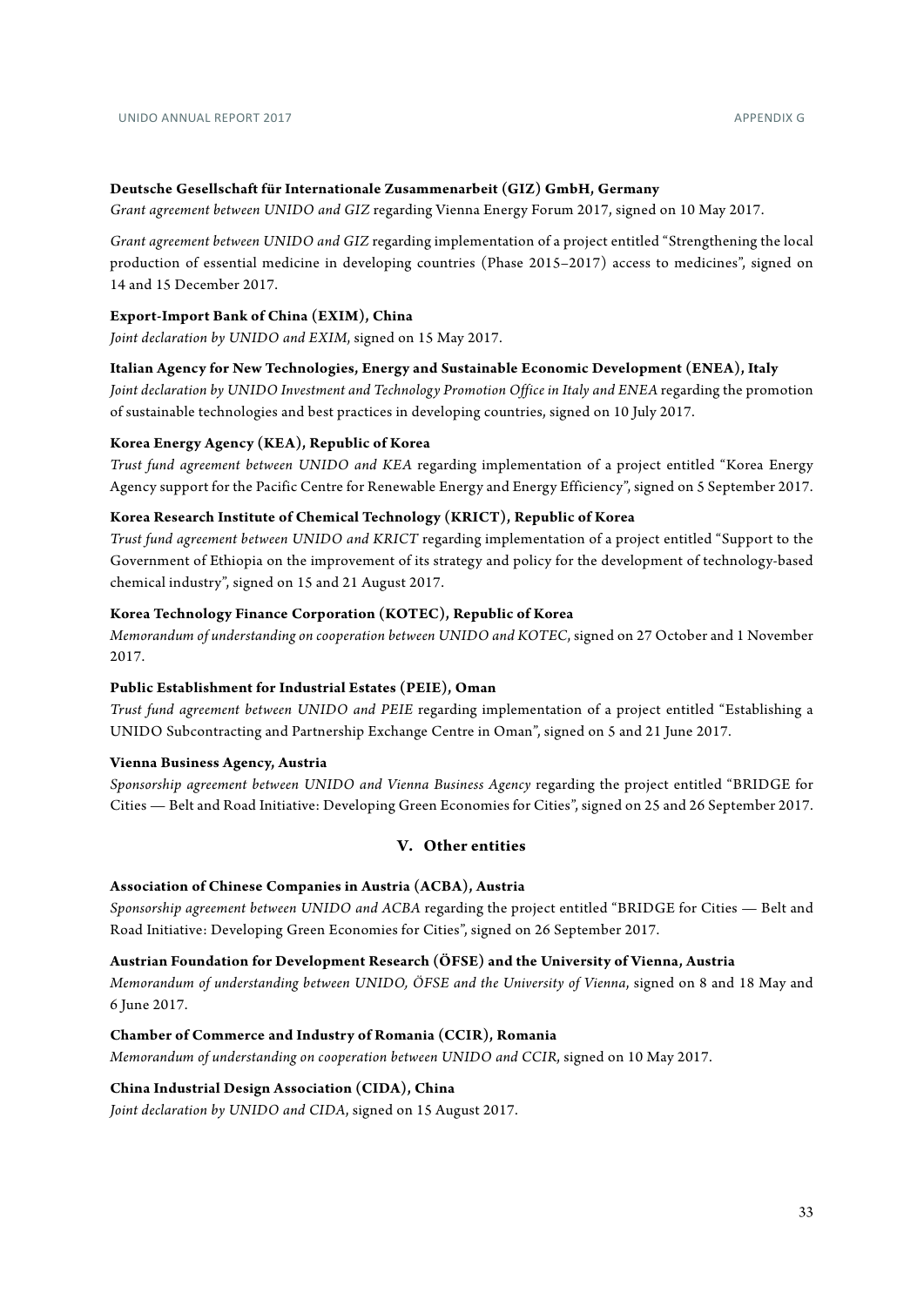**Deutsche Gesellschaft für Internationale Zusammenarbeit (GIZ) GmbH, Germany**

*Grant agreement between UNIDO and GIZ* regarding Vienna Energy Forum 2017, signed on 10 May 2017.

*Grant agreement between UNIDO and GIZ* regarding implementation of a project entitled "Strengthening the local production of essential medicine in developing countries (Phase 2015–2017) access to medicines", signed on 14 and 15 December 2017.

**Export-Import Bank of China (EXIM), China**

*Joint declaration by UNIDO and EXIM*, signed on 15 May 2017.

**Italian Agency for New Technologies, Energy and Sustainable Economic Development (ENEA), Italy**

*Joint declaration by UNIDO Investment and Technology Promotion Office in Italy and ENEA* regarding the promotion of sustainable technologies and best practices in developing countries, signed on 10 July 2017.

**Korea Energy Agency (KEA), Republic of Korea**

*Trust fund agreement between UNIDO and KEA* regarding implementation of a project entitled "Korea Energy Agency support for the Pacific Centre for Renewable Energy and Energy Efficiency", signed on 5 September 2017.

**Korea Research Institute of Chemical Technology (KRICT), Republic of Korea**

*Trust fund agreement between UNIDO and KRICT* regarding implementation of a project entitled "Support to the Government of Ethiopia on the improvement of its strategy and policy for the development of technology-based chemical industry", signed on 15 and 21 August 2017.

**Korea Technology Finance Corporation (KOTEC), Republic of Korea**

*Memorandum of understanding on cooperation between UNIDO and KOTEC*, signed on 27 October and 1 November 2017.

**Public Establishment for Industrial Estates (PEIE), Oman**

*Trust fund agreement between UNIDO and PEIE* regarding implementation of a project entitled "Establishing a UNIDO Subcontracting and Partnership Exchange Centre in Oman", signed on 5 and 21 June 2017.

**Vienna Business Agency, Austria**

*Sponsorship agreement between UNIDO and Vienna Business Agency* regarding the project entitled "BRIDGE for Cities — Belt and Road Initiative: Developing Green Economies for Cities", signed on 25 and 26 September 2017.

## V. Other entities

**Association of Chinese Companies in Austria (ACBA), Austria**

*Sponsorship agreement between UNIDO and ACBA* regarding the project entitled "BRIDGE for Cities — Belt and Road Initiative: Developing Green Economies for Cities", signed on 26 September 2017.

**Austrian Foundation for Development Research (ÖFSE) and the University of Vienna, Austria**

*Memorandum of understanding between UNIDO, ÖFSE and the University of Vienna*, signed on 8 and 18 May and 6 June 2017.

**Chamber of Commerce and Industry of Romania (CCIR), Romania**

*Memorandum of understanding on cooperation between UNIDO and CCIR*, signed on 10 May 2017.

**China Industrial Design Association (CIDA), China**

*Joint declaration by UNIDO and CIDA*, signed on 15 August 2017.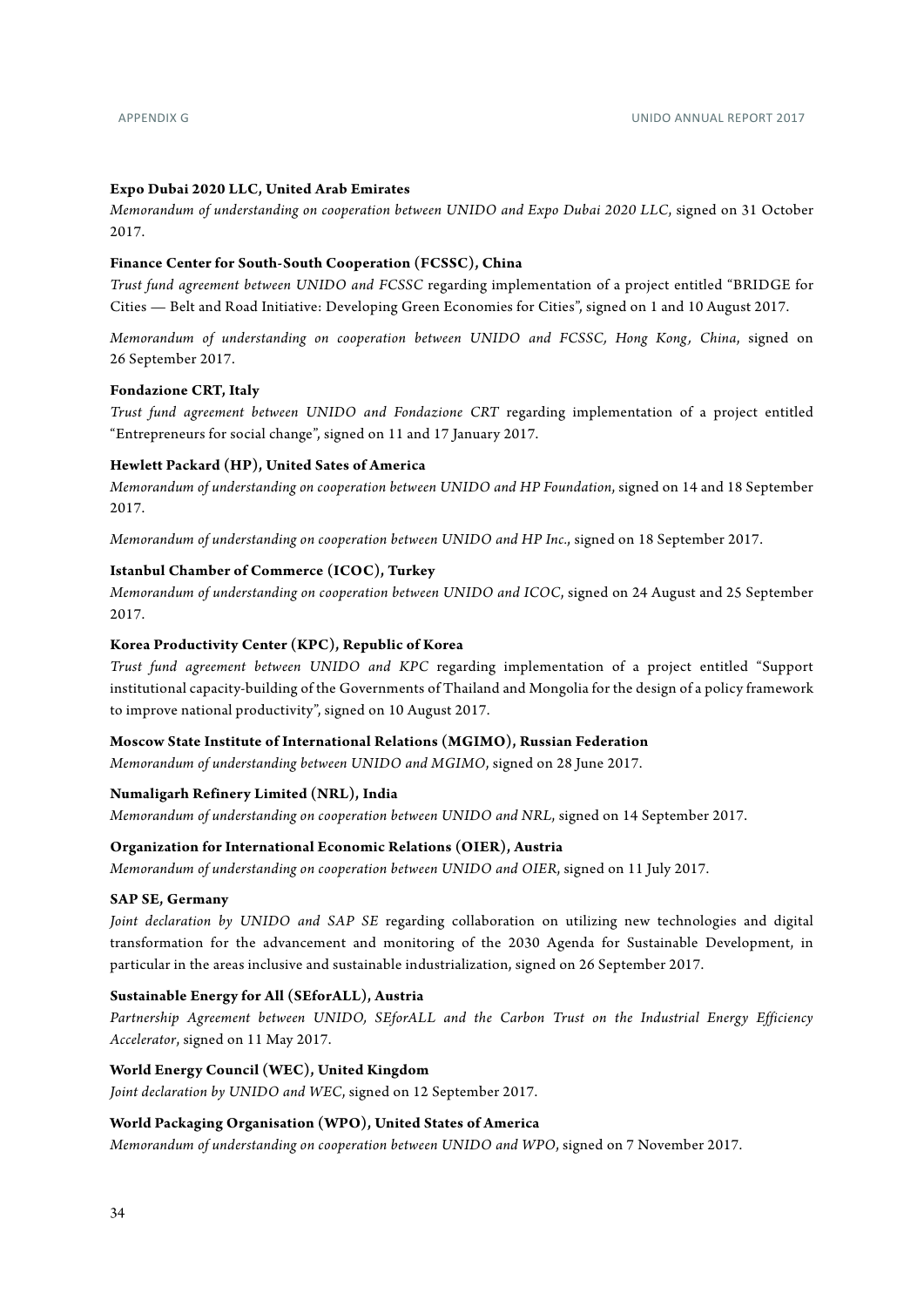**Expo Dubai 2020 LLC, United Arab Emirates**

*Memorandum of understanding on cooperation between UNIDO and Expo Dubai 2020 LLC*, signed on 31 October 2017.

**Finance Center for South-South Cooperation (FCSSC), China**

*Trust fund agreement between UNIDO and FCSSC* regarding implementation of a project entitled "BRIDGE for Cities — Belt and Road Initiative: Developing Green Economies for Cities", signed on 1 and 10 August 2017.

*Memorandum of understanding on cooperation between UNIDO and FCSSC, Hong Kong, China*, signed on 26 September 2017.

**Fondazione CRT, Italy**

*Trust fund agreement between UNIDO and Fondazione CRT* regarding implementation of a project entitled "Entrepreneurs for social change", signed on 11 and 17 January 2017.

**Hewlett Packard (HP), United Sates of America**

*Memorandum of understanding on cooperation between UNIDO and HP Foundation*, signed on 14 and 18 September 2017.

*Memorandum of understanding on cooperation between UNIDO and HP Inc.*, signed on 18 September 2017.

**Istanbul Chamber of Commerce (ICOC), Turkey**

*Memorandum of understanding on cooperation between UNIDO and ICOC*, signed on 24 August and 25 September 2017.

**Korea Productivity Center (KPC), Republic of Korea**

*Trust fund agreement between UNIDO and KPC* regarding implementation of a project entitled "Support institutional capacity-building of the Governments of Thailand and Mongolia for the design of a policy framework to improve national productivity", signed on 10 August 2017.

**Moscow State Institute of International Relations (MGIMO), Russian Federation**

*Memorandum of understanding between UNIDO and MGIMO*, signed on 28 June 2017.

**Numaligarh Refinery Limited (NRL), India**

*Memorandum of understanding on cooperation between UNIDO and NRL*, signed on 14 September 2017.

**Organization for International Economic Relations (OIER), Austria**

*Memorandum of understanding on cooperation between UNIDO and OIER*, signed on 11 July 2017.

**SAP SE, Germany**

*Joint declaration by UNIDO and SAP SE* regarding collaboration on utilizing new technologies and digital transformation for the advancement and monitoring of the 2030 Agenda for Sustainable Development, in particular in the areas inclusive and sustainable industrialization, signed on 26 September 2017.

**Sustainable Energy for All (SEforALL), Austria**

*Partnership Agreement between UNIDO, SEforALL and the Carbon Trust on the Industrial Energy Efficiency Accelerator*, signed on 11 May 2017.

**World Energy Council (WEC), United Kingdom**

*Joint declaration by UNIDO and WEC*, signed on 12 September 2017.

**World Packaging Organisation (WPO), United States of America**

*Memorandum of understanding on cooperation between UNIDO and WPO*, signed on 7 November 2017.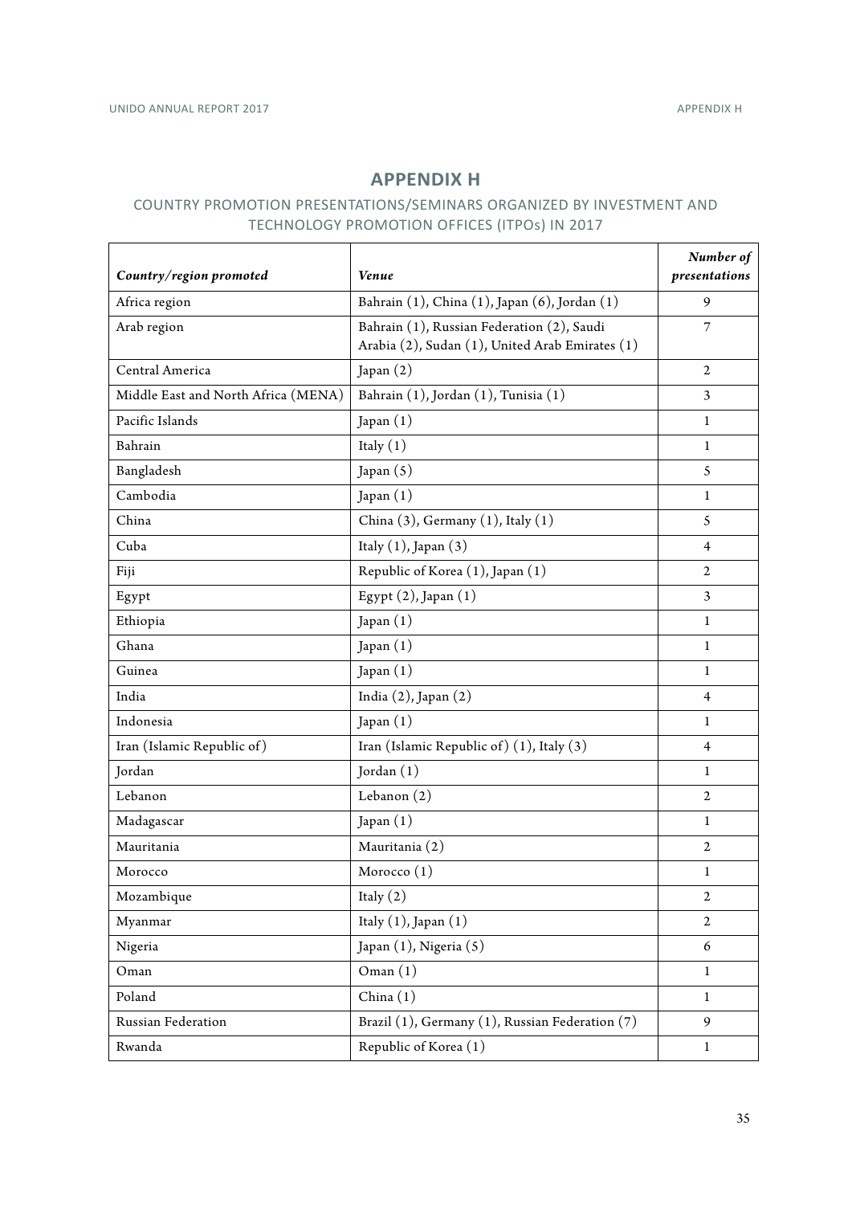# APPENDIX H

## COUNTRY PROMOTION PRESENTATIONS/SEMINARS ORGANIZED BY INVESTMENT AND TECHNOLOGY PROMOTION OFFICES (ITPOs) IN 2017

| *Country/region promoted* | *Venue* | *Number of presentations* |
|---|---|---|
| Africa region | Bahrain (1), China (1), Japan (6), Jordan (1) | 9 |
| Arab region | Bahrain (1), Russian Federation (2), Saudi Arabia (2), Sudan (1), United Arab Emirates (1) | 7 |
| Central America | Japan (2) | 2 |
| Middle East and North Africa (MENA) | Bahrain (1), Jordan (1), Tunisia (1) | 3 |
| Pacific Islands | Japan (1) | 1 |
| Bahrain | Italy (1) | 1 |
| Bangladesh | Japan (5) | 5 |
| Cambodia | Japan (1) | 1 |
| China | China (3), Germany (1), Italy (1) | 5 |
| Cuba | Italy (1), Japan (3) | 4 |
| Fiji | Republic of Korea (1), Japan (1) | 2 |
| Egypt | Egypt (2), Japan (1) | 3 |
| Ethiopia | Japan (1) | 1 |
| Ghana | Japan (1) | 1 |
| Guinea | Japan (1) | 1 |
| India | India (2), Japan (2) | 4 |
| Indonesia | Japan (1) | 1 |
| Iran (Islamic Republic of) | Iran (Islamic Republic of) (1), Italy (3) | 4 |
| Jordan | Jordan (1) | 1 |
| Lebanon | Lebanon (2) | 2 |
| Madagascar | Japan (1) | 1 |
| Mauritania | Mauritania (2) | 2 |
| Morocco | Morocco (1) | 1 |
| Mozambique | Italy (2) | 2 |
| Myanmar | Italy (1), Japan (1) | 2 |
| Nigeria | Japan (1), Nigeria (5) | 6 |
| Oman | Oman (1) | 1 |
| Poland | China (1) | 1 |
| Russian Federation | Brazil (1), Germany (1), Russian Federation (7) | 9 |
| Rwanda | Republic of Korea (1) | 1 |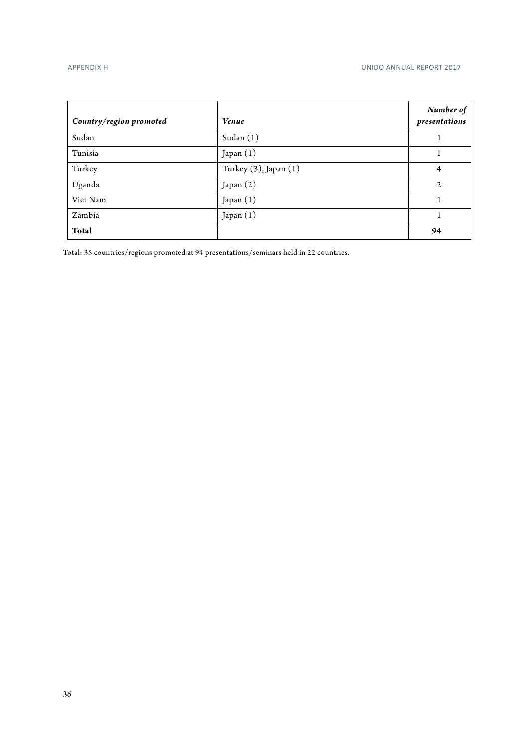| *Country/region promoted* | *Venue* | *Number of presentations* |
|---|---|---|
| Sudan | Sudan (1) | 1 |
| Tunisia | Japan (1) | 1 |
| Turkey | Turkey (3), Japan (1) | 4 |
| Uganda | Japan (2) | 2 |
| Viet Nam | Japan (1) | 1 |
| Zambia | Japan (1) | 1 |
| **Total** | | **94** |

Total: 35 countries/regions promoted at 94 presentations/seminars held in 22 countries.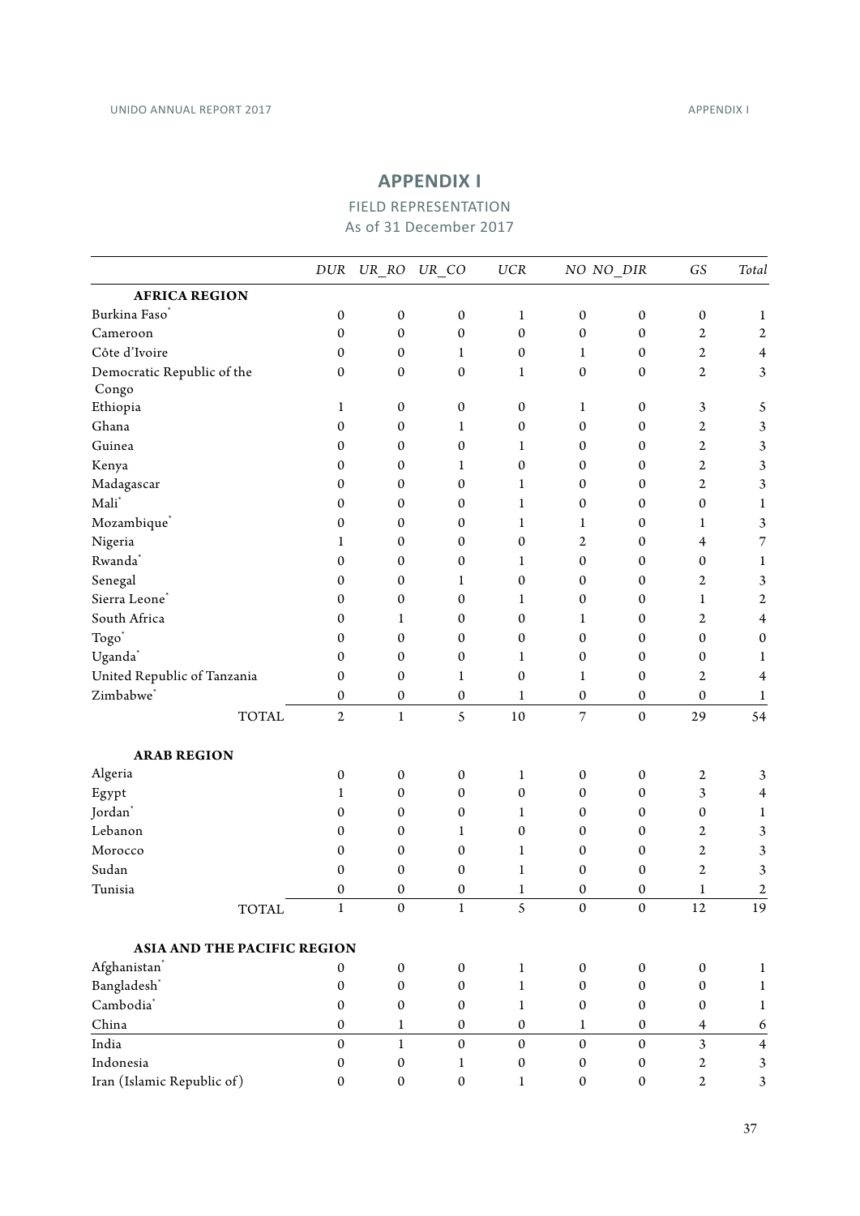# APPENDIX I

## FIELD REPRESENTATION

As of 31 December 2017

| | *DUR* | *UR_RO* | *UR_CO* | *UCR* | *NO* | *NO_DIR* | *GS* | *Total* |
|---|---|---|---|---|---|---|---|---|
| **AFRICA REGION** | | | | | | | | |
| Burkina Faso* | 0 | 0 | 0 | 1 | 0 | 0 | 0 | 1 |
| Cameroon | 0 | 0 | 0 | 0 | 0 | 0 | 2 | 2 |
| Côte d'Ivoire | 0 | 0 | 1 | 0 | 1 | 0 | 2 | 4 |
| Democratic Republic of the Congo | 0 | 0 | 0 | 1 | 0 | 0 | 2 | 3 |
| Ethiopia | 1 | 0 | 0 | 0 | 1 | 0 | 3 | 5 |
| Ghana | 0 | 0 | 1 | 0 | 0 | 0 | 2 | 3 |
| Guinea | 0 | 0 | 0 | 1 | 0 | 0 | 2 | 3 |
| Kenya | 0 | 0 | 1 | 0 | 0 | 0 | 2 | 3 |
| Madagascar | 0 | 0 | 0 | 1 | 0 | 0 | 2 | 3 |
| Mali* | 0 | 0 | 0 | 1 | 0 | 0 | 0 | 1 |
| Mozambique* | 0 | 0 | 0 | 1 | 1 | 0 | 1 | 3 |
| Nigeria | 1 | 0 | 0 | 0 | 2 | 0 | 4 | 7 |
| Rwanda* | 0 | 0 | 0 | 1 | 0 | 0 | 0 | 1 |
| Senegal | 0 | 0 | 1 | 0 | 0 | 0 | 2 | 3 |
| Sierra Leone* | 0 | 0 | 0 | 1 | 0 | 0 | 1 | 2 |
| South Africa | 0 | 1 | 0 | 0 | 1 | 0 | 2 | 4 |
| Togo* | 0 | 0 | 0 | 0 | 0 | 0 | 0 | 0 |
| Uganda* | 0 | 0 | 0 | 1 | 0 | 0 | 0 | 1 |
| United Republic of Tanzania | 0 | 0 | 1 | 0 | 1 | 0 | 2 | 4 |
| Zimbabwe* | 0 | 0 | 0 | 1 | 0 | 0 | 0 | 1 |
| TOTAL | 2 | 1 | 5 | 10 | 7 | 0 | 29 | 54 |
| **ARAB REGION** | | | | | | | | |
| Algeria | 0 | 0 | 0 | 1 | 0 | 0 | 2 | 3 |
| Egypt | 1 | 0 | 0 | 0 | 0 | 0 | 3 | 4 |
| Jordan* | 0 | 0 | 0 | 1 | 0 | 0 | 0 | 1 |
| Lebanon | 0 | 0 | 1 | 0 | 0 | 0 | 2 | 3 |
| Morocco | 0 | 0 | 0 | 1 | 0 | 0 | 2 | 3 |
| Sudan | 0 | 0 | 0 | 1 | 0 | 0 | 2 | 3 |
| Tunisia | 0 | 0 | 0 | 1 | 0 | 0 | 1 | 2 |
| TOTAL | 1 | 0 | 1 | 5 | 0 | 0 | 12 | 19 |
| **ASIA AND THE PACIFIC REGION** | | | | | | | | |
| Afghanistan* | 0 | 0 | 0 | 1 | 0 | 0 | 0 | 1 |
| Bangladesh* | 0 | 0 | 0 | 1 | 0 | 0 | 0 | 1 |
| Cambodia* | 0 | 0 | 0 | 1 | 0 | 0 | 0 | 1 |
| China | 0 | 1 | 0 | 0 | 1 | 0 | 4 | 6 |
| India | 0 | 1 | 0 | 0 | 0 | 0 | 3 | 4 |
| Indonesia | 0 | 0 | 1 | 0 | 0 | 0 | 2 | 3 |
| Iran (Islamic Republic of) | 0 | 0 | 0 | 1 | 0 | 0 | 2 | 3 |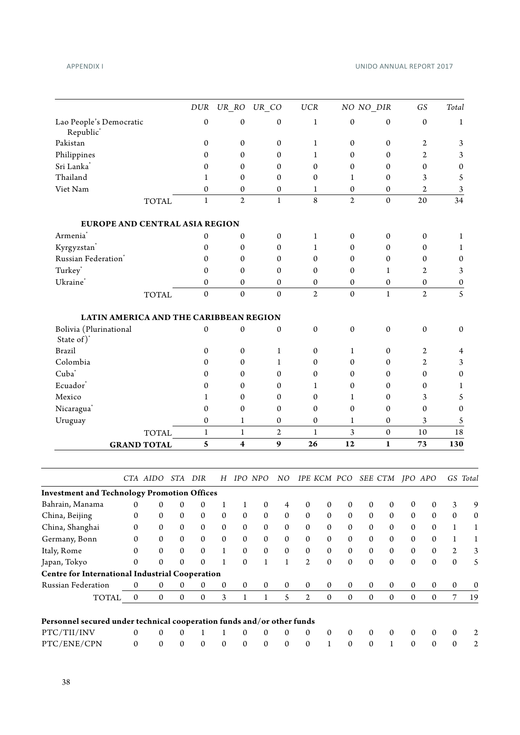| | DUR | UR_RO | UR_CO | UCR | NO | NO_DIR | GS | Total |
|---|---|---|---|---|---|---|---|---|
| Lao People's Democratic Republic* | 0 | 0 | 0 | 1 | 0 | 0 | 0 | 1 |
| Pakistan | 0 | 0 | 0 | 1 | 0 | 0 | 2 | 3 |
| Philippines | 0 | 0 | 0 | 1 | 0 | 0 | 2 | 3 |
| Sri Lanka* | 0 | 0 | 0 | 0 | 0 | 0 | 0 | 0 |
| Thailand | 1 | 0 | 0 | 0 | 1 | 0 | 3 | 5 |
| Viet Nam | 0 | 0 | 0 | 1 | 0 | 0 | 2 | 3 |
| TOTAL | 1 | 2 | 1 | 8 | 2 | 0 | 20 | 34 |
| **EUROPE AND CENTRAL ASIA REGION** | | | | | | | | |
| Armenia* | 0 | 0 | 0 | 1 | 0 | 0 | 0 | 1 |
| Kyrgyzstan* | 0 | 0 | 0 | 1 | 0 | 0 | 0 | 1 |
| Russian Federation* | 0 | 0 | 0 | 0 | 0 | 0 | 0 | 0 |
| Turkey* | 0 | 0 | 0 | 0 | 0 | 1 | 2 | 3 |
| Ukraine* | 0 | 0 | 0 | 0 | 0 | 0 | 0 | 0 |
| TOTAL | 0 | 0 | 0 | 2 | 0 | 1 | 2 | 5 |
| **LATIN AMERICA AND THE CARIBBEAN REGION** | | | | | | | | |
| Bolivia (Plurinational State of)* | 0 | 0 | 0 | 0 | 0 | 0 | 0 | 0 |
| Brazil | 0 | 0 | 1 | 0 | 1 | 0 | 2 | 4 |
| Colombia | 0 | 0 | 1 | 0 | 0 | 0 | 2 | 3 |
| Cuba* | 0 | 0 | 0 | 0 | 0 | 0 | 0 | 0 |
| Ecuador* | 0 | 0 | 0 | 1 | 0 | 0 | 0 | 1 |
| Mexico | 1 | 0 | 0 | 0 | 1 | 0 | 3 | 5 |
| Nicaragua* | 0 | 0 | 0 | 0 | 0 | 0 | 0 | 0 |
| Uruguay | 0 | 1 | 0 | 0 | 1 | 0 | 3 | 5 |
| TOTAL | 1 | 1 | 2 | 1 | 3 | 0 | 10 | 18 |
| **GRAND TOTAL** | **5** | **4** | **9** | **26** | **12** | **1** | **73** | **130** |

| | CTA | AIDO | STA | DIR | H | IPO | NPO | NO | IPE | KCM | PCO | SEE | CTM | JPO | APO | GS | Total |
|---|---|---|---|---|---|---|---|---|---|---|---|---|---|---|---|---|---|
| **Investment and Technology Promotion Offices** | | | | | | | | | | | | | | | | | |
| Bahrain, Manama | 0 | 0 | 0 | 0 | 1 | 1 | 0 | 4 | 0 | 0 | 0 | 0 | 0 | 0 | 0 | 3 | 9 |
| China, Beijing | 0 | 0 | 0 | 0 | 0 | 0 | 0 | 0 | 0 | 0 | 0 | 0 | 0 | 0 | 0 | 0 | 0 |
| China, Shanghai | 0 | 0 | 0 | 0 | 0 | 0 | 0 | 0 | 0 | 0 | 0 | 0 | 0 | 0 | 0 | 1 | 1 |
| Germany, Bonn | 0 | 0 | 0 | 0 | 0 | 0 | 0 | 0 | 0 | 0 | 0 | 0 | 0 | 0 | 0 | 1 | 1 |
| Italy, Rome | 0 | 0 | 0 | 0 | 1 | 0 | 0 | 0 | 0 | 0 | 0 | 0 | 0 | 0 | 0 | 2 | 3 |
| Japan, Tokyo | 0 | 0 | 0 | 0 | 1 | 0 | 1 | 1 | 2 | 0 | 0 | 0 | 0 | 0 | 0 | 0 | 5 |
| **Centre for International Industrial Cooperation** | | | | | | | | | | | | | | | | | |
| Russian Federation | 0 | 0 | 0 | 0 | 0 | 0 | 0 | 0 | 0 | 0 | 0 | 0 | 0 | 0 | 0 | 0 | 0 |
| TOTAL | 0 | 0 | 0 | 0 | 3 | 1 | 1 | 5 | 2 | 0 | 0 | 0 | 0 | 0 | 0 | 7 | 19 |
| **Personnel secured under technical cooperation funds and/or other funds** | | | | | | | | | | | | | | | | | |
| PTC/TII/INV | 0 | 0 | 0 | 1 | 1 | 0 | 0 | 0 | 0 | 0 | 0 | 0 | 0 | 0 | 0 | 0 | 2 |
| PTC/ENE/CPN | 0 | 0 | 0 | 0 | 0 | 0 | 0 | 0 | 0 | 1 | 0 | 0 | 1 | 0 | 0 | 0 | 2 |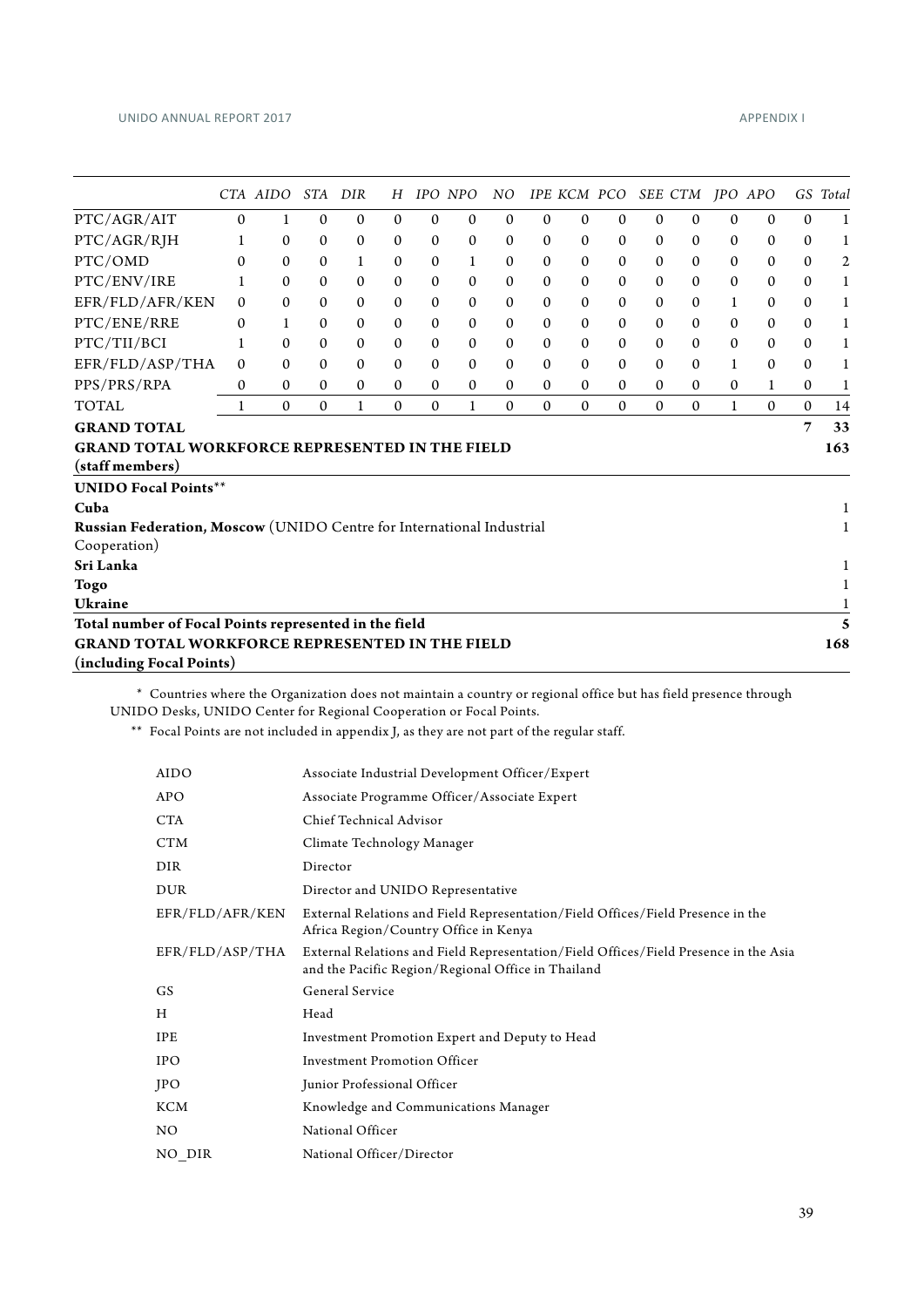| | CTA | AIDO | STA | DIR | H | IPO | NPO | NO | IPE | KCM | PCO | SEE | CTM | JPO | APO | GS | Total |
|---|---|---|---|---|---|---|---|---|---|---|---|---|---|---|---|---|---|
| PTC/AGR/AIT | 0 | 1 | 0 | 0 | 0 | 0 | 0 | 0 | 0 | 0 | 0 | 0 | 0 | 0 | 0 | 0 | 1 |
| PTC/AGR/RJH | 1 | 0 | 0 | 0 | 0 | 0 | 0 | 0 | 0 | 0 | 0 | 0 | 0 | 0 | 0 | 0 | 1 |
| PTC/OMD | 0 | 0 | 0 | 1 | 0 | 0 | 1 | 0 | 0 | 0 | 0 | 0 | 0 | 0 | 0 | 0 | 2 |
| PTC/ENV/IRE | 1 | 0 | 0 | 0 | 0 | 0 | 0 | 0 | 0 | 0 | 0 | 0 | 0 | 0 | 0 | 0 | 1 |
| EFR/FLD/AFR/KEN | 0 | 0 | 0 | 0 | 0 | 0 | 0 | 0 | 0 | 0 | 0 | 0 | 0 | 1 | 0 | 0 | 1 |
| PTC/ENE/RRE | 0 | 1 | 0 | 0 | 0 | 0 | 0 | 0 | 0 | 0 | 0 | 0 | 0 | 0 | 0 | 0 | 1 |
| PTC/TII/BCI | 1 | 0 | 0 | 0 | 0 | 0 | 0 | 0 | 0 | 0 | 0 | 0 | 0 | 0 | 0 | 0 | 1 |
| EFR/FLD/ASP/THA | 0 | 0 | 0 | 0 | 0 | 0 | 0 | 0 | 0 | 0 | 0 | 0 | 0 | 1 | 0 | 0 | 1 |
| PPS/PRS/RPA | 0 | 0 | 0 | 0 | 0 | 0 | 0 | 0 | 0 | 0 | 0 | 0 | 0 | 0 | 1 | 0 | 1 |
| TOTAL | 1 | 0 | 0 | 1 | 0 | 0 | 1 | 0 | 0 | 0 | 0 | 0 | 0 | 1 | 0 | 0 | 14 |
| **GRAND TOTAL** | | | | | | | | | | | | | | | | 7 | 33 |
| **GRAND TOTAL WORKFORCE REPRESENTED IN THE FIELD (staff members)** | | | | | | | | | | | | | | | | | **163** |
| **UNIDO Focal Points**** | | | | | | | | | | | | | | | | | |
| **Cuba** | | | | | | | | | | | | | | | | | 1 |
| **Russian Federation, Moscow** (UNIDO Centre for International Industrial Cooperation) | | | | | | | | | | | | | | | | | 1 |
| **Sri Lanka** | | | | | | | | | | | | | | | | | 1 |
| **Togo** | | | | | | | | | | | | | | | | | 1 |
| **Ukraine** | | | | | | | | | | | | | | | | | 1 |
| **Total number of Focal Points represented in the field** | | | | | | | | | | | | | | | | | **5** |
| **GRAND TOTAL WORKFORCE REPRESENTED IN THE FIELD (including Focal Points)** | | | | | | | | | | | | | | | | | **168** |

\* Countries where the Organization does not maintain a country or regional office but has field presence through UNIDO Desks, UNIDO Center for Regional Cooperation or Focal Points.

** Focal Points are not included in appendix J, as they are not part of the regular staff.

| | |
|---|---|
| AIDO | Associate Industrial Development Officer/Expert |
| APO | Associate Programme Officer/Associate Expert |
| CTA | Chief Technical Advisor |
| CTM | Climate Technology Manager |
| DIR | Director |
| DUR | Director and UNIDO Representative |
| EFR/FLD/AFR/KEN | External Relations and Field Representation/Field Offices/Field Presence in the Africa Region/Country Office in Kenya |
| EFR/FLD/ASP/THA | External Relations and Field Representation/Field Offices/Field Presence in the Asia and the Pacific Region/Regional Office in Thailand |
| GS | General Service |
| H | Head |
| IPE | Investment Promotion Expert and Deputy to Head |
| IPO | Investment Promotion Officer |
| JPO | Junior Professional Officer |
| KCM | Knowledge and Communications Manager |
| NO | National Officer |
| NO_DIR | National Officer/Director |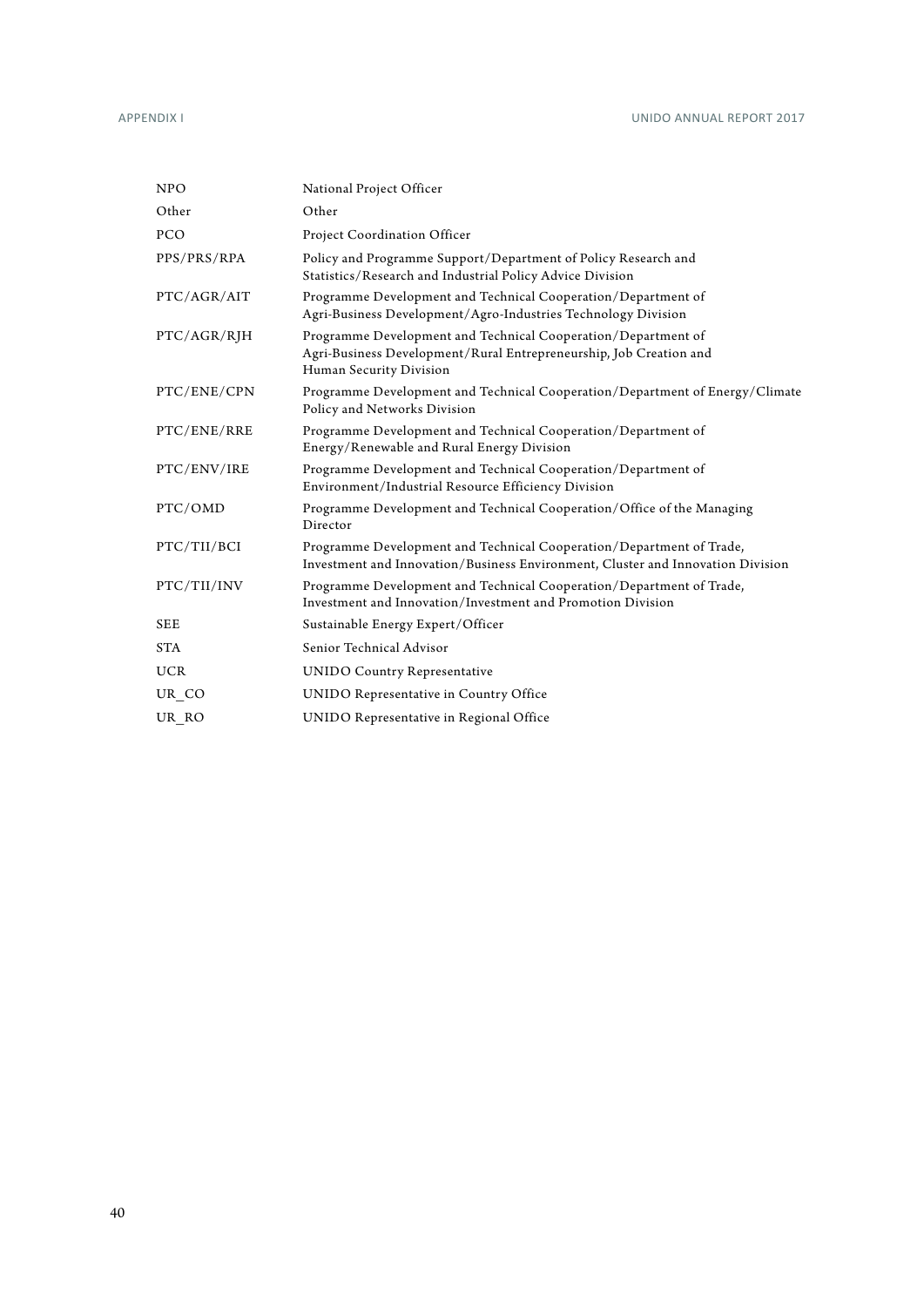| | |
|---|---|
| NPO | National Project Officer |
| Other | Other |
| PCO | Project Coordination Officer |
| PPS/PRS/RPA | Policy and Programme Support/Department of Policy Research and Statistics/Research and Industrial Policy Advice Division |
| PTC/AGR/AIT | Programme Development and Technical Cooperation/Department of Agri-Business Development/Agro-Industries Technology Division |
| PTC/AGR/RJH | Programme Development and Technical Cooperation/Department of Agri-Business Development/Rural Entrepreneurship, Job Creation and Human Security Division |
| PTC/ENE/CPN | Programme Development and Technical Cooperation/Department of Energy/Climate Policy and Networks Division |
| PTC/ENE/RRE | Programme Development and Technical Cooperation/Department of Energy/Renewable and Rural Energy Division |
| PTC/ENV/IRE | Programme Development and Technical Cooperation/Department of Environment/Industrial Resource Efficiency Division |
| PTC/OMD | Programme Development and Technical Cooperation/Office of the Managing Director |
| PTC/TII/BCI | Programme Development and Technical Cooperation/Department of Trade, Investment and Innovation/Business Environment, Cluster and Innovation Division |
| PTC/TII/INV | Programme Development and Technical Cooperation/Department of Trade, Investment and Innovation/Investment and Promotion Division |
| SEE | Sustainable Energy Expert/Officer |
| STA | Senior Technical Advisor |
| UCR | UNIDO Country Representative |
| UR_CO | UNIDO Representative in Country Office |
| UR_RO | UNIDO Representative in Regional Office |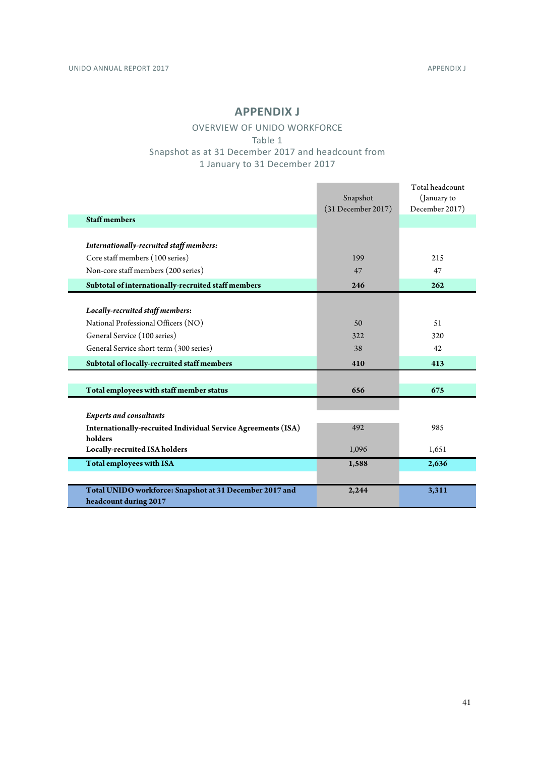# APPENDIX J

## OVERVIEW OF UNIDO WORKFORCE

### Table 1

### Snapshot as at 31 December 2017 and headcount from 1 January to 31 December 2017

| | Snapshot (31 December 2017) | Total headcount (January to December 2017) |
|---|---|---|
| **Staff members** | | |
| ***Internationally-recruited staff members:*** | | |
| Core staff members (100 series) | 199 | 215 |
| Non-core staff members (200 series) | 47 | 47 |
| **Subtotal of internationally-recruited staff members** | **246** | **262** |
| ***Locally-recruited staff members:*** | | |
| National Professional Officers (NO) | 50 | 51 |
| General Service (100 series) | 322 | 320 |
| General Service short-term (300 series) | 38 | 42 |
| **Subtotal of locally-recruited staff members** | **410** | **413** |
| **Total employees with staff member status** | **656** | **675** |
| ***Experts and consultants*** | | |
| **Internationally-recruited Individual Service Agreements (ISA) holders** | 492 | 985 |
| **Locally-recruited ISA holders** | 1,096 | 1,651 |
| **Total employees with ISA** | **1,588** | **2,636** |
| **Total UNIDO workforce: Snapshot at 31 December 2017 and headcount during 2017** | **2,244** | **3,311** |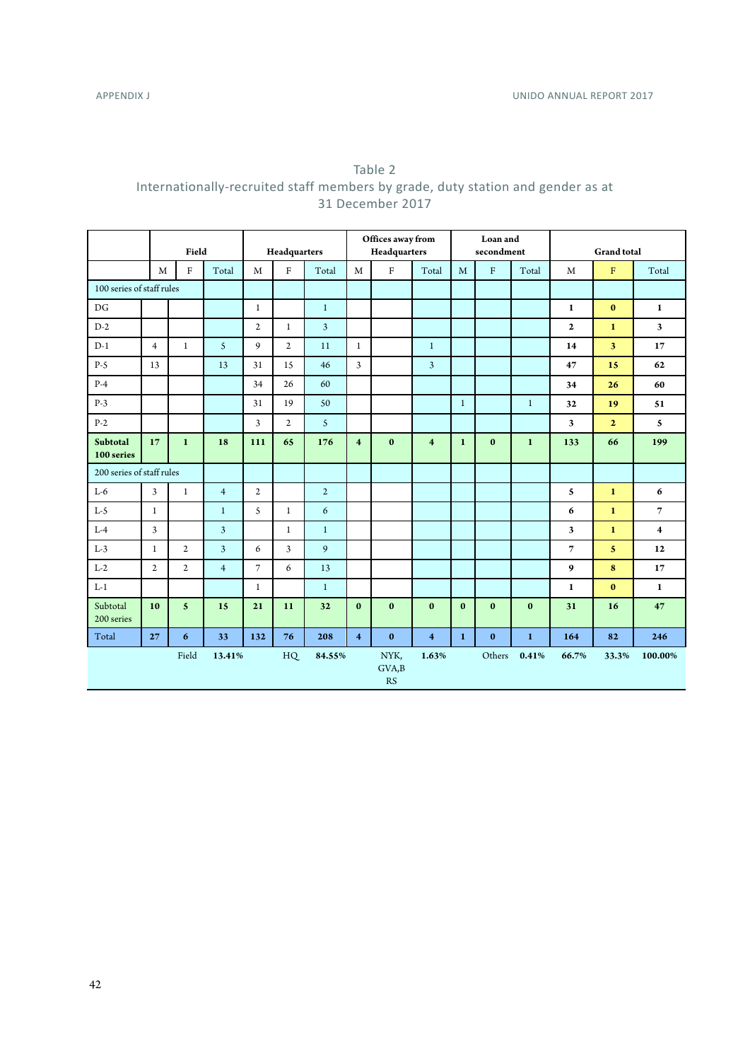Table 2
Internationally-recruited staff members by grade, duty station and gender as at 31 December 2017

| | Field | | | Headquarters | | | Offices away from Headquarters | | | Loan and secondment | | | Grand total | | |
|---|---|---|---|---|---|---|---|---|---|---|---|---|---|---|---|
| | M | F | Total | M | F | Total | M | F | Total | M | F | Total | M | F | Total |
| 100 series of staff rules | | | | | | | | | | | | | | | |
| DG | | | | 1 | | 1 | | | | | | | **1** | **0** | **1** |
| D-2 | | | | 2 | 1 | 3 | | | | | | | **2** | **1** | **3** |
| D-1 | 4 | 1 | 5 | 9 | 2 | 11 | 1 | | 1 | | | | **14** | **3** | **17** |
| P-5 | 13 | | 13 | 31 | 15 | 46 | 3 | | 3 | | | | **47** | **15** | **62** |
| P-4 | | | | 34 | 26 | 60 | | | | | | | **34** | **26** | **60** |
| P-3 | | | | 31 | 19 | 50 | | | | 1 | | 1 | **32** | **19** | **51** |
| P-2 | | | | 3 | 2 | 5 | | | | | | | **3** | **2** | **5** |
| **Subtotal 100 series** | **17** | **1** | **18** | **111** | **65** | **176** | **4** | **0** | **4** | **1** | **0** | **1** | **133** | **66** | **199** |
| 200 series of staff rules | | | | | | | | | | | | | | | |
| L-6 | 3 | 1 | 4 | 2 | | 2 | | | | | | | **5** | **1** | **6** |
| L-5 | 1 | | 1 | 5 | 1 | 6 | | | | | | | **6** | **1** | **7** |
| L-4 | 3 | | 3 | | 1 | 1 | | | | | | | **3** | **1** | **4** |
| L-3 | 1 | 2 | 3 | 6 | 3 | 9 | | | | | | | **7** | **5** | **12** |
| L-2 | 2 | 2 | 4 | 7 | 6 | 13 | | | | | | | **9** | **8** | **17** |
| L-1 | | | | 1 | | 1 | | | | | | | **1** | **0** | **1** |
| Subtotal 200 series | **10** | **5** | **15** | **21** | **11** | **32** | **0** | **0** | **0** | **0** | **0** | **0** | **31** | **16** | **47** |
| Total | **27** | **6** | **33** | **132** | **76** | **208** | **4** | **0** | **4** | **1** | **0** | **1** | **164** | **82** | **246** |
| | | Field | **13.41%** | | HQ | **84.55%** | | NYK, GVA,B RS | **1.63%** | | Others | **0.41%** | **66.7%** | **33.3%** | **100.00%** |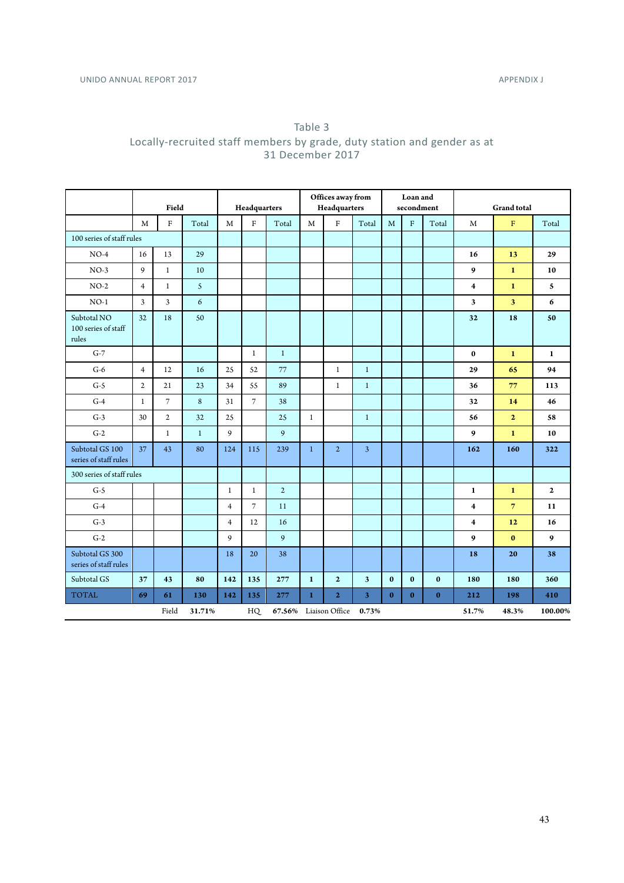# Table 3
## Locally-recruited staff members by grade, duty station and gender as at 31 December 2017

| | Field | | | Headquarters | | | Offices away from Headquarters | | | Loan and secondment | | | Grand total | | |
|---|---|---|---|---|---|---|---|---|---|---|---|---|---|---|---|
| | M | F | Total | M | F | Total | M | F | Total | M | F | Total | M | F | Total |
| 100 series of staff rules | | | | | | | | | | | | | | | |
| NO-4 | 16 | 13 | 29 | | | | | | | | | | **16** | **13** | **29** |
| NO-3 | 9 | 1 | 10 | | | | | | | | | | **9** | **1** | **10** |
| NO-2 | 4 | 1 | 5 | | | | | | | | | | **4** | **1** | **5** |
| NO-1 | 3 | 3 | 6 | | | | | | | | | | **3** | **3** | **6** |
| Subtotal NO 100 series of staff rules | 32 | 18 | 50 | | | | | | | | | | **32** | **18** | **50** |
| G-7 | | | | | 1 | 1 | | | | | | | **0** | **1** | **1** |
| G-6 | 4 | 12 | 16 | 25 | 52 | 77 | | 1 | 1 | | | | **29** | **65** | **94** |
| G-5 | 2 | 21 | 23 | 34 | 55 | 89 | | 1 | 1 | | | | **36** | **77** | **113** |
| G-4 | 1 | 7 | 8 | 31 | 7 | 38 | | | | | | | **32** | **14** | **46** |
| G-3 | 30 | 2 | 32 | 25 | | 25 | 1 | | 1 | | | | **56** | **2** | **58** |
| G-2 | | 1 | 1 | 9 | | 9 | | | | | | | **9** | **1** | **10** |
| Subtotal GS 100 series of staff rules | 37 | 43 | 80 | 124 | 115 | 239 | 1 | 2 | 3 | | | | **162** | **160** | **322** |
| 300 series of staff rules | | | | | | | | | | | | | | | |
| G-5 | | | | 1 | 1 | 2 | | | | | | | **1** | **1** | **2** |
| G-4 | | | | 4 | 7 | 11 | | | | | | | **4** | **7** | **11** |
| G-3 | | | | 4 | 12 | 16 | | | | | | | **4** | **12** | **16** |
| G-2 | | | | 9 | | 9 | | | | | | | **9** | **0** | **9** |
| Subtotal GS 300 series of staff rules | | | | 18 | 20 | 38 | | | | | | | **18** | **20** | **38** |
| Subtotal GS | **37** | **43** | **80** | **142** | **135** | **277** | **1** | **2** | **3** | **0** | **0** | **0** | **180** | **180** | **360** |
| TOTAL | **69** | **61** | **130** | **142** | **135** | **277** | **1** | **2** | **3** | **0** | **0** | **0** | **212** | **198** | **410** |
| | | Field | **31.71%** | | HQ | **67.56%** | Liaison Office | | **0.73%** | | | | **51.7%** | **48.3%** | **100.00%** |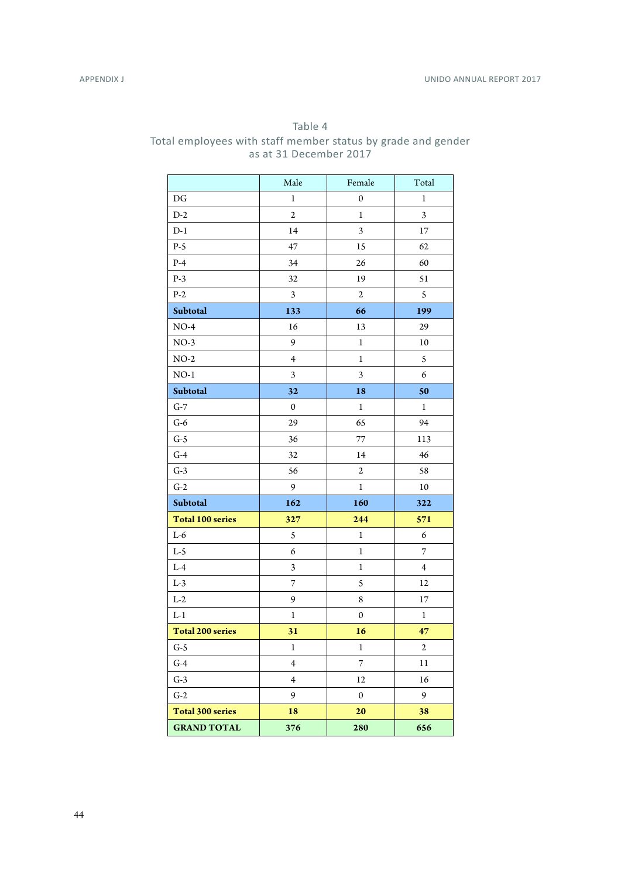Table 4
Total employees with staff member status by grade and gender
as at 31 December 2017

| | Male | Female | Total |
|---|---|---|---|
| DG | 1 | 0 | 1 |
| D-2 | 2 | 1 | 3 |
| D-1 | 14 | 3 | 17 |
| P-5 | 47 | 15 | 62 |
| P-4 | 34 | 26 | 60 |
| P-3 | 32 | 19 | 51 |
| P-2 | 3 | 2 | 5 |
| **Subtotal** | **133** | **66** | **199** |
| NO-4 | 16 | 13 | 29 |
| NO-3 | 9 | 1 | 10 |
| NO-2 | 4 | 1 | 5 |
| NO-1 | 3 | 3 | 6 |
| **Subtotal** | **32** | **18** | **50** |
| G-7 | 0 | 1 | 1 |
| G-6 | 29 | 65 | 94 |
| G-5 | 36 | 77 | 113 |
| G-4 | 32 | 14 | 46 |
| G-3 | 56 | 2 | 58 |
| G-2 | 9 | 1 | 10 |
| **Subtotal** | **162** | **160** | **322** |
| **Total 100 series** | **327** | **244** | **571** |
| L-6 | 5 | 1 | 6 |
| L-5 | 6 | 1 | 7 |
| L-4 | 3 | 1 | 4 |
| L-3 | 7 | 5 | 12 |
| L-2 | 9 | 8 | 17 |
| L-1 | 1 | 0 | 1 |
| **Total 200 series** | **31** | **16** | **47** |
| G-5 | 1 | 1 | 2 |
| G-4 | 4 | 7 | 11 |
| G-3 | 4 | 12 | 16 |
| G-2 | 9 | 0 | 9 |
| **Total 300 series** | **18** | **20** | **38** |
| **GRAND TOTAL** | **376** | **280** | **656** |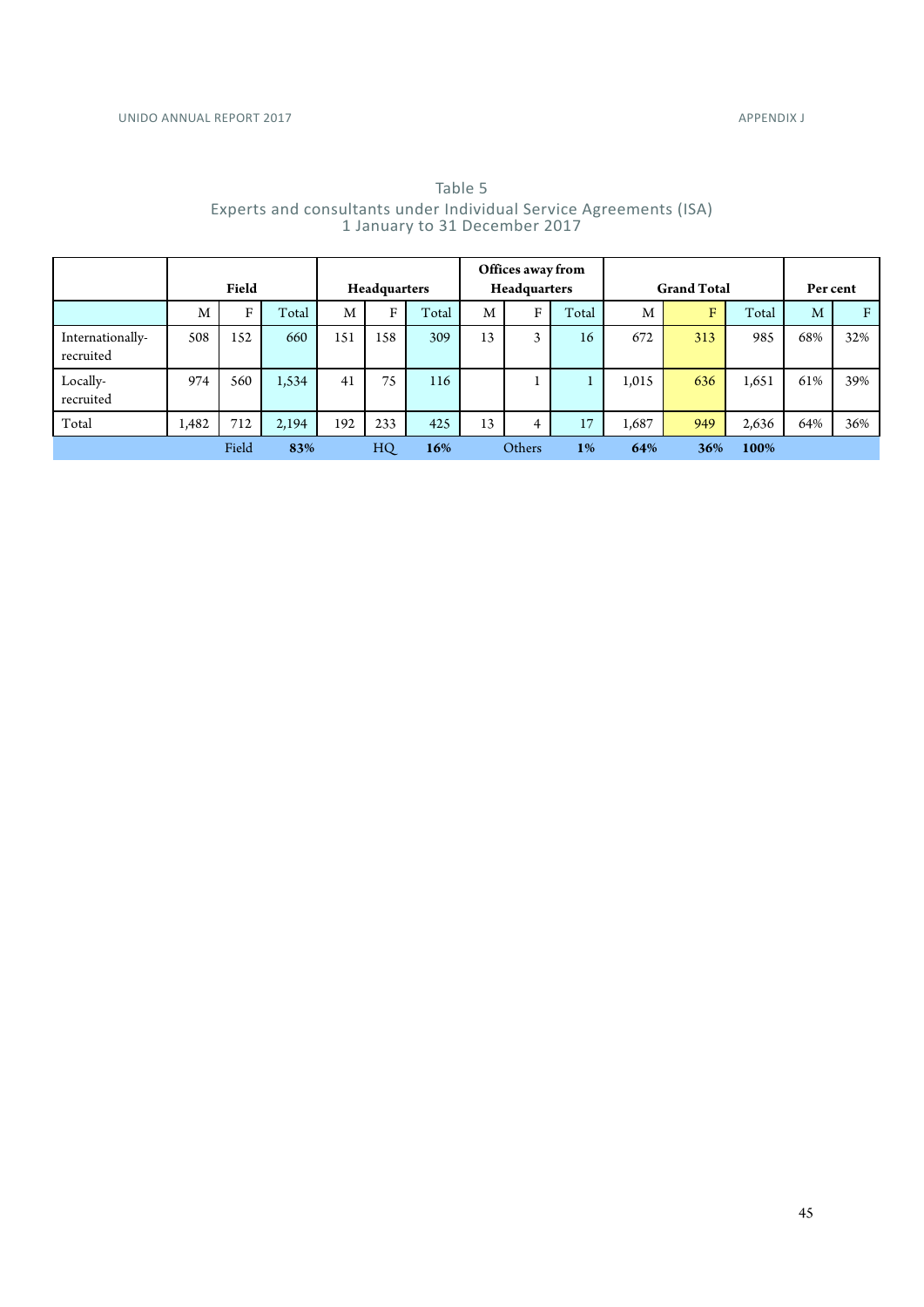Table 5

Experts and consultants under Individual Service Agreements (ISA)
1 January to 31 December 2017

| | Field | | | Headquarters | | | Offices away from Headquarters | | | Grand Total | | | Per cent | |
|---|---|---|---|---|---|---|---|---|---|---|---|---|---|---|
| | M | F | Total | M | F | Total | M | F | Total | M | F | Total | M | F |
| Internationally-recruited | 508 | 152 | 660 | 151 | 158 | 309 | 13 | 3 | 16 | 672 | 313 | 985 | 68% | 32% |
| Locally-recruited | 974 | 560 | 1,534 | 41 | 75 | 116 | | 1 | 1 | 1,015 | 636 | 1,651 | 61% | 39% |
| Total | 1,482 | 712 | 2,194 | 192 | 233 | 425 | 13 | 4 | 17 | 1,687 | 949 | 2,636 | 64% | 36% |
| | | Field | **83%** | | HQ | **16%** | | Others | **1%** | **64%** | **36%** | **100%** | | |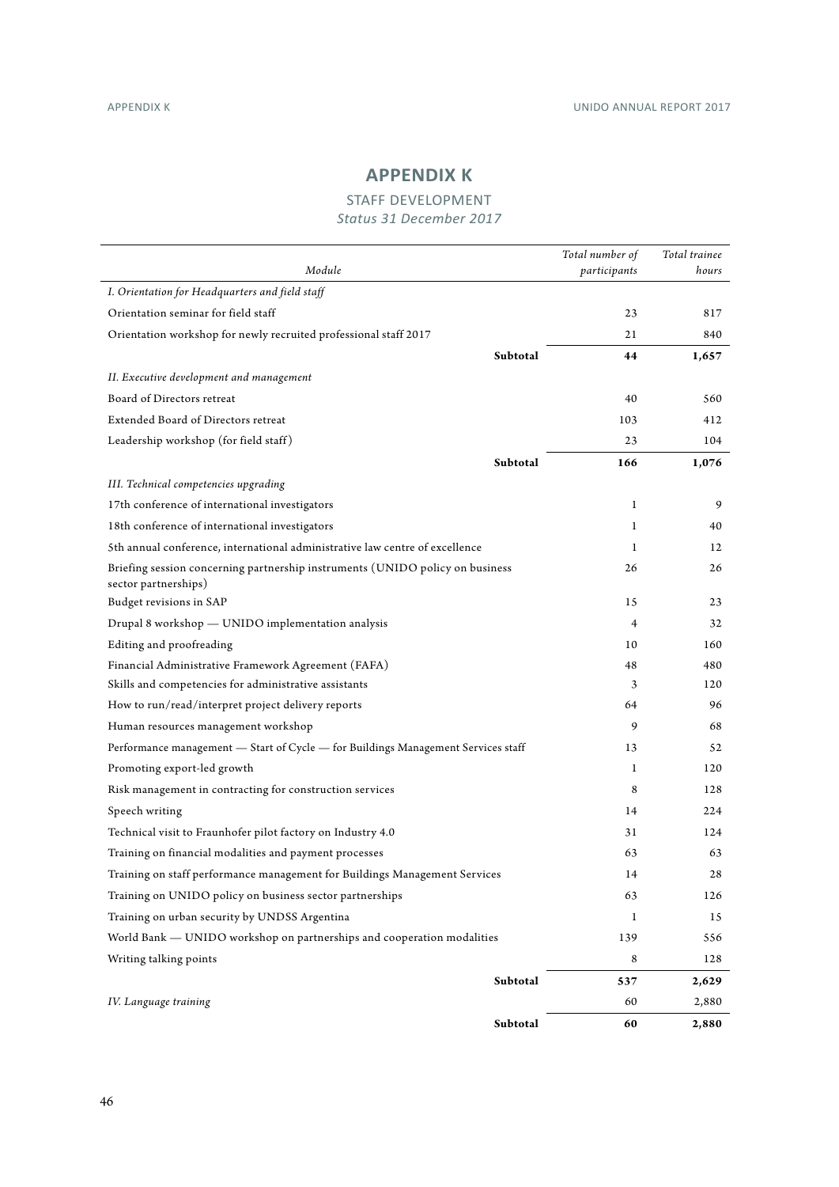# APPENDIX K

## STAFF DEVELOPMENT

*Status 31 December 2017*

| *Module* | *Total number of participants* | *Total trainee hours* |
|---|---|---|
| *I. Orientation for Headquarters and field staff* | | |
| Orientation seminar for field staff | 23 | 817 |
| Orientation workshop for newly recruited professional staff 2017 | 21 | 840 |
| **Subtotal** | **44** | **1,657** |
| *II. Executive development and management* | | |
| Board of Directors retreat | 40 | 560 |
| Extended Board of Directors retreat | 103 | 412 |
| Leadership workshop (for field staff) | 23 | 104 |
| **Subtotal** | **166** | **1,076** |
| *III. Technical competencies upgrading* | | |
| 17th conference of international investigators | 1 | 9 |
| 18th conference of international investigators | 1 | 40 |
| 5th annual conference, international administrative law centre of excellence | 1 | 12 |
| Briefing session concerning partnership instruments (UNIDO policy on business sector partnerships) | 26 | 26 |
| Budget revisions in SAP | 15 | 23 |
| Drupal 8 workshop — UNIDO implementation analysis | 4 | 32 |
| Editing and proofreading | 10 | 160 |
| Financial Administrative Framework Agreement (FAFA) | 48 | 480 |
| Skills and competencies for administrative assistants | 3 | 120 |
| How to run/read/interpret project delivery reports | 64 | 96 |
| Human resources management workshop | 9 | 68 |
| Performance management — Start of Cycle — for Buildings Management Services staff | 13 | 52 |
| Promoting export-led growth | 1 | 120 |
| Risk management in contracting for construction services | 8 | 128 |
| Speech writing | 14 | 224 |
| Technical visit to Fraunhofer pilot factory on Industry 4.0 | 31 | 124 |
| Training on financial modalities and payment processes | 63 | 63 |
| Training on staff performance management for Buildings Management Services | 14 | 28 |
| Training on UNIDO policy on business sector partnerships | 63 | 126 |
| Training on urban security by UNDSS Argentina | 1 | 15 |
| World Bank — UNIDO workshop on partnerships and cooperation modalities | 139 | 556 |
| Writing talking points | 8 | 128 |
| **Subtotal** | **537** | **2,629** |
| *IV. Language training* | 60 | 2,880 |
| **Subtotal** | **60** | **2,880** |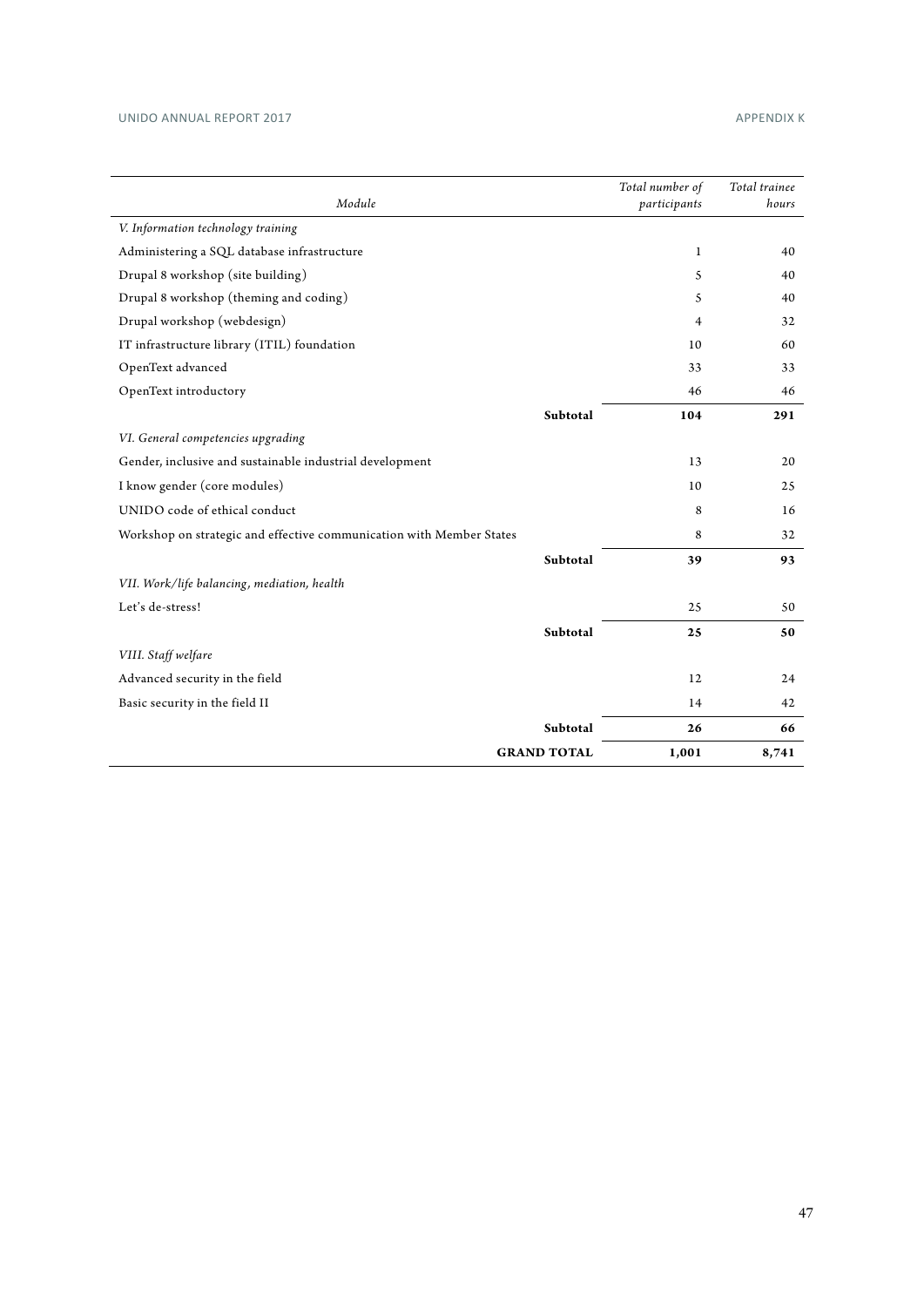| Module | Total number of participants | Total trainee hours |
|---|---|---|
| *V. Information technology training* | | |
| Administering a SQL database infrastructure | 1 | 40 |
| Drupal 8 workshop (site building) | 5 | 40 |
| Drupal 8 workshop (theming and coding) | 5 | 40 |
| Drupal workshop (webdesign) | 4 | 32 |
| IT infrastructure library (ITIL) foundation | 10 | 60 |
| OpenText advanced | 33 | 33 |
| OpenText introductory | 46 | 46 |
| **Subtotal** | **104** | **291** |
| *VI. General competencies upgrading* | | |
| Gender, inclusive and sustainable industrial development | 13 | 20 |
| I know gender (core modules) | 10 | 25 |
| UNIDO code of ethical conduct | 8 | 16 |
| Workshop on strategic and effective communication with Member States | 8 | 32 |
| **Subtotal** | **39** | **93** |
| *VII. Work/life balancing, mediation, health* | | |
| Let's de-stress! | 25 | 50 |
| **Subtotal** | **25** | **50** |
| *VIII. Staff welfare* | | |
| Advanced security in the field | 12 | 24 |
| Basic security in the field II | 14 | 42 |
| **Subtotal** | **26** | **66** |
| **GRAND TOTAL** | **1,001** | **8,741** |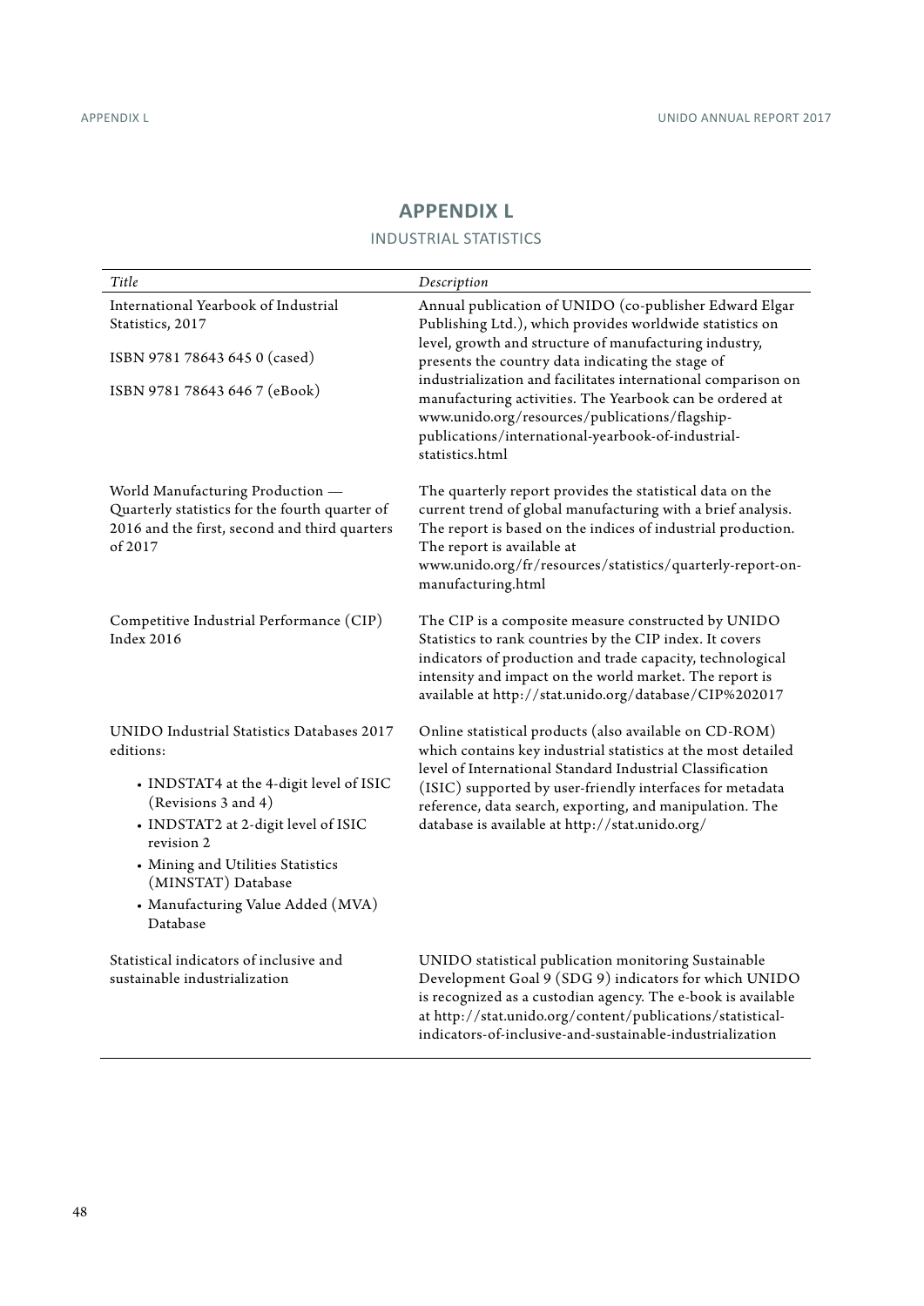# APPENDIX L

## INDUSTRIAL STATISTICS

| *Title* | *Description* |
|---|---|
| International Yearbook of Industrial Statistics, 2017<br><br>ISBN 9781 78643 645 0 (cased)<br><br>ISBN 9781 78643 646 7 (eBook) | Annual publication of UNIDO (co-publisher Edward Elgar Publishing Ltd.), which provides worldwide statistics on level, growth and structure of manufacturing industry, presents the country data indicating the stage of industrialization and facilitates international comparison on manufacturing activities. The Yearbook can be ordered at www.unido.org/resources/publications/flagship-publications/international-yearbook-of-industrial-statistics.html |
| World Manufacturing Production — Quarterly statistics for the fourth quarter of 2016 and the first, second and third quarters of 2017 | The quarterly report provides the statistical data on the current trend of global manufacturing with a brief analysis. The report is based on the indices of industrial production. The report is available at www.unido.org/fr/resources/statistics/quarterly-report-on-manufacturing.html |
| Competitive Industrial Performance (CIP) Index 2016 | The CIP is a composite measure constructed by UNIDO Statistics to rank countries by the CIP index. It covers indicators of production and trade capacity, technological intensity and impact on the world market. The report is available at http://stat.unido.org/database/CIP%202017 |
| UNIDO Industrial Statistics Databases 2017 editions:<br>• INDSTAT4 at the 4-digit level of ISIC (Revisions 3 and 4)<br>• INDSTAT2 at 2-digit level of ISIC revision 2<br>• Mining and Utilities Statistics (MINSTAT) Database<br>• Manufacturing Value Added (MVA) Database | Online statistical products (also available on CD-ROM) which contains key industrial statistics at the most detailed level of International Standard Industrial Classification (ISIC) supported by user-friendly interfaces for metadata reference, data search, exporting, and manipulation. The database is available at http://stat.unido.org/ |
| Statistical indicators of inclusive and sustainable industrialization | UNIDO statistical publication monitoring Sustainable Development Goal 9 (SDG 9) indicators for which UNIDO is recognized as a custodian agency. The e-book is available at http://stat.unido.org/content/publications/statistical-indicators-of-inclusive-and-sustainable-industrialization |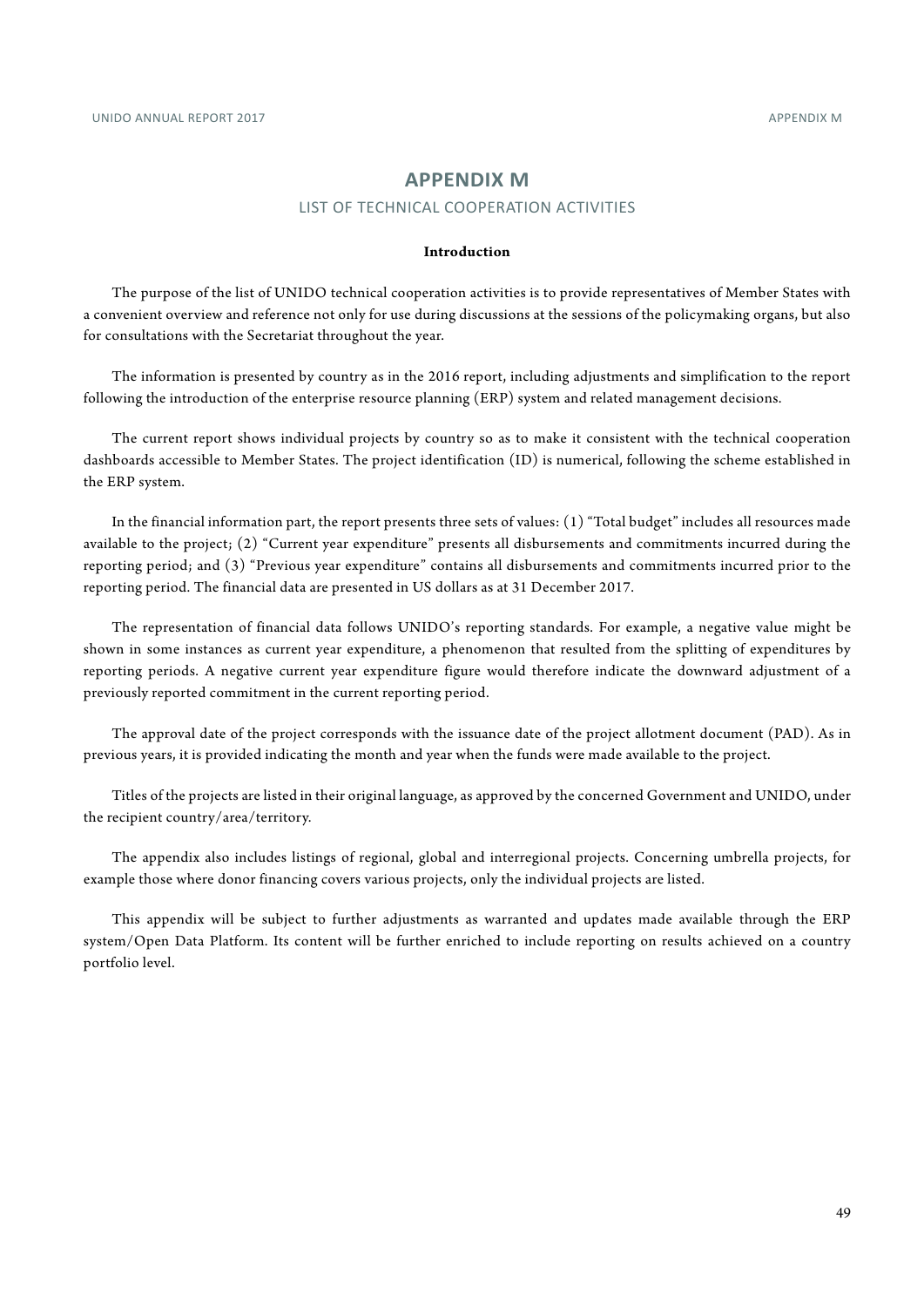# APPENDIX M

## LIST OF TECHNICAL COOPERATION ACTIVITIES

### Introduction

The purpose of the list of UNIDO technical cooperation activities is to provide representatives of Member States with a convenient overview and reference not only for use during discussions at the sessions of the policymaking organs, but also for consultations with the Secretariat throughout the year.

The information is presented by country as in the 2016 report, including adjustments and simplification to the report following the introduction of the enterprise resource planning (ERP) system and related management decisions.

The current report shows individual projects by country so as to make it consistent with the technical cooperation dashboards accessible to Member States. The project identification (ID) is numerical, following the scheme established in the ERP system.

In the financial information part, the report presents three sets of values: (1) "Total budget" includes all resources made available to the project; (2) "Current year expenditure" presents all disbursements and commitments incurred during the reporting period; and (3) "Previous year expenditure" contains all disbursements and commitments incurred prior to the reporting period. The financial data are presented in US dollars as at 31 December 2017.

The representation of financial data follows UNIDO's reporting standards. For example, a negative value might be shown in some instances as current year expenditure, a phenomenon that resulted from the splitting of expenditures by reporting periods. A negative current year expenditure figure would therefore indicate the downward adjustment of a previously reported commitment in the current reporting period.

The approval date of the project corresponds with the issuance date of the project allotment document (PAD). As in previous years, it is provided indicating the month and year when the funds were made available to the project.

Titles of the projects are listed in their original language, as approved by the concerned Government and UNIDO, under the recipient country/area/territory.

The appendix also includes listings of regional, global and interregional projects. Concerning umbrella projects, for example those where donor financing covers various projects, only the individual projects are listed.

This appendix will be subject to further adjustments as warranted and updates made available through the ERP system/Open Data Platform. Its content will be further enriched to include reporting on results achieved on a country portfolio level.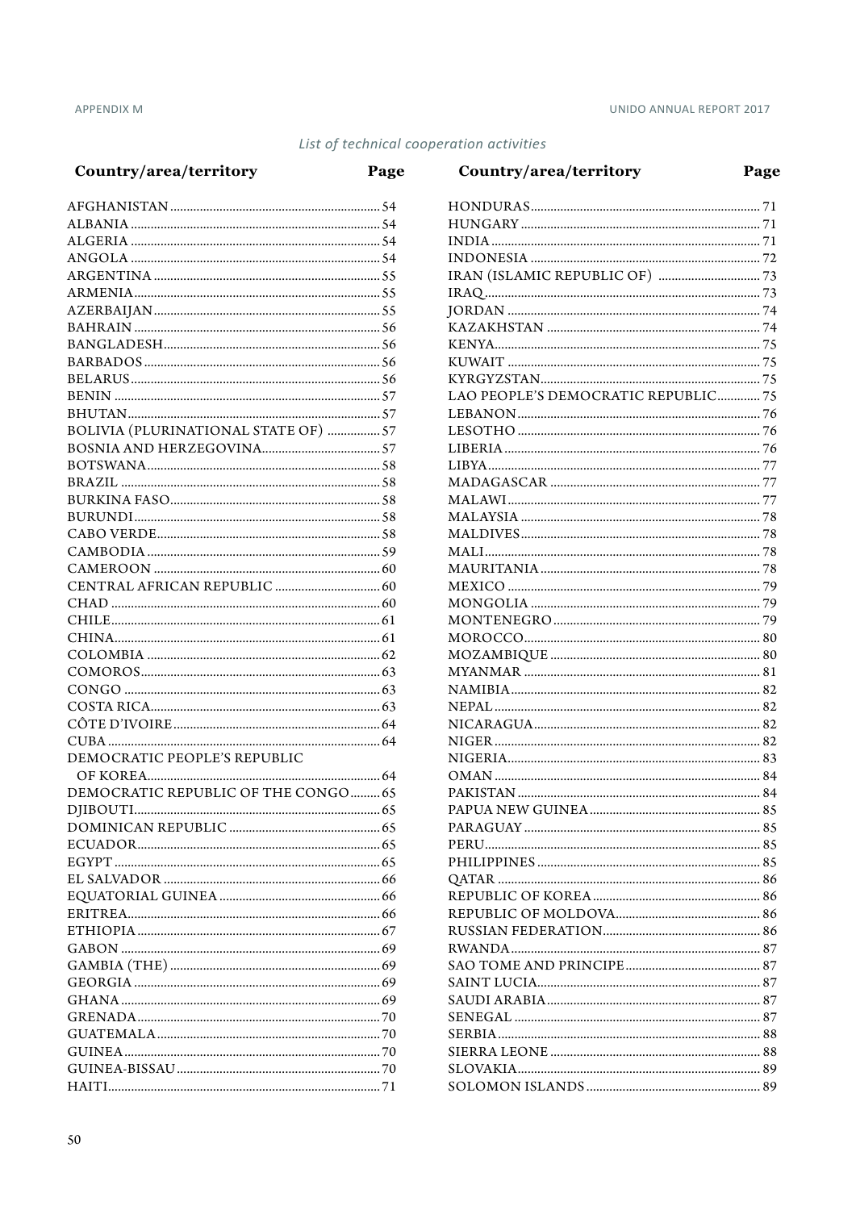*List of technical cooperation activities*

| Country/area/territory | Page |
|---|---|
| AFGHANISTAN | 54 |
| ALBANIA | 54 |
| ALGERIA | 54 |
| ANGOLA | 54 |
| ARGENTINA | 55 |
| ARMENIA | 55 |
| AZERBAIJAN | 55 |
| BAHRAIN | 56 |
| BANGLADESH | 56 |
| BARBADOS | 56 |
| BELARUS | 56 |
| BENIN | 57 |
| BHUTAN | 57 |
| BOLIVIA (PLURINATIONAL STATE OF) | 57 |
| BOSNIA AND HERZEGOVINA | 57 |
| BOTSWANA | 58 |
| BRAZIL | 58 |
| BURKINA FASO | 58 |
| BURUNDI | 58 |
| CABO VERDE | 58 |
| CAMBODIA | 59 |
| CAMEROON | 60 |
| CENTRAL AFRICAN REPUBLIC | 60 |
| CHAD | 60 |
| CHILE | 61 |
| CHINA | 61 |
| COLOMBIA | 62 |
| COMOROS | 63 |
| CONGO | 63 |
| COSTA RICA | 63 |
| CÔTE D'IVOIRE | 64 |
| CUBA | 64 |
| DEMOCRATIC PEOPLE'S REPUBLIC OF KOREA | 64 |
| DEMOCRATIC REPUBLIC OF THE CONGO | 65 |
| DJIBOUTI | 65 |
| DOMINICAN REPUBLIC | 65 |
| ECUADOR | 65 |
| EGYPT | 65 |
| EL SALVADOR | 66 |
| EQUATORIAL GUINEA | 66 |
| ERITREA | 66 |
| ETHIOPIA | 67 |
| GABON | 69 |
| GAMBIA (THE) | 69 |
| GEORGIA | 69 |
| GHANA | 69 |
| GRENADA | 70 |
| GUATEMALA | 70 |
| GUINEA | 70 |
| GUINEA-BISSAU | 70 |
| HAITI | 71 |
| HONDURAS | 71 |
| HUNGARY | 71 |
| INDIA | 71 |
| INDONESIA | 72 |
| IRAN (ISLAMIC REPUBLIC OF) | 73 |
| IRAQ | 73 |
| JORDAN | 74 |
| KAZAKHSTAN | 74 |
| KENYA | 75 |
| KUWAIT | 75 |
| KYRGYZSTAN | 75 |
| LAO PEOPLE'S DEMOCRATIC REPUBLIC | 75 |
| LEBANON | 76 |
| LESOTHO | 76 |
| LIBERIA | 76 |
| LIBYA | 77 |
| MADAGASCAR | 77 |
| MALAWI | 77 |
| MALAYSIA | 78 |
| MALDIVES | 78 |
| MALI | 78 |
| MAURITANIA | 78 |
| MEXICO | 79 |
| MONGOLIA | 79 |
| MONTENEGRO | 79 |
| MOROCCO | 80 |
| MOZAMBIQUE | 80 |
| MYANMAR | 81 |
| NAMIBIA | 82 |
| NEPAL | 82 |
| NICARAGUA | 82 |
| NIGER | 82 |
| NIGERIA | 83 |
| OMAN | 84 |
| PAKISTAN | 84 |
| PAPUA NEW GUINEA | 85 |
| PARAGUAY | 85 |
| PERU | 85 |
| PHILIPPINES | 85 |
| QATAR | 86 |
| REPUBLIC OF KOREA | 86 |
| REPUBLIC OF MOLDOVA | 86 |
| RUSSIAN FEDERATION | 86 |
| RWANDA | 87 |
| SAO TOME AND PRINCIPE | 87 |
| SAINT LUCIA | 87 |
| SAUDI ARABIA | 87 |
| SENEGAL | 87 |
| SERBIA | 88 |
| SIERRA LEONE | 88 |
| SLOVAKIA | 89 |
| SOLOMON ISLANDS | 89 |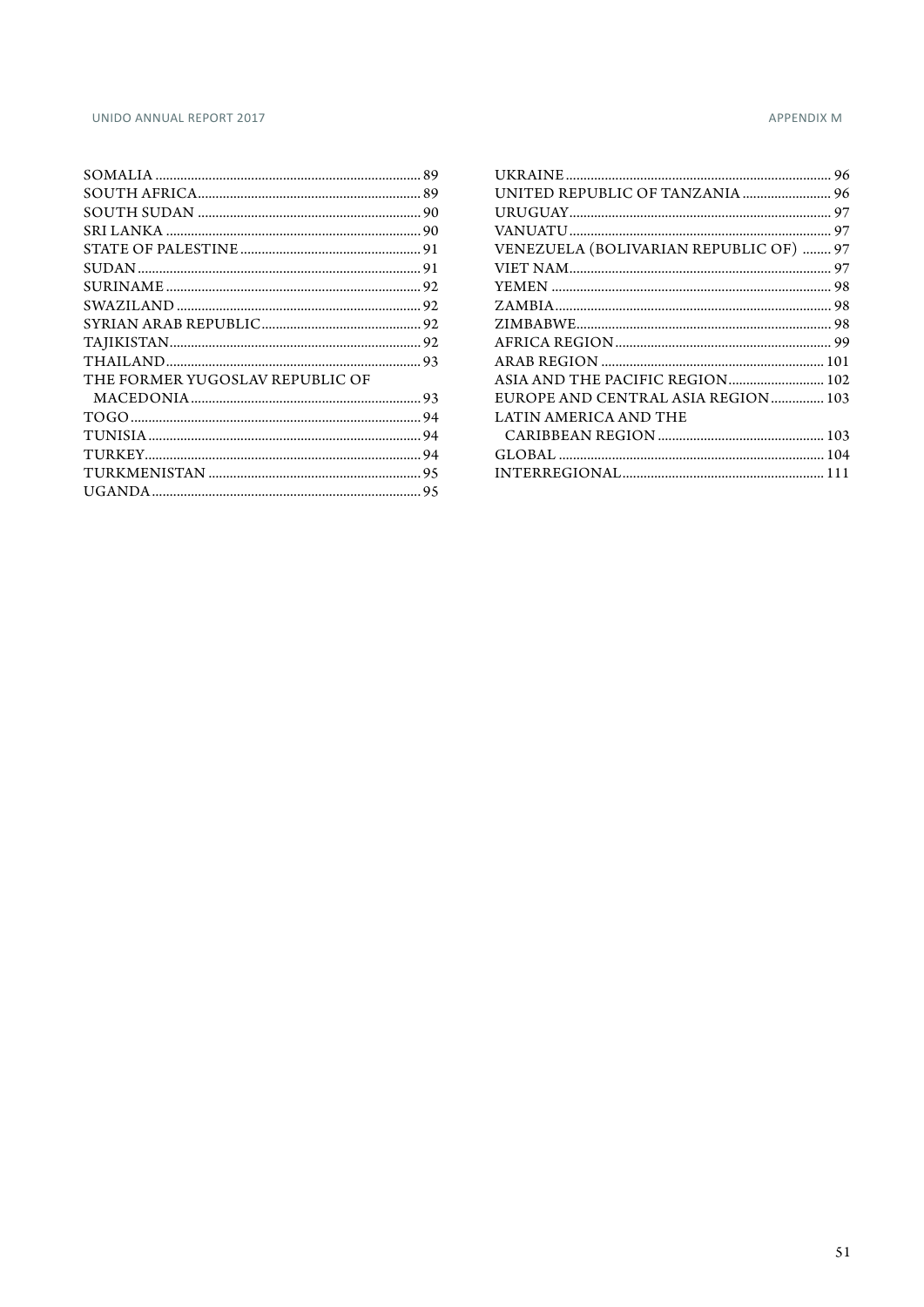SOMALIA .......................................................................... 89
SOUTH AFRICA.............................................................. 89
SOUTH SUDAN .............................................................. 90
SRI LANKA ...................................................................... 90
STATE OF PALESTINE.................................................. 91
SUDAN.............................................................................. 91
SURINAME ...................................................................... 92
SWAZILAND .................................................................... 92
SYRIAN ARAB REPUBLIC............................................ 92
TAJIKISTAN...................................................................... 92
THAILAND........................................................................ 93
THE FORMER YUGOSLAV REPUBLIC OF MACEDONIA................................................................ 93
TOGO................................................................................ 94
TUNISIA............................................................................ 94
TURKEY............................................................................. 94
TURKMENISTAN ............................................................ 95
UGANDA........................................................................... 95
UKRAINE.......................................................................... 96
UNITED REPUBLIC OF TANZANIA ......................... 96
URUGUAY......................................................................... 97
VANUATU......................................................................... 97
VENEZUELA (BOLIVARIAN REPUBLIC OF) ........ 97
VIET NAM......................................................................... 97
YEMEN .............................................................................. 98
ZAMBIA............................................................................. 98
ZIMBABWE....................................................................... 98
AFRICA REGION............................................................ 99
ARAB REGION .............................................................. 101
ASIA AND THE PACIFIC REGION.......................... 102
EUROPE AND CENTRAL ASIA REGION............... 103
LATIN AMERICA AND THE CARIBBEAN REGION .............................................. 103
GLOBAL .......................................................................... 104
INTERREGIONAL........................................................ 111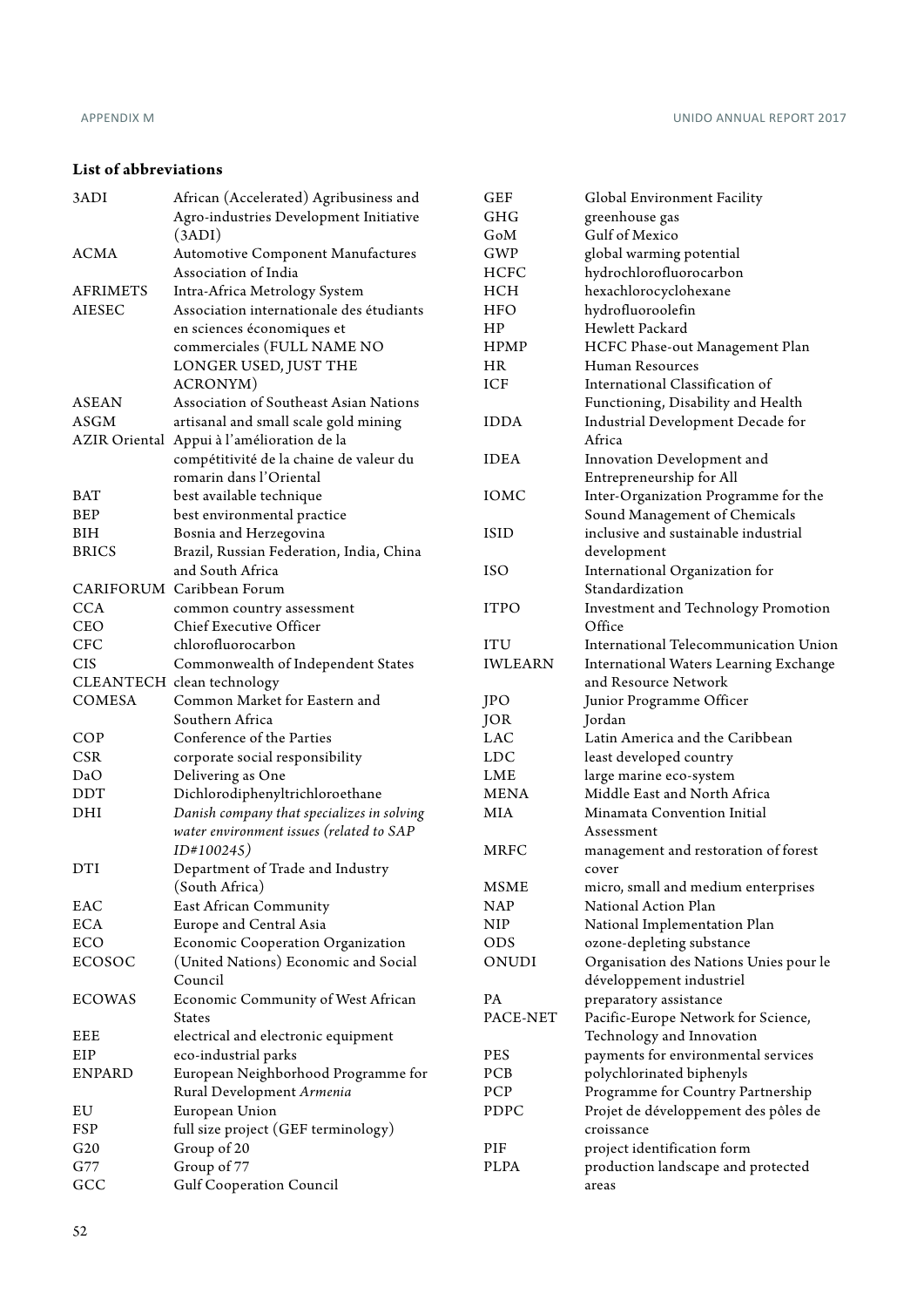### List of abbreviations

| | |
|---|---|
| 3ADI | African (Accelerated) Agribusiness and Agro-industries Development Initiative (3ADI) |
| ACMA | Automotive Component Manufactures Association of India |
| AFRIMETS | Intra-Africa Metrology System |
| AIESEC | Association internationale des étudiants en sciences économiques et commerciales (FULL NAME NO LONGER USED, JUST THE ACRONYM) |
| ASEAN | Association of Southeast Asian Nations |
| ASGM | artisanal and small scale gold mining |
| AZIR Oriental | Appui à l'amélioration de la compétitivité de la chaine de valeur du romarin dans l'Oriental |
| BAT | best available technique |
| BEP | best environmental practice |
| BIH | Bosnia and Herzegovina |
| BRICS | Brazil, Russian Federation, India, China and South Africa |
| CARIFORUM | Caribbean Forum |
| CCA | common country assessment |
| CEO | Chief Executive Officer |
| CFC | chlorofluorocarbon |
| CIS | Commonwealth of Independent States |
| CLEANTECH | clean technology |
| COMESA | Common Market for Eastern and Southern Africa |
| COP | Conference of the Parties |
| CSR | corporate social responsibility |
| DaO | Delivering as One |
| DDT | Dichlorodiphenyltrichloroethane |
| DHI | *Danish company that specializes in solving water environment issues (related to SAP ID#100245)* |
| DTI | Department of Trade and Industry (South Africa) |
| EAC | East African Community |
| ECA | Europe and Central Asia |
| ECO | Economic Cooperation Organization |
| ECOSOC | (United Nations) Economic and Social Council |
| ECOWAS | Economic Community of West African States |
| EEE | electrical and electronic equipment |
| EIP | eco-industrial parks |
| ENPARD | European Neighborhood Programme for Rural Development *Armenia* |
| EU | European Union |
| FSP | full size project (GEF terminology) |
| G20 | Group of 20 |
| G77 | Group of 77 |
| GCC | Gulf Cooperation Council |
| GEF | Global Environment Facility |
| GHG | greenhouse gas |
| GoM | Gulf of Mexico |
| GWP | global warming potential |
| HCFC | hydrochlorofluorocarbon |
| HCH | hexachlorocyclohexane |
| HFO | hydrofluoroolefin |
| HP | Hewlett Packard |
| HPMP | HCFC Phase-out Management Plan |
| HR | Human Resources |
| ICF | International Classification of Functioning, Disability and Health |
| IDDA | Industrial Development Decade for Africa |
| IDEA | Innovation Development and Entrepreneurship for All |
| IOMC | Inter-Organization Programme for the Sound Management of Chemicals |
| ISID | inclusive and sustainable industrial development |
| ISO | International Organization for Standardization |
| ITPO | Investment and Technology Promotion Office |
| ITU | International Telecommunication Union |
| IWLEARN | International Waters Learning Exchange and Resource Network |
| JPO | Junior Programme Officer |
| JOR | Jordan |
| LAC | Latin America and the Caribbean |
| LDC | least developed country |
| LME | large marine eco-system |
| MENA | Middle East and North Africa |
| MIA | Minamata Convention Initial Assessment |
| MRFC | management and restoration of forest cover |
| MSME | micro, small and medium enterprises |
| NAP | National Action Plan |
| NIP | National Implementation Plan |
| ODS | ozone-depleting substance |
| ONUDI | Organisation des Nations Unies pour le développement industriel |
| PA | preparatory assistance |
| PACE-NET | Pacific-Europe Network for Science, Technology and Innovation |
| PES | payments for environmental services |
| PCB | polychlorinated biphenyls |
| PCP | Programme for Country Partnership |
| PDPC | Projet de développement des pôles de croissance |
| PIF | project identification form |
| PLPA | production landscape and protected areas |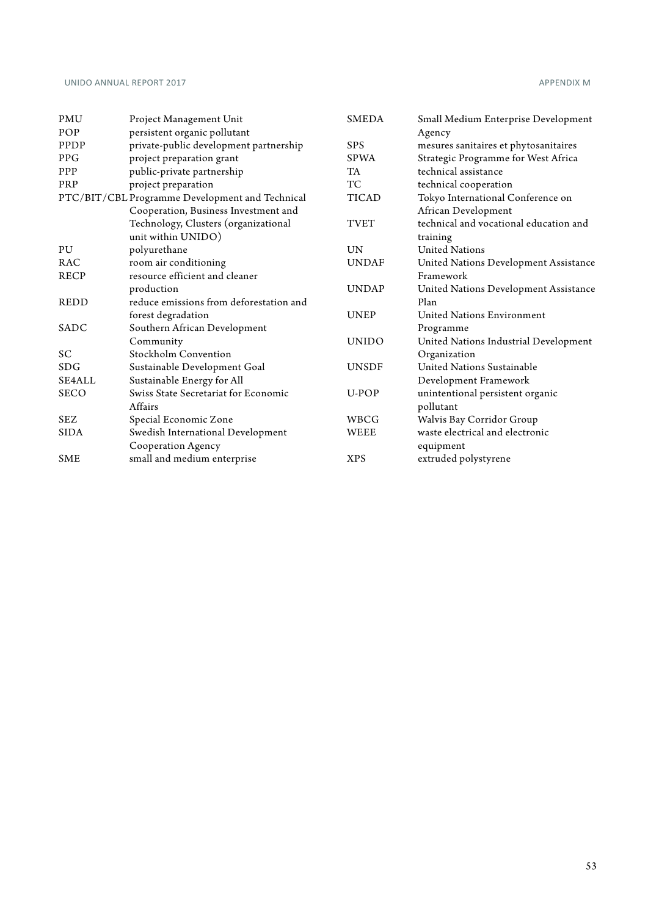| | |
|---|---|
| PMU | Project Management Unit |
| POP | persistent organic pollutant |
| PPDP | private-public development partnership |
| PPG | project preparation grant |
| PPP | public-private partnership |
| PRP | project preparation |
| PTC/BIT/CBL | Programme Development and Technical Cooperation, Business Investment and Technology, Clusters (organizational unit within UNIDO) |
| PU | polyurethane |
| RAC | room air conditioning |
| RECP | resource efficient and cleaner production |
| REDD | reduce emissions from deforestation and forest degradation |
| SADC | Southern African Development Community |
| SC | Stockholm Convention |
| SDG | Sustainable Development Goal |
| SE4ALL | Sustainable Energy for All |
| SECO | Swiss State Secretariat for Economic Affairs |
| SEZ | Special Economic Zone |
| SIDA | Swedish International Development Cooperation Agency |
| SME | small and medium enterprise |
| SMEDA | Small Medium Enterprise Development Agency |
| SPS | mesures sanitaires et phytosanitaires |
| SPWA | Strategic Programme for West Africa |
| TA | technical assistance |
| TC | technical cooperation |
| TICAD | Tokyo International Conference on African Development |
| TVET | technical and vocational education and training |
| UN | United Nations |
| UNDAF | United Nations Development Assistance Framework |
| UNDAP | United Nations Development Assistance Plan |
| UNEP | United Nations Environment Programme |
| UNIDO | United Nations Industrial Development Organization |
| UNSDF | United Nations Sustainable Development Framework |
| U-POP | unintentional persistent organic pollutant |
| WBCG | Walvis Bay Corridor Group |
| WEEE | waste electrical and electronic equipment |
| XPS | extruded polystyrene |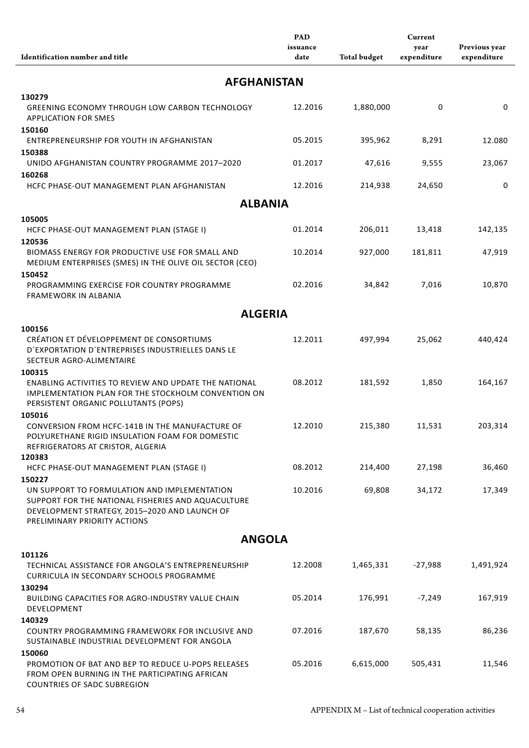| Identification number and title | PAD issuance date | Total budget | Current year expenditure | Previous year expenditure |
|---|---|---|---|---|
| **AFGHANISTAN** | | | | |
| 130279<br>GREENING ECONOMY THROUGH LOW CARBON TECHNOLOGY APPLICATION FOR SMES | 12.2016 | 1,880,000 | 0 | 0 |
| 150160<br>ENTREPRENEURSHIP FOR YOUTH IN AFGHANISTAN | 05.2015 | 395,962 | 8,291 | 12.080 |
| 150388<br>UNIDO AFGHANISTAN COUNTRY PROGRAMME 2017–2020 | 01.2017 | 47,616 | 9,555 | 23,067 |
| 160268<br>HCFC PHASE-OUT MANAGEMENT PLAN AFGHANISTAN | 12.2016 | 214,938 | 24,650 | 0 |
| **ALBANIA** | | | | |
| 105005<br>HCFC PHASE-OUT MANAGEMENT PLAN (STAGE I) | 01.2014 | 206,011 | 13,418 | 142,135 |
| 120536<br>BIOMASS ENERGY FOR PRODUCTIVE USE FOR SMALL AND MEDIUM ENTERPRISES (SMES) IN THE OLIVE OIL SECTOR (CEO) | 10.2014 | 927,000 | 181,811 | 47,919 |
| 150452<br>PROGRAMMING EXERCISE FOR COUNTRY PROGRAMME FRAMEWORK IN ALBANIA | 02.2016 | 34,842 | 7,016 | 10,870 |
| **ALGERIA** | | | | |
| 100156<br>CRÉATION ET DÉVELOPPEMENT DE CONSORTIUMS D´EXPORTATION D´ENTREPRISES INDUSTRIELLES DANS LE SECTEUR AGRO-ALIMENTAIRE | 12.2011 | 497,994 | 25,062 | 440,424 |
| 100315<br>ENABLING ACTIVITIES TO REVIEW AND UPDATE THE NATIONAL IMPLEMENTATION PLAN FOR THE STOCKHOLM CONVENTION ON PERSISTENT ORGANIC POLLUTANTS (POPS) | 08.2012 | 181,592 | 1,850 | 164,167 |
| 105016<br>CONVERSION FROM HCFC-141B IN THE MANUFACTURE OF POLYURETHANE RIGID INSULATION FOAM FOR DOMESTIC REFRIGERATORS AT CRISTOR, ALGERIA | 12.2010 | 215,380 | 11,531 | 203,314 |
| 120383<br>HCFC PHASE-OUT MANAGEMENT PLAN (STAGE I) | 08.2012 | 214,400 | 27,198 | 36,460 |
| 150227<br>UN SUPPORT TO FORMULATION AND IMPLEMENTATION SUPPORT FOR THE NATIONAL FISHERIES AND AQUACULTURE DEVELOPMENT STRATEGY, 2015–2020 AND LAUNCH OF PRELIMINARY PRIORITY ACTIONS | 10.2016 | 69,808 | 34,172 | 17,349 |
| **ANGOLA** | | | | |
| 101126<br>TECHNICAL ASSISTANCE FOR ANGOLA'S ENTREPRENEURSHIP CURRICULA IN SECONDARY SCHOOLS PROGRAMME | 12.2008 | 1,465,331 | -27,988 | 1,491,924 |
| 130294<br>BUILDING CAPACITIES FOR AGRO-INDUSTRY VALUE CHAIN DEVELOPMENT | 05.2014 | 176,991 | -7,249 | 167,919 |
| 140329<br>COUNTRY PROGRAMMING FRAMEWORK FOR INCLUSIVE AND SUSTAINABLE INDUSTRIAL DEVELOPMENT FOR ANGOLA | 07.2016 | 187,670 | 58,135 | 86,236 |
| 150060<br>PROMOTION OF BAT AND BEP TO REDUCE U-POPS RELEASES FROM OPEN BURNING IN THE PARTICIPATING AFRICAN COUNTRIES OF SADC SUBREGION | 05.2016 | 6,615,000 | 505,431 | 11,546 |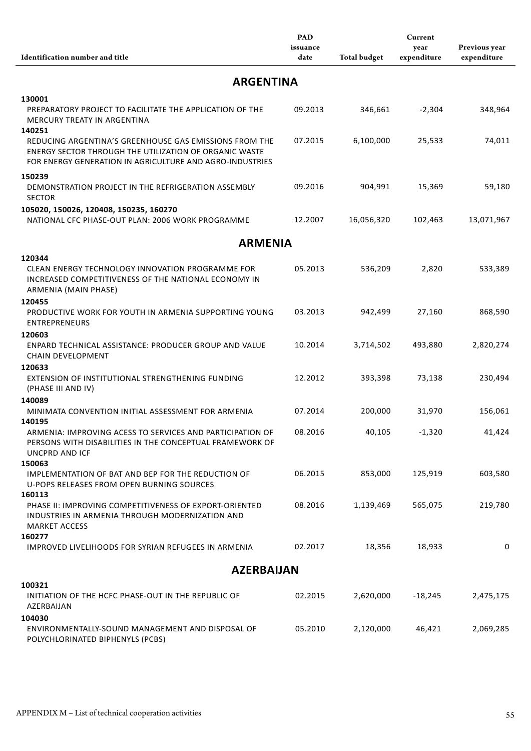| Identification number and title | PAD issuance date | Total budget | Current year expenditure | Previous year expenditure |
|---|---|---|---|---|
| **ARGENTINA** | | | | |
| **130001** PREPARATORY PROJECT TO FACILITATE THE APPLICATION OF THE MERCURY TREATY IN ARGENTINA | 09.2013 | 346,661 | -2,304 | 348,964 |
| **140251** REDUCING ARGENTINA'S GREENHOUSE GAS EMISSIONS FROM THE ENERGY SECTOR THROUGH THE UTILIZATION OF ORGANIC WASTE FOR ENERGY GENERATION IN AGRICULTURE AND AGRO-INDUSTRIES | 07.2015 | 6,100,000 | 25,533 | 74,011 |
| **150239** DEMONSTRATION PROJECT IN THE REFRIGERATION ASSEMBLY SECTOR | 09.2016 | 904,991 | 15,369 | 59,180 |
| **105020, 150026, 120408, 150235, 160270** NATIONAL CFC PHASE-OUT PLAN: 2006 WORK PROGRAMME | 12.2007 | 16,056,320 | 102,463 | 13,071,967 |
| **ARMENIA** | | | | |
| **120344** CLEAN ENERGY TECHNOLOGY INNOVATION PROGRAMME FOR INCREASED COMPETITIVENESS OF THE NATIONAL ECONOMY IN ARMENIA (MAIN PHASE) | 05.2013 | 536,209 | 2,820 | 533,389 |
| **120455** PRODUCTIVE WORK FOR YOUTH IN ARMENIA SUPPORTING YOUNG ENTREPRENEURS | 03.2013 | 942,499 | 27,160 | 868,590 |
| **120603** ENPARD TECHNICAL ASSISTANCE: PRODUCER GROUP AND VALUE CHAIN DEVELOPMENT | 10.2014 | 3,714,502 | 493,880 | 2,820,274 |
| **120633** EXTENSION OF INSTITUTIONAL STRENGTHENING FUNDING (PHASE III AND IV) | 12.2012 | 393,398 | 73,138 | 230,494 |
| **140089** MINIMATA CONVENTION INITIAL ASSESSMENT FOR ARMENIA | 07.2014 | 200,000 | 31,970 | 156,061 |
| **140195** ARMENIA: IMPROVING ACESS TO SERVICES AND PARTICIPATION OF PERSONS WITH DISABILITIES IN THE CONCEPTUAL FRAMEWORK OF UNCPRD AND ICF | 08.2016 | 40,105 | -1,320 | 41,424 |
| **150063** IMPLEMENTATION OF BAT AND BEP FOR THE REDUCTION OF U-POPS RELEASES FROM OPEN BURNING SOURCES | 06.2015 | 853,000 | 125,919 | 603,580 |
| **160113** PHASE II: IMPROVING COMPETITIVENESS OF EXPORT-ORIENTED INDUSTRIES IN ARMENIA THROUGH MODERNIZATION AND MARKET ACCESS | 08.2016 | 1,139,469 | 565,075 | 219,780 |
| **160277** IMPROVED LIVELIHOODS FOR SYRIAN REFUGEES IN ARMENIA | 02.2017 | 18,356 | 18,933 | 0 |
| **AZERBAIJAN** | | | | |
| **100321** INITIATION OF THE HCFC PHASE-OUT IN THE REPUBLIC OF AZERBAIJAN | 02.2015 | 2,620,000 | -18,245 | 2,475,175 |
| **104030** ENVIRONMENTALLY-SOUND MANAGEMENT AND DISPOSAL OF POLYCHLORINATED BIPHENYLS (PCBS) | 05.2010 | 2,120,000 | 46,421 | 2,069,285 |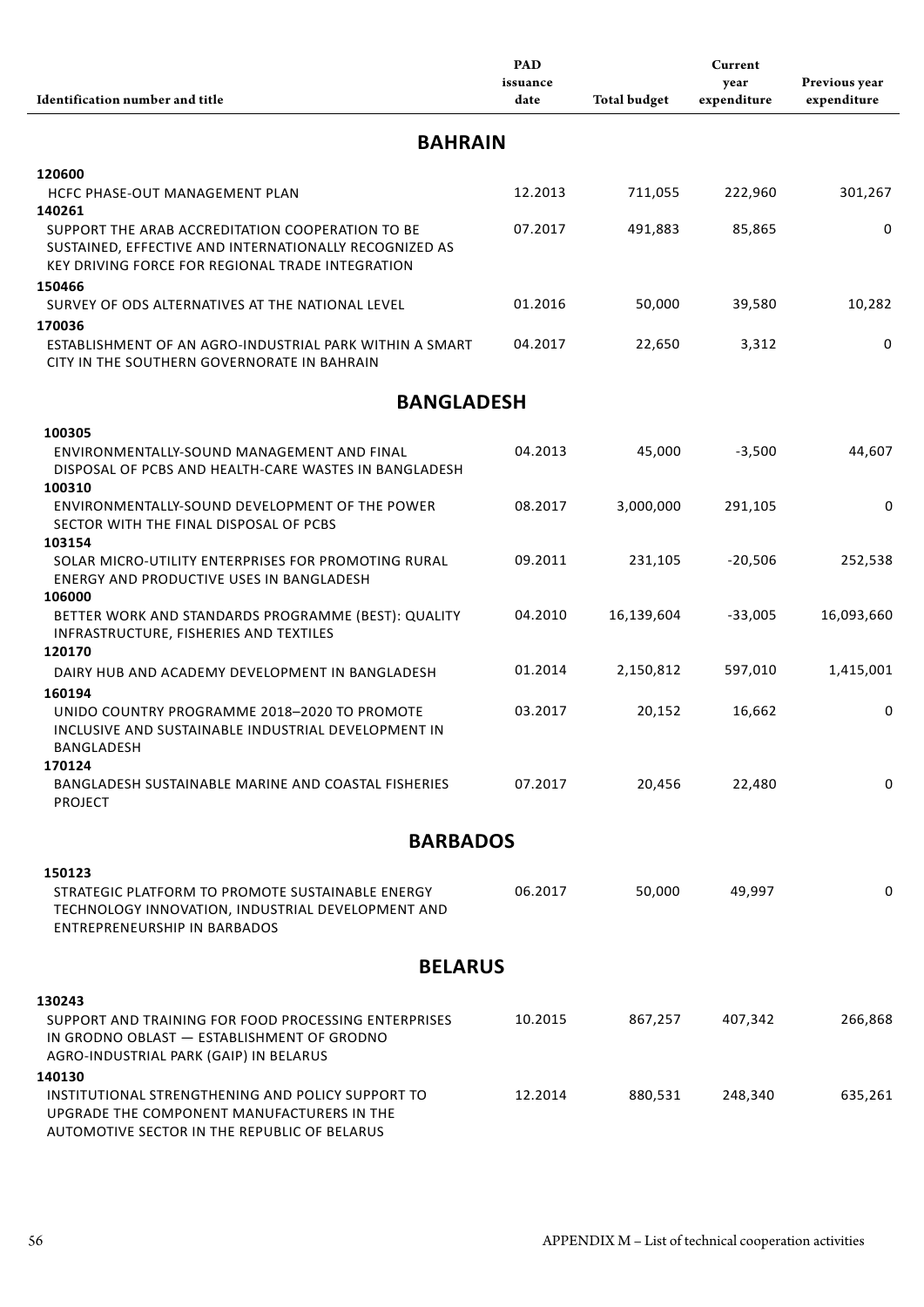| Identification number and title | PAD issuance date | Total budget | Current year expenditure | Previous year expenditure |
|---|---|---|---|---|
| **BAHRAIN** | | | | |
| **120600** HCFC PHASE-OUT MANAGEMENT PLAN | 12.2013 | 711,055 | 222,960 | 301,267 |
| **140261** SUPPORT THE ARAB ACCREDITATION COOPERATION TO BE SUSTAINED, EFFECTIVE AND INTERNATIONALLY RECOGNIZED AS KEY DRIVING FORCE FOR REGIONAL TRADE INTEGRATION | 07.2017 | 491,883 | 85,865 | 0 |
| **150466** SURVEY OF ODS ALTERNATIVES AT THE NATIONAL LEVEL | 01.2016 | 50,000 | 39,580 | 10,282 |
| **170036** ESTABLISHMENT OF AN AGRO-INDUSTRIAL PARK WITHIN A SMART CITY IN THE SOUTHERN GOVERNORATE IN BAHRAIN | 04.2017 | 22,650 | 3,312 | 0 |
| **BANGLADESH** | | | | |
| **100305** ENVIRONMENTALLY-SOUND MANAGEMENT AND FINAL DISPOSAL OF PCBS AND HEALTH-CARE WASTES IN BANGLADESH | 04.2013 | 45,000 | -3,500 | 44,607 |
| **100310** ENVIRONMENTALLY-SOUND DEVELOPMENT OF THE POWER SECTOR WITH THE FINAL DISPOSAL OF PCBS | 08.2017 | 3,000,000 | 291,105 | 0 |
| **103154** SOLAR MICRO-UTILITY ENTERPRISES FOR PROMOTING RURAL ENERGY AND PRODUCTIVE USES IN BANGLADESH | 09.2011 | 231,105 | -20,506 | 252,538 |
| **106000** BETTER WORK AND STANDARDS PROGRAMME (BEST): QUALITY INFRASTRUCTURE, FISHERIES AND TEXTILES | 04.2010 | 16,139,604 | -33,005 | 16,093,660 |
| **120170** DAIRY HUB AND ACADEMY DEVELOPMENT IN BANGLADESH | 01.2014 | 2,150,812 | 597,010 | 1,415,001 |
| **160194** UNIDO COUNTRY PROGRAMME 2018–2020 TO PROMOTE INCLUSIVE AND SUSTAINABLE INDUSTRIAL DEVELOPMENT IN BANGLADESH | 03.2017 | 20,152 | 16,662 | 0 |
| **170124** BANGLADESH SUSTAINABLE MARINE AND COASTAL FISHERIES PROJECT | 07.2017 | 20,456 | 22,480 | 0 |
| **BARBADOS** | | | | |
| **150123** STRATEGIC PLATFORM TO PROMOTE SUSTAINABLE ENERGY TECHNOLOGY INNOVATION, INDUSTRIAL DEVELOPMENT AND ENTREPRENEURSHIP IN BARBADOS | 06.2017 | 50,000 | 49,997 | 0 |
| **BELARUS** | | | | |
| **130243** SUPPORT AND TRAINING FOR FOOD PROCESSING ENTERPRISES IN GRODNO OBLAST — ESTABLISHMENT OF GRODNO AGRO-INDUSTRIAL PARK (GAIP) IN BELARUS | 10.2015 | 867,257 | 407,342 | 266,868 |
| **140130** INSTITUTIONAL STRENGTHENING AND POLICY SUPPORT TO UPGRADE THE COMPONENT MANUFACTURERS IN THE AUTOMOTIVE SECTOR IN THE REPUBLIC OF BELARUS | 12.2014 | 880,531 | 248,340 | 635,261 |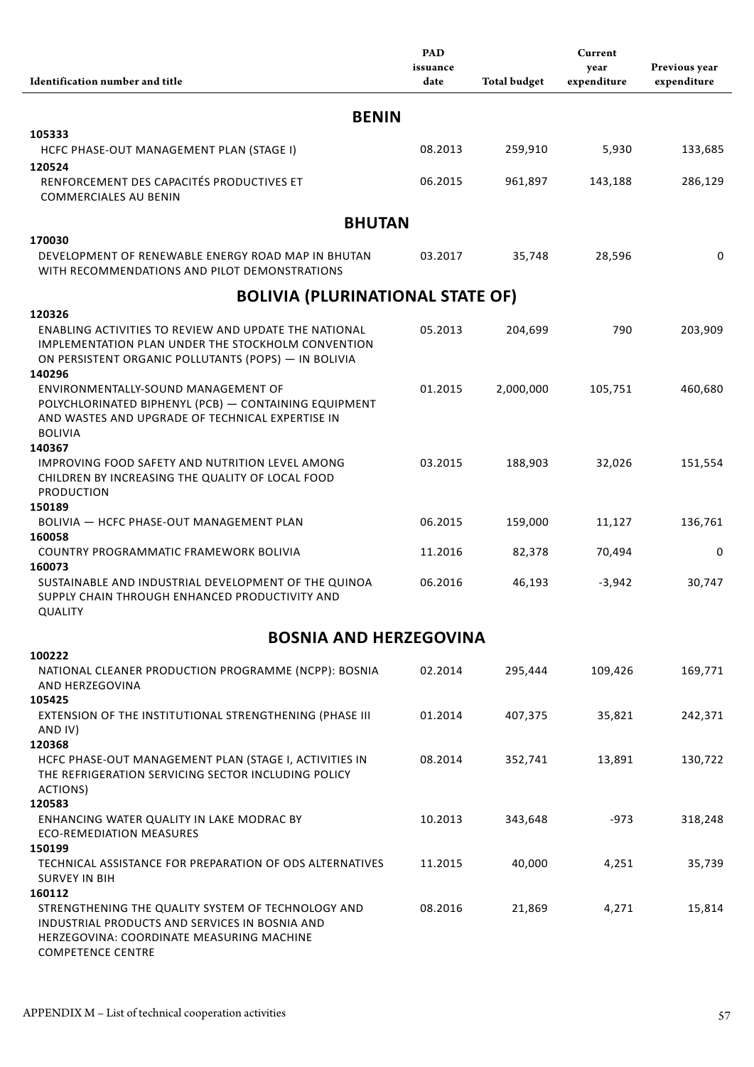| Identification number and title | PAD issuance date | Total budget | Current year expenditure | Previous year expenditure |
|---|---|---|---|---|
| **BENIN** | | | | |
| **105333** | | | | |
| HCFC PHASE-OUT MANAGEMENT PLAN (STAGE I) | 08.2013 | 259,910 | 5,930 | 133,685 |
| **120524** | | | | |
| RENFORCEMENT DES CAPACITÉS PRODUCTIVES ET COMMERCIALES AU BENIN | 06.2015 | 961,897 | 143,188 | 286,129 |
| **BHUTAN** | | | | |
| **170030** | | | | |
| DEVELOPMENT OF RENEWABLE ENERGY ROAD MAP IN BHUTAN WITH RECOMMENDATIONS AND PILOT DEMONSTRATIONS | 03.2017 | 35,748 | 28,596 | 0 |
| **BOLIVIA (PLURINATIONAL STATE OF)** | | | | |
| **120326** | | | | |
| ENABLING ACTIVITIES TO REVIEW AND UPDATE THE NATIONAL IMPLEMENTATION PLAN UNDER THE STOCKHOLM CONVENTION ON PERSISTENT ORGANIC POLLUTANTS (POPS) — IN BOLIVIA | 05.2013 | 204,699 | 790 | 203,909 |
| **140296** | | | | |
| ENVIRONMENTALLY-SOUND MANAGEMENT OF POLYCHLORINATED BIPHENYL (PCB) — CONTAINING EQUIPMENT AND WASTES AND UPGRADE OF TECHNICAL EXPERTISE IN BOLIVIA | 01.2015 | 2,000,000 | 105,751 | 460,680 |
| **140367** | | | | |
| IMPROVING FOOD SAFETY AND NUTRITION LEVEL AMONG CHILDREN BY INCREASING THE QUALITY OF LOCAL FOOD PRODUCTION | 03.2015 | 188,903 | 32,026 | 151,554 |
| **150189** | | | | |
| BOLIVIA — HCFC PHASE-OUT MANAGEMENT PLAN | 06.2015 | 159,000 | 11,127 | 136,761 |
| **160058** | | | | |
| COUNTRY PROGRAMMATIC FRAMEWORK BOLIVIA | 11.2016 | 82,378 | 70,494 | 0 |
| **160073** | | | | |
| SUSTAINABLE AND INDUSTRIAL DEVELOPMENT OF THE QUINOA SUPPLY CHAIN THROUGH ENHANCED PRODUCTIVITY AND QUALITY | 06.2016 | 46,193 | -3,942 | 30,747 |
| **BOSNIA AND HERZEGOVINA** | | | | |
| **100222** | | | | |
| NATIONAL CLEANER PRODUCTION PROGRAMME (NCPP): BOSNIA AND HERZEGOVINA | 02.2014 | 295,444 | 109,426 | 169,771 |
| **105425** | | | | |
| EXTENSION OF THE INSTITUTIONAL STRENGTHENING (PHASE III AND IV) | 01.2014 | 407,375 | 35,821 | 242,371 |
| **120368** | | | | |
| HCFC PHASE-OUT MANAGEMENT PLAN (STAGE I, ACTIVITIES IN THE REFRIGERATION SERVICING SECTOR INCLUDING POLICY ACTIONS) | 08.2014 | 352,741 | 13,891 | 130,722 |
| **120583** | | | | |
| ENHANCING WATER QUALITY IN LAKE MODRAC BY ECO-REMEDIATION MEASURES | 10.2013 | 343,648 | -973 | 318,248 |
| **150199** | | | | |
| TECHNICAL ASSISTANCE FOR PREPARATION OF ODS ALTERNATIVES SURVEY IN BIH | 11.2015 | 40,000 | 4,251 | 35,739 |
| **160112** | | | | |
| STRENGTHENING THE QUALITY SYSTEM OF TECHNOLOGY AND INDUSTRIAL PRODUCTS AND SERVICES IN BOSNIA AND HERZEGOVINA: COORDINATE MEASURING MACHINE COMPETENCE CENTRE | 08.2016 | 21,869 | 4,271 | 15,814 |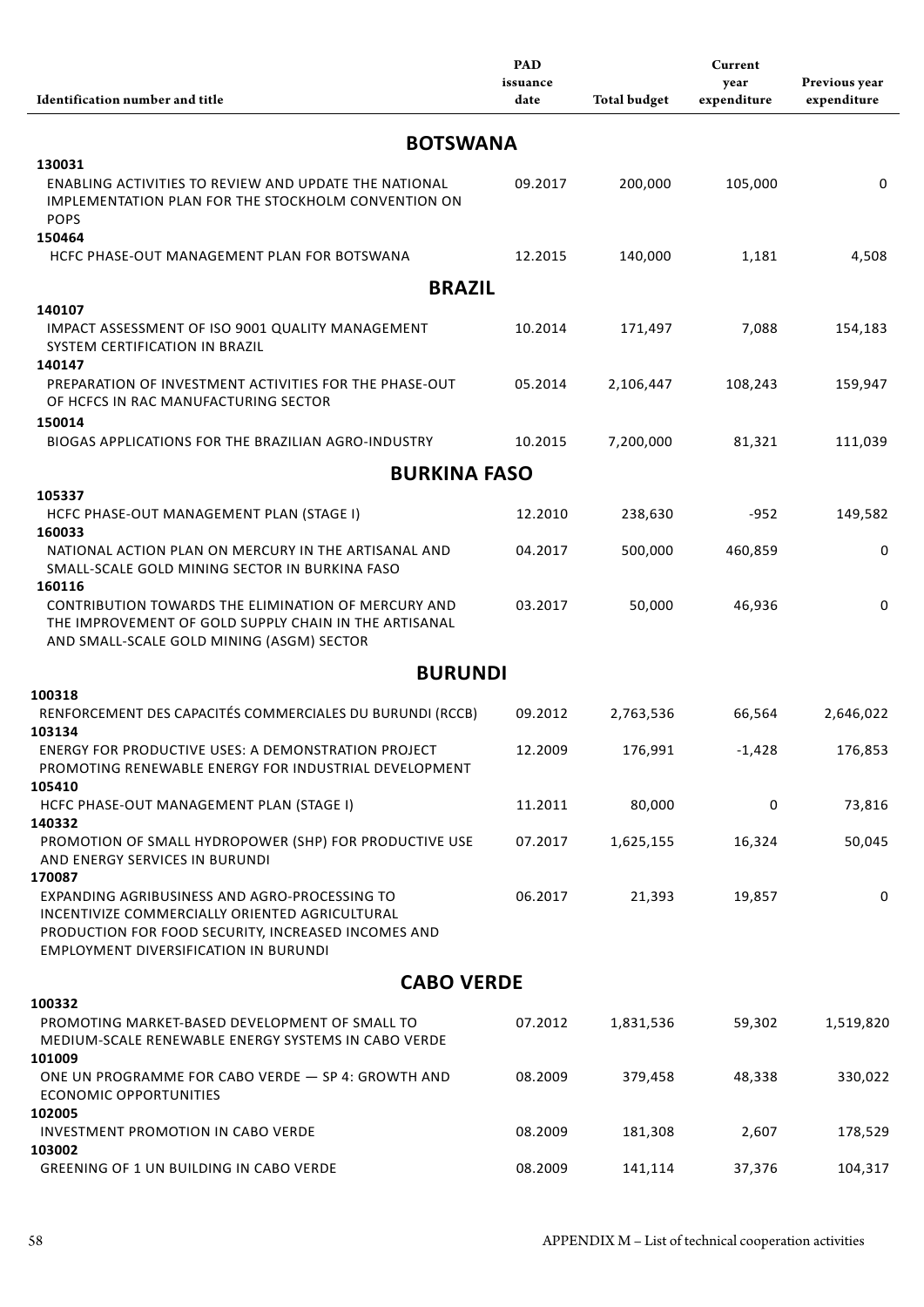| Identification number and title | PAD issuance date | Total budget | Current year expenditure | Previous year expenditure |
|---|---|---|---|---|
| **BOTSWANA** | | | | |
| **130031** | | | | |
| ENABLING ACTIVITIES TO REVIEW AND UPDATE THE NATIONAL IMPLEMENTATION PLAN FOR THE STOCKHOLM CONVENTION ON POPS | 09.2017 | 200,000 | 105,000 | 0 |
| **150464** | | | | |
| HCFC PHASE-OUT MANAGEMENT PLAN FOR BOTSWANA | 12.2015 | 140,000 | 1,181 | 4,508 |
| **BRAZIL** | | | | |
| **140107** | | | | |
| IMPACT ASSESSMENT OF ISO 9001 QUALITY MANAGEMENT SYSTEM CERTIFICATION IN BRAZIL | 10.2014 | 171,497 | 7,088 | 154,183 |
| **140147** | | | | |
| PREPARATION OF INVESTMENT ACTIVITIES FOR THE PHASE-OUT OF HCFCS IN RAC MANUFACTURING SECTOR | 05.2014 | 2,106,447 | 108,243 | 159,947 |
| **150014** | | | | |
| BIOGAS APPLICATIONS FOR THE BRAZILIAN AGRO-INDUSTRY | 10.2015 | 7,200,000 | 81,321 | 111,039 |
| **BURKINA FASO** | | | | |
| **105337** | | | | |
| HCFC PHASE-OUT MANAGEMENT PLAN (STAGE I) | 12.2010 | 238,630 | -952 | 149,582 |
| **160033** | | | | |
| NATIONAL ACTION PLAN ON MERCURY IN THE ARTISANAL AND SMALL-SCALE GOLD MINING SECTOR IN BURKINA FASO | 04.2017 | 500,000 | 460,859 | 0 |
| **160116** | | | | |
| CONTRIBUTION TOWARDS THE ELIMINATION OF MERCURY AND THE IMPROVEMENT OF GOLD SUPPLY CHAIN IN THE ARTISANAL AND SMALL-SCALE GOLD MINING (ASGM) SECTOR | 03.2017 | 50,000 | 46,936 | 0 |
| **BURUNDI** | | | | |
| **100318** | | | | |
| RENFORCEMENT DES CAPACITÉS COMMERCIALES DU BURUNDI (RCCB) | 09.2012 | 2,763,536 | 66,564 | 2,646,022 |
| **103134** | | | | |
| ENERGY FOR PRODUCTIVE USES: A DEMONSTRATION PROJECT PROMOTING RENEWABLE ENERGY FOR INDUSTRIAL DEVELOPMENT | 12.2009 | 176,991 | -1,428 | 176,853 |
| **105410** | | | | |
| HCFC PHASE-OUT MANAGEMENT PLAN (STAGE I) | 11.2011 | 80,000 | 0 | 73,816 |
| **140332** | | | | |
| PROMOTION OF SMALL HYDROPOWER (SHP) FOR PRODUCTIVE USE AND ENERGY SERVICES IN BURUNDI | 07.2017 | 1,625,155 | 16,324 | 50,045 |
| **170087** | | | | |
| EXPANDING AGRIBUSINESS AND AGRO-PROCESSING TO INCENTIVIZE COMMERCIALLY ORIENTED AGRICULTURAL PRODUCTION FOR FOOD SECURITY, INCREASED INCOMES AND EMPLOYMENT DIVERSIFICATION IN BURUNDI | 06.2017 | 21,393 | 19,857 | 0 |
| **CABO VERDE** | | | | |
| **100332** | | | | |
| PROMOTING MARKET-BASED DEVELOPMENT OF SMALL TO MEDIUM-SCALE RENEWABLE ENERGY SYSTEMS IN CABO VERDE | 07.2012 | 1,831,536 | 59,302 | 1,519,820 |
| **101009** | | | | |
| ONE UN PROGRAMME FOR CABO VERDE — SP 4: GROWTH AND ECONOMIC OPPORTUNITIES | 08.2009 | 379,458 | 48,338 | 330,022 |
| **102005** | | | | |
| INVESTMENT PROMOTION IN CABO VERDE | 08.2009 | 181,308 | 2,607 | 178,529 |
| **103002** | | | | |
| GREENING OF 1 UN BUILDING IN CABO VERDE | 08.2009 | 141,114 | 37,376 | 104,317 |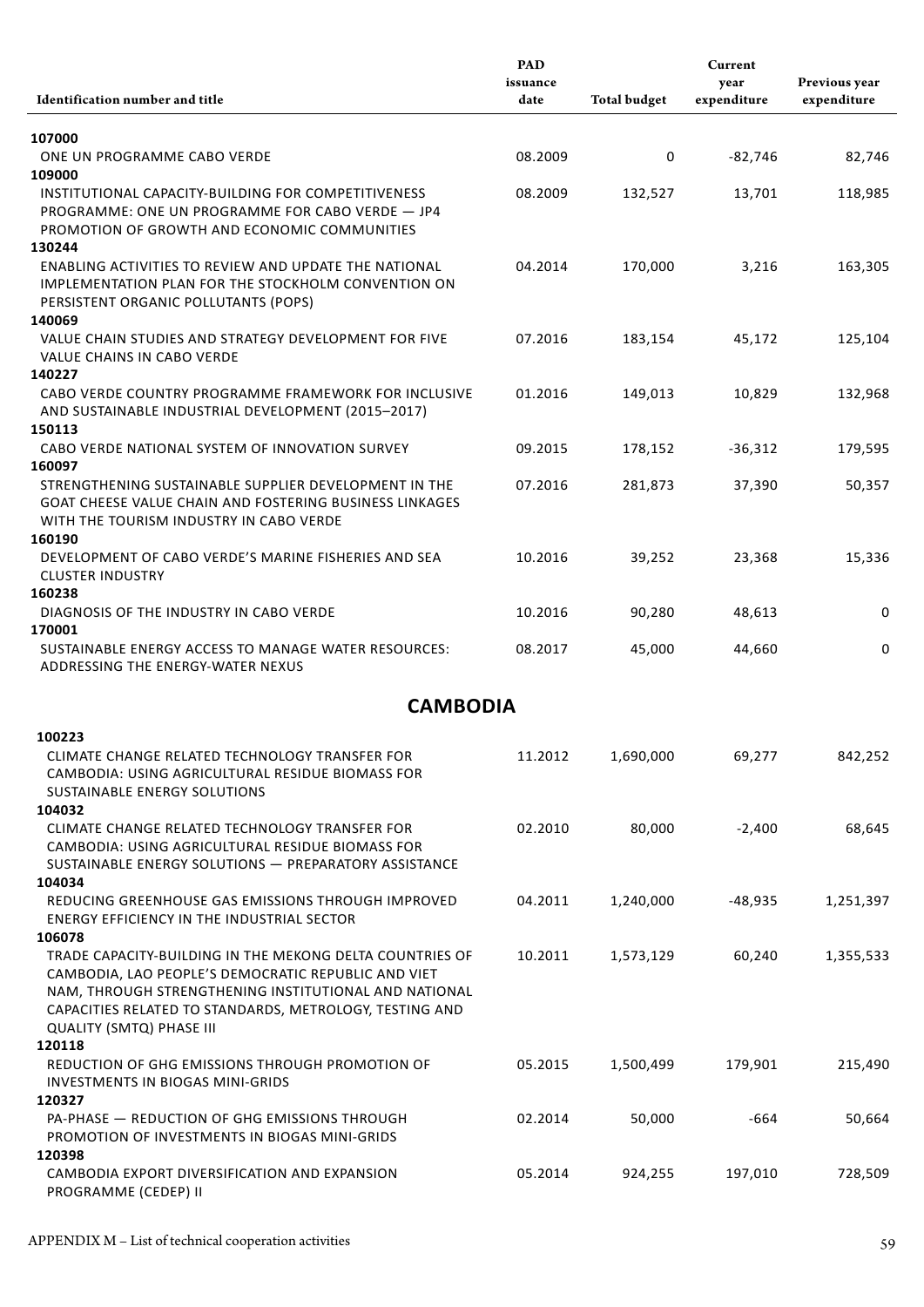| Identification number and title | PAD issuance date | Total budget | Current year expenditure | Previous year expenditure |
|---|---|---|---|---|
| **107000** | | | | |
| ONE UN PROGRAMME CABO VERDE | 08.2009 | 0 | -82,746 | 82,746 |
| **109000** | | | | |
| INSTITUTIONAL CAPACITY-BUILDING FOR COMPETITIVENESS PROGRAMME: ONE UN PROGRAMME FOR CABO VERDE — JP4 PROMOTION OF GROWTH AND ECONOMIC COMMUNITIES | 08.2009 | 132,527 | 13,701 | 118,985 |
| **130244** | | | | |
| ENABLING ACTIVITIES TO REVIEW AND UPDATE THE NATIONAL IMPLEMENTATION PLAN FOR THE STOCKHOLM CONVENTION ON PERSISTENT ORGANIC POLLUTANTS (POPS) | 04.2014 | 170,000 | 3,216 | 163,305 |
| **140069** | | | | |
| VALUE CHAIN STUDIES AND STRATEGY DEVELOPMENT FOR FIVE VALUE CHAINS IN CABO VERDE | 07.2016 | 183,154 | 45,172 | 125,104 |
| **140227** | | | | |
| CABO VERDE COUNTRY PROGRAMME FRAMEWORK FOR INCLUSIVE AND SUSTAINABLE INDUSTRIAL DEVELOPMENT (2015–2017) | 01.2016 | 149,013 | 10,829 | 132,968 |
| **150113** | | | | |
| CABO VERDE NATIONAL SYSTEM OF INNOVATION SURVEY | 09.2015 | 178,152 | -36,312 | 179,595 |
| **160097** | | | | |
| STRENGTHENING SUSTAINABLE SUPPLIER DEVELOPMENT IN THE GOAT CHEESE VALUE CHAIN AND FOSTERING BUSINESS LINKAGES WITH THE TOURISM INDUSTRY IN CABO VERDE | 07.2016 | 281,873 | 37,390 | 50,357 |
| **160190** | | | | |
| DEVELOPMENT OF CABO VERDE'S MARINE FISHERIES AND SEA CLUSTER INDUSTRY | 10.2016 | 39,252 | 23,368 | 15,336 |
| **160238** | | | | |
| DIAGNOSIS OF THE INDUSTRY IN CABO VERDE | 10.2016 | 90,280 | 48,613 | 0 |
| **170001** | | | | |
| SUSTAINABLE ENERGY ACCESS TO MANAGE WATER RESOURCES: ADDRESSING THE ENERGY-WATER NEXUS | 08.2017 | 45,000 | 44,660 | 0 |

## CAMBODIA

| Identification number and title | PAD issuance date | Total budget | Current year expenditure | Previous year expenditure |
|---|---|---|---|---|
| **100223** | | | | |
| CLIMATE CHANGE RELATED TECHNOLOGY TRANSFER FOR CAMBODIA: USING AGRICULTURAL RESIDUE BIOMASS FOR SUSTAINABLE ENERGY SOLUTIONS | 11.2012 | 1,690,000 | 69,277 | 842,252 |
| **104032** | | | | |
| CLIMATE CHANGE RELATED TECHNOLOGY TRANSFER FOR CAMBODIA: USING AGRICULTURAL RESIDUE BIOMASS FOR SUSTAINABLE ENERGY SOLUTIONS — PREPARATORY ASSISTANCE | 02.2010 | 80,000 | -2,400 | 68,645 |
| **104034** | | | | |
| REDUCING GREENHOUSE GAS EMISSIONS THROUGH IMPROVED ENERGY EFFICIENCY IN THE INDUSTRIAL SECTOR | 04.2011 | 1,240,000 | -48,935 | 1,251,397 |
| **106078** | | | | |
| TRADE CAPACITY-BUILDING IN THE MEKONG DELTA COUNTRIES OF CAMBODIA, LAO PEOPLE'S DEMOCRATIC REPUBLIC AND VIET NAM, THROUGH STRENGTHENING INSTITUTIONAL AND NATIONAL CAPACITIES RELATED TO STANDARDS, METROLOGY, TESTING AND QUALITY (SMTQ) PHASE III | 10.2011 | 1,573,129 | 60,240 | 1,355,533 |
| **120118** | | | | |
| REDUCTION OF GHG EMISSIONS THROUGH PROMOTION OF INVESTMENTS IN BIOGAS MINI-GRIDS | 05.2015 | 1,500,499 | 179,901 | 215,490 |
| **120327** | | | | |
| PA-PHASE — REDUCTION OF GHG EMISSIONS THROUGH PROMOTION OF INVESTMENTS IN BIOGAS MINI-GRIDS | 02.2014 | 50,000 | -664 | 50,664 |
| **120398** | | | | |
| CAMBODIA EXPORT DIVERSIFICATION AND EXPANSION PROGRAMME (CEDEP) II | 05.2014 | 924,255 | 197,010 | 728,509 |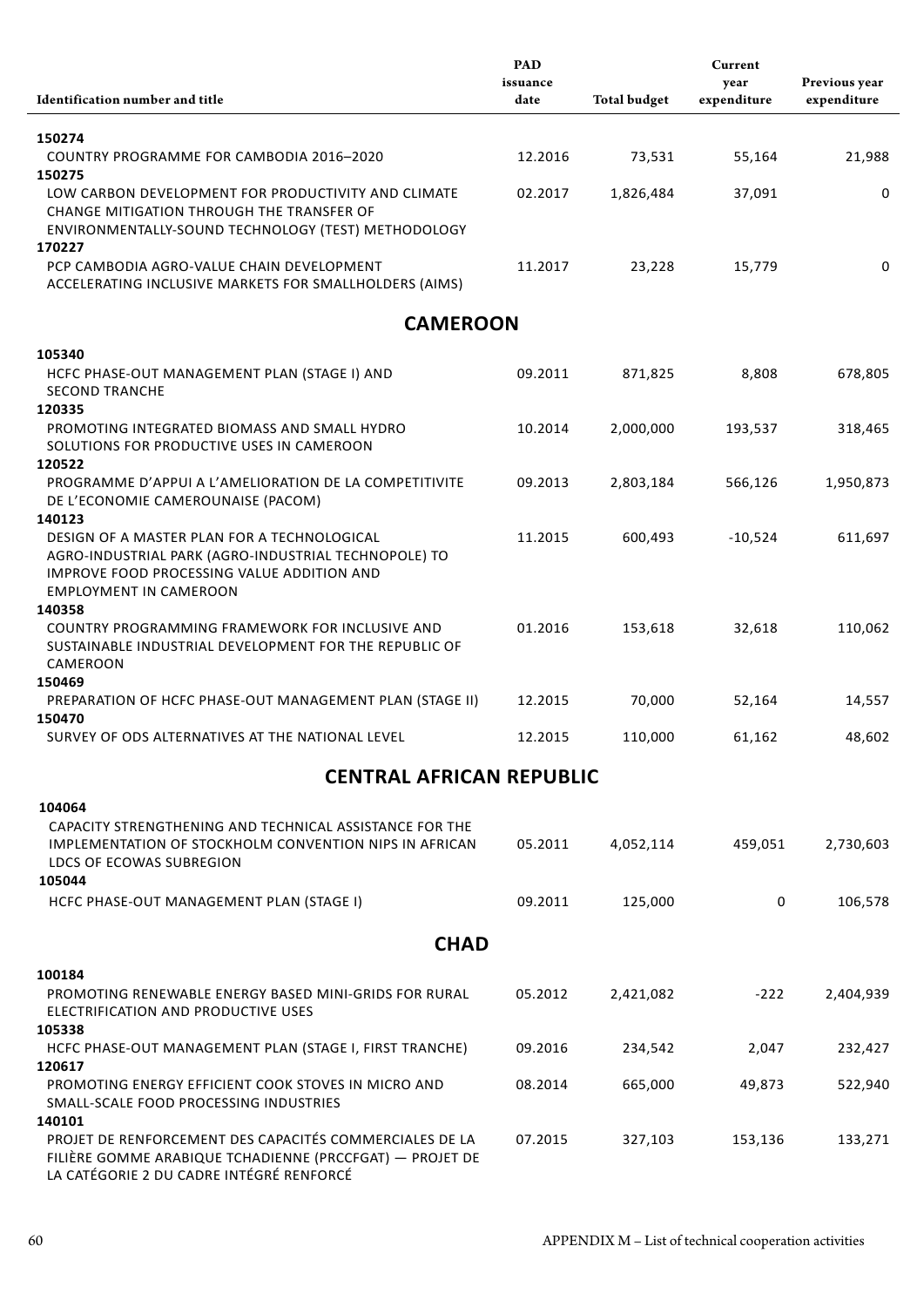| Identification number and title | PAD issuance date | Total budget | Current year expenditure | Previous year expenditure |
|---|---|---|---|---|
| **150274** | | | | |
| COUNTRY PROGRAMME FOR CAMBODIA 2016–2020 | 12.2016 | 73,531 | 55,164 | 21,988 |
| **150275** | | | | |
| LOW CARBON DEVELOPMENT FOR PRODUCTIVITY AND CLIMATE CHANGE MITIGATION THROUGH THE TRANSFER OF ENVIRONMENTALLY-SOUND TECHNOLOGY (TEST) METHODOLOGY | 02.2017 | 1,826,484 | 37,091 | 0 |
| **170227** | | | | |
| PCP CAMBODIA AGRO-VALUE CHAIN DEVELOPMENT ACCELERATING INCLUSIVE MARKETS FOR SMALLHOLDERS (AIMS) | 11.2017 | 23,228 | 15,779 | 0 |

## CAMEROON

| Identification number and title | PAD issuance date | Total budget | Current year expenditure | Previous year expenditure |
|---|---|---|---|---|
| **105340** | | | | |
| HCFC PHASE-OUT MANAGEMENT PLAN (STAGE I) AND SECOND TRANCHE | 09.2011 | 871,825 | 8,808 | 678,805 |
| **120335** | | | | |
| PROMOTING INTEGRATED BIOMASS AND SMALL HYDRO SOLUTIONS FOR PRODUCTIVE USES IN CAMEROON | 10.2014 | 2,000,000 | 193,537 | 318,465 |
| **120522** | | | | |
| PROGRAMME D'APPUI A L'AMELIORATION DE LA COMPETITIVITE DE L'ECONOMIE CAMEROUNAISE (PACOM) | 09.2013 | 2,803,184 | 566,126 | 1,950,873 |
| **140123** | | | | |
| DESIGN OF A MASTER PLAN FOR A TECHNOLOGICAL AGRO-INDUSTRIAL PARK (AGRO-INDUSTRIAL TECHNOPOLE) TO IMPROVE FOOD PROCESSING VALUE ADDITION AND EMPLOYMENT IN CAMEROON | 11.2015 | 600,493 | -10,524 | 611,697 |
| **140358** | | | | |
| COUNTRY PROGRAMMING FRAMEWORK FOR INCLUSIVE AND SUSTAINABLE INDUSTRIAL DEVELOPMENT FOR THE REPUBLIC OF CAMEROON | 01.2016 | 153,618 | 32,618 | 110,062 |
| **150469** | | | | |
| PREPARATION OF HCFC PHASE-OUT MANAGEMENT PLAN (STAGE II) | 12.2015 | 70,000 | 52,164 | 14,557 |
| **150470** | | | | |
| SURVEY OF ODS ALTERNATIVES AT THE NATIONAL LEVEL | 12.2015 | 110,000 | 61,162 | 48,602 |

## CENTRAL AFRICAN REPUBLIC

| Identification number and title | PAD issuance date | Total budget | Current year expenditure | Previous year expenditure |
|---|---|---|---|---|
| **104064** | | | | |
| CAPACITY STRENGTHENING AND TECHNICAL ASSISTANCE FOR THE IMPLEMENTATION OF STOCKHOLM CONVENTION NIPS IN AFRICAN LDCS OF ECOWAS SUBREGION | 05.2011 | 4,052,114 | 459,051 | 2,730,603 |
| **105044** | | | | |
| HCFC PHASE-OUT MANAGEMENT PLAN (STAGE I) | 09.2011 | 125,000 | 0 | 106,578 |

## CHAD

| Identification number and title | PAD issuance date | Total budget | Current year expenditure | Previous year expenditure |
|---|---|---|---|---|
| **100184** | | | | |
| PROMOTING RENEWABLE ENERGY BASED MINI-GRIDS FOR RURAL ELECTRIFICATION AND PRODUCTIVE USES | 05.2012 | 2,421,082 | -222 | 2,404,939 |
| **105338** | | | | |
| HCFC PHASE-OUT MANAGEMENT PLAN (STAGE I, FIRST TRANCHE) | 09.2016 | 234,542 | 2,047 | 232,427 |
| **120617** | | | | |
| PROMOTING ENERGY EFFICIENT COOK STOVES IN MICRO AND SMALL-SCALE FOOD PROCESSING INDUSTRIES | 08.2014 | 665,000 | 49,873 | 522,940 |
| **140101** | | | | |
| PROJET DE RENFORCEMENT DES CAPACITÉS COMMERCIALES DE LA FILIÈRE GOMME ARABIQUE TCHADIENNE (PRCCFGAT) — PROJET DE LA CATÉGORIE 2 DU CADRE INTÉGRÉ RENFORCÉ | 07.2015 | 327,103 | 153,136 | 133,271 |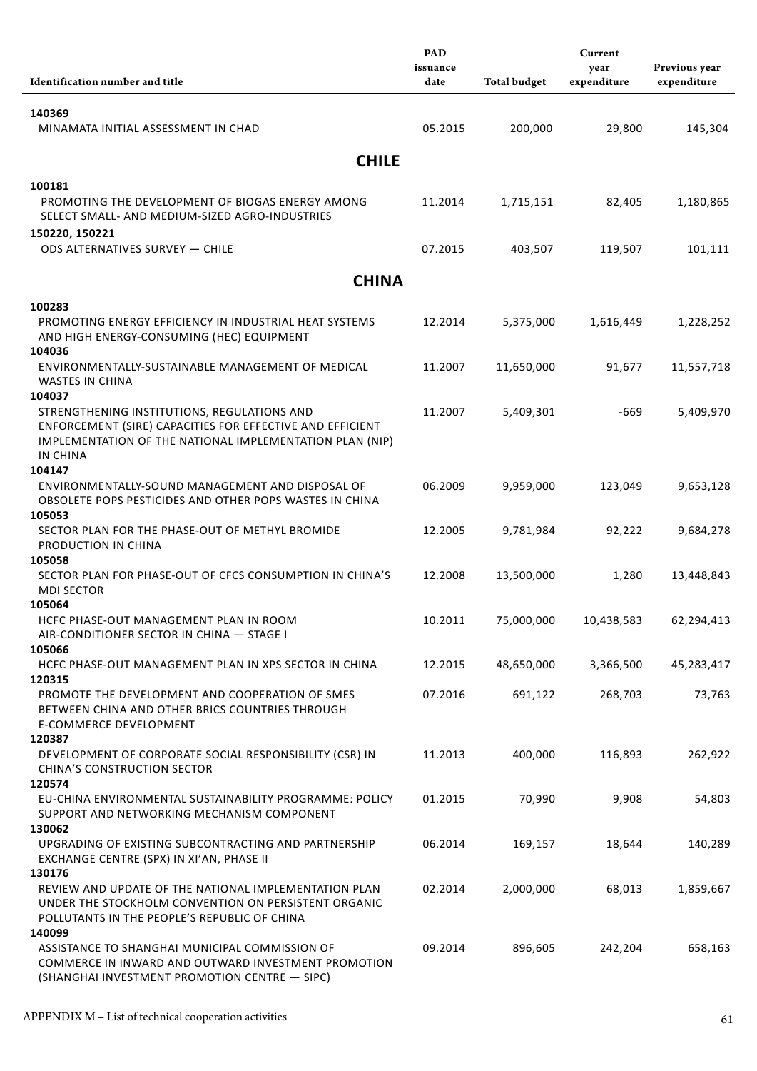| Identification number and title | PAD issuance date | Total budget | Current year expenditure | Previous year expenditure |
|---|---|---|---|---|
| **140369** | | | | |
| MINAMATA INITIAL ASSESSMENT IN CHAD | 05.2015 | 200,000 | 29,800 | 145,304 |
| **CHILE** | | | | |
| **100181** | | | | |
| PROMOTING THE DEVELOPMENT OF BIOGAS ENERGY AMONG SELECT SMALL- AND MEDIUM-SIZED AGRO-INDUSTRIES | 11.2014 | 1,715,151 | 82,405 | 1,180,865 |
| **150220, 150221** | | | | |
| ODS ALTERNATIVES SURVEY — CHILE | 07.2015 | 403,507 | 119,507 | 101,111 |
| **CHINA** | | | | |
| **100283** | | | | |
| PROMOTING ENERGY EFFICIENCY IN INDUSTRIAL HEAT SYSTEMS AND HIGH ENERGY-CONSUMING (HEC) EQUIPMENT | 12.2014 | 5,375,000 | 1,616,449 | 1,228,252 |
| **104036** | | | | |
| ENVIRONMENTALLY-SUSTAINABLE MANAGEMENT OF MEDICAL WASTES IN CHINA | 11.2007 | 11,650,000 | 91,677 | 11,557,718 |
| **104037** | | | | |
| STRENGTHENING INSTITUTIONS, REGULATIONS AND ENFORCEMENT (SIRE) CAPACITIES FOR EFFECTIVE AND EFFICIENT IMPLEMENTATION OF THE NATIONAL IMPLEMENTATION PLAN (NIP) IN CHINA | 11.2007 | 5,409,301 | -669 | 5,409,970 |
| **104147** | | | | |
| ENVIRONMENTALLY-SOUND MANAGEMENT AND DISPOSAL OF OBSOLETE POPS PESTICIDES AND OTHER POPS WASTES IN CHINA | 06.2009 | 9,959,000 | 123,049 | 9,653,128 |
| **105053** | | | | |
| SECTOR PLAN FOR THE PHASE-OUT OF METHYL BROMIDE PRODUCTION IN CHINA | 12.2005 | 9,781,984 | 92,222 | 9,684,278 |
| **105058** | | | | |
| SECTOR PLAN FOR PHASE-OUT OF CFCS CONSUMPTION IN CHINA'S MDI SECTOR | 12.2008 | 13,500,000 | 1,280 | 13,448,843 |
| **105064** | | | | |
| HCFC PHASE-OUT MANAGEMENT PLAN IN ROOM AIR-CONDITIONER SECTOR IN CHINA — STAGE I | 10.2011 | 75,000,000 | 10,438,583 | 62,294,413 |
| **105066** | | | | |
| HCFC PHASE-OUT MANAGEMENT PLAN IN XPS SECTOR IN CHINA | 12.2015 | 48,650,000 | 3,366,500 | 45,283,417 |
| **120315** | | | | |
| PROMOTE THE DEVELOPMENT AND COOPERATION OF SMES BETWEEN CHINA AND OTHER BRICS COUNTRIES THROUGH E-COMMERCE DEVELOPMENT | 07.2016 | 691,122 | 268,703 | 73,763 |
| **120387** | | | | |
| DEVELOPMENT OF CORPORATE SOCIAL RESPONSIBILITY (CSR) IN CHINA'S CONSTRUCTION SECTOR | 11.2013 | 400,000 | 116,893 | 262,922 |
| **120574** | | | | |
| EU-CHINA ENVIRONMENTAL SUSTAINABILITY PROGRAMME: POLICY SUPPORT AND NETWORKING MECHANISM COMPONENT | 01.2015 | 70,990 | 9,908 | 54,803 |
| **130062** | | | | |
| UPGRADING OF EXISTING SUBCONTRACTING AND PARTNERSHIP EXCHANGE CENTRE (SPX) IN XI'AN, PHASE II | 06.2014 | 169,157 | 18,644 | 140,289 |
| **130176** | | | | |
| REVIEW AND UPDATE OF THE NATIONAL IMPLEMENTATION PLAN UNDER THE STOCKHOLM CONVENTION ON PERSISTENT ORGANIC POLLUTANTS IN THE PEOPLE'S REPUBLIC OF CHINA | 02.2014 | 2,000,000 | 68,013 | 1,859,667 |
| **140099** | | | | |
| ASSISTANCE TO SHANGHAI MUNICIPAL COMMISSION OF COMMERCE IN INWARD AND OUTWARD INVESTMENT PROMOTION (SHANGHAI INVESTMENT PROMOTION CENTRE — SIPC) | 09.2014 | 896,605 | 242,204 | 658,163 |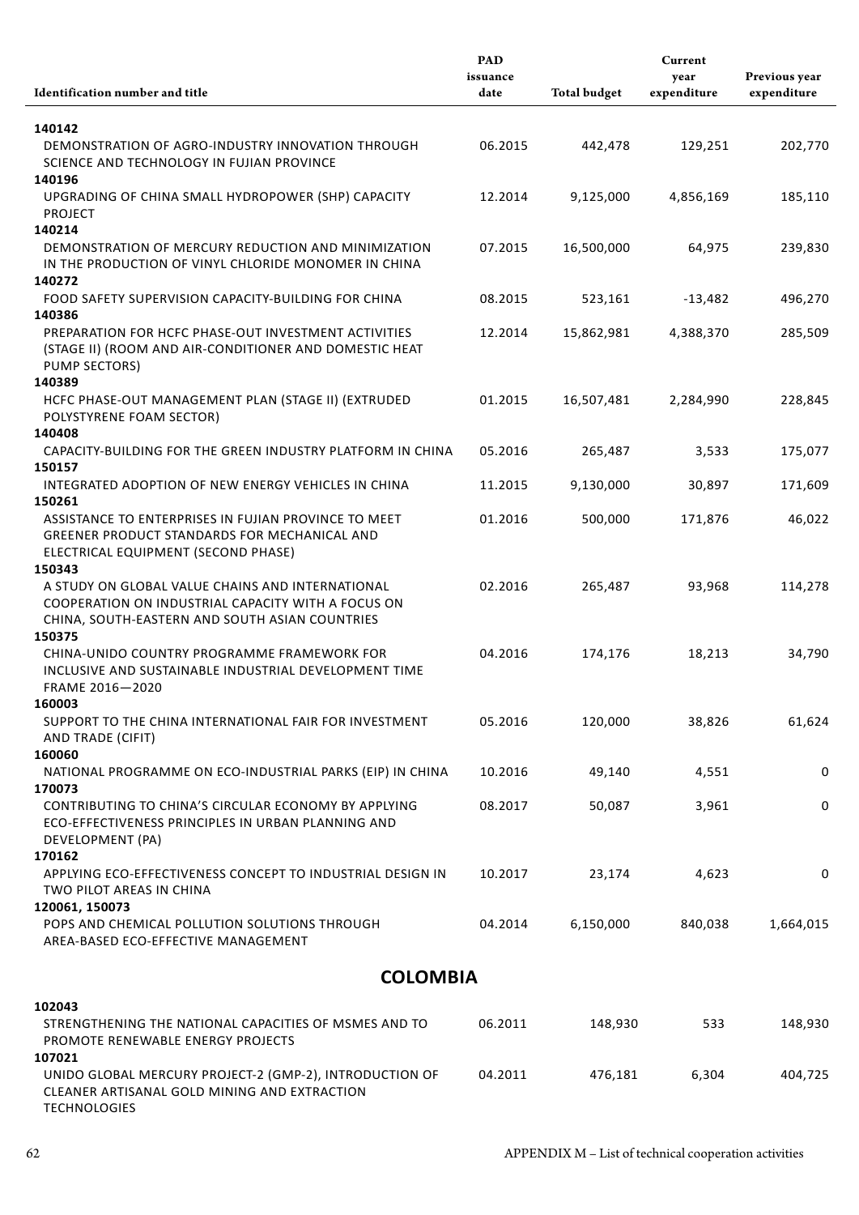| Identification number and title | PAD issuance date | Total budget | Current year expenditure | Previous year expenditure |
|---|---|---|---|---|
| **140142** DEMONSTRATION OF AGRO-INDUSTRY INNOVATION THROUGH SCIENCE AND TECHNOLOGY IN FUJIAN PROVINCE | 06.2015 | 442,478 | 129,251 | 202,770 |
| **140196** UPGRADING OF CHINA SMALL HYDROPOWER (SHP) CAPACITY PROJECT | 12.2014 | 9,125,000 | 4,856,169 | 185,110 |
| **140214** DEMONSTRATION OF MERCURY REDUCTION AND MINIMIZATION IN THE PRODUCTION OF VINYL CHLORIDE MONOMER IN CHINA | 07.2015 | 16,500,000 | 64,975 | 239,830 |
| **140272** FOOD SAFETY SUPERVISION CAPACITY-BUILDING FOR CHINA | 08.2015 | 523,161 | -13,482 | 496,270 |
| **140386** PREPARATION FOR HCFC PHASE-OUT INVESTMENT ACTIVITIES (STAGE II) (ROOM AND AIR-CONDITIONER AND DOMESTIC HEAT PUMP SECTORS) | 12.2014 | 15,862,981 | 4,388,370 | 285,509 |
| **140389** HCFC PHASE-OUT MANAGEMENT PLAN (STAGE II) (EXTRUDED POLYSTYRENE FOAM SECTOR) | 01.2015 | 16,507,481 | 2,284,990 | 228,845 |
| **140408** CAPACITY-BUILDING FOR THE GREEN INDUSTRY PLATFORM IN CHINA | 05.2016 | 265,487 | 3,533 | 175,077 |
| **150157** INTEGRATED ADOPTION OF NEW ENERGY VEHICLES IN CHINA | 11.2015 | 9,130,000 | 30,897 | 171,609 |
| **150261** ASSISTANCE TO ENTERPRISES IN FUJIAN PROVINCE TO MEET GREENER PRODUCT STANDARDS FOR MECHANICAL AND ELECTRICAL EQUIPMENT (SECOND PHASE) | 01.2016 | 500,000 | 171,876 | 46,022 |
| **150343** A STUDY ON GLOBAL VALUE CHAINS AND INTERNATIONAL COOPERATION ON INDUSTRIAL CAPACITY WITH A FOCUS ON CHINA, SOUTH-EASTERN AND SOUTH ASIAN COUNTRIES | 02.2016 | 265,487 | 93,968 | 114,278 |
| **150375** CHINA-UNIDO COUNTRY PROGRAMME FRAMEWORK FOR INCLUSIVE AND SUSTAINABLE INDUSTRIAL DEVELOPMENT TIME FRAME 2016—2020 | 04.2016 | 174,176 | 18,213 | 34,790 |
| **160003** SUPPORT TO THE CHINA INTERNATIONAL FAIR FOR INVESTMENT AND TRADE (CIFIT) | 05.2016 | 120,000 | 38,826 | 61,624 |
| **160060** NATIONAL PROGRAMME ON ECO-INDUSTRIAL PARKS (EIP) IN CHINA | 10.2016 | 49,140 | 4,551 | 0 |
| **170073** CONTRIBUTING TO CHINA'S CIRCULAR ECONOMY BY APPLYING ECO-EFFECTIVENESS PRINCIPLES IN URBAN PLANNING AND DEVELOPMENT (PA) | 08.2017 | 50,087 | 3,961 | 0 |
| **170162** APPLYING ECO-EFFECTIVENESS CONCEPT TO INDUSTRIAL DESIGN IN TWO PILOT AREAS IN CHINA | 10.2017 | 23,174 | 4,623 | 0 |
| **120061, 150073** POPS AND CHEMICAL POLLUTION SOLUTIONS THROUGH AREA-BASED ECO-EFFECTIVE MANAGEMENT | 04.2014 | 6,150,000 | 840,038 | 1,664,015 |

## COLOMBIA

| Identification number and title | PAD issuance date | Total budget | Current year expenditure | Previous year expenditure |
|---|---|---|---|---|
| **102043** STRENGTHENING THE NATIONAL CAPACITIES OF MSMES AND TO PROMOTE RENEWABLE ENERGY PROJECTS | 06.2011 | 148,930 | 533 | 148,930 |
| **107021** UNIDO GLOBAL MERCURY PROJECT-2 (GMP-2), INTRODUCTION OF CLEANER ARTISANAL GOLD MINING AND EXTRACTION TECHNOLOGIES | 04.2011 | 476,181 | 6,304 | 404,725 |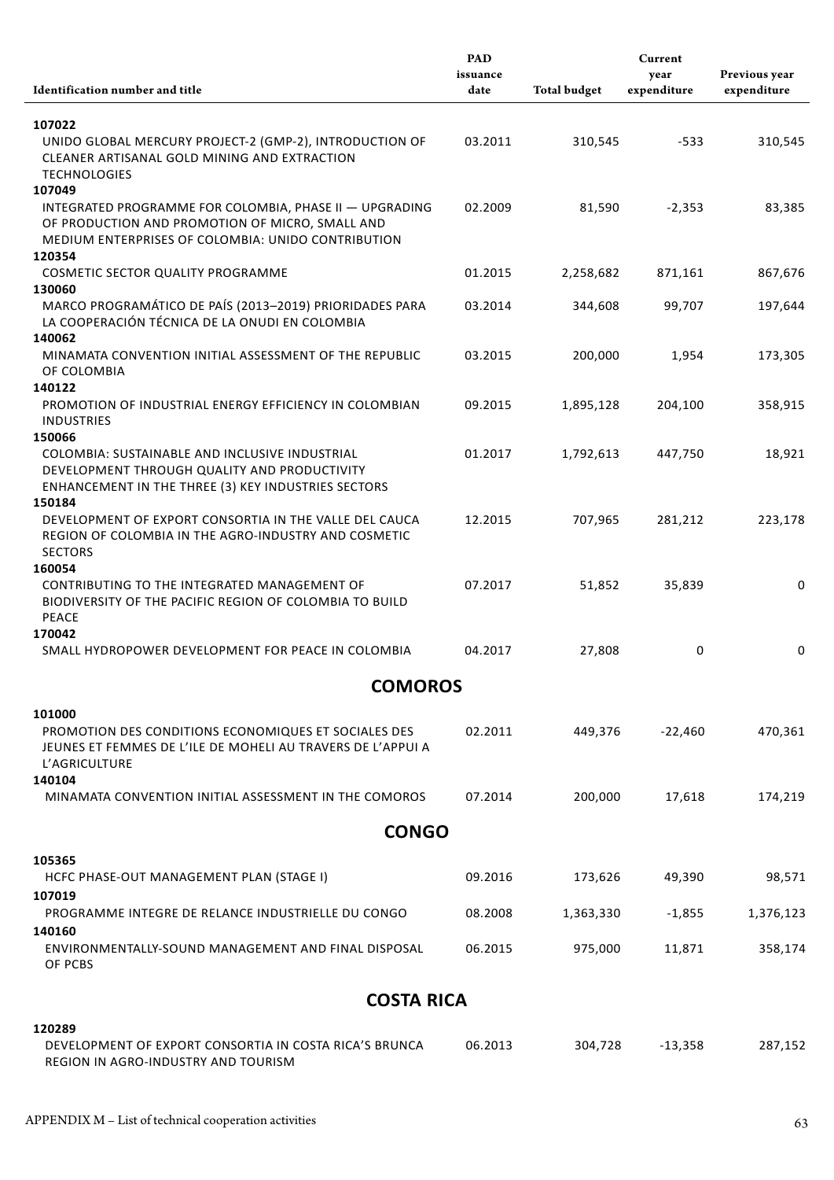| Identification number and title | PAD issuance date | Total budget | Current year expenditure | Previous year expenditure |
|---|---|---|---|---|
| **107022** | | | | |
| UNIDO GLOBAL MERCURY PROJECT-2 (GMP-2), INTRODUCTION OF CLEANER ARTISANAL GOLD MINING AND EXTRACTION TECHNOLOGIES | 03.2011 | 310,545 | -533 | 310,545 |
| **107049** | | | | |
| INTEGRATED PROGRAMME FOR COLOMBIA, PHASE II — UPGRADING OF PRODUCTION AND PROMOTION OF MICRO, SMALL AND MEDIUM ENTERPRISES OF COLOMBIA: UNIDO CONTRIBUTION | 02.2009 | 81,590 | -2,353 | 83,385 |
| **120354** | | | | |
| COSMETIC SECTOR QUALITY PROGRAMME | 01.2015 | 2,258,682 | 871,161 | 867,676 |
| **130060** | | | | |
| MARCO PROGRAMÁTICO DE PAÍS (2013–2019) PRIORIDADES PARA LA COOPERACIÓN TÉCNICA DE LA ONUDI EN COLOMBIA | 03.2014 | 344,608 | 99,707 | 197,644 |
| **140062** | | | | |
| MINAMATA CONVENTION INITIAL ASSESSMENT OF THE REPUBLIC OF COLOMBIA | 03.2015 | 200,000 | 1,954 | 173,305 |
| **140122** | | | | |
| PROMOTION OF INDUSTRIAL ENERGY EFFICIENCY IN COLOMBIAN INDUSTRIES | 09.2015 | 1,895,128 | 204,100 | 358,915 |
| **150066** | | | | |
| COLOMBIA: SUSTAINABLE AND INCLUSIVE INDUSTRIAL DEVELOPMENT THROUGH QUALITY AND PRODUCTIVITY ENHANCEMENT IN THE THREE (3) KEY INDUSTRIES SECTORS | 01.2017 | 1,792,613 | 447,750 | 18,921 |
| **150184** | | | | |
| DEVELOPMENT OF EXPORT CONSORTIA IN THE VALLE DEL CAUCA REGION OF COLOMBIA IN THE AGRO-INDUSTRY AND COSMETIC SECTORS | 12.2015 | 707,965 | 281,212 | 223,178 |
| **160054** | | | | |
| CONTRIBUTING TO THE INTEGRATED MANAGEMENT OF BIODIVERSITY OF THE PACIFIC REGION OF COLOMBIA TO BUILD PEACE | 07.2017 | 51,852 | 35,839 | 0 |
| **170042** | | | | |
| SMALL HYDROPOWER DEVELOPMENT FOR PEACE IN COLOMBIA | 04.2017 | 27,808 | 0 | 0 |
| **COMOROS** | | | | |
| **101000** | | | | |
| PROMOTION DES CONDITIONS ECONOMIQUES ET SOCIALES DES JEUNES ET FEMMES DE L'ILE DE MOHELI AU TRAVERS DE L'APPUI A L'AGRICULTURE | 02.2011 | 449,376 | -22,460 | 470,361 |
| **140104** | | | | |
| MINAMATA CONVENTION INITIAL ASSESSMENT IN THE COMOROS | 07.2014 | 200,000 | 17,618 | 174,219 |
| **CONGO** | | | | |
| **105365** | | | | |
| HCFC PHASE-OUT MANAGEMENT PLAN (STAGE I) | 09.2016 | 173,626 | 49,390 | 98,571 |
| **107019** | | | | |
| PROGRAMME INTEGRE DE RELANCE INDUSTRIELLE DU CONGO | 08.2008 | 1,363,330 | -1,855 | 1,376,123 |
| **140160** | | | | |
| ENVIRONMENTALLY-SOUND MANAGEMENT AND FINAL DISPOSAL OF PCBS | 06.2015 | 975,000 | 11,871 | 358,174 |
| **COSTA RICA** | | | | |
| **120289** | | | | |
| DEVELOPMENT OF EXPORT CONSORTIA IN COSTA RICA'S BRUNCA REGION IN AGRO-INDUSTRY AND TOURISM | 06.2013 | 304,728 | -13,358 | 287,152 |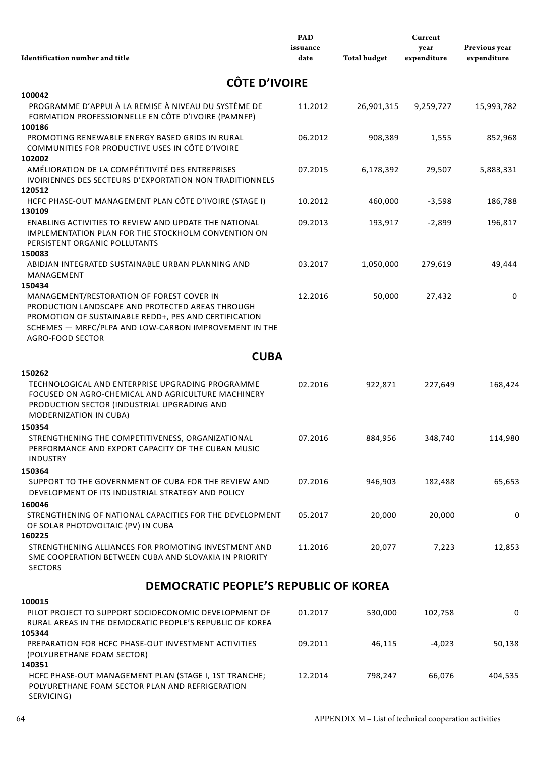| Identification number and title | PAD issuance date | Total budget | Current year expenditure | Previous year expenditure |
|---|---|---|---|---|
| **CÔTE D'IVOIRE** | | | | |
| **100042** PROGRAMME D'APPUI À LA REMISE À NIVEAU DU SYSTÈME DE FORMATION PROFESSIONNELLE EN CÔTE D'IVOIRE (PAMNFP) | 11.2012 | 26,901,315 | 9,259,727 | 15,993,782 |
| **100186** PROMOTING RENEWABLE ENERGY BASED GRIDS IN RURAL COMMUNITIES FOR PRODUCTIVE USES IN CÔTE D'IVOIRE | 06.2012 | 908,389 | 1,555 | 852,968 |
| **102002** AMÉLIORATION DE LA COMPÉTITIVITÉ DES ENTREPRISES IVOIRIENNES DES SECTEURS D'EXPORTATION NON TRADITIONNELS | 07.2015 | 6,178,392 | 29,507 | 5,883,331 |
| **120512** HCFC PHASE-OUT MANAGEMENT PLAN CÔTE D'IVOIRE (STAGE I) | 10.2012 | 460,000 | -3,598 | 186,788 |
| **130109** ENABLING ACTIVITIES TO REVIEW AND UPDATE THE NATIONAL IMPLEMENTATION PLAN FOR THE STOCKHOLM CONVENTION ON PERSISTENT ORGANIC POLLUTANTS | 09.2013 | 193,917 | -2,899 | 196,817 |
| **150083** ABIDJAN INTEGRATED SUSTAINABLE URBAN PLANNING AND MANAGEMENT | 03.2017 | 1,050,000 | 279,619 | 49,444 |
| **150434** MANAGEMENT/RESTORATION OF FOREST COVER IN PRODUCTION LANDSCAPE AND PROTECTED AREAS THROUGH PROMOTION OF SUSTAINABLE REDD+, PES AND CERTIFICATION SCHEMES — MRFC/PLPA AND LOW-CARBON IMPROVEMENT IN THE AGRO-FOOD SECTOR | 12.2016 | 50,000 | 27,432 | 0 |
| **CUBA** | | | | |
| **150262** TECHNOLOGICAL AND ENTERPRISE UPGRADING PROGRAMME FOCUSED ON AGRO-CHEMICAL AND AGRICULTURE MACHINERY PRODUCTION SECTOR (INDUSTRIAL UPGRADING AND MODERNIZATION IN CUBA) | 02.2016 | 922,871 | 227,649 | 168,424 |
| **150354** STRENGTHENING THE COMPETITIVENESS, ORGANIZATIONAL PERFORMANCE AND EXPORT CAPACITY OF THE CUBAN MUSIC INDUSTRY | 07.2016 | 884,956 | 348,740 | 114,980 |
| **150364** SUPPORT TO THE GOVERNMENT OF CUBA FOR THE REVIEW AND DEVELOPMENT OF ITS INDUSTRIAL STRATEGY AND POLICY | 07.2016 | 946,903 | 182,488 | 65,653 |
| **160046** STRENGTHENING OF NATIONAL CAPACITIES FOR THE DEVELOPMENT OF SOLAR PHOTOVOLTAIC (PV) IN CUBA | 05.2017 | 20,000 | 20,000 | 0 |
| **160225** STRENGTHENING ALLIANCES FOR PROMOTING INVESTMENT AND SME COOPERATION BETWEEN CUBA AND SLOVAKIA IN PRIORITY SECTORS | 11.2016 | 20,077 | 7,223 | 12,853 |
| **DEMOCRATIC PEOPLE'S REPUBLIC OF KOREA** | | | | |
| **100015** PILOT PROJECT TO SUPPORT SOCIOECONOMIC DEVELOPMENT OF RURAL AREAS IN THE DEMOCRATIC PEOPLE'S REPUBLIC OF KOREA | 01.2017 | 530,000 | 102,758 | 0 |
| **105344** PREPARATION FOR HCFC PHASE-OUT INVESTMENT ACTIVITIES (POLYURETHANE FOAM SECTOR) | 09.2011 | 46,115 | -4,023 | 50,138 |
| **140351** HCFC PHASE-OUT MANAGEMENT PLAN (STAGE I, 1ST TRANCHE; POLYURETHANE FOAM SECTOR PLAN AND REFRIGERATION SERVICING) | 12.2014 | 798,247 | 66,076 | 404,535 |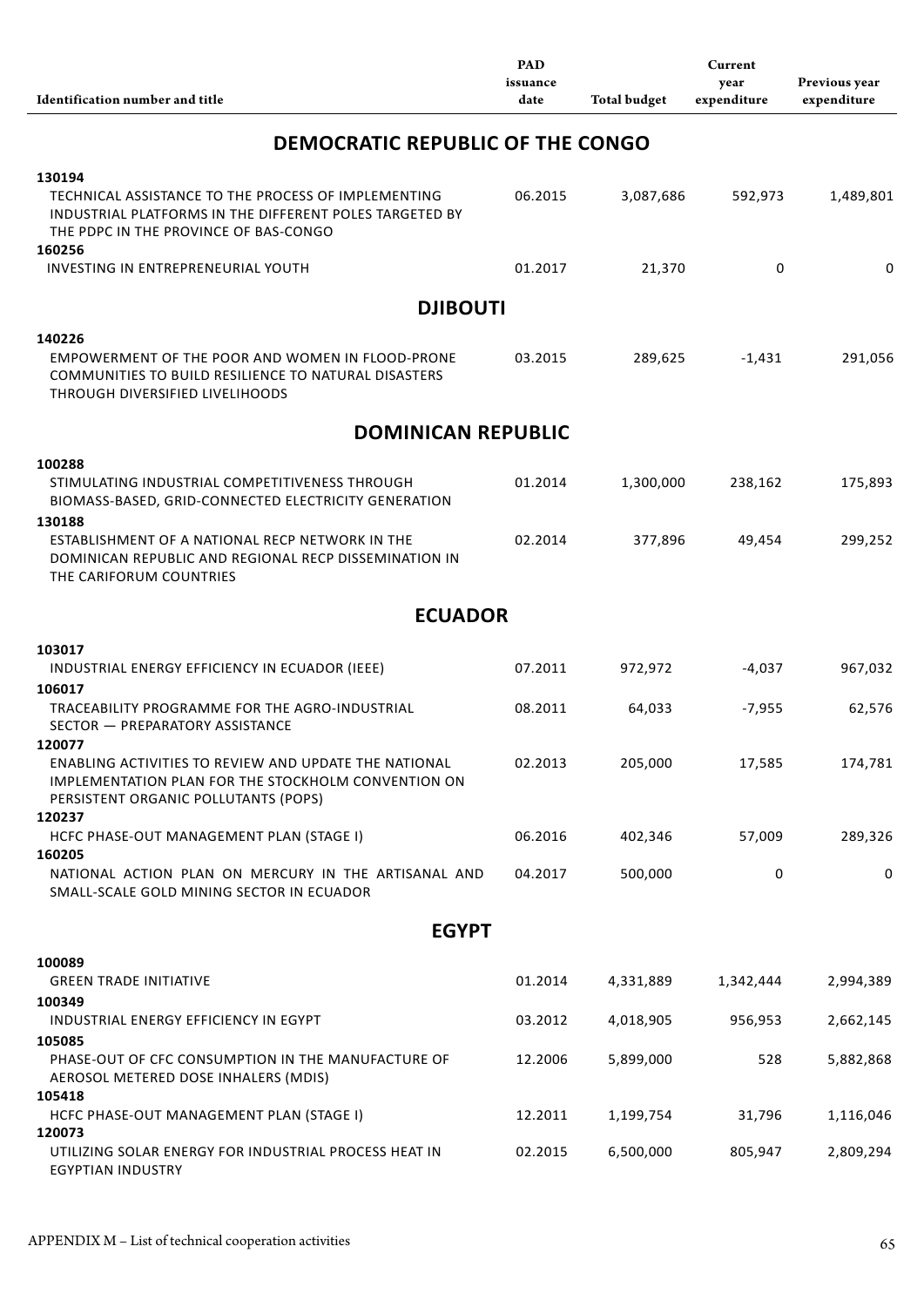| Identification number and title | PAD issuance date | Total budget | Current year expenditure | Previous year expenditure |
|---|---|---|---|---|
| **DEMOCRATIC REPUBLIC OF THE CONGO** | | | | |
| 130194 TECHNICAL ASSISTANCE TO THE PROCESS OF IMPLEMENTING INDUSTRIAL PLATFORMS IN THE DIFFERENT POLES TARGETED BY THE PDPC IN THE PROVINCE OF BAS-CONGO | 06.2015 | 3,087,686 | 592,973 | 1,489,801 |
| 160256 INVESTING IN ENTREPRENEURIAL YOUTH | 01.2017 | 21,370 | 0 | 0 |
| **DJIBOUTI** | | | | |
| 140226 EMPOWERMENT OF THE POOR AND WOMEN IN FLOOD-PRONE COMMUNITIES TO BUILD RESILIENCE TO NATURAL DISASTERS THROUGH DIVERSIFIED LIVELIHOODS | 03.2015 | 289,625 | -1,431 | 291,056 |
| **DOMINICAN REPUBLIC** | | | | |
| 100288 STIMULATING INDUSTRIAL COMPETITIVENESS THROUGH BIOMASS-BASED, GRID-CONNECTED ELECTRICITY GENERATION | 01.2014 | 1,300,000 | 238,162 | 175,893 |
| 130188 ESTABLISHMENT OF A NATIONAL RECP NETWORK IN THE DOMINICAN REPUBLIC AND REGIONAL RECP DISSEMINATION IN THE CARIFORUM COUNTRIES | 02.2014 | 377,896 | 49,454 | 299,252 |
| **ECUADOR** | | | | |
| 103017 INDUSTRIAL ENERGY EFFICIENCY IN ECUADOR (IEEE) | 07.2011 | 972,972 | -4,037 | 967,032 |
| 106017 TRACEABILITY PROGRAMME FOR THE AGRO-INDUSTRIAL SECTOR — PREPARATORY ASSISTANCE | 08.2011 | 64,033 | -7,955 | 62,576 |
| 120077 ENABLING ACTIVITIES TO REVIEW AND UPDATE THE NATIONAL IMPLEMENTATION PLAN FOR THE STOCKHOLM CONVENTION ON PERSISTENT ORGANIC POLLUTANTS (POPS) | 02.2013 | 205,000 | 17,585 | 174,781 |
| 120237 HCFC PHASE-OUT MANAGEMENT PLAN (STAGE I) | 06.2016 | 402,346 | 57,009 | 289,326 |
| 160205 NATIONAL ACTION PLAN ON MERCURY IN THE ARTISANAL AND SMALL-SCALE GOLD MINING SECTOR IN ECUADOR | 04.2017 | 500,000 | 0 | 0 |
| **EGYPT** | | | | |
| 100089 GREEN TRADE INITIATIVE | 01.2014 | 4,331,889 | 1,342,444 | 2,994,389 |
| 100349 INDUSTRIAL ENERGY EFFICIENCY IN EGYPT | 03.2012 | 4,018,905 | 956,953 | 2,662,145 |
| 105085 PHASE-OUT OF CFC CONSUMPTION IN THE MANUFACTURE OF AEROSOL METERED DOSE INHALERS (MDIS) | 12.2006 | 5,899,000 | 528 | 5,882,868 |
| 105418 HCFC PHASE-OUT MANAGEMENT PLAN (STAGE I) | 12.2011 | 1,199,754 | 31,796 | 1,116,046 |
| 120073 UTILIZING SOLAR ENERGY FOR INDUSTRIAL PROCESS HEAT IN EGYPTIAN INDUSTRY | 02.2015 | 6,500,000 | 805,947 | 2,809,294 |

APPENDIX M – List of technical cooperation activities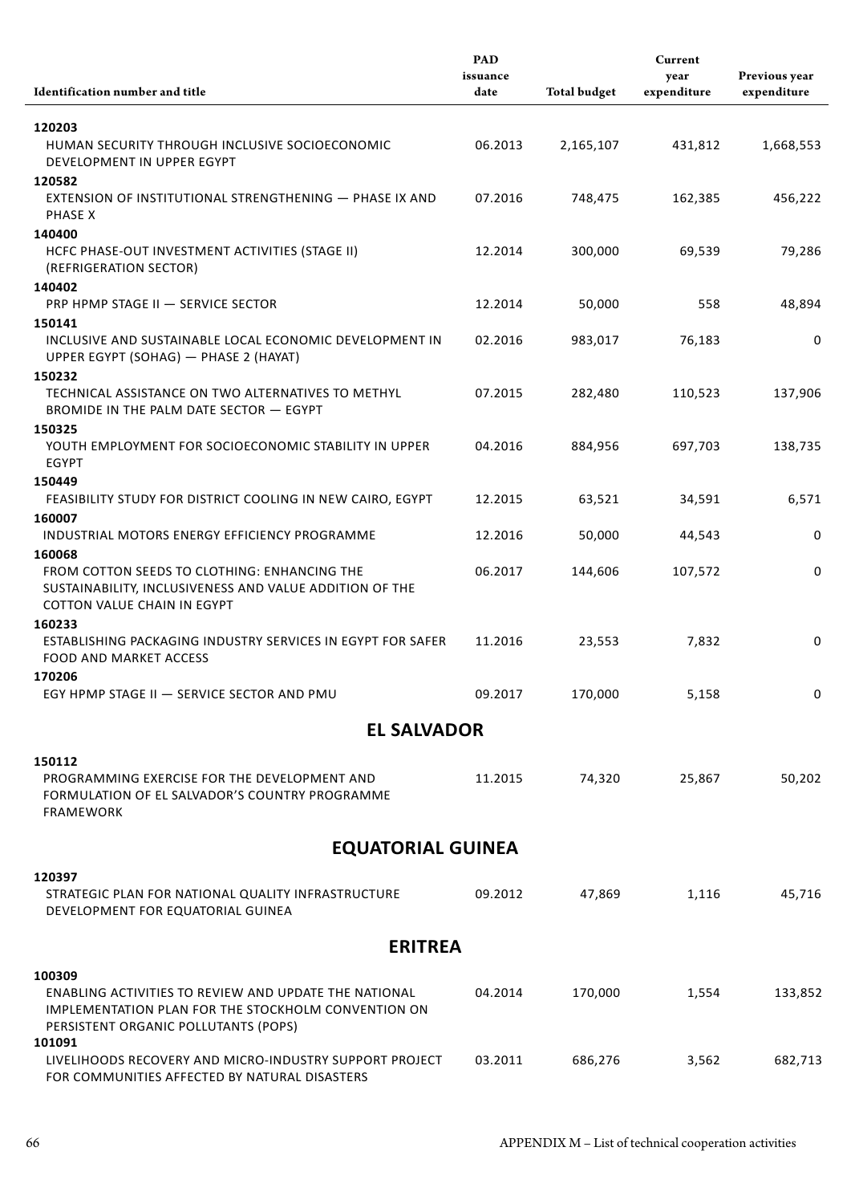| Identification number and title | PAD issuance date | Total budget | Current year expenditure | Previous year expenditure |
|---|---|---|---|---|
| **120203** HUMAN SECURITY THROUGH INCLUSIVE SOCIOECONOMIC DEVELOPMENT IN UPPER EGYPT | 06.2013 | 2,165,107 | 431,812 | 1,668,553 |
| **120582** EXTENSION OF INSTITUTIONAL STRENGTHENING — PHASE IX AND PHASE X | 07.2016 | 748,475 | 162,385 | 456,222 |
| **140400** HCFC PHASE-OUT INVESTMENT ACTIVITIES (STAGE II) (REFRIGERATION SECTOR) | 12.2014 | 300,000 | 69,539 | 79,286 |
| **140402** PRP HPMP STAGE II — SERVICE SECTOR | 12.2014 | 50,000 | 558 | 48,894 |
| **150141** INCLUSIVE AND SUSTAINABLE LOCAL ECONOMIC DEVELOPMENT IN UPPER EGYPT (SOHAG) — PHASE 2 (HAYAT) | 02.2016 | 983,017 | 76,183 | 0 |
| **150232** TECHNICAL ASSISTANCE ON TWO ALTERNATIVES TO METHYL BROMIDE IN THE PALM DATE SECTOR — EGYPT | 07.2015 | 282,480 | 110,523 | 137,906 |
| **150325** YOUTH EMPLOYMENT FOR SOCIOECONOMIC STABILITY IN UPPER EGYPT | 04.2016 | 884,956 | 697,703 | 138,735 |
| **150449** FEASIBILITY STUDY FOR DISTRICT COOLING IN NEW CAIRO, EGYPT | 12.2015 | 63,521 | 34,591 | 6,571 |
| **160007** INDUSTRIAL MOTORS ENERGY EFFICIENCY PROGRAMME | 12.2016 | 50,000 | 44,543 | 0 |
| **160068** FROM COTTON SEEDS TO CLOTHING: ENHANCING THE SUSTAINABILITY, INCLUSIVENESS AND VALUE ADDITION OF THE COTTON VALUE CHAIN IN EGYPT | 06.2017 | 144,606 | 107,572 | 0 |
| **160233** ESTABLISHING PACKAGING INDUSTRY SERVICES IN EGYPT FOR SAFER FOOD AND MARKET ACCESS | 11.2016 | 23,553 | 7,832 | 0 |
| **170206** EGY HPMP STAGE II — SERVICE SECTOR AND PMU | 09.2017 | 170,000 | 5,158 | 0 |

## EL SALVADOR

| Identification number and title | PAD issuance date | Total budget | Current year expenditure | Previous year expenditure |
|---|---|---|---|---|
| **150112** PROGRAMMING EXERCISE FOR THE DEVELOPMENT AND FORMULATION OF EL SALVADOR'S COUNTRY PROGRAMME FRAMEWORK | 11.2015 | 74,320 | 25,867 | 50,202 |

## EQUATORIAL GUINEA

| Identification number and title | PAD issuance date | Total budget | Current year expenditure | Previous year expenditure |
|---|---|---|---|---|
| **120397** STRATEGIC PLAN FOR NATIONAL QUALITY INFRASTRUCTURE DEVELOPMENT FOR EQUATORIAL GUINEA | 09.2012 | 47,869 | 1,116 | 45,716 |

## ERITREA

| Identification number and title | PAD issuance date | Total budget | Current year expenditure | Previous year expenditure |
|---|---|---|---|---|
| **100309** ENABLING ACTIVITIES TO REVIEW AND UPDATE THE NATIONAL IMPLEMENTATION PLAN FOR THE STOCKHOLM CONVENTION ON PERSISTENT ORGANIC POLLUTANTS (POPS) | 04.2014 | 170,000 | 1,554 | 133,852 |
| **101091** LIVELIHOODS RECOVERY AND MICRO-INDUSTRY SUPPORT PROJECT FOR COMMUNITIES AFFECTED BY NATURAL DISASTERS | 03.2011 | 686,276 | 3,562 | 682,713 |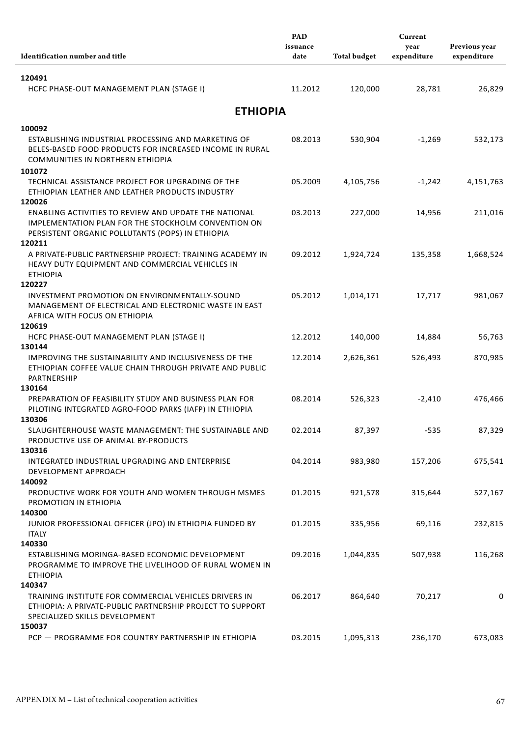| Identification number and title | PAD issuance date | Total budget | Current year expenditure | Previous year expenditure |
|---|---|---|---|---|
| **120491** HCFC PHASE-OUT MANAGEMENT PLAN (STAGE I) | 11.2012 | 120,000 | 28,781 | 26,829 |

## ETHIOPIA

| Identification number and title | PAD issuance date | Total budget | Current year expenditure | Previous year expenditure |
|---|---|---|---|---|
| **100092** ESTABLISHING INDUSTRIAL PROCESSING AND MARKETING OF BELES-BASED FOOD PRODUCTS FOR INCREASED INCOME IN RURAL COMMUNITIES IN NORTHERN ETHIOPIA | 08.2013 | 530,904 | -1,269 | 532,173 |
| **101072** TECHNICAL ASSISTANCE PROJECT FOR UPGRADING OF THE ETHIOPIAN LEATHER AND LEATHER PRODUCTS INDUSTRY | 05.2009 | 4,105,756 | -1,242 | 4,151,763 |
| **120026** ENABLING ACTIVITIES TO REVIEW AND UPDATE THE NATIONAL IMPLEMENTATION PLAN FOR THE STOCKHOLM CONVENTION ON PERSISTENT ORGANIC POLLUTANTS (POPS) IN ETHIOPIA | 03.2013 | 227,000 | 14,956 | 211,016 |
| **120211** A PRIVATE-PUBLIC PARTNERSHIP PROJECT: TRAINING ACADEMY IN HEAVY DUTY EQUIPMENT AND COMMERCIAL VEHICLES IN ETHIOPIA | 09.2012 | 1,924,724 | 135,358 | 1,668,524 |
| **120227** INVESTMENT PROMOTION ON ENVIRONMENTALLY-SOUND MANAGEMENT OF ELECTRICAL AND ELECTRONIC WASTE IN EAST AFRICA WITH FOCUS ON ETHIOPIA | 05.2012 | 1,014,171 | 17,717 | 981,067 |
| **120619** HCFC PHASE-OUT MANAGEMENT PLAN (STAGE I) | 12.2012 | 140,000 | 14,884 | 56,763 |
| **130144** IMPROVING THE SUSTAINABILITY AND INCLUSIVENESS OF THE ETHIOPIAN COFFEE VALUE CHAIN THROUGH PRIVATE AND PUBLIC PARTNERSHIP | 12.2014 | 2,626,361 | 526,493 | 870,985 |
| **130164** PREPARATION OF FEASIBILITY STUDY AND BUSINESS PLAN FOR PILOTING INTEGRATED AGRO-FOOD PARKS (IAFP) IN ETHIOPIA | 08.2014 | 526,323 | -2,410 | 476,466 |
| **130306** SLAUGHTERHOUSE WASTE MANAGEMENT: THE SUSTAINABLE AND PRODUCTIVE USE OF ANIMAL BY-PRODUCTS | 02.2014 | 87,397 | -535 | 87,329 |
| **130316** INTEGRATED INDUSTRIAL UPGRADING AND ENTERPRISE DEVELOPMENT APPROACH | 04.2014 | 983,980 | 157,206 | 675,541 |
| **140092** PRODUCTIVE WORK FOR YOUTH AND WOMEN THROUGH MSMES PROMOTION IN ETHIOPIA | 01.2015 | 921,578 | 315,644 | 527,167 |
| **140300** JUNIOR PROFESSIONAL OFFICER (JPO) IN ETHIOPIA FUNDED BY ITALY | 01.2015 | 335,956 | 69,116 | 232,815 |
| **140330** ESTABLISHING MORINGA-BASED ECONOMIC DEVELOPMENT PROGRAMME TO IMPROVE THE LIVELIHOOD OF RURAL WOMEN IN ETHIOPIA | 09.2016 | 1,044,835 | 507,938 | 116,268 |
| **140347** TRAINING INSTITUTE FOR COMMERCIAL VEHICLES DRIVERS IN ETHIOPIA: A PRIVATE-PUBLIC PARTNERSHIP PROJECT TO SUPPORT SPECIALIZED SKILLS DEVELOPMENT | 06.2017 | 864,640 | 70,217 | 0 |
| **150037** PCP — PROGRAMME FOR COUNTRY PARTNERSHIP IN ETHIOPIA | 03.2015 | 1,095,313 | 236,170 | 673,083 |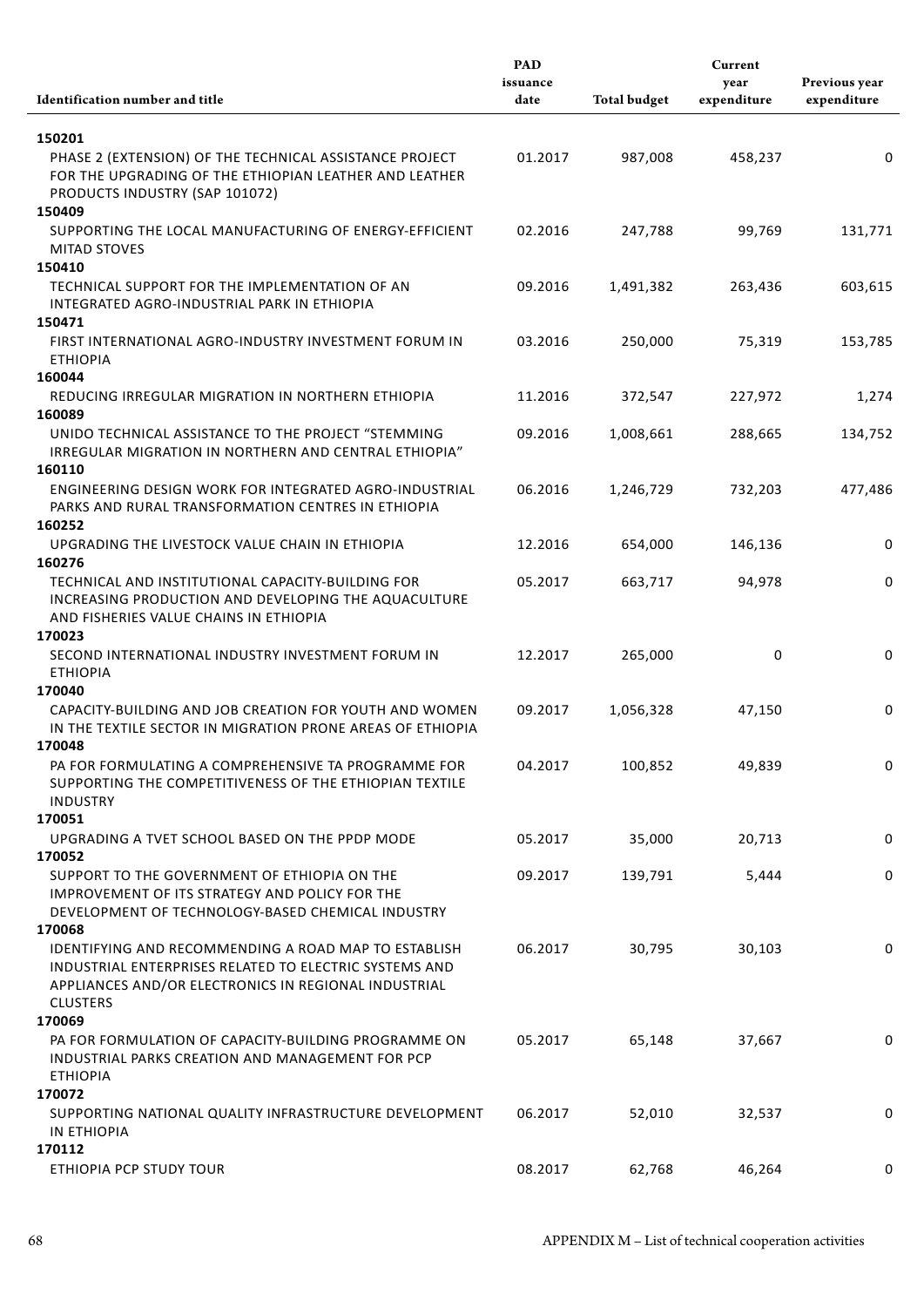| Identification number and title | PAD issuance date | Total budget | Current year expenditure | Previous year expenditure |
|---|---|---|---|---|
| **150201** | | | | |
| PHASE 2 (EXTENSION) OF THE TECHNICAL ASSISTANCE PROJECT FOR THE UPGRADING OF THE ETHIOPIAN LEATHER AND LEATHER PRODUCTS INDUSTRY (SAP 101072) | 01.2017 | 987,008 | 458,237 | 0 |
| **150409** | | | | |
| SUPPORTING THE LOCAL MANUFACTURING OF ENERGY-EFFICIENT MITAD STOVES | 02.2016 | 247,788 | 99,769 | 131,771 |
| **150410** | | | | |
| TECHNICAL SUPPORT FOR THE IMPLEMENTATION OF AN INTEGRATED AGRO-INDUSTRIAL PARK IN ETHIOPIA | 09.2016 | 1,491,382 | 263,436 | 603,615 |
| **150471** | | | | |
| FIRST INTERNATIONAL AGRO-INDUSTRY INVESTMENT FORUM IN ETHIOPIA | 03.2016 | 250,000 | 75,319 | 153,785 |
| **160044** | | | | |
| REDUCING IRREGULAR MIGRATION IN NORTHERN ETHIOPIA | 11.2016 | 372,547 | 227,972 | 1,274 |
| **160089** | | | | |
| UNIDO TECHNICAL ASSISTANCE TO THE PROJECT "STEMMING IRREGULAR MIGRATION IN NORTHERN AND CENTRAL ETHIOPIA" | 09.2016 | 1,008,661 | 288,665 | 134,752 |
| **160110** | | | | |
| ENGINEERING DESIGN WORK FOR INTEGRATED AGRO-INDUSTRIAL PARKS AND RURAL TRANSFORMATION CENTRES IN ETHIOPIA | 06.2016 | 1,246,729 | 732,203 | 477,486 |
| **160252** | | | | |
| UPGRADING THE LIVESTOCK VALUE CHAIN IN ETHIOPIA | 12.2016 | 654,000 | 146,136 | 0 |
| **160276** | | | | |
| TECHNICAL AND INSTITUTIONAL CAPACITY-BUILDING FOR INCREASING PRODUCTION AND DEVELOPING THE AQUACULTURE AND FISHERIES VALUE CHAINS IN ETHIOPIA | 05.2017 | 663,717 | 94,978 | 0 |
| **170023** | | | | |
| SECOND INTERNATIONAL INDUSTRY INVESTMENT FORUM IN ETHIOPIA | 12.2017 | 265,000 | 0 | 0 |
| **170040** | | | | |
| CAPACITY-BUILDING AND JOB CREATION FOR YOUTH AND WOMEN IN THE TEXTILE SECTOR IN MIGRATION PRONE AREAS OF ETHIOPIA | 09.2017 | 1,056,328 | 47,150 | 0 |
| **170048** | | | | |
| PA FOR FORMULATING A COMPREHENSIVE TA PROGRAMME FOR SUPPORTING THE COMPETITIVENESS OF THE ETHIOPIAN TEXTILE INDUSTRY | 04.2017 | 100,852 | 49,839 | 0 |
| **170051** | | | | |
| UPGRADING A TVET SCHOOL BASED ON THE PPDP MODE | 05.2017 | 35,000 | 20,713 | 0 |
| **170052** | | | | |
| SUPPORT TO THE GOVERNMENT OF ETHIOPIA ON THE IMPROVEMENT OF ITS STRATEGY AND POLICY FOR THE DEVELOPMENT OF TECHNOLOGY-BASED CHEMICAL INDUSTRY | 09.2017 | 139,791 | 5,444 | 0 |
| **170068** | | | | |
| IDENTIFYING AND RECOMMENDING A ROAD MAP TO ESTABLISH INDUSTRIAL ENTERPRISES RELATED TO ELECTRIC SYSTEMS AND APPLIANCES AND/OR ELECTRONICS IN REGIONAL INDUSTRIAL CLUSTERS | 06.2017 | 30,795 | 30,103 | 0 |
| **170069** | | | | |
| PA FOR FORMULATION OF CAPACITY-BUILDING PROGRAMME ON INDUSTRIAL PARKS CREATION AND MANAGEMENT FOR PCP ETHIOPIA | 05.2017 | 65,148 | 37,667 | 0 |
| **170072** | | | | |
| SUPPORTING NATIONAL QUALITY INFRASTRUCTURE DEVELOPMENT IN ETHIOPIA | 06.2017 | 52,010 | 32,537 | 0 |
| **170112** | | | | |
| ETHIOPIA PCP STUDY TOUR | 08.2017 | 62,768 | 46,264 | 0 |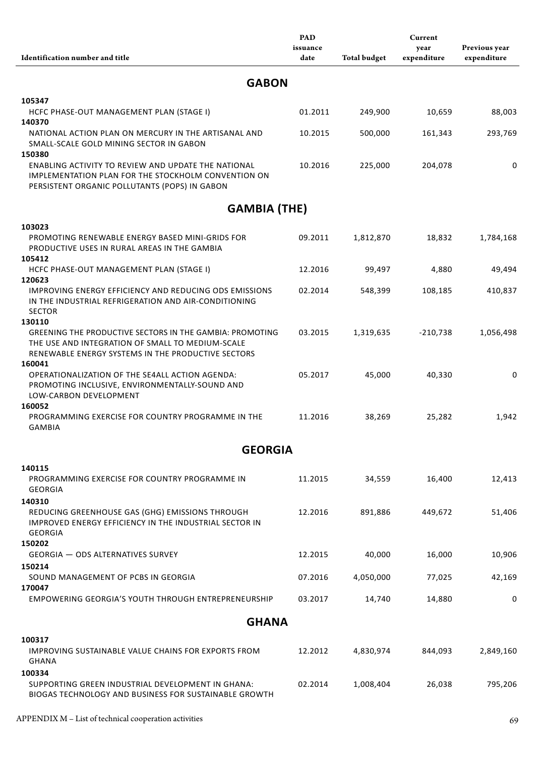| Identification number and title | PAD issuance date | Total budget | Current year expenditure | Previous year expenditure |
|---|---|---|---|---|
| **GABON** | | | | |
| **105347** | | | | |
| HCFC PHASE-OUT MANAGEMENT PLAN (STAGE I) | 01.2011 | 249,900 | 10,659 | 88,003 |
| **140370** | | | | |
| NATIONAL ACTION PLAN ON MERCURY IN THE ARTISANAL AND SMALL-SCALE GOLD MINING SECTOR IN GABON | 10.2015 | 500,000 | 161,343 | 293,769 |
| **150380** | | | | |
| ENABLING ACTIVITY TO REVIEW AND UPDATE THE NATIONAL IMPLEMENTATION PLAN FOR THE STOCKHOLM CONVENTION ON PERSISTENT ORGANIC POLLUTANTS (POPS) IN GABON | 10.2016 | 225,000 | 204,078 | 0 |
| **GAMBIA (THE)** | | | | |
| **103023** | | | | |
| PROMOTING RENEWABLE ENERGY BASED MINI-GRIDS FOR PRODUCTIVE USES IN RURAL AREAS IN THE GAMBIA | 09.2011 | 1,812,870 | 18,832 | 1,784,168 |
| **105412** | | | | |
| HCFC PHASE-OUT MANAGEMENT PLAN (STAGE I) | 12.2016 | 99,497 | 4,880 | 49,494 |
| **120623** | | | | |
| IMPROVING ENERGY EFFICIENCY AND REDUCING ODS EMISSIONS IN THE INDUSTRIAL REFRIGERATION AND AIR-CONDITIONING SECTOR | 02.2014 | 548,399 | 108,185 | 410,837 |
| **130110** | | | | |
| GREENING THE PRODUCTIVE SECTORS IN THE GAMBIA: PROMOTING THE USE AND INTEGRATION OF SMALL TO MEDIUM-SCALE RENEWABLE ENERGY SYSTEMS IN THE PRODUCTIVE SECTORS | 03.2015 | 1,319,635 | -210,738 | 1,056,498 |
| **160041** | | | | |
| OPERATIONALIZATION OF THE SE4ALL ACTION AGENDA: PROMOTING INCLUSIVE, ENVIRONMENTALLY-SOUND AND LOW-CARBON DEVELOPMENT | 05.2017 | 45,000 | 40,330 | 0 |
| **160052** | | | | |
| PROGRAMMING EXERCISE FOR COUNTRY PROGRAMME IN THE GAMBIA | 11.2016 | 38,269 | 25,282 | 1,942 |
| **GEORGIA** | | | | |
| **140115** | | | | |
| PROGRAMMING EXERCISE FOR COUNTRY PROGRAMME IN GEORGIA | 11.2015 | 34,559 | 16,400 | 12,413 |
| **140310** | | | | |
| REDUCING GREENHOUSE GAS (GHG) EMISSIONS THROUGH IMPROVED ENERGY EFFICIENCY IN THE INDUSTRIAL SECTOR IN GEORGIA | 12.2016 | 891,886 | 449,672 | 51,406 |
| **150202** | | | | |
| GEORGIA — ODS ALTERNATIVES SURVEY | 12.2015 | 40,000 | 16,000 | 10,906 |
| **150214** | | | | |
| SOUND MANAGEMENT OF PCBS IN GEORGIA | 07.2016 | 4,050,000 | 77,025 | 42,169 |
| **170047** | | | | |
| EMPOWERING GEORGIA'S YOUTH THROUGH ENTREPRENEURSHIP | 03.2017 | 14,740 | 14,880 | 0 |
| **GHANA** | | | | |
| **100317** | | | | |
| IMPROVING SUSTAINABLE VALUE CHAINS FOR EXPORTS FROM GHANA | 12.2012 | 4,830,974 | 844,093 | 2,849,160 |
| **100334** | | | | |
| SUPPORTING GREEN INDUSTRIAL DEVELOPMENT IN GHANA: BIOGAS TECHNOLOGY AND BUSINESS FOR SUSTAINABLE GROWTH | 02.2014 | 1,008,404 | 26,038 | 795,206 |

APPENDIX M – List of technical cooperation activities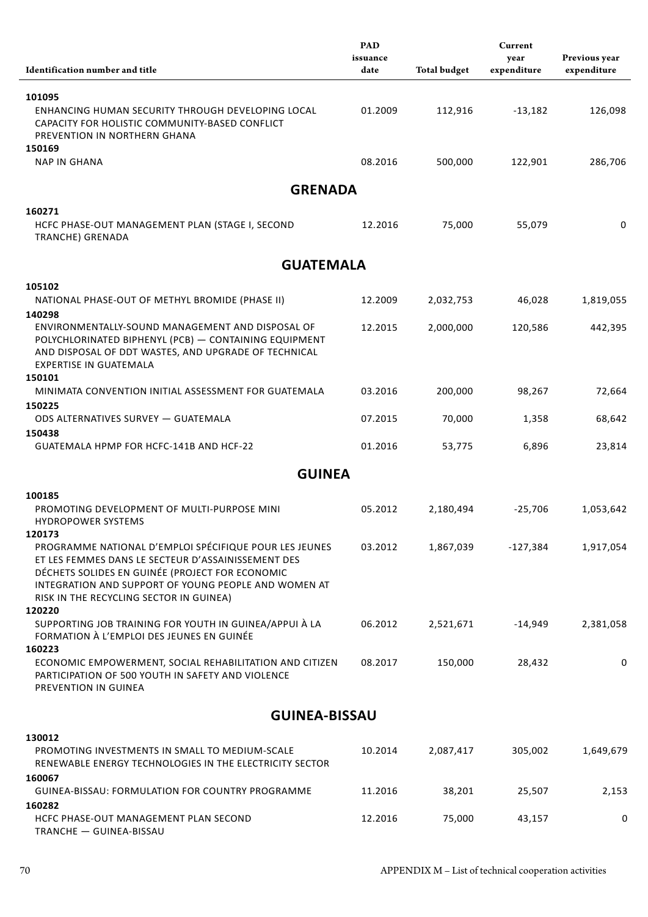| Identification number and title | PAD issuance date | Total budget | Current year expenditure | Previous year expenditure |
|---|---|---|---|---|
| **101095** | | | | |
| ENHANCING HUMAN SECURITY THROUGH DEVELOPING LOCAL CAPACITY FOR HOLISTIC COMMUNITY-BASED CONFLICT PREVENTION IN NORTHERN GHANA | 01.2009 | 112,916 | -13,182 | 126,098 |
| **150169** | | | | |
| NAP IN GHANA | 08.2016 | 500,000 | 122,901 | 286,706 |
| **GRENADA** | | | | |
| **160271** | | | | |
| HCFC PHASE-OUT MANAGEMENT PLAN (STAGE I, SECOND TRANCHE) GRENADA | 12.2016 | 75,000 | 55,079 | 0 |
| **GUATEMALA** | | | | |
| **105102** | | | | |
| NATIONAL PHASE-OUT OF METHYL BROMIDE (PHASE II) | 12.2009 | 2,032,753 | 46,028 | 1,819,055 |
| **140298** | | | | |
| ENVIRONMENTALLY-SOUND MANAGEMENT AND DISPOSAL OF POLYCHLORINATED BIPHENYL (PCB) — CONTAINING EQUIPMENT AND DISPOSAL OF DDT WASTES, AND UPGRADE OF TECHNICAL EXPERTISE IN GUATEMALA | 12.2015 | 2,000,000 | 120,586 | 442,395 |
| **150101** | | | | |
| MINIMATA CONVENTION INITIAL ASSESSMENT FOR GUATEMALA | 03.2016 | 200,000 | 98,267 | 72,664 |
| **150225** | | | | |
| ODS ALTERNATIVES SURVEY — GUATEMALA | 07.2015 | 70,000 | 1,358 | 68,642 |
| **150438** | | | | |
| GUATEMALA HPMP FOR HCFC-141B AND HCF-22 | 01.2016 | 53,775 | 6,896 | 23,814 |
| **GUINEA** | | | | |
| **100185** | | | | |
| PROMOTING DEVELOPMENT OF MULTI-PURPOSE MINI HYDROPOWER SYSTEMS | 05.2012 | 2,180,494 | -25,706 | 1,053,642 |
| **120173** | | | | |
| PROGRAMME NATIONAL D'EMPLOI SPÉCIFIQUE POUR LES JEUNES ET LES FEMMES DANS LE SECTEUR D'ASSAINISSEMENT DES DÉCHETS SOLIDES EN GUINÉE (PROJECT FOR ECONOMIC INTEGRATION AND SUPPORT OF YOUNG PEOPLE AND WOMEN AT RISK IN THE RECYCLING SECTOR IN GUINEA) | 03.2012 | 1,867,039 | -127,384 | 1,917,054 |
| **120220** | | | | |
| SUPPORTING JOB TRAINING FOR YOUTH IN GUINEA/APPUI À LA FORMATION À L'EMPLOI DES JEUNES EN GUINÉE | 06.2012 | 2,521,671 | -14,949 | 2,381,058 |
| **160223** | | | | |
| ECONOMIC EMPOWERMENT, SOCIAL REHABILITATION AND CITIZEN PARTICIPATION OF 500 YOUTH IN SAFETY AND VIOLENCE PREVENTION IN GUINEA | 08.2017 | 150,000 | 28,432 | 0 |
| **GUINEA-BISSAU** | | | | |
| **130012** | | | | |
| PROMOTING INVESTMENTS IN SMALL TO MEDIUM-SCALE RENEWABLE ENERGY TECHNOLOGIES IN THE ELECTRICITY SECTOR | 10.2014 | 2,087,417 | 305,002 | 1,649,679 |
| **160067** | | | | |
| GUINEA-BISSAU: FORMULATION FOR COUNTRY PROGRAMME | 11.2016 | 38,201 | 25,507 | 2,153 |
| **160282** | | | | |
| HCFC PHASE-OUT MANAGEMENT PLAN SECOND TRANCHE — GUINEA-BISSAU | 12.2016 | 75,000 | 43,157 | 0 |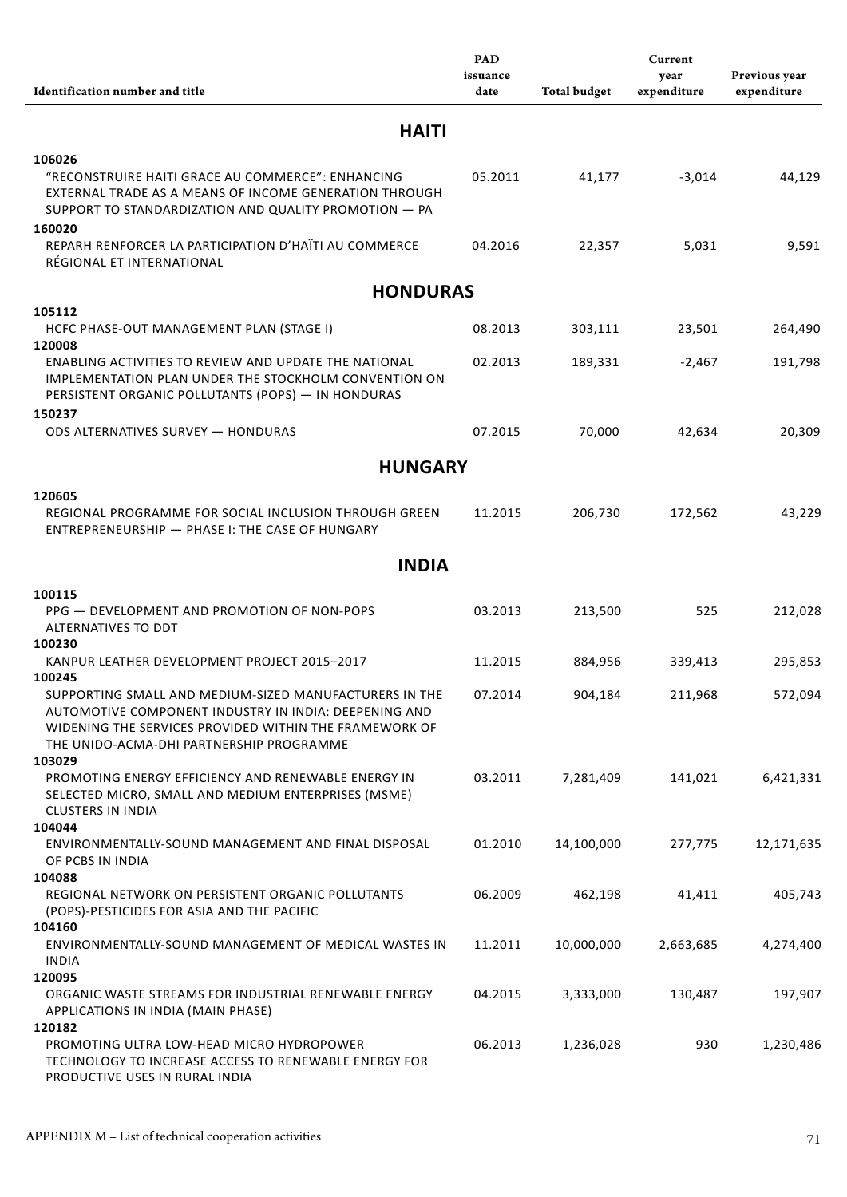| Identification number and title | PAD issuance date | Total budget | Current year expenditure | Previous year expenditure |
|---|---|---|---|---|
| **HAITI** | | | | |
| **106026** "RECONSTRUIRE HAITI GRACE AU COMMERCE": ENHANCING EXTERNAL TRADE AS A MEANS OF INCOME GENERATION THROUGH SUPPORT TO STANDARDIZATION AND QUALITY PROMOTION — PA | 05.2011 | 41,177 | -3,014 | 44,129 |
| **160020** REPARH RENFORCER LA PARTICIPATION D'HAÏTI AU COMMERCE RÉGIONAL ET INTERNATIONAL | 04.2016 | 22,357 | 5,031 | 9,591 |
| **HONDURAS** | | | | |
| **105112** HCFC PHASE-OUT MANAGEMENT PLAN (STAGE I) | 08.2013 | 303,111 | 23,501 | 264,490 |
| **120008** ENABLING ACTIVITIES TO REVIEW AND UPDATE THE NATIONAL IMPLEMENTATION PLAN UNDER THE STOCKHOLM CONVENTION ON PERSISTENT ORGANIC POLLUTANTS (POPS) — IN HONDURAS | 02.2013 | 189,331 | -2,467 | 191,798 |
| **150237** ODS ALTERNATIVES SURVEY — HONDURAS | 07.2015 | 70,000 | 42,634 | 20,309 |
| **HUNGARY** | | | | |
| **120605** REGIONAL PROGRAMME FOR SOCIAL INCLUSION THROUGH GREEN ENTREPRENEURSHIP — PHASE I: THE CASE OF HUNGARY | 11.2015 | 206,730 | 172,562 | 43,229 |
| **INDIA** | | | | |
| **100115** PPG — DEVELOPMENT AND PROMOTION OF NON-POPS ALTERNATIVES TO DDT | 03.2013 | 213,500 | 525 | 212,028 |
| **100230** KANPUR LEATHER DEVELOPMENT PROJECT 2015–2017 | 11.2015 | 884,956 | 339,413 | 295,853 |
| **100245** SUPPORTING SMALL AND MEDIUM-SIZED MANUFACTURERS IN THE AUTOMOTIVE COMPONENT INDUSTRY IN INDIA: DEEPENING AND WIDENING THE SERVICES PROVIDED WITHIN THE FRAMEWORK OF THE UNIDO-ACMA-DHI PARTNERSHIP PROGRAMME | 07.2014 | 904,184 | 211,968 | 572,094 |
| **103029** PROMOTING ENERGY EFFICIENCY AND RENEWABLE ENERGY IN SELECTED MICRO, SMALL AND MEDIUM ENTERPRISES (MSME) CLUSTERS IN INDIA | 03.2011 | 7,281,409 | 141,021 | 6,421,331 |
| **104044** ENVIRONMENTALLY-SOUND MANAGEMENT AND FINAL DISPOSAL OF PCBS IN INDIA | 01.2010 | 14,100,000 | 277,775 | 12,171,635 |
| **104088** REGIONAL NETWORK ON PERSISTENT ORGANIC POLLUTANTS (POPS)-PESTICIDES FOR ASIA AND THE PACIFIC | 06.2009 | 462,198 | 41,411 | 405,743 |
| **104160** ENVIRONMENTALLY-SOUND MANAGEMENT OF MEDICAL WASTES IN INDIA | 11.2011 | 10,000,000 | 2,663,685 | 4,274,400 |
| **120095** ORGANIC WASTE STREAMS FOR INDUSTRIAL RENEWABLE ENERGY APPLICATIONS IN INDIA (MAIN PHASE) | 04.2015 | 3,333,000 | 130,487 | 197,907 |
| **120182** PROMOTING ULTRA LOW-HEAD MICRO HYDROPOWER TECHNOLOGY TO INCREASE ACCESS TO RENEWABLE ENERGY FOR PRODUCTIVE USES IN RURAL INDIA | 06.2013 | 1,236,028 | 930 | 1,230,486 |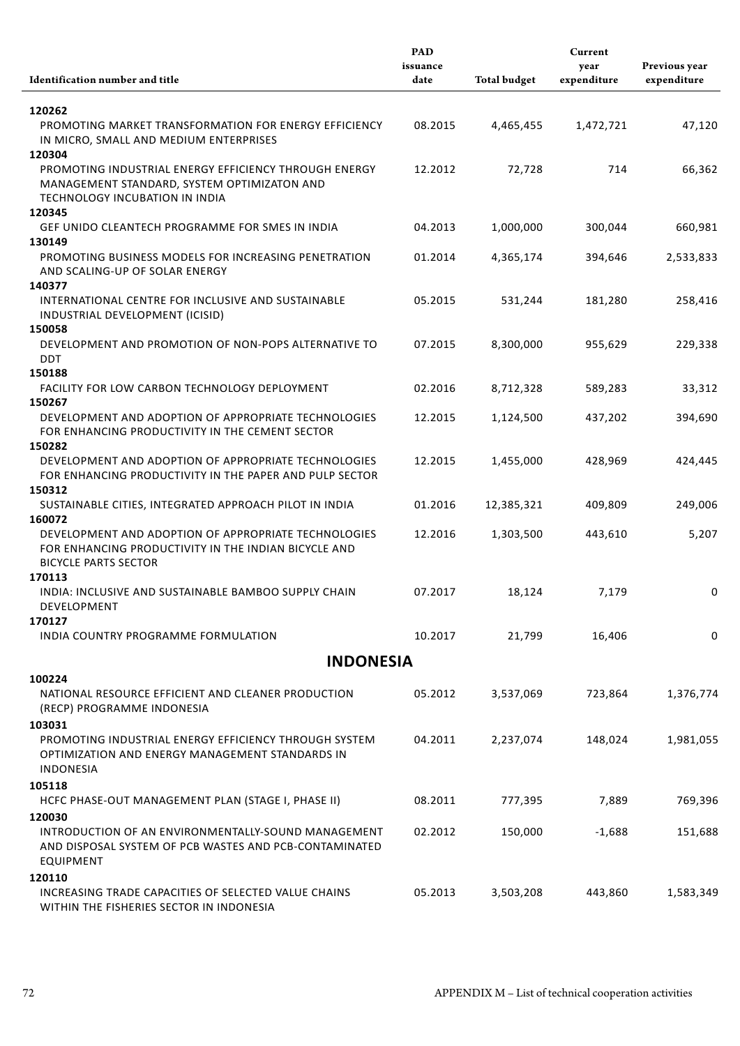| Identification number and title | PAD issuance date | Total budget | Current year expenditure | Previous year expenditure |
|---|---|---|---|---|
| **120262** | | | | |
| PROMOTING MARKET TRANSFORMATION FOR ENERGY EFFICIENCY IN MICRO, SMALL AND MEDIUM ENTERPRISES | 08.2015 | 4,465,455 | 1,472,721 | 47,120 |
| **120304** | | | | |
| PROMOTING INDUSTRIAL ENERGY EFFICIENCY THROUGH ENERGY MANAGEMENT STANDARD, SYSTEM OPTIMIZATON AND TECHNOLOGY INCUBATION IN INDIA | 12.2012 | 72,728 | 714 | 66,362 |
| **120345** | | | | |
| GEF UNIDO CLEANTECH PROGRAMME FOR SMES IN INDIA | 04.2013 | 1,000,000 | 300,044 | 660,981 |
| **130149** | | | | |
| PROMOTING BUSINESS MODELS FOR INCREASING PENETRATION AND SCALING-UP OF SOLAR ENERGY | 01.2014 | 4,365,174 | 394,646 | 2,533,833 |
| **140377** | | | | |
| INTERNATIONAL CENTRE FOR INCLUSIVE AND SUSTAINABLE INDUSTRIAL DEVELOPMENT (ICISID) | 05.2015 | 531,244 | 181,280 | 258,416 |
| **150058** | | | | |
| DEVELOPMENT AND PROMOTION OF NON-POPS ALTERNATIVE TO DDT | 07.2015 | 8,300,000 | 955,629 | 229,338 |
| **150188** | | | | |
| FACILITY FOR LOW CARBON TECHNOLOGY DEPLOYMENT | 02.2016 | 8,712,328 | 589,283 | 33,312 |
| **150267** | | | | |
| DEVELOPMENT AND ADOPTION OF APPROPRIATE TECHNOLOGIES FOR ENHANCING PRODUCTIVITY IN THE CEMENT SECTOR | 12.2015 | 1,124,500 | 437,202 | 394,690 |
| **150282** | | | | |
| DEVELOPMENT AND ADOPTION OF APPROPRIATE TECHNOLOGIES FOR ENHANCING PRODUCTIVITY IN THE PAPER AND PULP SECTOR | 12.2015 | 1,455,000 | 428,969 | 424,445 |
| **150312** | | | | |
| SUSTAINABLE CITIES, INTEGRATED APPROACH PILOT IN INDIA | 01.2016 | 12,385,321 | 409,809 | 249,006 |
| **160072** | | | | |
| DEVELOPMENT AND ADOPTION OF APPROPRIATE TECHNOLOGIES FOR ENHANCING PRODUCTIVITY IN THE INDIAN BICYCLE AND BICYCLE PARTS SECTOR | 12.2016 | 1,303,500 | 443,610 | 5,207 |
| **170113** | | | | |
| INDIA: INCLUSIVE AND SUSTAINABLE BAMBOO SUPPLY CHAIN DEVELOPMENT | 07.2017 | 18,124 | 7,179 | 0 |
| **170127** | | | | |
| INDIA COUNTRY PROGRAMME FORMULATION | 10.2017 | 21,799 | 16,406 | 0 |
| **INDONESIA** | | | | |
| **100224** | | | | |
| NATIONAL RESOURCE EFFICIENT AND CLEANER PRODUCTION (RECP) PROGRAMME INDONESIA | 05.2012 | 3,537,069 | 723,864 | 1,376,774 |
| **103031** | | | | |
| PROMOTING INDUSTRIAL ENERGY EFFICIENCY THROUGH SYSTEM OPTIMIZATION AND ENERGY MANAGEMENT STANDARDS IN INDONESIA | 04.2011 | 2,237,074 | 148,024 | 1,981,055 |
| **105118** | | | | |
| HCFC PHASE-OUT MANAGEMENT PLAN (STAGE I, PHASE II) | 08.2011 | 777,395 | 7,889 | 769,396 |
| **120030** | | | | |
| INTRODUCTION OF AN ENVIRONMENTALLY-SOUND MANAGEMENT AND DISPOSAL SYSTEM OF PCB WASTES AND PCB-CONTAMINATED EQUIPMENT | 02.2012 | 150,000 | -1,688 | 151,688 |
| **120110** | | | | |
| INCREASING TRADE CAPACITIES OF SELECTED VALUE CHAINS WITHIN THE FISHERIES SECTOR IN INDONESIA | 05.2013 | 3,503,208 | 443,860 | 1,583,349 |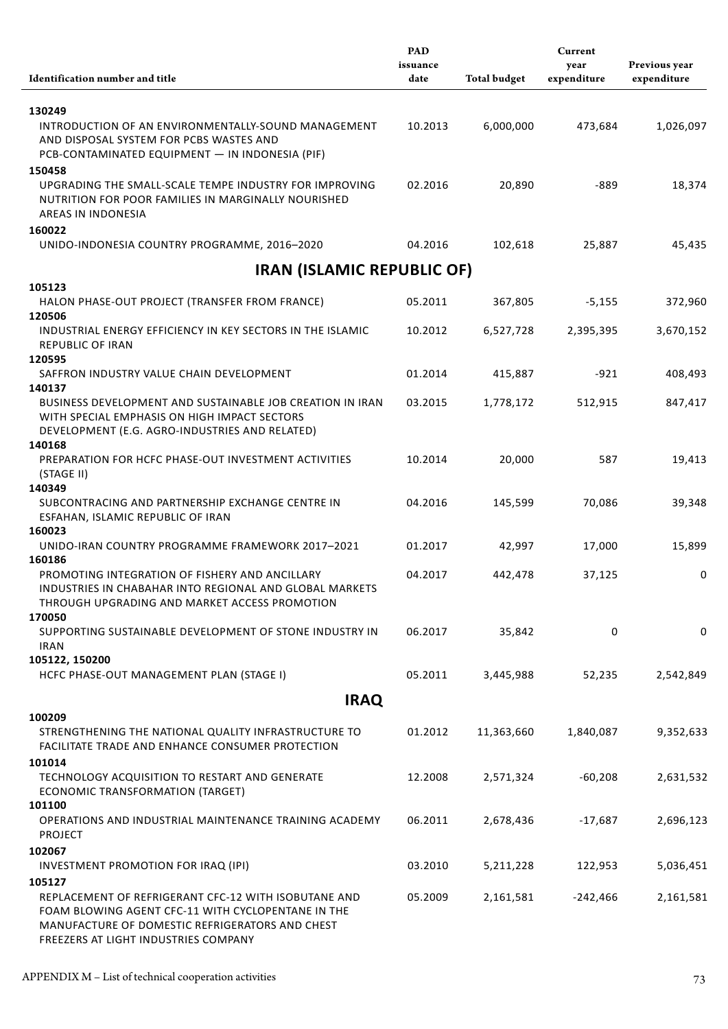| Identification number and title | PAD issuance date | Total budget | Current year expenditure | Previous year expenditure |
|---|---|---|---|---|
| **130249** | | | | |
| INTRODUCTION OF AN ENVIRONMENTALLY-SOUND MANAGEMENT AND DISPOSAL SYSTEM FOR PCBS WASTES AND PCB-CONTAMINATED EQUIPMENT — IN INDONESIA (PIF) | 10.2013 | 6,000,000 | 473,684 | 1,026,097 |
| **150458** | | | | |
| UPGRADING THE SMALL-SCALE TEMPE INDUSTRY FOR IMPROVING NUTRITION FOR POOR FAMILIES IN MARGINALLY NOURISHED AREAS IN INDONESIA | 02.2016 | 20,890 | -889 | 18,374 |
| **160022** | | | | |
| UNIDO-INDONESIA COUNTRY PROGRAMME, 2016–2020 | 04.2016 | 102,618 | 25,887 | 45,435 |
| **IRAN (ISLAMIC REPUBLIC OF)** | | | | |
| **105123** | | | | |
| HALON PHASE-OUT PROJECT (TRANSFER FROM FRANCE) | 05.2011 | 367,805 | -5,155 | 372,960 |
| **120506** | | | | |
| INDUSTRIAL ENERGY EFFICIENCY IN KEY SECTORS IN THE ISLAMIC REPUBLIC OF IRAN | 10.2012 | 6,527,728 | 2,395,395 | 3,670,152 |
| **120595** | | | | |
| SAFFRON INDUSTRY VALUE CHAIN DEVELOPMENT | 01.2014 | 415,887 | -921 | 408,493 |
| **140137** | | | | |
| BUSINESS DEVELOPMENT AND SUSTAINABLE JOB CREATION IN IRAN WITH SPECIAL EMPHASIS ON HIGH IMPACT SECTORS DEVELOPMENT (E.G. AGRO-INDUSTRIES AND RELATED) | 03.2015 | 1,778,172 | 512,915 | 847,417 |
| **140168** | | | | |
| PREPARATION FOR HCFC PHASE-OUT INVESTMENT ACTIVITIES (STAGE II) | 10.2014 | 20,000 | 587 | 19,413 |
| **140349** | | | | |
| SUBCONTRACING AND PARTNERSHIP EXCHANGE CENTRE IN ESFAHAN, ISLAMIC REPUBLIC OF IRAN | 04.2016 | 145,599 | 70,086 | 39,348 |
| **160023** | | | | |
| UNIDO-IRAN COUNTRY PROGRAMME FRAMEWORK 2017–2021 | 01.2017 | 42,997 | 17,000 | 15,899 |
| **160186** | | | | |
| PROMOTING INTEGRATION OF FISHERY AND ANCILLARY INDUSTRIES IN CHABAHAR INTO REGIONAL AND GLOBAL MARKETS THROUGH UPGRADING AND MARKET ACCESS PROMOTION | 04.2017 | 442,478 | 37,125 | 0 |
| **170050** | | | | |
| SUPPORTING SUSTAINABLE DEVELOPMENT OF STONE INDUSTRY IN IRAN | 06.2017 | 35,842 | 0 | 0 |
| **105122, 150200** | | | | |
| HCFC PHASE-OUT MANAGEMENT PLAN (STAGE I) | 05.2011 | 3,445,988 | 52,235 | 2,542,849 |
| **IRAQ** | | | | |
| **100209** | | | | |
| STRENGTHENING THE NATIONAL QUALITY INFRASTRUCTURE TO FACILITATE TRADE AND ENHANCE CONSUMER PROTECTION | 01.2012 | 11,363,660 | 1,840,087 | 9,352,633 |
| **101014** | | | | |
| TECHNOLOGY ACQUISITION TO RESTART AND GENERATE ECONOMIC TRANSFORMATION (TARGET) | 12.2008 | 2,571,324 | -60,208 | 2,631,532 |
| **101100** | | | | |
| OPERATIONS AND INDUSTRIAL MAINTENANCE TRAINING ACADEMY PROJECT | 06.2011 | 2,678,436 | -17,687 | 2,696,123 |
| **102067** | | | | |
| INVESTMENT PROMOTION FOR IRAQ (IPI) | 03.2010 | 5,211,228 | 122,953 | 5,036,451 |
| **105127** | | | | |
| REPLACEMENT OF REFRIGERANT CFC-12 WITH ISOBUTANE AND FOAM BLOWING AGENT CFC-11 WITH CYCLOPENTANE IN THE MANUFACTURE OF DOMESTIC REFRIGERATORS AND CHEST FREEZERS AT LIGHT INDUSTRIES COMPANY | 05.2009 | 2,161,581 | -242,466 | 2,161,581 |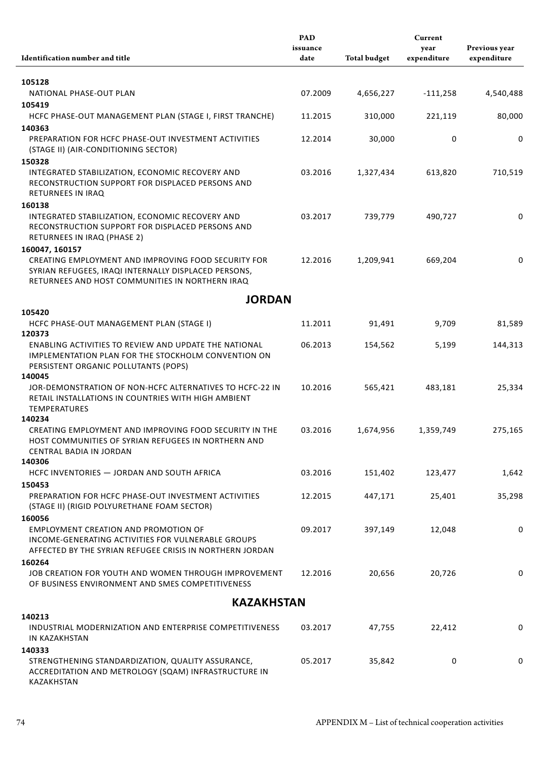| Identification number and title | PAD issuance date | Total budget | Current year expenditure | Previous year expenditure |
|---|---|---|---|---|
| **105128** | | | | |
| NATIONAL PHASE-OUT PLAN | 07.2009 | 4,656,227 | -111,258 | 4,540,488 |
| **105419** | | | | |
| HCFC PHASE-OUT MANAGEMENT PLAN (STAGE I, FIRST TRANCHE) | 11.2015 | 310,000 | 221,119 | 80,000 |
| **140363** | | | | |
| PREPARATION FOR HCFC PHASE-OUT INVESTMENT ACTIVITIES (STAGE II) (AIR-CONDITIONING SECTOR) | 12.2014 | 30,000 | 0 | 0 |
| **150328** | | | | |
| INTEGRATED STABILIZATION, ECONOMIC RECOVERY AND RECONSTRUCTION SUPPORT FOR DISPLACED PERSONS AND RETURNEES IN IRAQ | 03.2016 | 1,327,434 | 613,820 | 710,519 |
| **160138** | | | | |
| INTEGRATED STABILIZATION, ECONOMIC RECOVERY AND RECONSTRUCTION SUPPORT FOR DISPLACED PERSONS AND RETURNEES IN IRAQ (PHASE 2) | 03.2017 | 739,779 | 490,727 | 0 |
| **160047, 160157** | | | | |
| CREATING EMPLOYMENT AND IMPROVING FOOD SECURITY FOR SYRIAN REFUGEES, IRAQI INTERNALLY DISPLACED PERSONS, RETURNEES AND HOST COMMUNITIES IN NORTHERN IRAQ | 12.2016 | 1,209,941 | 669,204 | 0 |
| **JORDAN** | | | | |
| **105420** | | | | |
| HCFC PHASE-OUT MANAGEMENT PLAN (STAGE I) | 11.2011 | 91,491 | 9,709 | 81,589 |
| **120373** | | | | |
| ENABLING ACTIVITIES TO REVIEW AND UPDATE THE NATIONAL IMPLEMENTATION PLAN FOR THE STOCKHOLM CONVENTION ON PERSISTENT ORGANIC POLLUTANTS (POPS) | 06.2013 | 154,562 | 5,199 | 144,313 |
| **140045** | | | | |
| JOR-DEMONSTRATION OF NON-HCFC ALTERNATIVES TO HCFC-22 IN RETAIL INSTALLATIONS IN COUNTRIES WITH HIGH AMBIENT TEMPERATURES | 10.2016 | 565,421 | 483,181 | 25,334 |
| **140234** | | | | |
| CREATING EMPLOYMENT AND IMPROVING FOOD SECURITY IN THE HOST COMMUNITIES OF SYRIAN REFUGEES IN NORTHERN AND CENTRAL BADIA IN JORDAN | 03.2016 | 1,674,956 | 1,359,749 | 275,165 |
| **140306** | | | | |
| HCFC INVENTORIES — JORDAN AND SOUTH AFRICA | 03.2016 | 151,402 | 123,477 | 1,642 |
| **150453** | | | | |
| PREPARATION FOR HCFC PHASE-OUT INVESTMENT ACTIVITIES (STAGE II) (RIGID POLYURETHANE FOAM SECTOR) | 12.2015 | 447,171 | 25,401 | 35,298 |
| **160056** | | | | |
| EMPLOYMENT CREATION AND PROMOTION OF INCOME-GENERATING ACTIVITIES FOR VULNERABLE GROUPS AFFECTED BY THE SYRIAN REFUGEE CRISIS IN NORTHERN JORDAN | 09.2017 | 397,149 | 12,048 | 0 |
| **160264** | | | | |
| JOB CREATION FOR YOUTH AND WOMEN THROUGH IMPROVEMENT OF BUSINESS ENVIRONMENT AND SMES COMPETITIVENESS | 12.2016 | 20,656 | 20,726 | 0 |
| **KAZAKHSTAN** | | | | |
| **140213** | | | | |
| INDUSTRIAL MODERNIZATION AND ENTERPRISE COMPETITIVENESS IN KAZAKHSTAN | 03.2017 | 47,755 | 22,412 | 0 |
| **140333** | | | | |
| STRENGTHENING STANDARDIZATION, QUALITY ASSURANCE, ACCREDITATION AND METROLOGY (SQAM) INFRASTRUCTURE IN KAZAKHSTAN | 05.2017 | 35,842 | 0 | 0 |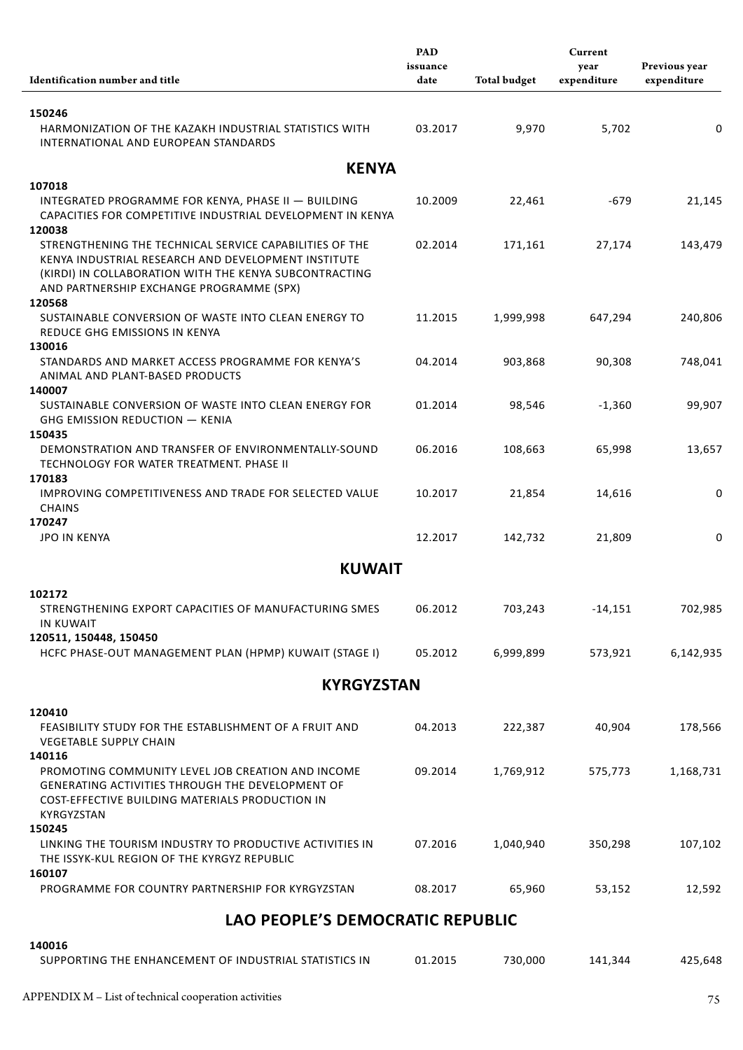| Identification number and title | PAD issuance date | Total budget | Current year expenditure | Previous year expenditure |
|---|---|---|---|---|
| **150246** | | | | |
| HARMONIZATION OF THE KAZAKH INDUSTRIAL STATISTICS WITH INTERNATIONAL AND EUROPEAN STANDARDS | 03.2017 | 9,970 | 5,702 | 0 |
| **KENYA** | | | | |
| **107018** | | | | |
| INTEGRATED PROGRAMME FOR KENYA, PHASE II — BUILDING CAPACITIES FOR COMPETITIVE INDUSTRIAL DEVELOPMENT IN KENYA | 10.2009 | 22,461 | -679 | 21,145 |
| **120038** | | | | |
| STRENGTHENING THE TECHNICAL SERVICE CAPABILITIES OF THE KENYA INDUSTRIAL RESEARCH AND DEVELOPMENT INSTITUTE (KIRDI) IN COLLABORATION WITH THE KENYA SUBCONTRACTING AND PARTNERSHIP EXCHANGE PROGRAMME (SPX) | 02.2014 | 171,161 | 27,174 | 143,479 |
| **120568** | | | | |
| SUSTAINABLE CONVERSION OF WASTE INTO CLEAN ENERGY TO REDUCE GHG EMISSIONS IN KENYA | 11.2015 | 1,999,998 | 647,294 | 240,806 |
| **130016** | | | | |
| STANDARDS AND MARKET ACCESS PROGRAMME FOR KENYA'S ANIMAL AND PLANT-BASED PRODUCTS | 04.2014 | 903,868 | 90,308 | 748,041 |
| **140007** | | | | |
| SUSTAINABLE CONVERSION OF WASTE INTO CLEAN ENERGY FOR GHG EMISSION REDUCTION — KENIA | 01.2014 | 98,546 | -1,360 | 99,907 |
| **150435** | | | | |
| DEMONSTRATION AND TRANSFER OF ENVIRONMENTALLY-SOUND TECHNOLOGY FOR WATER TREATMENT. PHASE II | 06.2016 | 108,663 | 65,998 | 13,657 |
| **170183** | | | | |
| IMPROVING COMPETITIVENESS AND TRADE FOR SELECTED VALUE CHAINS | 10.2017 | 21,854 | 14,616 | 0 |
| **170247** | | | | |
| JPO IN KENYA | 12.2017 | 142,732 | 21,809 | 0 |
| **KUWAIT** | | | | |
| **102172** | | | | |
| STRENGTHENING EXPORT CAPACITIES OF MANUFACTURING SMES IN KUWAIT | 06.2012 | 703,243 | -14,151 | 702,985 |
| **120511, 150448, 150450** | | | | |
| HCFC PHASE-OUT MANAGEMENT PLAN (HPMP) KUWAIT (STAGE I) | 05.2012 | 6,999,899 | 573,921 | 6,142,935 |
| **KYRGYZSTAN** | | | | |
| **120410** | | | | |
| FEASIBILITY STUDY FOR THE ESTABLISHMENT OF A FRUIT AND VEGETABLE SUPPLY CHAIN | 04.2013 | 222,387 | 40,904 | 178,566 |
| **140116** | | | | |
| PROMOTING COMMUNITY LEVEL JOB CREATION AND INCOME GENERATING ACTIVITIES THROUGH THE DEVELOPMENT OF COST-EFFECTIVE BUILDING MATERIALS PRODUCTION IN KYRGYZSTAN | 09.2014 | 1,769,912 | 575,773 | 1,168,731 |
| **150245** | | | | |
| LINKING THE TOURISM INDUSTRY TO PRODUCTIVE ACTIVITIES IN THE ISSYK-KUL REGION OF THE KYRGYZ REPUBLIC | 07.2016 | 1,040,940 | 350,298 | 107,102 |
| **160107** | | | | |
| PROGRAMME FOR COUNTRY PARTNERSHIP FOR KYRGYZSTAN | 08.2017 | 65,960 | 53,152 | 12,592 |
| **LAO PEOPLE'S DEMOCRATIC REPUBLIC** | | | | |
| **140016** | | | | |
| SUPPORTING THE ENHANCEMENT OF INDUSTRIAL STATISTICS IN | 01.2015 | 730,000 | 141,344 | 425,648 |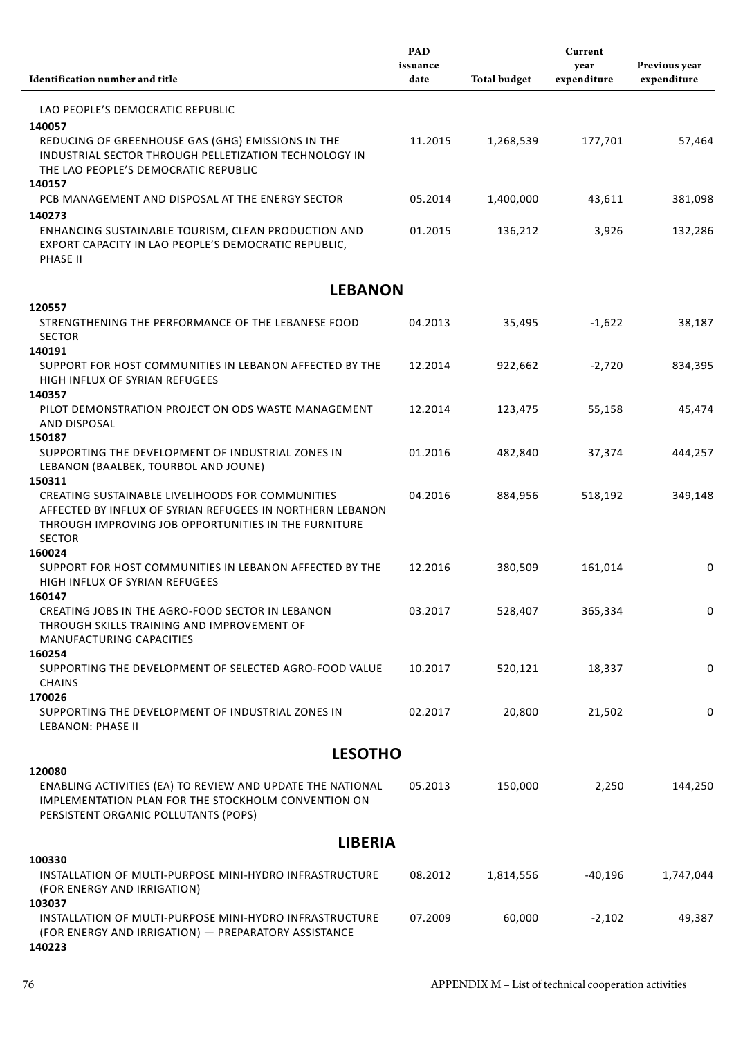| Identification number and title | PAD issuance date | Total budget | Current year expenditure | Previous year expenditure |
|---|---|---|---|---|
| LAO PEOPLE'S DEMOCRATIC REPUBLIC | | | | |
| **140057** | | | | |
| REDUCING OF GREENHOUSE GAS (GHG) EMISSIONS IN THE INDUSTRIAL SECTOR THROUGH PELLETIZATION TECHNOLOGY IN THE LAO PEOPLE'S DEMOCRATIC REPUBLIC | 11.2015 | 1,268,539 | 177,701 | 57,464 |
| **140157** | | | | |
| PCB MANAGEMENT AND DISPOSAL AT THE ENERGY SECTOR | 05.2014 | 1,400,000 | 43,611 | 381,098 |
| **140273** | | | | |
| ENHANCING SUSTAINABLE TOURISM, CLEAN PRODUCTION AND EXPORT CAPACITY IN LAO PEOPLE'S DEMOCRATIC REPUBLIC, PHASE II | 01.2015 | 136,212 | 3,926 | 132,286 |
| **LEBANON** | | | | |
| **120557** | | | | |
| STRENGTHENING THE PERFORMANCE OF THE LEBANESE FOOD SECTOR | 04.2013 | 35,495 | -1,622 | 38,187 |
| **140191** | | | | |
| SUPPORT FOR HOST COMMUNITIES IN LEBANON AFFECTED BY THE HIGH INFLUX OF SYRIAN REFUGEES | 12.2014 | 922,662 | -2,720 | 834,395 |
| **140357** | | | | |
| PILOT DEMONSTRATION PROJECT ON ODS WASTE MANAGEMENT AND DISPOSAL | 12.2014 | 123,475 | 55,158 | 45,474 |
| **150187** | | | | |
| SUPPORTING THE DEVELOPMENT OF INDUSTRIAL ZONES IN LEBANON (BAALBEK, TOURBOL AND JOUNE) | 01.2016 | 482,840 | 37,374 | 444,257 |
| **150311** | | | | |
| CREATING SUSTAINABLE LIVELIHOODS FOR COMMUNITIES AFFECTED BY INFLUX OF SYRIAN REFUGEES IN NORTHERN LEBANON THROUGH IMPROVING JOB OPPORTUNITIES IN THE FURNITURE SECTOR | 04.2016 | 884,956 | 518,192 | 349,148 |
| **160024** | | | | |
| SUPPORT FOR HOST COMMUNITIES IN LEBANON AFFECTED BY THE HIGH INFLUX OF SYRIAN REFUGEES | 12.2016 | 380,509 | 161,014 | 0 |
| **160147** | | | | |
| CREATING JOBS IN THE AGRO-FOOD SECTOR IN LEBANON THROUGH SKILLS TRAINING AND IMPROVEMENT OF MANUFACTURING CAPACITIES | 03.2017 | 528,407 | 365,334 | 0 |
| **160254** | | | | |
| SUPPORTING THE DEVELOPMENT OF SELECTED AGRO-FOOD VALUE CHAINS | 10.2017 | 520,121 | 18,337 | 0 |
| **170026** | | | | |
| SUPPORTING THE DEVELOPMENT OF INDUSTRIAL ZONES IN LEBANON: PHASE II | 02.2017 | 20,800 | 21,502 | 0 |
| **LESOTHO** | | | | |
| **120080** | | | | |
| ENABLING ACTIVITIES (EA) TO REVIEW AND UPDATE THE NATIONAL IMPLEMENTATION PLAN FOR THE STOCKHOLM CONVENTION ON PERSISTENT ORGANIC POLLUTANTS (POPS) | 05.2013 | 150,000 | 2,250 | 144,250 |
| **LIBERIA** | | | | |
| **100330** | | | | |
| INSTALLATION OF MULTI-PURPOSE MINI-HYDRO INFRASTRUCTURE (FOR ENERGY AND IRRIGATION) | 08.2012 | 1,814,556 | -40,196 | 1,747,044 |
| **103037** | | | | |
| INSTALLATION OF MULTI-PURPOSE MINI-HYDRO INFRASTRUCTURE (FOR ENERGY AND IRRIGATION) — PREPARATORY ASSISTANCE | 07.2009 | 60,000 | -2,102 | 49,387 |
| **140223** | | | | |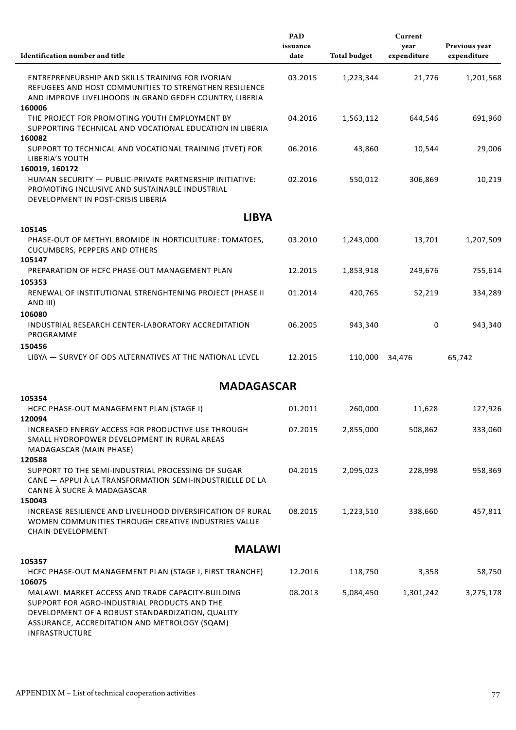| Identification number and title | PAD issuance date | Total budget | Current year expenditure | Previous year expenditure |
|---|---|---|---|---|
| ENTREPRENEURSHIP AND SKILLS TRAINING FOR IVORIAN REFUGEES AND HOST COMMUNITIES TO STRENGTHEN RESILIENCE AND IMPROVE LIVELIHOODS IN GRAND GEDEH COUNTRY, LIBERIA | 03.2015 | 1,223,344 | 21,776 | 1,201,568 |
| **160006** | | | | |
| THE PROJECT FOR PROMOTING YOUTH EMPLOYMENT BY SUPPORTING TECHNICAL AND VOCATIONAL EDUCATION IN LIBERIA | 04.2016 | 1,563,112 | 644,546 | 691,960 |
| **160082** | | | | |
| SUPPORT TO TECHNICAL AND VOCATIONAL TRAINING (TVET) FOR LIBERIA'S YOUTH | 06.2016 | 43,860 | 10,544 | 29,006 |
| **160019, 160172** | | | | |
| HUMAN SECURITY — PUBLIC-PRIVATE PARTNERSHIP INITIATIVE: PROMOTING INCLUSIVE AND SUSTAINABLE INDUSTRIAL DEVELOPMENT IN POST-CRISIS LIBERIA | 02.2016 | 550,012 | 306,869 | 10,219 |
| **LIBYA** | | | | |
| **105145** | | | | |
| PHASE-OUT OF METHYL BROMIDE IN HORTICULTURE: TOMATOES, CUCUMBERS, PEPPERS AND OTHERS | 03.2010 | 1,243,000 | 13,701 | 1,207,509 |
| **105147** | | | | |
| PREPARATION OF HCFC PHASE-OUT MANAGEMENT PLAN | 12.2015 | 1,853,918 | 249,676 | 755,614 |
| **105353** | | | | |
| RENEWAL OF INSTITUTIONAL STRENGHTENING PROJECT (PHASE II AND III) | 01.2014 | 420,765 | 52,219 | 334,289 |
| **106080** | | | | |
| INDUSTRIAL RESEARCH CENTER-LABORATORY ACCREDITATION PROGRAMME | 06.2005 | 943,340 | 0 | 943,340 |
| **150456** | | | | |
| LIBYA — SURVEY OF ODS ALTERNATIVES AT THE NATIONAL LEVEL | 12.2015 | 110,000 | 34,476 | 65,742 |
| **MADAGASCAR** | | | | |
| **105354** | | | | |
| HCFC PHASE-OUT MANAGEMENT PLAN (STAGE I) | 01.2011 | 260,000 | 11,628 | 127,926 |
| **120094** | | | | |
| INCREASED ENERGY ACCESS FOR PRODUCTIVE USE THROUGH SMALL HYDROPOWER DEVELOPMENT IN RURAL AREAS MADAGASCAR (MAIN PHASE) | 07.2015 | 2,855,000 | 508,862 | 333,060 |
| **120588** | | | | |
| SUPPORT TO THE SEMI-INDUSTRIAL PROCESSING OF SUGAR CANE — APPUI À LA TRANSFORMATION SEMI-INDUSTRIELLE DE LA CANNE À SUCRE À MADAGASCAR | 04.2015 | 2,095,023 | 228,998 | 958,369 |
| **150043** | | | | |
| INCREASE RESILIENCE AND LIVELIHOOD DIVERSIFICATION OF RURAL WOMEN COMMUNITIES THROUGH CREATIVE INDUSTRIES VALUE CHAIN DEVELOPMENT | 08.2015 | 1,223,510 | 338,660 | 457,811 |
| **MALAWI** | | | | |
| **105357** | | | | |
| HCFC PHASE-OUT MANAGEMENT PLAN (STAGE I, FIRST TRANCHE) | 12.2016 | 118,750 | 3,358 | 58,750 |
| **106075** | | | | |
| MALAWI: MARKET ACCESS AND TRADE CAPACITY-BUILDING SUPPORT FOR AGRO-INDUSTRIAL PRODUCTS AND THE DEVELOPMENT OF A ROBUST STANDARDIZATION, QUALITY ASSURANCE, ACCREDITATION AND METROLOGY (SQAM) INFRASTRUCTURE | 08.2013 | 5,084,450 | 1,301,242 | 3,275,178 |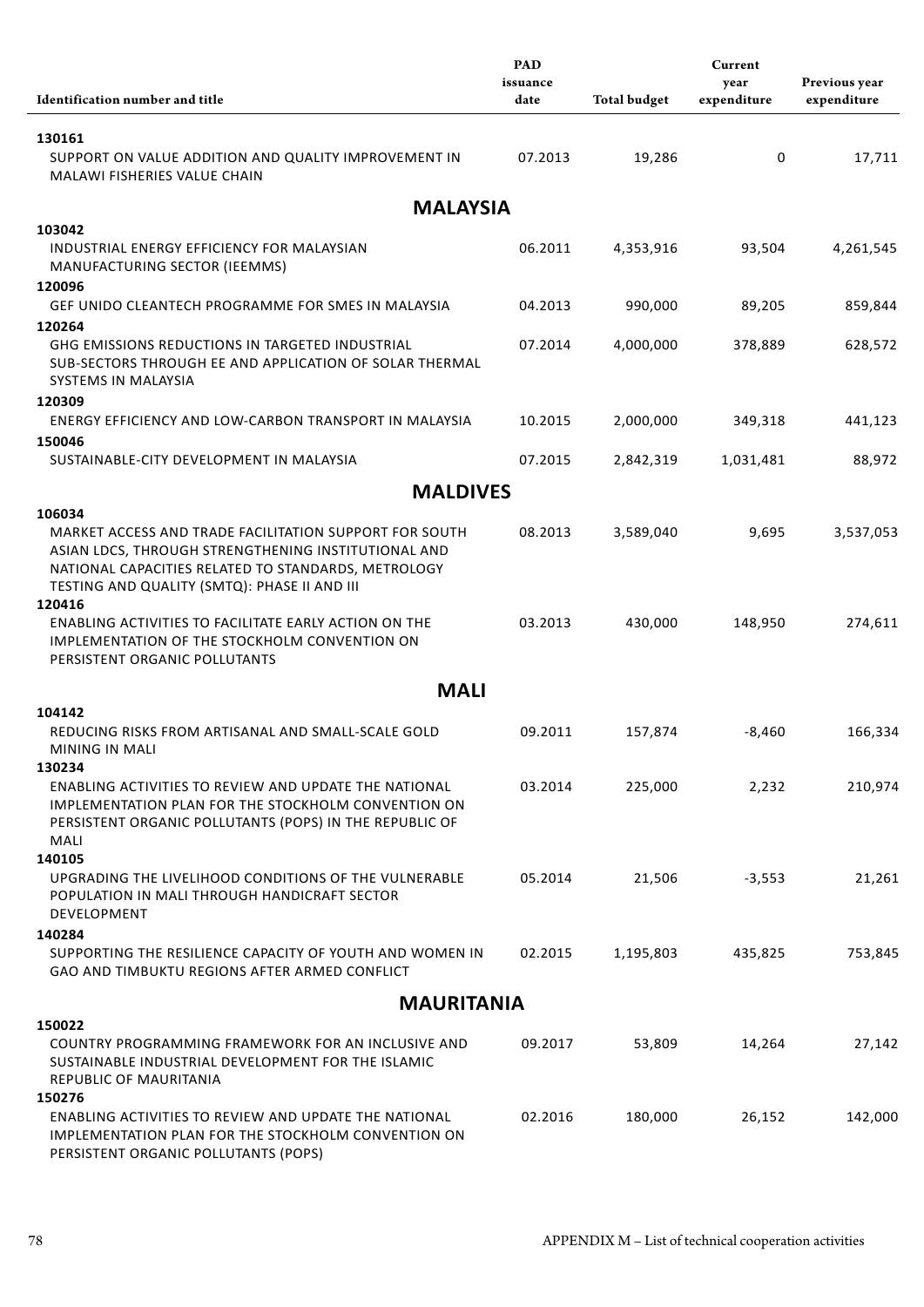| Identification number and title | PAD issuance date | Total budget | Current year expenditure | Previous year expenditure |
|---|---|---|---|---|
| **130161** | | | | |
| SUPPORT ON VALUE ADDITION AND QUALITY IMPROVEMENT IN MALAWI FISHERIES VALUE CHAIN | 07.2013 | 19,286 | 0 | 17,711 |
| **MALAYSIA** | | | | |
| **103042** | | | | |
| INDUSTRIAL ENERGY EFFICIENCY FOR MALAYSIAN MANUFACTURING SECTOR (IEEMMS) | 06.2011 | 4,353,916 | 93,504 | 4,261,545 |
| **120096** | | | | |
| GEF UNIDO CLEANTECH PROGRAMME FOR SMES IN MALAYSIA | 04.2013 | 990,000 | 89,205 | 859,844 |
| **120264** | | | | |
| GHG EMISSIONS REDUCTIONS IN TARGETED INDUSTRIAL SUB-SECTORS THROUGH EE AND APPLICATION OF SOLAR THERMAL SYSTEMS IN MALAYSIA | 07.2014 | 4,000,000 | 378,889 | 628,572 |
| **120309** | | | | |
| ENERGY EFFICIENCY AND LOW-CARBON TRANSPORT IN MALAYSIA | 10.2015 | 2,000,000 | 349,318 | 441,123 |
| **150046** | | | | |
| SUSTAINABLE-CITY DEVELOPMENT IN MALAYSIA | 07.2015 | 2,842,319 | 1,031,481 | 88,972 |
| **MALDIVES** | | | | |
| **106034** | | | | |
| MARKET ACCESS AND TRADE FACILITATION SUPPORT FOR SOUTH ASIAN LDCS, THROUGH STRENGTHENING INSTITUTIONAL AND NATIONAL CAPACITIES RELATED TO STANDARDS, METROLOGY TESTING AND QUALITY (SMTQ): PHASE II AND III | 08.2013 | 3,589,040 | 9,695 | 3,537,053 |
| **120416** | | | | |
| ENABLING ACTIVITIES TO FACILITATE EARLY ACTION ON THE IMPLEMENTATION OF THE STOCKHOLM CONVENTION ON PERSISTENT ORGANIC POLLUTANTS | 03.2013 | 430,000 | 148,950 | 274,611 |
| **MALI** | | | | |
| **104142** | | | | |
| REDUCING RISKS FROM ARTISANAL AND SMALL-SCALE GOLD MINING IN MALI | 09.2011 | 157,874 | -8,460 | 166,334 |
| **130234** | | | | |
| ENABLING ACTIVITIES TO REVIEW AND UPDATE THE NATIONAL IMPLEMENTATION PLAN FOR THE STOCKHOLM CONVENTION ON PERSISTENT ORGANIC POLLUTANTS (POPS) IN THE REPUBLIC OF MALI | 03.2014 | 225,000 | 2,232 | 210,974 |
| **140105** | | | | |
| UPGRADING THE LIVELIHOOD CONDITIONS OF THE VULNERABLE POPULATION IN MALI THROUGH HANDICRAFT SECTOR DEVELOPMENT | 05.2014 | 21,506 | -3,553 | 21,261 |
| **140284** | | | | |
| SUPPORTING THE RESILIENCE CAPACITY OF YOUTH AND WOMEN IN GAO AND TIMBUKTU REGIONS AFTER ARMED CONFLICT | 02.2015 | 1,195,803 | 435,825 | 753,845 |
| **MAURITANIA** | | | | |
| **150022** | | | | |
| COUNTRY PROGRAMMING FRAMEWORK FOR AN INCLUSIVE AND SUSTAINABLE INDUSTRIAL DEVELOPMENT FOR THE ISLAMIC REPUBLIC OF MAURITANIA | 09.2017 | 53,809 | 14,264 | 27,142 |
| **150276** | | | | |
| ENABLING ACTIVITIES TO REVIEW AND UPDATE THE NATIONAL IMPLEMENTATION PLAN FOR THE STOCKHOLM CONVENTION ON PERSISTENT ORGANIC POLLUTANTS (POPS) | 02.2016 | 180,000 | 26,152 | 142,000 |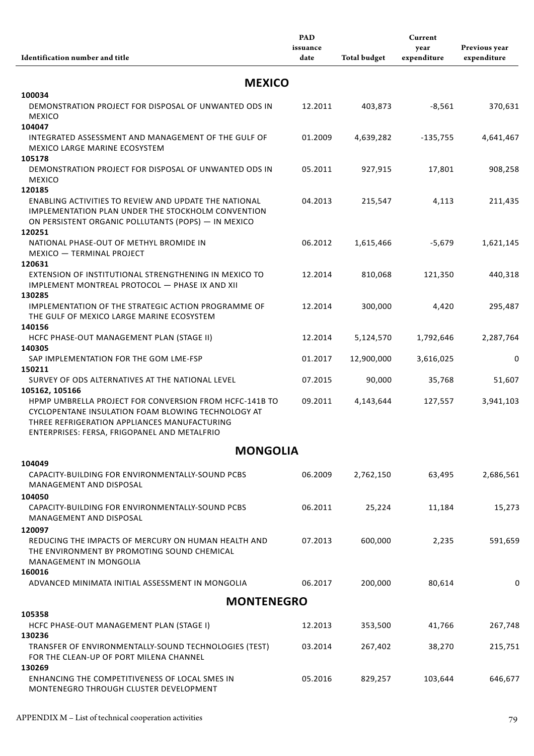| Identification number and title | PAD issuance date | Total budget | Current year expenditure | Previous year expenditure |
|---|---|---|---|---|
| **MEXICO** | | | | |
| **100034** | | | | |
| DEMONSTRATION PROJECT FOR DISPOSAL OF UNWANTED ODS IN MEXICO | 12.2011 | 403,873 | -8,561 | 370,631 |
| **104047** | | | | |
| INTEGRATED ASSESSMENT AND MANAGEMENT OF THE GULF OF MEXICO LARGE MARINE ECOSYSTEM | 01.2009 | 4,639,282 | -135,755 | 4,641,467 |
| **105178** | | | | |
| DEMONSTRATION PROJECT FOR DISPOSAL OF UNWANTED ODS IN MEXICO | 05.2011 | 927,915 | 17,801 | 908,258 |
| **120185** | | | | |
| ENABLING ACTIVITIES TO REVIEW AND UPDATE THE NATIONAL IMPLEMENTATION PLAN UNDER THE STOCKHOLM CONVENTION ON PERSISTENT ORGANIC POLLUTANTS (POPS) — IN MEXICO | 04.2013 | 215,547 | 4,113 | 211,435 |
| **120251** | | | | |
| NATIONAL PHASE-OUT OF METHYL BROMIDE IN MEXICO — TERMINAL PROJECT | 06.2012 | 1,615,466 | -5,679 | 1,621,145 |
| **120631** | | | | |
| EXTENSION OF INSTITUTIONAL STRENGTHENING IN MEXICO TO IMPLEMENT MONTREAL PROTOCOL — PHASE IX AND XII | 12.2014 | 810,068 | 121,350 | 440,318 |
| **130285** | | | | |
| IMPLEMENTATION OF THE STRATEGIC ACTION PROGRAMME OF THE GULF OF MEXICO LARGE MARINE ECOSYSTEM | 12.2014 | 300,000 | 4,420 | 295,487 |
| **140156** | | | | |
| HCFC PHASE-OUT MANAGEMENT PLAN (STAGE II) | 12.2014 | 5,124,570 | 1,792,646 | 2,287,764 |
| **140305** | | | | |
| SAP IMPLEMENTATION FOR THE GOM LME-FSP | 01.2017 | 12,900,000 | 3,616,025 | 0 |
| **150211** | | | | |
| SURVEY OF ODS ALTERNATIVES AT THE NATIONAL LEVEL | 07.2015 | 90,000 | 35,768 | 51,607 |
| **105162, 105166** | | | | |
| HPMP UMBRELLA PROJECT FOR CONVERSION FROM HCFC-141B TO CYCLOPENTANE INSULATION FOAM BLOWING TECHNOLOGY AT THREE REFRIGERATION APPLIANCES MANUFACTURING ENTERPRISES: FERSA, FRIGOPANEL AND METALFRIO | 09.2011 | 4,143,644 | 127,557 | 3,941,103 |
| **MONGOLIA** | | | | |
| **104049** | | | | |
| CAPACITY-BUILDING FOR ENVIRONMENTALLY-SOUND PCBS MANAGEMENT AND DISPOSAL | 06.2009 | 2,762,150 | 63,495 | 2,686,561 |
| **104050** | | | | |
| CAPACITY-BUILDING FOR ENVIRONMENTALLY-SOUND PCBS MANAGEMENT AND DISPOSAL | 06.2011 | 25,224 | 11,184 | 15,273 |
| **120097** | | | | |
| REDUCING THE IMPACTS OF MERCURY ON HUMAN HEALTH AND THE ENVIRONMENT BY PROMOTING SOUND CHEMICAL MANAGEMENT IN MONGOLIA | 07.2013 | 600,000 | 2,235 | 591,659 |
| **160016** | | | | |
| ADVANCED MINIMATA INITIAL ASSESSMENT IN MONGOLIA | 06.2017 | 200,000 | 80,614 | 0 |
| **MONTENEGRO** | | | | |
| **105358** | | | | |
| HCFC PHASE-OUT MANAGEMENT PLAN (STAGE I) | 12.2013 | 353,500 | 41,766 | 267,748 |
| **130236** | | | | |
| TRANSFER OF ENVIRONMENTALLY-SOUND TECHNOLOGIES (TEST) FOR THE CLEAN-UP OF PORT MILENA CHANNEL | 03.2014 | 267,402 | 38,270 | 215,751 |
| **130269** | | | | |
| ENHANCING THE COMPETITIVENESS OF LOCAL SMES IN MONTENEGRO THROUGH CLUSTER DEVELOPMENT | 05.2016 | 829,257 | 103,644 | 646,677 |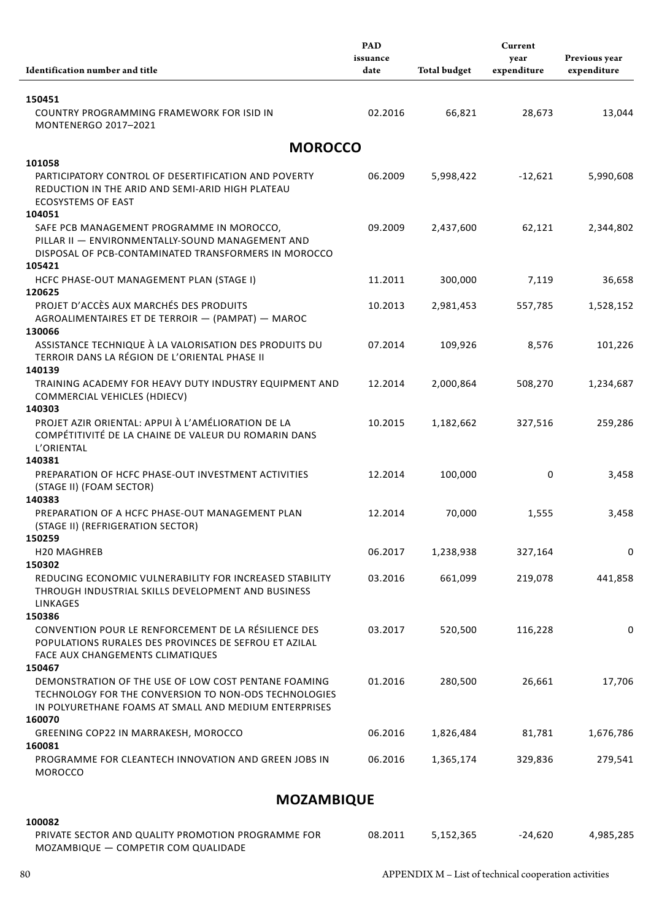| Identification number and title | PAD issuance date | Total budget | Current year expenditure | Previous year expenditure |
|---|---|---|---|---|
| **150451** COUNTRY PROGRAMMING FRAMEWORK FOR ISID IN MONTENERGO 2017–2021 | 02.2016 | 66,821 | 28,673 | 13,044 |
| **MOROCCO** | | | | |
| **101058** PARTICIPATORY CONTROL OF DESERTIFICATION AND POVERTY REDUCTION IN THE ARID AND SEMI-ARID HIGH PLATEAU ECOSYSTEMS OF EAST | 06.2009 | 5,998,422 | -12,621 | 5,990,608 |
| **104051** SAFE PCB MANAGEMENT PROGRAMME IN MOROCCO, PILLAR II — ENVIRONMENTALLY-SOUND MANAGEMENT AND DISPOSAL OF PCB-CONTAMINATED TRANSFORMERS IN MOROCCO | 09.2009 | 2,437,600 | 62,121 | 2,344,802 |
| **105421** HCFC PHASE-OUT MANAGEMENT PLAN (STAGE I) | 11.2011 | 300,000 | 7,119 | 36,658 |
| **120625** PROJET D'ACCÈS AUX MARCHÉS DES PRODUITS AGROALIMENTAIRES ET DE TERROIR — (PAMPAT) — MAROC | 10.2013 | 2,981,453 | 557,785 | 1,528,152 |
| **130066** ASSISTANCE TECHNIQUE À LA VALORISATION DES PRODUITS DU TERROIR DANS LA RÉGION DE L'ORIENTAL PHASE II | 07.2014 | 109,926 | 8,576 | 101,226 |
| **140139** TRAINING ACADEMY FOR HEAVY DUTY INDUSTRY EQUIPMENT AND COMMERCIAL VEHICLES (HDIECV) | 12.2014 | 2,000,864 | 508,270 | 1,234,687 |
| **140303** PROJET AZIR ORIENTAL: APPUI À L'AMÉLIORATION DE LA COMPÉTITIVITÉ DE LA CHAINE DE VALEUR DU ROMARIN DANS L'ORIENTAL | 10.2015 | 1,182,662 | 327,516 | 259,286 |
| **140381** PREPARATION OF HCFC PHASE-OUT INVESTMENT ACTIVITIES (STAGE II) (FOAM SECTOR) | 12.2014 | 100,000 | 0 | 3,458 |
| **140383** PREPARATION OF A HCFC PHASE-OUT MANAGEMENT PLAN (STAGE II) (REFRIGERATION SECTOR) | 12.2014 | 70,000 | 1,555 | 3,458 |
| **150259** H20 MAGHREB | 06.2017 | 1,238,938 | 327,164 | 0 |
| **150302** REDUCING ECONOMIC VULNERABILITY FOR INCREASED STABILITY THROUGH INDUSTRIAL SKILLS DEVELOPMENT AND BUSINESS LINKAGES | 03.2016 | 661,099 | 219,078 | 441,858 |
| **150386** CONVENTION POUR LE RENFORCEMENT DE LA RÉSILIENCE DES POPULATIONS RURALES DES PROVINCES DE SEFROU ET AZILAL FACE AUX CHANGEMENTS CLIMATIQUES | 03.2017 | 520,500 | 116,228 | 0 |
| **150467** DEMONSTRATION OF THE USE OF LOW COST PENTANE FOAMING TECHNOLOGY FOR THE CONVERSION TO NON-ODS TECHNOLOGIES IN POLYURETHANE FOAMS AT SMALL AND MEDIUM ENTERPRISES | 01.2016 | 280,500 | 26,661 | 17,706 |
| **160070** GREENING COP22 IN MARRAKESH, MOROCCO | 06.2016 | 1,826,484 | 81,781 | 1,676,786 |
| **160081** PROGRAMME FOR CLEANTECH INNOVATION AND GREEN JOBS IN MOROCCO | 06.2016 | 1,365,174 | 329,836 | 279,541 |
| **MOZAMBIQUE** | | | | |
| **100082** PRIVATE SECTOR AND QUALITY PROMOTION PROGRAMME FOR MOZAMBIQUE — COMPETIR COM QUALIDADE | 08.2011 | 5,152,365 | -24,620 | 4,985,285 |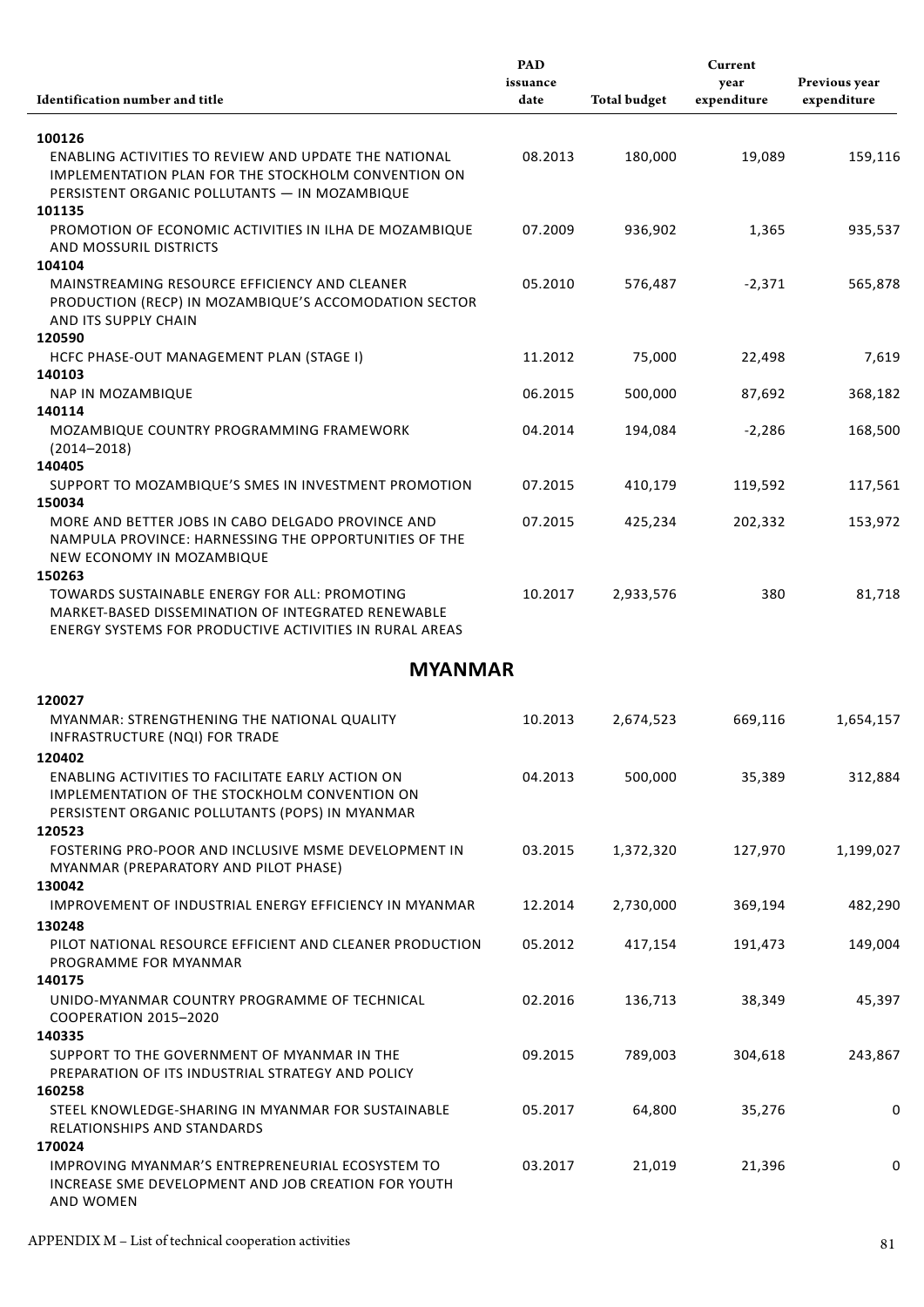| Identification number and title | PAD issuance date | Total budget | Current year expenditure | Previous year expenditure |
|---|---|---|---|---|
| **100126** | | | | |
| ENABLING ACTIVITIES TO REVIEW AND UPDATE THE NATIONAL IMPLEMENTATION PLAN FOR THE STOCKHOLM CONVENTION ON PERSISTENT ORGANIC POLLUTANTS — IN MOZAMBIQUE | 08.2013 | 180,000 | 19,089 | 159,116 |
| **101135** | | | | |
| PROMOTION OF ECONOMIC ACTIVITIES IN ILHA DE MOZAMBIQUE AND MOSSURIL DISTRICTS | 07.2009 | 936,902 | 1,365 | 935,537 |
| **104104** | | | | |
| MAINSTREAMING RESOURCE EFFICIENCY AND CLEANER PRODUCTION (RECP) IN MOZAMBIQUE'S ACCOMODATION SECTOR AND ITS SUPPLY CHAIN | 05.2010 | 576,487 | -2,371 | 565,878 |
| **120590** | | | | |
| HCFC PHASE-OUT MANAGEMENT PLAN (STAGE I) | 11.2012 | 75,000 | 22,498 | 7,619 |
| **140103** | | | | |
| NAP IN MOZAMBIQUE | 06.2015 | 500,000 | 87,692 | 368,182 |
| **140114** | | | | |
| MOZAMBIQUE COUNTRY PROGRAMMING FRAMEWORK (2014–2018) | 04.2014 | 194,084 | -2,286 | 168,500 |
| **140405** | | | | |
| SUPPORT TO MOZAMBIQUE'S SMES IN INVESTMENT PROMOTION | 07.2015 | 410,179 | 119,592 | 117,561 |
| **150034** | | | | |
| MORE AND BETTER JOBS IN CABO DELGADO PROVINCE AND NAMPULA PROVINCE: HARNESSING THE OPPORTUNITIES OF THE NEW ECONOMY IN MOZAMBIQUE | 07.2015 | 425,234 | 202,332 | 153,972 |
| **150263** | | | | |
| TOWARDS SUSTAINABLE ENERGY FOR ALL: PROMOTING MARKET-BASED DISSEMINATION OF INTEGRATED RENEWABLE ENERGY SYSTEMS FOR PRODUCTIVE ACTIVITIES IN RURAL AREAS | 10.2017 | 2,933,576 | 380 | 81,718 |

## MYANMAR

| Identification number and title | PAD issuance date | Total budget | Current year expenditure | Previous year expenditure |
|---|---|---|---|---|
| **120027** | | | | |
| MYANMAR: STRENGTHENING THE NATIONAL QUALITY INFRASTRUCTURE (NQI) FOR TRADE | 10.2013 | 2,674,523 | 669,116 | 1,654,157 |
| **120402** | | | | |
| ENABLING ACTIVITIES TO FACILITATE EARLY ACTION ON IMPLEMENTATION OF THE STOCKHOLM CONVENTION ON PERSISTENT ORGANIC POLLUTANTS (POPS) IN MYANMAR | 04.2013 | 500,000 | 35,389 | 312,884 |
| **120523** | | | | |
| FOSTERING PRO-POOR AND INCLUSIVE MSME DEVELOPMENT IN MYANMAR (PREPARATORY AND PILOT PHASE) | 03.2015 | 1,372,320 | 127,970 | 1,199,027 |
| **130042** | | | | |
| IMPROVEMENT OF INDUSTRIAL ENERGY EFFICIENCY IN MYANMAR | 12.2014 | 2,730,000 | 369,194 | 482,290 |
| **130248** | | | | |
| PILOT NATIONAL RESOURCE EFFICIENT AND CLEANER PRODUCTION PROGRAMME FOR MYANMAR | 05.2012 | 417,154 | 191,473 | 149,004 |
| **140175** | | | | |
| UNIDO-MYANMAR COUNTRY PROGRAMME OF TECHNICAL COOPERATION 2015–2020 | 02.2016 | 136,713 | 38,349 | 45,397 |
| **140335** | | | | |
| SUPPORT TO THE GOVERNMENT OF MYANMAR IN THE PREPARATION OF ITS INDUSTRIAL STRATEGY AND POLICY | 09.2015 | 789,003 | 304,618 | 243,867 |
| **160258** | | | | |
| STEEL KNOWLEDGE-SHARING IN MYANMAR FOR SUSTAINABLE RELATIONSHIPS AND STANDARDS | 05.2017 | 64,800 | 35,276 | 0 |
| **170024** | | | | |
| IMPROVING MYANMAR'S ENTREPRENEURIAL ECOSYSTEM TO INCREASE SME DEVELOPMENT AND JOB CREATION FOR YOUTH AND WOMEN | 03.2017 | 21,019 | 21,396 | 0 |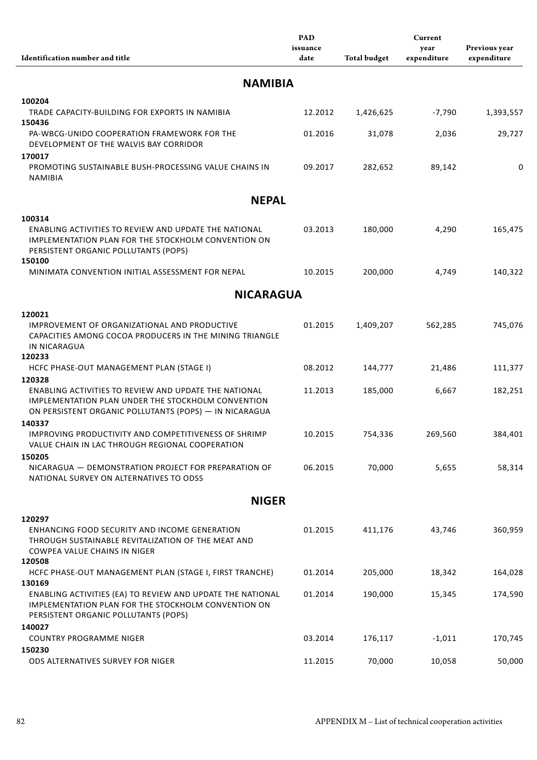| Identification number and title | PAD issuance date | Total budget | Current year expenditure | Previous year expenditure |
|---|---|---|---|---|
| **NAMIBIA** | | | | |
| **100204** | | | | |
| TRADE CAPACITY-BUILDING FOR EXPORTS IN NAMIBIA | 12.2012 | 1,426,625 | -7,790 | 1,393,557 |
| **150436** | | | | |
| PA-WBCG-UNIDO COOPERATION FRAMEWORK FOR THE DEVELOPMENT OF THE WALVIS BAY CORRIDOR | 01.2016 | 31,078 | 2,036 | 29,727 |
| **170017** | | | | |
| PROMOTING SUSTAINABLE BUSH-PROCESSING VALUE CHAINS IN NAMIBIA | 09.2017 | 282,652 | 89,142 | 0 |
| **NEPAL** | | | | |
| **100314** | | | | |
| ENABLING ACTIVITIES TO REVIEW AND UPDATE THE NATIONAL IMPLEMENTATION PLAN FOR THE STOCKHOLM CONVENTION ON PERSISTENT ORGANIC POLLUTANTS (POPS) | 03.2013 | 180,000 | 4,290 | 165,475 |
| **150100** | | | | |
| MINIMATA CONVENTION INITIAL ASSESSMENT FOR NEPAL | 10.2015 | 200,000 | 4,749 | 140,322 |
| **NICARAGUA** | | | | |
| **120021** | | | | |
| IMPROVEMENT OF ORGANIZATIONAL AND PRODUCTIVE CAPACITIES AMONG COCOA PRODUCERS IN THE MINING TRIANGLE IN NICARAGUA | 01.2015 | 1,409,207 | 562,285 | 745,076 |
| **120233** | | | | |
| HCFC PHASE-OUT MANAGEMENT PLAN (STAGE I) | 08.2012 | 144,777 | 21,486 | 111,377 |
| **120328** | | | | |
| ENABLING ACTIVITIES TO REVIEW AND UPDATE THE NATIONAL IMPLEMENTATION PLAN UNDER THE STOCKHOLM CONVENTION ON PERSISTENT ORGANIC POLLUTANTS (POPS) — IN NICARAGUA | 11.2013 | 185,000 | 6,667 | 182,251 |
| **140337** | | | | |
| IMPROVING PRODUCTIVITY AND COMPETITIVENESS OF SHRIMP VALUE CHAIN IN LAC THROUGH REGIONAL COOPERATION | 10.2015 | 754,336 | 269,560 | 384,401 |
| **150205** | | | | |
| NICARAGUA — DEMONSTRATION PROJECT FOR PREPARATION OF NATIONAL SURVEY ON ALTERNATIVES TO ODSS | 06.2015 | 70,000 | 5,655 | 58,314 |
| **NIGER** | | | | |
| **120297** | | | | |
| ENHANCING FOOD SECURITY AND INCOME GENERATION THROUGH SUSTAINABLE REVITALIZATION OF THE MEAT AND COWPEA VALUE CHAINS IN NIGER | 01.2015 | 411,176 | 43,746 | 360,959 |
| **120508** | | | | |
| HCFC PHASE-OUT MANAGEMENT PLAN (STAGE I, FIRST TRANCHE) | 01.2014 | 205,000 | 18,342 | 164,028 |
| **130169** | | | | |
| ENABLING ACTIVITIES (EA) TO REVIEW AND UPDATE THE NATIONAL IMPLEMENTATION PLAN FOR THE STOCKHOLM CONVENTION ON PERSISTENT ORGANIC POLLUTANTS (POPS) | 01.2014 | 190,000 | 15,345 | 174,590 |
| **140027** | | | | |
| COUNTRY PROGRAMME NIGER | 03.2014 | 176,117 | -1,011 | 170,745 |
| **150230** | | | | |
| ODS ALTERNATIVES SURVEY FOR NIGER | 11.2015 | 70,000 | 10,058 | 50,000 |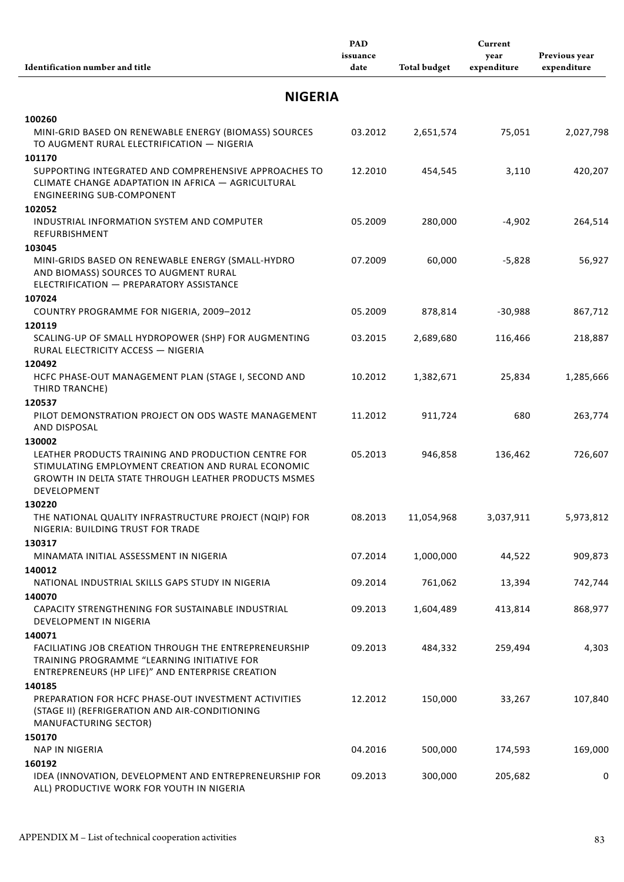| Identification number and title | PAD issuance date | Total budget | Current year expenditure | Previous year expenditure |
|---|---|---|---|---|
| **NIGERIA** | | | | |
| **100260** MINI-GRID BASED ON RENEWABLE ENERGY (BIOMASS) SOURCES TO AUGMENT RURAL ELECTRIFICATION — NIGERIA | 03.2012 | 2,651,574 | 75,051 | 2,027,798 |
| **101170** SUPPORTING INTEGRATED AND COMPREHENSIVE APPROACHES TO CLIMATE CHANGE ADAPTATION IN AFRICA — AGRICULTURAL ENGINEERING SUB-COMPONENT | 12.2010 | 454,545 | 3,110 | 420,207 |
| **102052** INDUSTRIAL INFORMATION SYSTEM AND COMPUTER REFURBISHMENT | 05.2009 | 280,000 | -4,902 | 264,514 |
| **103045** MINI-GRIDS BASED ON RENEWABLE ENERGY (SMALL-HYDRO AND BIOMASS) SOURCES TO AUGMENT RURAL ELECTRIFICATION — PREPARATORY ASSISTANCE | 07.2009 | 60,000 | -5,828 | 56,927 |
| **107024** COUNTRY PROGRAMME FOR NIGERIA, 2009–2012 | 05.2009 | 878,814 | -30,988 | 867,712 |
| **120119** SCALING-UP OF SMALL HYDROPOWER (SHP) FOR AUGMENTING RURAL ELECTRICITY ACCESS — NIGERIA | 03.2015 | 2,689,680 | 116,466 | 218,887 |
| **120492** HCFC PHASE-OUT MANAGEMENT PLAN (STAGE I, SECOND AND THIRD TRANCHE) | 10.2012 | 1,382,671 | 25,834 | 1,285,666 |
| **120537** PILOT DEMONSTRATION PROJECT ON ODS WASTE MANAGEMENT AND DISPOSAL | 11.2012 | 911,724 | 680 | 263,774 |
| **130002** LEATHER PRODUCTS TRAINING AND PRODUCTION CENTRE FOR STIMULATING EMPLOYMENT CREATION AND RURAL ECONOMIC GROWTH IN DELTA STATE THROUGH LEATHER PRODUCTS MSMES DEVELOPMENT | 05.2013 | 946,858 | 136,462 | 726,607 |
| **130220** THE NATIONAL QUALITY INFRASTRUCTURE PROJECT (NQIP) FOR NIGERIA: BUILDING TRUST FOR TRADE | 08.2013 | 11,054,968 | 3,037,911 | 5,973,812 |
| **130317** MINAMATA INITIAL ASSESSMENT IN NIGERIA | 07.2014 | 1,000,000 | 44,522 | 909,873 |
| **140012** NATIONAL INDUSTRIAL SKILLS GAPS STUDY IN NIGERIA | 09.2014 | 761,062 | 13,394 | 742,744 |
| **140070** CAPACITY STRENGTHENING FOR SUSTAINABLE INDUSTRIAL DEVELOPMENT IN NIGERIA | 09.2013 | 1,604,489 | 413,814 | 868,977 |
| **140071** FACILITATING JOB CREATION THROUGH THE ENTREPRENEURSHIP TRAINING PROGRAMME "LEARNING INITIATIVE FOR ENTREPRENEURS (HP LIFE)" AND ENTERPRISE CREATION | 09.2013 | 484,332 | 259,494 | 4,303 |
| **140185** PREPARATION FOR HCFC PHASE-OUT INVESTMENT ACTIVITIES (STAGE II) (REFRIGERATION AND AIR-CONDITIONING MANUFACTURING SECTOR) | 12.2012 | 150,000 | 33,267 | 107,840 |
| **150170** NAP IN NIGERIA | 04.2016 | 500,000 | 174,593 | 169,000 |
| **160192** IDEA (INNOVATION, DEVELOPMENT AND ENTREPRENEURSHIP FOR ALL) PRODUCTIVE WORK FOR YOUTH IN NIGERIA | 09.2013 | 300,000 | 205,682 | 0 |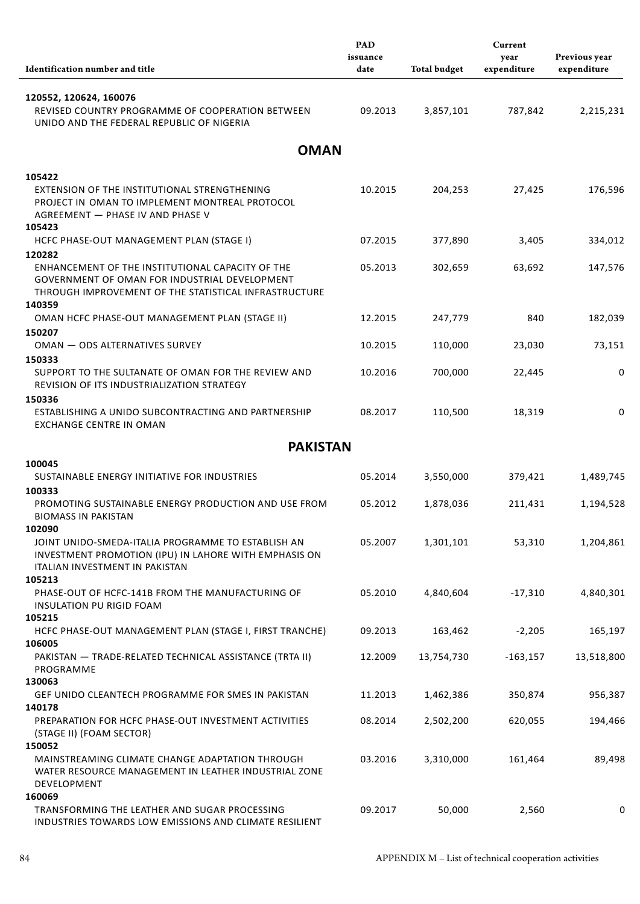| Identification number and title | PAD issuance date | Total budget | Current year expenditure | Previous year expenditure |
|---|---|---|---|---|
| **120552, 120624, 160076** REVISED COUNTRY PROGRAMME OF COOPERATION BETWEEN UNIDO AND THE FEDERAL REPUBLIC OF NIGERIA | 09.2013 | 3,857,101 | 787,842 | 2,215,231 |
| **OMAN** | | | | |
| **105422** EXTENSION OF THE INSTITUTIONAL STRENGTHENING PROJECT IN OMAN TO IMPLEMENT MONTREAL PROTOCOL AGREEMENT — PHASE IV AND PHASE V | 10.2015 | 204,253 | 27,425 | 176,596 |
| **105423** HCFC PHASE-OUT MANAGEMENT PLAN (STAGE I) | 07.2015 | 377,890 | 3,405 | 334,012 |
| **120282** ENHANCEMENT OF THE INSTITUTIONAL CAPACITY OF THE GOVERNMENT OF OMAN FOR INDUSTRIAL DEVELOPMENT THROUGH IMPROVEMENT OF THE STATISTICAL INFRASTRUCTURE | 05.2013 | 302,659 | 63,692 | 147,576 |
| **140359** OMAN HCFC PHASE-OUT MANAGEMENT PLAN (STAGE II) | 12.2015 | 247,779 | 840 | 182,039 |
| **150207** OMAN — ODS ALTERNATIVES SURVEY | 10.2015 | 110,000 | 23,030 | 73,151 |
| **150333** SUPPORT TO THE SULTANATE OF OMAN FOR THE REVIEW AND REVISION OF ITS INDUSTRIALIZATION STRATEGY | 10.2016 | 700,000 | 22,445 | 0 |
| **150336** ESTABLISHING A UNIDO SUBCONTRACTING AND PARTNERSHIP EXCHANGE CENTRE IN OMAN | 08.2017 | 110,500 | 18,319 | 0 |
| **PAKISTAN** | | | | |
| **100045** SUSTAINABLE ENERGY INITIATIVE FOR INDUSTRIES | 05.2014 | 3,550,000 | 379,421 | 1,489,745 |
| **100333** PROMOTING SUSTAINABLE ENERGY PRODUCTION AND USE FROM BIOMASS IN PAKISTAN | 05.2012 | 1,878,036 | 211,431 | 1,194,528 |
| **102090** JOINT UNIDO-SMEDA-ITALIA PROGRAMME TO ESTABLISH AN INVESTMENT PROMOTION (IPU) IN LAHORE WITH EMPHASIS ON ITALIAN INVESTMENT IN PAKISTAN | 05.2007 | 1,301,101 | 53,310 | 1,204,861 |
| **105213** PHASE-OUT OF HCFC-141B FROM THE MANUFACTURING OF INSULATION PU RIGID FOAM | 05.2010 | 4,840,604 | -17,310 | 4,840,301 |
| **105215** HCFC PHASE-OUT MANAGEMENT PLAN (STAGE I, FIRST TRANCHE) | 09.2013 | 163,462 | -2,205 | 165,197 |
| **106005** PAKISTAN — TRADE-RELATED TECHNICAL ASSISTANCE (TRTA II) PROGRAMME | 12.2009 | 13,754,730 | -163,157 | 13,518,800 |
| **130063** GEF UNIDO CLEANTECH PROGRAMME FOR SMES IN PAKISTAN | 11.2013 | 1,462,386 | 350,874 | 956,387 |
| **140178** PREPARATION FOR HCFC PHASE-OUT INVESTMENT ACTIVITIES (STAGE II) (FOAM SECTOR) | 08.2014 | 2,502,200 | 620,055 | 194,466 |
| **150052** MAINSTREAMING CLIMATE CHANGE ADAPTATION THROUGH WATER RESOURCE MANAGEMENT IN LEATHER INDUSTRIAL ZONE DEVELOPMENT | 03.2016 | 3,310,000 | 161,464 | 89,498 |
| **160069** TRANSFORMING THE LEATHER AND SUGAR PROCESSING INDUSTRIES TOWARDS LOW EMISSIONS AND CLIMATE RESILIENT | 09.2017 | 50,000 | 2,560 | 0 |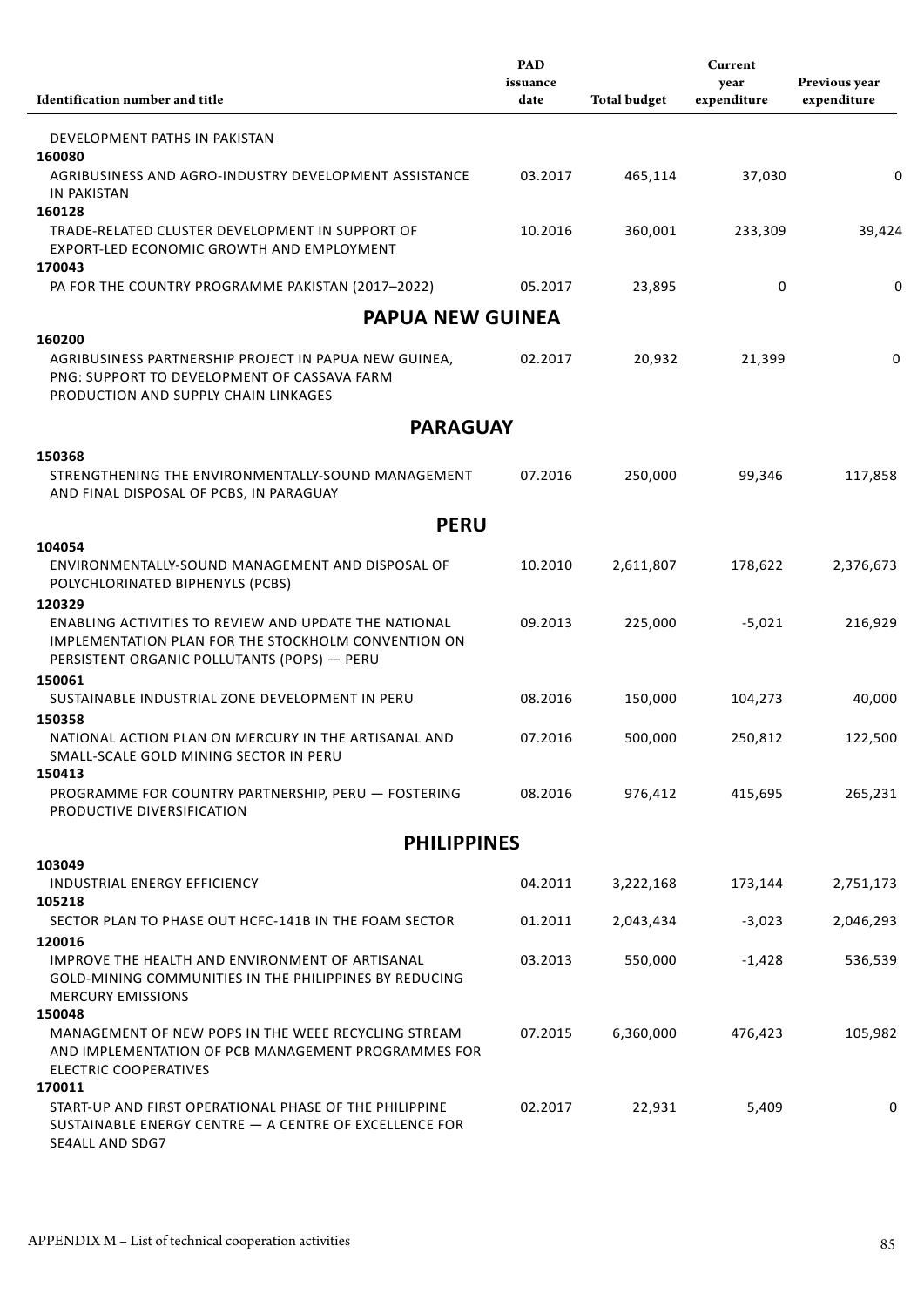| Identification number and title | PAD issuance date | Total budget | Current year expenditure | Previous year expenditure |
|---|---|---|---|---|
| DEVELOPMENT PATHS IN PAKISTAN | | | | |
| **160080** | | | | |
| AGRIBUSINESS AND AGRO-INDUSTRY DEVELOPMENT ASSISTANCE IN PAKISTAN | 03.2017 | 465,114 | 37,030 | 0 |
| **160128** | | | | |
| TRADE-RELATED CLUSTER DEVELOPMENT IN SUPPORT OF EXPORT-LED ECONOMIC GROWTH AND EMPLOYMENT | 10.2016 | 360,001 | 233,309 | 39,424 |
| **170043** | | | | |
| PA FOR THE COUNTRY PROGRAMME PAKISTAN (2017–2022) | 05.2017 | 23,895 | 0 | 0 |
| **PAPUA NEW GUINEA** | | | | |
| **160200** | | | | |
| AGRIBUSINESS PARTNERSHIP PROJECT IN PAPUA NEW GUINEA, PNG: SUPPORT TO DEVELOPMENT OF CASSAVA FARM PRODUCTION AND SUPPLY CHAIN LINKAGES | 02.2017 | 20,932 | 21,399 | 0 |
| **PARAGUAY** | | | | |
| **150368** | | | | |
| STRENGTHENING THE ENVIRONMENTALLY-SOUND MANAGEMENT AND FINAL DISPOSAL OF PCBS, IN PARAGUAY | 07.2016 | 250,000 | 99,346 | 117,858 |
| **PERU** | | | | |
| **104054** | | | | |
| ENVIRONMENTALLY-SOUND MANAGEMENT AND DISPOSAL OF POLYCHLORINATED BIPHENYLS (PCBS) | 10.2010 | 2,611,807 | 178,622 | 2,376,673 |
| **120329** | | | | |
| ENABLING ACTIVITIES TO REVIEW AND UPDATE THE NATIONAL IMPLEMENTATION PLAN FOR THE STOCKHOLM CONVENTION ON PERSISTENT ORGANIC POLLUTANTS (POPS) — PERU | 09.2013 | 225,000 | -5,021 | 216,929 |
| **150061** | | | | |
| SUSTAINABLE INDUSTRIAL ZONE DEVELOPMENT IN PERU | 08.2016 | 150,000 | 104,273 | 40,000 |
| **150358** | | | | |
| NATIONAL ACTION PLAN ON MERCURY IN THE ARTISANAL AND SMALL-SCALE GOLD MINING SECTOR IN PERU | 07.2016 | 500,000 | 250,812 | 122,500 |
| **150413** | | | | |
| PROGRAMME FOR COUNTRY PARTNERSHIP, PERU — FOSTERING PRODUCTIVE DIVERSIFICATION | 08.2016 | 976,412 | 415,695 | 265,231 |
| **PHILIPPINES** | | | | |
| **103049** | | | | |
| INDUSTRIAL ENERGY EFFICIENCY | 04.2011 | 3,222,168 | 173,144 | 2,751,173 |
| **105218** | | | | |
| SECTOR PLAN TO PHASE OUT HCFC-141B IN THE FOAM SECTOR | 01.2011 | 2,043,434 | -3,023 | 2,046,293 |
| **120016** | | | | |
| IMPROVE THE HEALTH AND ENVIRONMENT OF ARTISANAL GOLD-MINING COMMUNITIES IN THE PHILIPPINES BY REDUCING MERCURY EMISSIONS | 03.2013 | 550,000 | -1,428 | 536,539 |
| **150048** | | | | |
| MANAGEMENT OF NEW POPS IN THE WEEE RECYCLING STREAM AND IMPLEMENTATION OF PCB MANAGEMENT PROGRAMMES FOR ELECTRIC COOPERATIVES | 07.2015 | 6,360,000 | 476,423 | 105,982 |
| **170011** | | | | |
| START-UP AND FIRST OPERATIONAL PHASE OF THE PHILIPPINE SUSTAINABLE ENERGY CENTRE — A CENTRE OF EXCELLENCE FOR SE4ALL AND SDG7 | 02.2017 | 22,931 | 5,409 | 0 |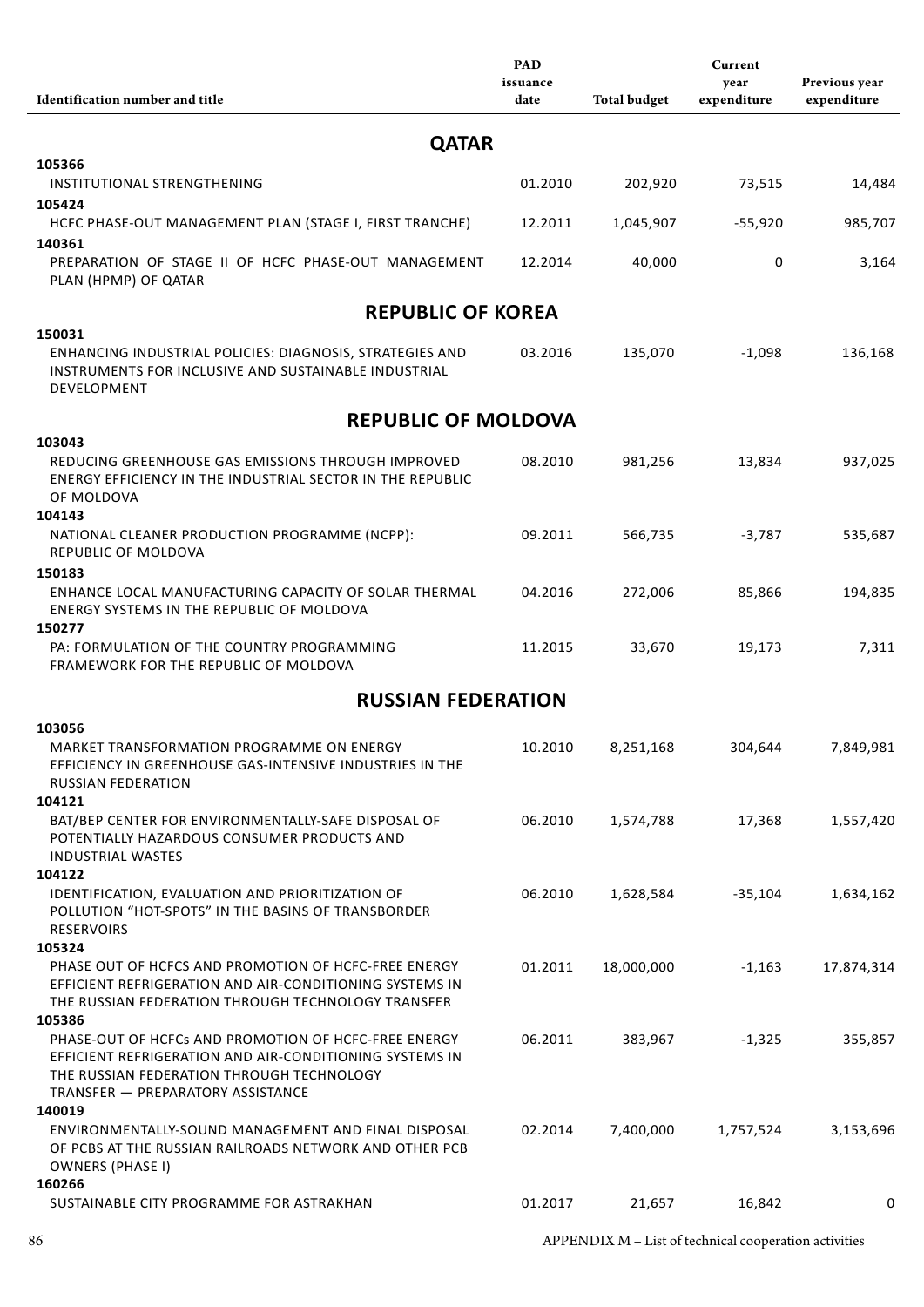| Identification number and title | PAD issuance date | Total budget | Current year expenditure | Previous year expenditure |
|---|---|---|---|---|
| **QATAR** | | | | |
| **105366** INSTITUTIONAL STRENGTHENING | 01.2010 | 202,920 | 73,515 | 14,484 |
| **105424** HCFC PHASE-OUT MANAGEMENT PLAN (STAGE I, FIRST TRANCHE) | 12.2011 | 1,045,907 | -55,920 | 985,707 |
| **140361** PREPARATION OF STAGE II OF HCFC PHASE-OUT MANAGEMENT PLAN (HPMP) OF QATAR | 12.2014 | 40,000 | 0 | 3,164 |
| **REPUBLIC OF KOREA** | | | | |
| **150031** ENHANCING INDUSTRIAL POLICIES: DIAGNOSIS, STRATEGIES AND INSTRUMENTS FOR INCLUSIVE AND SUSTAINABLE INDUSTRIAL DEVELOPMENT | 03.2016 | 135,070 | -1,098 | 136,168 |
| **REPUBLIC OF MOLDOVA** | | | | |
| **103043** REDUCING GREENHOUSE GAS EMISSIONS THROUGH IMPROVED ENERGY EFFICIENCY IN THE INDUSTRIAL SECTOR IN THE REPUBLIC OF MOLDOVA | 08.2010 | 981,256 | 13,834 | 937,025 |
| **104143** NATIONAL CLEANER PRODUCTION PROGRAMME (NCPP): REPUBLIC OF MOLDOVA | 09.2011 | 566,735 | -3,787 | 535,687 |
| **150183** ENHANCE LOCAL MANUFACTURING CAPACITY OF SOLAR THERMAL ENERGY SYSTEMS IN THE REPUBLIC OF MOLDOVA | 04.2016 | 272,006 | 85,866 | 194,835 |
| **150277** PA: FORMULATION OF THE COUNTRY PROGRAMMING FRAMEWORK FOR THE REPUBLIC OF MOLDOVA | 11.2015 | 33,670 | 19,173 | 7,311 |
| **RUSSIAN FEDERATION** | | | | |
| **103056** MARKET TRANSFORMATION PROGRAMME ON ENERGY EFFICIENCY IN GREENHOUSE GAS-INTENSIVE INDUSTRIES IN THE RUSSIAN FEDERATION | 10.2010 | 8,251,168 | 304,644 | 7,849,981 |
| **104121** BAT/BEP CENTER FOR ENVIRONMENTALLY-SAFE DISPOSAL OF POTENTIALLY HAZARDOUS CONSUMER PRODUCTS AND INDUSTRIAL WASTES | 06.2010 | 1,574,788 | 17,368 | 1,557,420 |
| **104122** IDENTIFICATION, EVALUATION AND PRIORITIZATION OF POLLUTION "HOT-SPOTS" IN THE BASINS OF TRANSBORDER RESERVOIRS | 06.2010 | 1,628,584 | -35,104 | 1,634,162 |
| **105324** PHASE OUT OF HCFCS AND PROMOTION OF HCFC-FREE ENERGY EFFICIENT REFRIGERATION AND AIR-CONDITIONING SYSTEMS IN THE RUSSIAN FEDERATION THROUGH TECHNOLOGY TRANSFER | 01.2011 | 18,000,000 | -1,163 | 17,874,314 |
| **105386** PHASE-OUT OF HCFCs AND PROMOTION OF HCFC-FREE ENERGY EFFICIENT REFRIGERATION AND AIR-CONDITIONING SYSTEMS IN THE RUSSIAN FEDERATION THROUGH TECHNOLOGY TRANSFER — PREPARATORY ASSISTANCE | 06.2011 | 383,967 | -1,325 | 355,857 |
| **140019** ENVIRONMENTALLY-SOUND MANAGEMENT AND FINAL DISPOSAL OF PCBS AT THE RUSSIAN RAILROADS NETWORK AND OTHER PCB OWNERS (PHASE I) | 02.2014 | 7,400,000 | 1,757,524 | 3,153,696 |
| **160266** SUSTAINABLE CITY PROGRAMME FOR ASTRAKHAN | 01.2017 | 21,657 | 16,842 | 0 |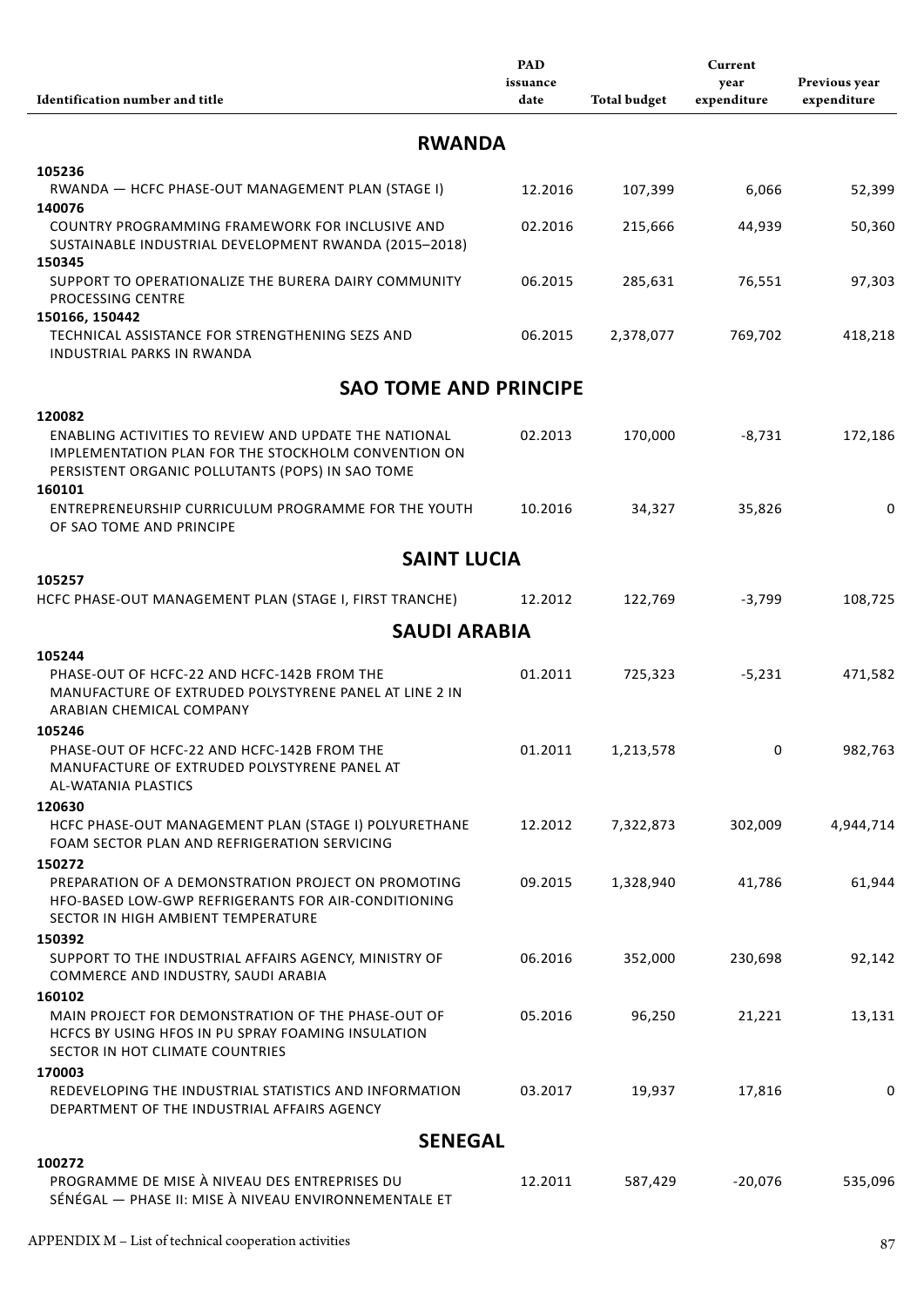| Identification number and title | PAD issuance date | Total budget | Current year expenditure | Previous year expenditure |
|---|---|---|---|---|
| **RWANDA** | | | | |
| **105236** RWANDA — HCFC PHASE-OUT MANAGEMENT PLAN (STAGE I) | 12.2016 | 107,399 | 6,066 | 52,399 |
| **140076** COUNTRY PROGRAMMING FRAMEWORK FOR INCLUSIVE AND SUSTAINABLE INDUSTRIAL DEVELOPMENT RWANDA (2015–2018) | 02.2016 | 215,666 | 44,939 | 50,360 |
| **150345** SUPPORT TO OPERATIONALIZE THE BURERA DAIRY COMMUNITY PROCESSING CENTRE | 06.2015 | 285,631 | 76,551 | 97,303 |
| **150166, 150442** TECHNICAL ASSISTANCE FOR STRENGTHENING SEZS AND INDUSTRIAL PARKS IN RWANDA | 06.2015 | 2,378,077 | 769,702 | 418,218 |
| **SAO TOME AND PRINCIPE** | | | | |
| **120082** ENABLING ACTIVITIES TO REVIEW AND UPDATE THE NATIONAL IMPLEMENTATION PLAN FOR THE STOCKHOLM CONVENTION ON PERSISTENT ORGANIC POLLUTANTS (POPS) IN SAO TOME | 02.2013 | 170,000 | -8,731 | 172,186 |
| **160101** ENTREPRENEURSHIP CURRICULUM PROGRAMME FOR THE YOUTH OF SAO TOME AND PRINCIPE | 10.2016 | 34,327 | 35,826 | 0 |
| **SAINT LUCIA** | | | | |
| **105257** HCFC PHASE-OUT MANAGEMENT PLAN (STAGE I, FIRST TRANCHE) | 12.2012 | 122,769 | -3,799 | 108,725 |
| **SAUDI ARABIA** | | | | |
| **105244** PHASE-OUT OF HCFC-22 AND HCFC-142B FROM THE MANUFACTURE OF EXTRUDED POLYSTYRENE PANEL AT LINE 2 IN ARABIAN CHEMICAL COMPANY | 01.2011 | 725,323 | -5,231 | 471,582 |
| **105246** PHASE-OUT OF HCFC-22 AND HCFC-142B FROM THE MANUFACTURE OF EXTRUDED POLYSTYRENE PANEL AT AL-WATANIA PLASTICS | 01.2011 | 1,213,578 | 0 | 982,763 |
| **120630** HCFC PHASE-OUT MANAGEMENT PLAN (STAGE I) POLYURETHANE FOAM SECTOR PLAN AND REFRIGERATION SERVICING | 12.2012 | 7,322,873 | 302,009 | 4,944,714 |
| **150272** PREPARATION OF A DEMONSTRATION PROJECT ON PROMOTING HFO-BASED LOW-GWP REFRIGERANTS FOR AIR-CONDITIONING SECTOR IN HIGH AMBIENT TEMPERATURE | 09.2015 | 1,328,940 | 41,786 | 61,944 |
| **150392** SUPPORT TO THE INDUSTRIAL AFFAIRS AGENCY, MINISTRY OF COMMERCE AND INDUSTRY, SAUDI ARABIA | 06.2016 | 352,000 | 230,698 | 92,142 |
| **160102** MAIN PROJECT FOR DEMONSTRATION OF THE PHASE-OUT OF HCFCS BY USING HFOS IN PU SPRAY FOAMING INSULATION SECTOR IN HOT CLIMATE COUNTRIES | 05.2016 | 96,250 | 21,221 | 13,131 |
| **170003** REDEVELOPING THE INDUSTRIAL STATISTICS AND INFORMATION DEPARTMENT OF THE INDUSTRIAL AFFAIRS AGENCY | 03.2017 | 19,937 | 17,816 | 0 |
| **SENEGAL** | | | | |
| **100272** PROGRAMME DE MISE À NIVEAU DES ENTREPRISES DU SÉNÉGAL — PHASE II: MISE À NIVEAU ENVIRONNEMENTALE ET | 12.2011 | 587,429 | -20,076 | 535,096 |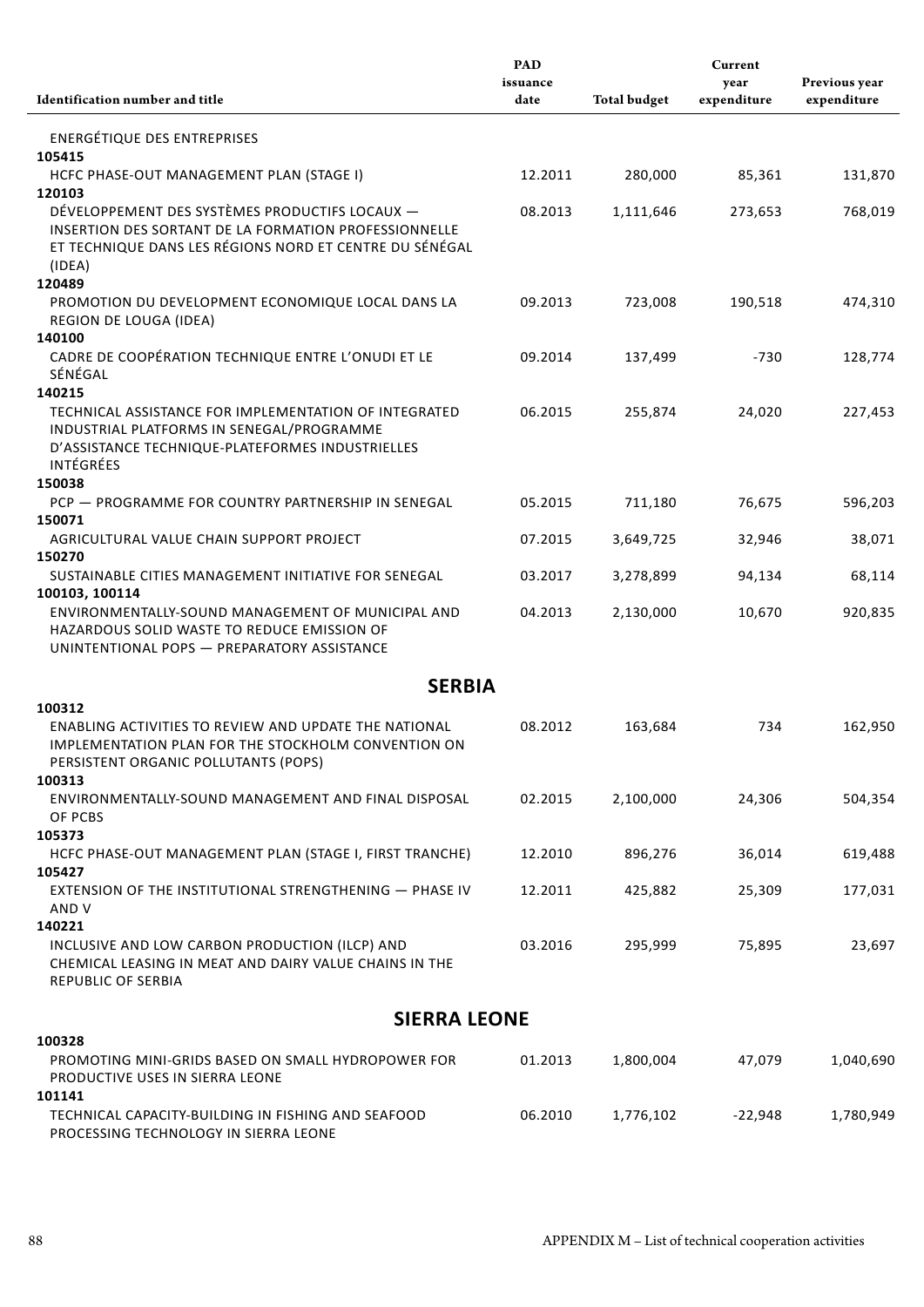| Identification number and title | PAD issuance date | Total budget | Current year expenditure | Previous year expenditure |
|---|---|---|---|---|
| ENERGÉTIQUE DES ENTREPRISES | | | | |
| **105415** | | | | |
| HCFC PHASE-OUT MANAGEMENT PLAN (STAGE I) | 12.2011 | 280,000 | 85,361 | 131,870 |
| **120103** | | | | |
| DÉVELOPPEMENT DES SYSTÈMES PRODUCTIFS LOCAUX — INSERTION DES SORTANT DE LA FORMATION PROFESSIONNELLE ET TECHNIQUE DANS LES RÉGIONS NORD ET CENTRE DU SÉNÉGAL (IDEA) | 08.2013 | 1,111,646 | 273,653 | 768,019 |
| **120489** | | | | |
| PROMOTION DU DEVELOPMENT ECONOMIQUE LOCAL DANS LA REGION DE LOUGA (IDEA) | 09.2013 | 723,008 | 190,518 | 474,310 |
| **140100** | | | | |
| CADRE DE COOPÉRATION TECHNIQUE ENTRE L'ONUDI ET LE SÉNÉGAL | 09.2014 | 137,499 | -730 | 128,774 |
| **140215** | | | | |
| TECHNICAL ASSISTANCE FOR IMPLEMENTATION OF INTEGRATED INDUSTRIAL PLATFORMS IN SENEGAL/PROGRAMME D'ASSISTANCE TECHNIQUE-PLATEFORMES INDUSTRIELLES INTÉGRÉES | 06.2015 | 255,874 | 24,020 | 227,453 |
| **150038** | | | | |
| PCP — PROGRAMME FOR COUNTRY PARTNERSHIP IN SENEGAL | 05.2015 | 711,180 | 76,675 | 596,203 |
| **150071** | | | | |
| AGRICULTURAL VALUE CHAIN SUPPORT PROJECT | 07.2015 | 3,649,725 | 32,946 | 38,071 |
| **150270** | | | | |
| SUSTAINABLE CITIES MANAGEMENT INITIATIVE FOR SENEGAL | 03.2017 | 3,278,899 | 94,134 | 68,114 |
| **100103, 100114** | | | | |
| ENVIRONMENTALLY-SOUND MANAGEMENT OF MUNICIPAL AND HAZARDOUS SOLID WASTE TO REDUCE EMISSION OF UNINTENTIONAL POPS — PREPARATORY ASSISTANCE | 04.2013 | 2,130,000 | 10,670 | 920,835 |
| **SERBIA** | | | | |
| **100312** | | | | |
| ENABLING ACTIVITIES TO REVIEW AND UPDATE THE NATIONAL IMPLEMENTATION PLAN FOR THE STOCKHOLM CONVENTION ON PERSISTENT ORGANIC POLLUTANTS (POPS) | 08.2012 | 163,684 | 734 | 162,950 |
| **100313** | | | | |
| ENVIRONMENTALLY-SOUND MANAGEMENT AND FINAL DISPOSAL OF PCBS | 02.2015 | 2,100,000 | 24,306 | 504,354 |
| **105373** | | | | |
| HCFC PHASE-OUT MANAGEMENT PLAN (STAGE I, FIRST TRANCHE) | 12.2010 | 896,276 | 36,014 | 619,488 |
| **105427** | | | | |
| EXTENSION OF THE INSTITUTIONAL STRENGTHENING — PHASE IV AND V | 12.2011 | 425,882 | 25,309 | 177,031 |
| **140221** | | | | |
| INCLUSIVE AND LOW CARBON PRODUCTION (ILCP) AND CHEMICAL LEASING IN MEAT AND DAIRY VALUE CHAINS IN THE REPUBLIC OF SERBIA | 03.2016 | 295,999 | 75,895 | 23,697 |
| **SIERRA LEONE** | | | | |
| **100328** | | | | |
| PROMOTING MINI-GRIDS BASED ON SMALL HYDROPOWER FOR PRODUCTIVE USES IN SIERRA LEONE | 01.2013 | 1,800,004 | 47,079 | 1,040,690 |
| **101141** | | | | |
| TECHNICAL CAPACITY-BUILDING IN FISHING AND SEAFOOD PROCESSING TECHNOLOGY IN SIERRA LEONE | 06.2010 | 1,776,102 | -22,948 | 1,780,949 |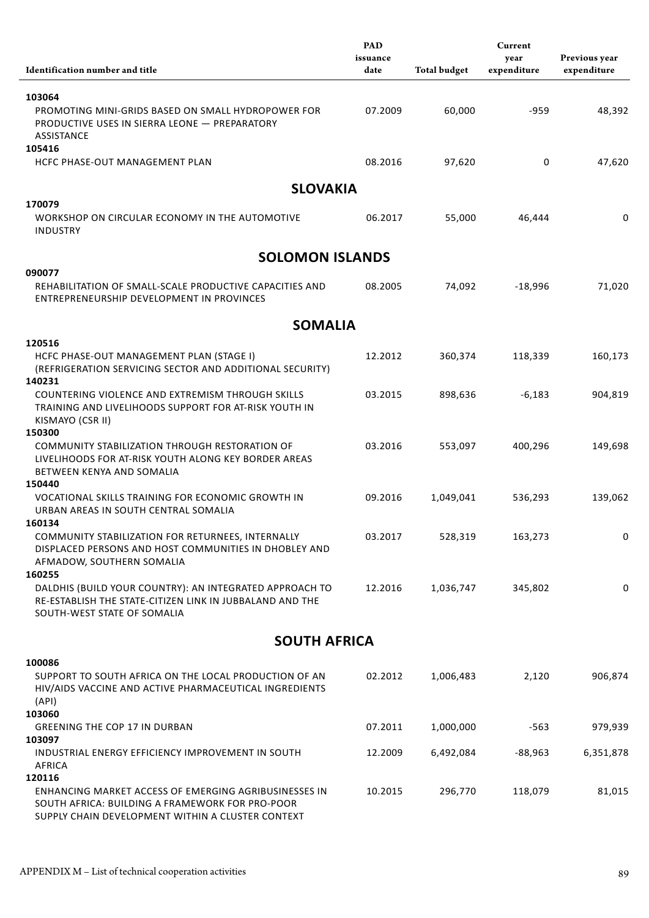| Identification number and title | PAD issuance date | Total budget | Current year expenditure | Previous year expenditure |
|---|---|---|---|---|
| **103064** PROMOTING MINI-GRIDS BASED ON SMALL HYDROPOWER FOR PRODUCTIVE USES IN SIERRA LEONE — PREPARATORY ASSISTANCE | 07.2009 | 60,000 | -959 | 48,392 |
| **105416** HCFC PHASE-OUT MANAGEMENT PLAN | 08.2016 | 97,620 | 0 | 47,620 |
| **SLOVAKIA** | | | | |
| **170079** WORKSHOP ON CIRCULAR ECONOMY IN THE AUTOMOTIVE INDUSTRY | 06.2017 | 55,000 | 46,444 | 0 |
| **SOLOMON ISLANDS** | | | | |
| **090077** REHABILITATION OF SMALL-SCALE PRODUCTIVE CAPACITIES AND ENTREPRENEURSHIP DEVELOPMENT IN PROVINCES | 08.2005 | 74,092 | -18,996 | 71,020 |
| **SOMALIA** | | | | |
| **120516** HCFC PHASE-OUT MANAGEMENT PLAN (STAGE I) (REFRIGERATION SERVICING SECTOR AND ADDITIONAL SECURITY) | 12.2012 | 360,374 | 118,339 | 160,173 |
| **140231** COUNTERING VIOLENCE AND EXTREMISM THROUGH SKILLS TRAINING AND LIVELIHOODS SUPPORT FOR AT-RISK YOUTH IN KISMAYO (CSR II) | 03.2015 | 898,636 | -6,183 | 904,819 |
| **150300** COMMUNITY STABILIZATION THROUGH RESTORATION OF LIVELIHOODS FOR AT-RISK YOUTH ALONG KEY BORDER AREAS BETWEEN KENYA AND SOMALIA | 03.2016 | 553,097 | 400,296 | 149,698 |
| **150440** VOCATIONAL SKILLS TRAINING FOR ECONOMIC GROWTH IN URBAN AREAS IN SOUTH CENTRAL SOMALIA | 09.2016 | 1,049,041 | 536,293 | 139,062 |
| **160134** COMMUNITY STABILIZATION FOR RETURNEES, INTERNALLY DISPLACED PERSONS AND HOST COMMUNITIES IN DHOBLEY AND AFMADOW, SOUTHERN SOMALIA | 03.2017 | 528,319 | 163,273 | 0 |
| **160255** DALDHIS (BUILD YOUR COUNTRY): AN INTEGRATED APPROACH TO RE-ESTABLISH THE STATE-CITIZEN LINK IN JUBBALAND AND THE SOUTH-WEST STATE OF SOMALIA | 12.2016 | 1,036,747 | 345,802 | 0 |
| **SOUTH AFRICA** | | | | |
| **100086** SUPPORT TO SOUTH AFRICA ON THE LOCAL PRODUCTION OF AN HIV/AIDS VACCINE AND ACTIVE PHARMACEUTICAL INGREDIENTS (API) | 02.2012 | 1,006,483 | 2,120 | 906,874 |
| **103060** GREENING THE COP 17 IN DURBAN | 07.2011 | 1,000,000 | -563 | 979,939 |
| **103097** INDUSTRIAL ENERGY EFFICIENCY IMPROVEMENT IN SOUTH AFRICA | 12.2009 | 6,492,084 | -88,963 | 6,351,878 |
| **120116** ENHANCING MARKET ACCESS OF EMERGING AGRIBUSINESSES IN SOUTH AFRICA: BUILDING A FRAMEWORK FOR PRO-POOR SUPPLY CHAIN DEVELOPMENT WITHIN A CLUSTER CONTEXT | 10.2015 | 296,770 | 118,079 | 81,015 |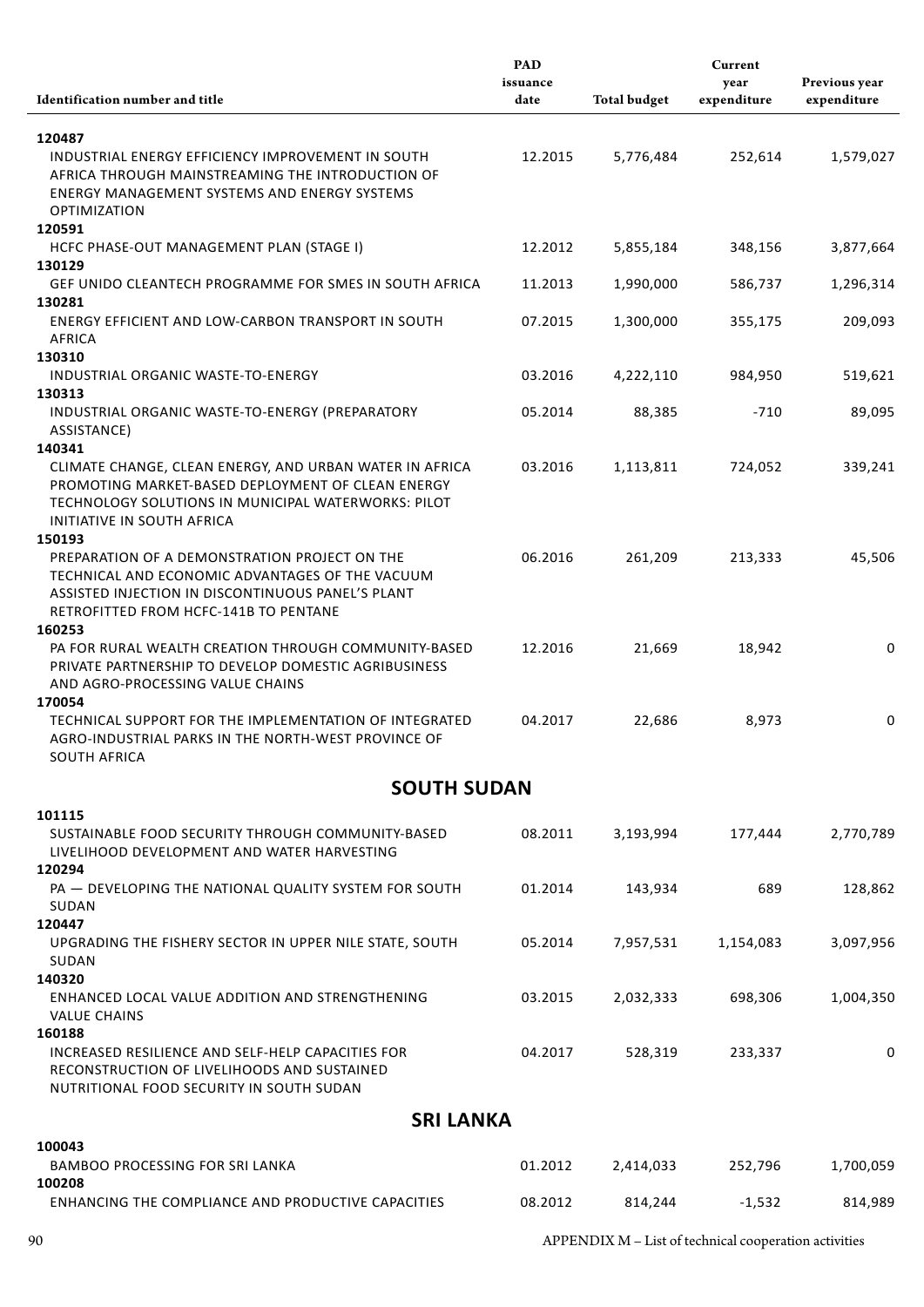| Identification number and title | PAD issuance date | Total budget | Current year expenditure | Previous year expenditure |
|---|---|---|---|---|
| **120487** | | | | |
| INDUSTRIAL ENERGY EFFICIENCY IMPROVEMENT IN SOUTH AFRICA THROUGH MAINSTREAMING THE INTRODUCTION OF ENERGY MANAGEMENT SYSTEMS AND ENERGY SYSTEMS OPTIMIZATION | 12.2015 | 5,776,484 | 252,614 | 1,579,027 |
| **120591** | | | | |
| HCFC PHASE-OUT MANAGEMENT PLAN (STAGE I) | 12.2012 | 5,855,184 | 348,156 | 3,877,664 |
| **130129** | | | | |
| GEF UNIDO CLEANTECH PROGRAMME FOR SMES IN SOUTH AFRICA | 11.2013 | 1,990,000 | 586,737 | 1,296,314 |
| **130281** | | | | |
| ENERGY EFFICIENT AND LOW-CARBON TRANSPORT IN SOUTH AFRICA | 07.2015 | 1,300,000 | 355,175 | 209,093 |
| **130310** | | | | |
| INDUSTRIAL ORGANIC WASTE-TO-ENERGY | 03.2016 | 4,222,110 | 984,950 | 519,621 |
| **130313** | | | | |
| INDUSTRIAL ORGANIC WASTE-TO-ENERGY (PREPARATORY ASSISTANCE) | 05.2014 | 88,385 | -710 | 89,095 |
| **140341** | | | | |
| CLIMATE CHANGE, CLEAN ENERGY, AND URBAN WATER IN AFRICA PROMOTING MARKET-BASED DEPLOYMENT OF CLEAN ENERGY TECHNOLOGY SOLUTIONS IN MUNICIPAL WATERWORKS: PILOT INITIATIVE IN SOUTH AFRICA | 03.2016 | 1,113,811 | 724,052 | 339,241 |
| **150193** | | | | |
| PREPARATION OF A DEMONSTRATION PROJECT ON THE TECHNICAL AND ECONOMIC ADVANTAGES OF THE VACUUM ASSISTED INJECTION IN DISCONTINUOUS PANEL'S PLANT RETROFITTED FROM HCFC-141B TO PENTANE | 06.2016 | 261,209 | 213,333 | 45,506 |
| **160253** | | | | |
| PA FOR RURAL WEALTH CREATION THROUGH COMMUNITY-BASED PRIVATE PARTNERSHIP TO DEVELOP DOMESTIC AGRIBUSINESS AND AGRO-PROCESSING VALUE CHAINS | 12.2016 | 21,669 | 18,942 | 0 |
| **170054** | | | | |
| TECHNICAL SUPPORT FOR THE IMPLEMENTATION OF INTEGRATED AGRO-INDUSTRIAL PARKS IN THE NORTH-WEST PROVINCE OF SOUTH AFRICA | 04.2017 | 22,686 | 8,973 | 0 |
| **SOUTH SUDAN** | | | | |
| **101115** | | | | |
| SUSTAINABLE FOOD SECURITY THROUGH COMMUNITY-BASED LIVELIHOOD DEVELOPMENT AND WATER HARVESTING | 08.2011 | 3,193,994 | 177,444 | 2,770,789 |
| **120294** | | | | |
| PA — DEVELOPING THE NATIONAL QUALITY SYSTEM FOR SOUTH SUDAN | 01.2014 | 143,934 | 689 | 128,862 |
| **120447** | | | | |
| UPGRADING THE FISHERY SECTOR IN UPPER NILE STATE, SOUTH SUDAN | 05.2014 | 7,957,531 | 1,154,083 | 3,097,956 |
| **140320** | | | | |
| ENHANCED LOCAL VALUE ADDITION AND STRENGTHENING VALUE CHAINS | 03.2015 | 2,032,333 | 698,306 | 1,004,350 |
| **160188** | | | | |
| INCREASED RESILIENCE AND SELF-HELP CAPACITIES FOR RECONSTRUCTION OF LIVELIHOODS AND SUSTAINED NUTRITIONAL FOOD SECURITY IN SOUTH SUDAN | 04.2017 | 528,319 | 233,337 | 0 |
| **SRI LANKA** | | | | |
| **100043** | | | | |
| BAMBOO PROCESSING FOR SRI LANKA | 01.2012 | 2,414,033 | 252,796 | 1,700,059 |
| **100208** | | | | |
| ENHANCING THE COMPLIANCE AND PRODUCTIVE CAPACITIES | 08.2012 | 814,244 | -1,532 | 814,989 |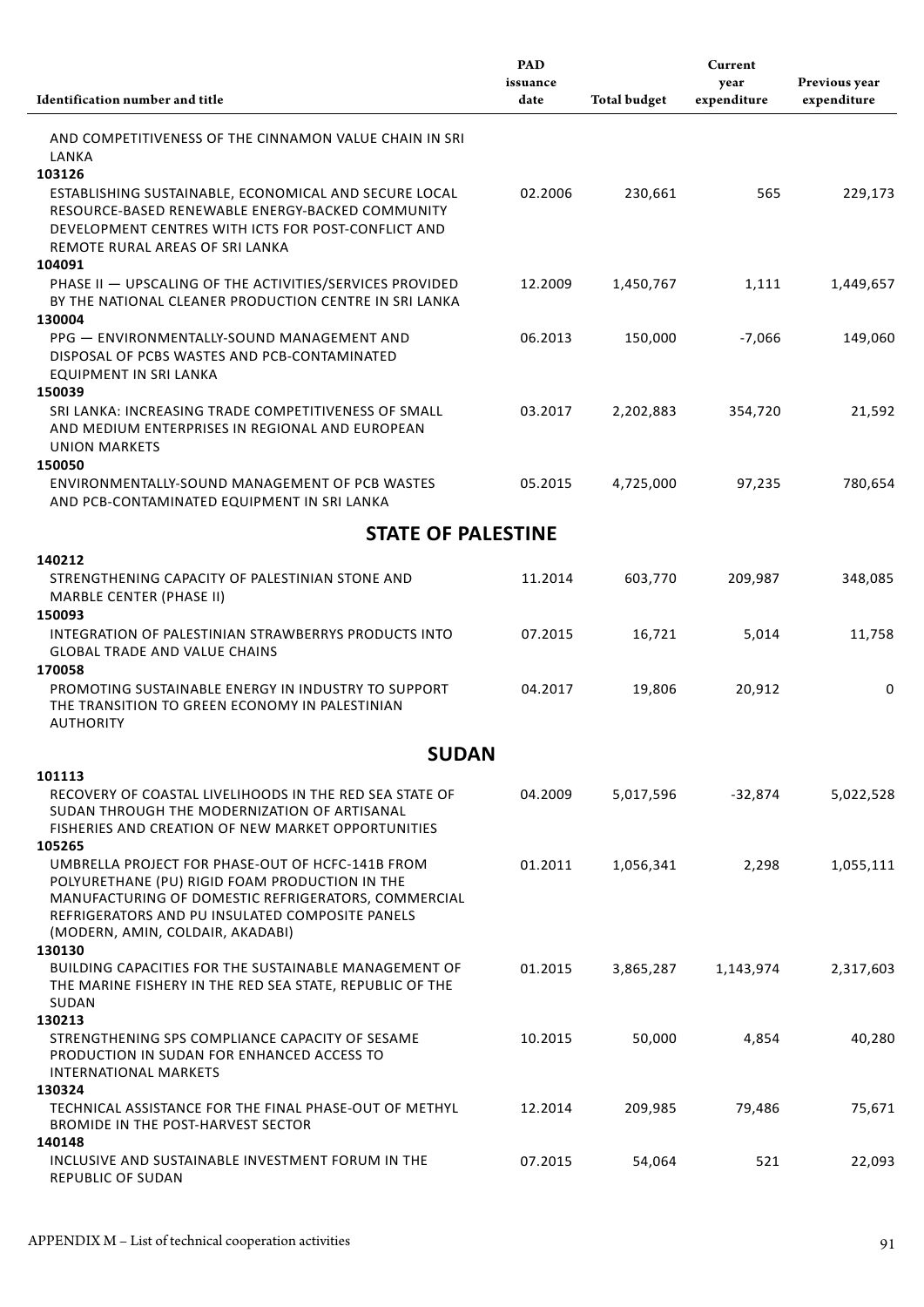| Identification number and title | PAD issuance date | Total budget | Current year expenditure | Previous year expenditure |
|---|---|---|---|---|
| AND COMPETITIVENESS OF THE CINNAMON VALUE CHAIN IN SRI LANKA | | | | |
| **103126** | | | | |
| ESTABLISHING SUSTAINABLE, ECONOMICAL AND SECURE LOCAL RESOURCE-BASED RENEWABLE ENERGY-BACKED COMMUNITY DEVELOPMENT CENTRES WITH ICTS FOR POST-CONFLICT AND REMOTE RURAL AREAS OF SRI LANKA | 02.2006 | 230,661 | 565 | 229,173 |
| **104091** | | | | |
| PHASE II — UPSCALING OF THE ACTIVITIES/SERVICES PROVIDED BY THE NATIONAL CLEANER PRODUCTION CENTRE IN SRI LANKA | 12.2009 | 1,450,767 | 1,111 | 1,449,657 |
| **130004** | | | | |
| PPG — ENVIRONMENTALLY-SOUND MANAGEMENT AND DISPOSAL OF PCBS WASTES AND PCB-CONTAMINATED EQUIPMENT IN SRI LANKA | 06.2013 | 150,000 | -7,066 | 149,060 |
| **150039** | | | | |
| SRI LANKA: INCREASING TRADE COMPETITIVENESS OF SMALL AND MEDIUM ENTERPRISES IN REGIONAL AND EUROPEAN UNION MARKETS | 03.2017 | 2,202,883 | 354,720 | 21,592 |
| **150050** | | | | |
| ENVIRONMENTALLY-SOUND MANAGEMENT OF PCB WASTES AND PCB-CONTAMINATED EQUIPMENT IN SRI LANKA | 05.2015 | 4,725,000 | 97,235 | 780,654 |
| **STATE OF PALESTINE** | | | | |
| **140212** | | | | |
| STRENGTHENING CAPACITY OF PALESTINIAN STONE AND MARBLE CENTER (PHASE II) | 11.2014 | 603,770 | 209,987 | 348,085 |
| **150093** | | | | |
| INTEGRATION OF PALESTINIAN STRAWBERRYS PRODUCTS INTO GLOBAL TRADE AND VALUE CHAINS | 07.2015 | 16,721 | 5,014 | 11,758 |
| **170058** | | | | |
| PROMOTING SUSTAINABLE ENERGY IN INDUSTRY TO SUPPORT THE TRANSITION TO GREEN ECONOMY IN PALESTINIAN AUTHORITY | 04.2017 | 19,806 | 20,912 | 0 |
| **SUDAN** | | | | |
| **101113** | | | | |
| RECOVERY OF COASTAL LIVELIHOODS IN THE RED SEA STATE OF SUDAN THROUGH THE MODERNIZATION OF ARTISANAL FISHERIES AND CREATION OF NEW MARKET OPPORTUNITIES | 04.2009 | 5,017,596 | -32,874 | 5,022,528 |
| **105265** | | | | |
| UMBRELLA PROJECT FOR PHASE-OUT OF HCFC-141B FROM POLYURETHANE (PU) RIGID FOAM PRODUCTION IN THE MANUFACTURING OF DOMESTIC REFRIGERATORS, COMMERCIAL REFRIGERATORS AND PU INSULATED COMPOSITE PANELS (MODERN, AMIN, COLDAIR, AKADABI) | 01.2011 | 1,056,341 | 2,298 | 1,055,111 |
| **130130** | | | | |
| BUILDING CAPACITIES FOR THE SUSTAINABLE MANAGEMENT OF THE MARINE FISHERY IN THE RED SEA STATE, REPUBLIC OF THE SUDAN | 01.2015 | 3,865,287 | 1,143,974 | 2,317,603 |
| **130213** | | | | |
| STRENGTHENING SPS COMPLIANCE CAPACITY OF SESAME PRODUCTION IN SUDAN FOR ENHANCED ACCESS TO INTERNATIONAL MARKETS | 10.2015 | 50,000 | 4,854 | 40,280 |
| **130324** | | | | |
| TECHNICAL ASSISTANCE FOR THE FINAL PHASE-OUT OF METHYL BROMIDE IN THE POST-HARVEST SECTOR | 12.2014 | 209,985 | 79,486 | 75,671 |
| **140148** | | | | |
| INCLUSIVE AND SUSTAINABLE INVESTMENT FORUM IN THE REPUBLIC OF SUDAN | 07.2015 | 54,064 | 521 | 22,093 |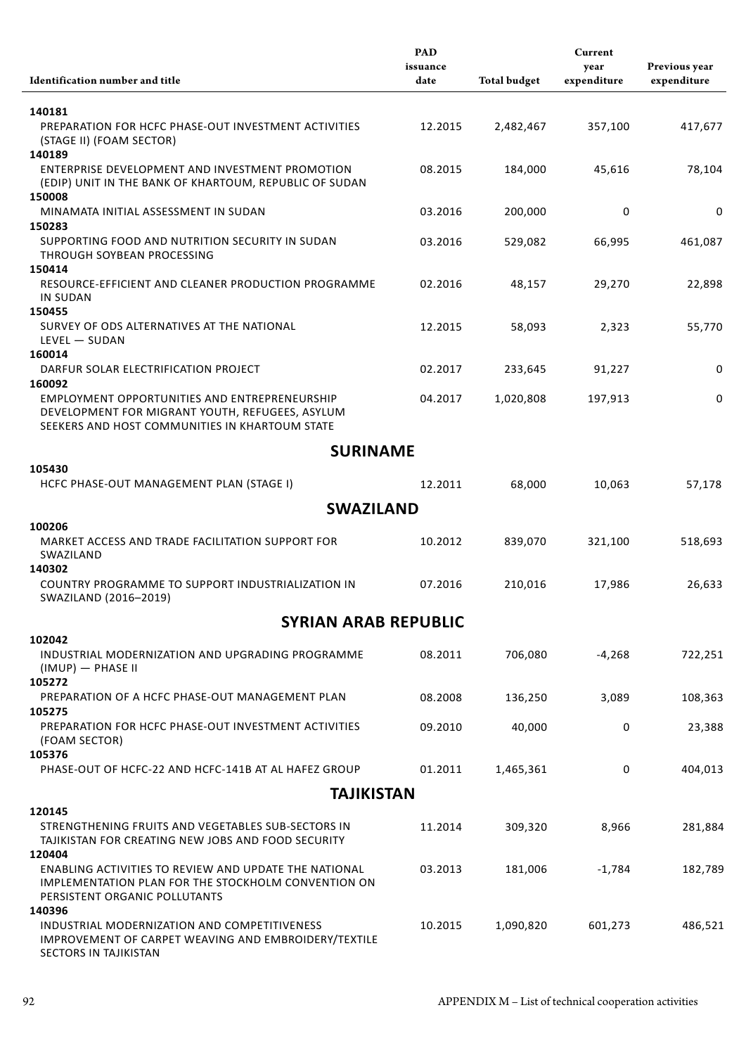| Identification number and title | PAD issuance date | Total budget | Current year expenditure | Previous year expenditure |
|---|---|---|---|---|
| **140181** PREPARATION FOR HCFC PHASE-OUT INVESTMENT ACTIVITIES (STAGE II) (FOAM SECTOR) | 12.2015 | 2,482,467 | 357,100 | 417,677 |
| **140189** ENTERPRISE DEVELOPMENT AND INVESTMENT PROMOTION (EDIP) UNIT IN THE BANK OF KHARTOUM, REPUBLIC OF SUDAN | 08.2015 | 184,000 | 45,616 | 78,104 |
| **150008** MINAMATA INITIAL ASSESSMENT IN SUDAN | 03.2016 | 200,000 | 0 | 0 |
| **150283** SUPPORTING FOOD AND NUTRITION SECURITY IN SUDAN THROUGH SOYBEAN PROCESSING | 03.2016 | 529,082 | 66,995 | 461,087 |
| **150414** RESOURCE-EFFICIENT AND CLEANER PRODUCTION PROGRAMME IN SUDAN | 02.2016 | 48,157 | 29,270 | 22,898 |
| **150455** SURVEY OF ODS ALTERNATIVES AT THE NATIONAL LEVEL — SUDAN | 12.2015 | 58,093 | 2,323 | 55,770 |
| **160014** DARFUR SOLAR ELECTRIFICATION PROJECT | 02.2017 | 233,645 | 91,227 | 0 |
| **160092** EMPLOYMENT OPPORTUNITIES AND ENTREPRENEURSHIP DEVELOPMENT FOR MIGRANT YOUTH, REFUGEES, ASYLUM SEEKERS AND HOST COMMUNITIES IN KHARTOUM STATE | 04.2017 | 1,020,808 | 197,913 | 0 |
| **SURINAME** | | | | |
| **105430** HCFC PHASE-OUT MANAGEMENT PLAN (STAGE I) | 12.2011 | 68,000 | 10,063 | 57,178 |
| **SWAZILAND** | | | | |
| **100206** MARKET ACCESS AND TRADE FACILITATION SUPPORT FOR SWAZILAND | 10.2012 | 839,070 | 321,100 | 518,693 |
| **140302** COUNTRY PROGRAMME TO SUPPORT INDUSTRIALIZATION IN SWAZILAND (2016–2019) | 07.2016 | 210,016 | 17,986 | 26,633 |
| **SYRIAN ARAB REPUBLIC** | | | | |
| **102042** INDUSTRIAL MODERNIZATION AND UPGRADING PROGRAMME (IMUP) — PHASE II | 08.2011 | 706,080 | -4,268 | 722,251 |
| **105272** PREPARATION OF A HCFC PHASE-OUT MANAGEMENT PLAN | 08.2008 | 136,250 | 3,089 | 108,363 |
| **105275** PREPARATION FOR HCFC PHASE-OUT INVESTMENT ACTIVITIES (FOAM SECTOR) | 09.2010 | 40,000 | 0 | 23,388 |
| **105376** PHASE-OUT OF HCFC-22 AND HCFC-141B AT AL HAFEZ GROUP | 01.2011 | 1,465,361 | 0 | 404,013 |
| **TAJIKISTAN** | | | | |
| **120145** STRENGTHENING FRUITS AND VEGETABLES SUB-SECTORS IN TAJIKISTAN FOR CREATING NEW JOBS AND FOOD SECURITY | 11.2014 | 309,320 | 8,966 | 281,884 |
| **120404** ENABLING ACTIVITIES TO REVIEW AND UPDATE THE NATIONAL IMPLEMENTATION PLAN FOR THE STOCKHOLM CONVENTION ON PERSISTENT ORGANIC POLLUTANTS | 03.2013 | 181,006 | -1,784 | 182,789 |
| **140396** INDUSTRIAL MODERNIZATION AND COMPETITIVENESS IMPROVEMENT OF CARPET WEAVING AND EMBROIDERY/TEXTILE SECTORS IN TAJIKISTAN | 10.2015 | 1,090,820 | 601,273 | 486,521 |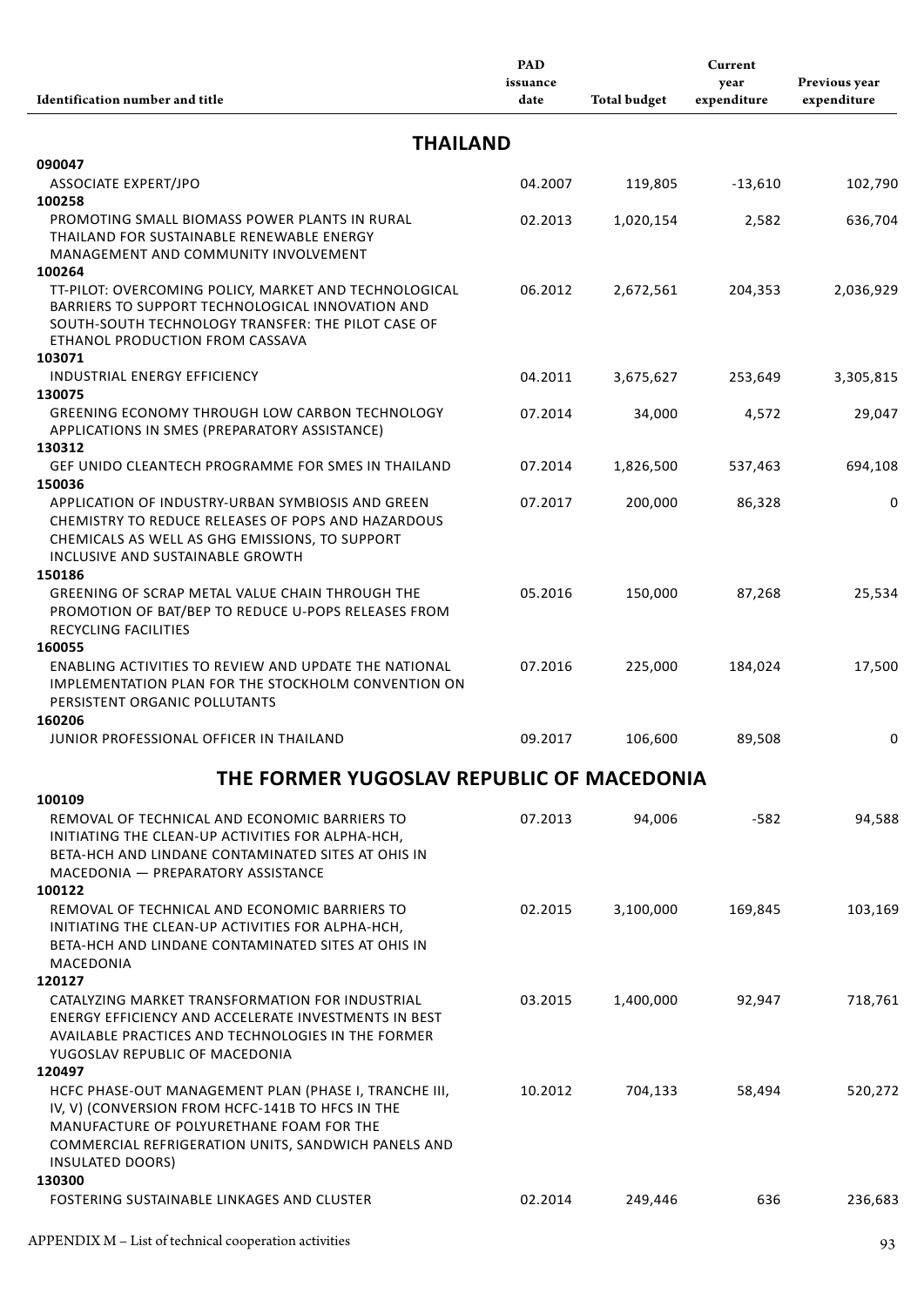| Identification number and title | PAD issuance date | Total budget | Current year expenditure | Previous year expenditure |
|---|---|---|---|---|
| **THAILAND** | | | | |
| **090047** | | | | |
| ASSOCIATE EXPERT/JPO | 04.2007 | 119,805 | -13,610 | 102,790 |
| **100258** | | | | |
| PROMOTING SMALL BIOMASS POWER PLANTS IN RURAL THAILAND FOR SUSTAINABLE RENEWABLE ENERGY MANAGEMENT AND COMMUNITY INVOLVEMENT | 02.2013 | 1,020,154 | 2,582 | 636,704 |
| **100264** | | | | |
| TT-PILOT: OVERCOMING POLICY, MARKET AND TECHNOLOGICAL BARRIERS TO SUPPORT TECHNOLOGICAL INNOVATION AND SOUTH-SOUTH TECHNOLOGY TRANSFER: THE PILOT CASE OF ETHANOL PRODUCTION FROM CASSAVA | 06.2012 | 2,672,561 | 204,353 | 2,036,929 |
| **103071** | | | | |
| INDUSTRIAL ENERGY EFFICIENCY | 04.2011 | 3,675,627 | 253,649 | 3,305,815 |
| **130075** | | | | |
| GREENING ECONOMY THROUGH LOW CARBON TECHNOLOGY APPLICATIONS IN SMES (PREPARATORY ASSISTANCE) | 07.2014 | 34,000 | 4,572 | 29,047 |
| **130312** | | | | |
| GEF UNIDO CLEANTECH PROGRAMME FOR SMES IN THAILAND | 07.2014 | 1,826,500 | 537,463 | 694,108 |
| **150036** | | | | |
| APPLICATION OF INDUSTRY-URBAN SYMBIOSIS AND GREEN CHEMISTRY TO REDUCE RELEASES OF POPS AND HAZARDOUS CHEMICALS AS WELL AS GHG EMISSIONS, TO SUPPORT INCLUSIVE AND SUSTAINABLE GROWTH | 07.2017 | 200,000 | 86,328 | 0 |
| **150186** | | | | |
| GREENING OF SCRAP METAL VALUE CHAIN THROUGH THE PROMOTION OF BAT/BEP TO REDUCE U-POPS RELEASES FROM RECYCLING FACILITIES | 05.2016 | 150,000 | 87,268 | 25,534 |
| **160055** | | | | |
| ENABLING ACTIVITIES TO REVIEW AND UPDATE THE NATIONAL IMPLEMENTATION PLAN FOR THE STOCKHOLM CONVENTION ON PERSISTENT ORGANIC POLLUTANTS | 07.2016 | 225,000 | 184,024 | 17,500 |
| **160206** | | | | |
| JUNIOR PROFESSIONAL OFFICER IN THAILAND | 09.2017 | 106,600 | 89,508 | 0 |
| **THE FORMER YUGOSLAV REPUBLIC OF MACEDONIA** | | | | |
| **100109** | | | | |
| REMOVAL OF TECHNICAL AND ECONOMIC BARRIERS TO INITIATING THE CLEAN-UP ACTIVITIES FOR ALPHA-HCH, BETA-HCH AND LINDANE CONTAMINATED SITES AT OHIS IN MACEDONIA — PREPARATORY ASSISTANCE | 07.2013 | 94,006 | -582 | 94,588 |
| **100122** | | | | |
| REMOVAL OF TECHNICAL AND ECONOMIC BARRIERS TO INITIATING THE CLEAN-UP ACTIVITIES FOR ALPHA-HCH, BETA-HCH AND LINDANE CONTAMINATED SITES AT OHIS IN MACEDONIA | 02.2015 | 3,100,000 | 169,845 | 103,169 |
| **120127** | | | | |
| CATALYZING MARKET TRANSFORMATION FOR INDUSTRIAL ENERGY EFFICIENCY AND ACCELERATE INVESTMENTS IN BEST AVAILABLE PRACTICES AND TECHNOLOGIES IN THE FORMER YUGOSLAV REPUBLIC OF MACEDONIA | 03.2015 | 1,400,000 | 92,947 | 718,761 |
| **120497** | | | | |
| HCFC PHASE-OUT MANAGEMENT PLAN (PHASE I, TRANCHE III, IV, V) (CONVERSION FROM HCFC-141B TO HFCS IN THE MANUFACTURE OF POLYURETHANE FOAM FOR THE COMMERCIAL REFRIGERATION UNITS, SANDWICH PANELS AND INSULATED DOORS) | 10.2012 | 704,133 | 58,494 | 520,272 |
| **130300** | | | | |
| FOSTERING SUSTAINABLE LINKAGES AND CLUSTER | 02.2014 | 249,446 | 636 | 236,683 |

APPENDIX M – List of technical cooperation activities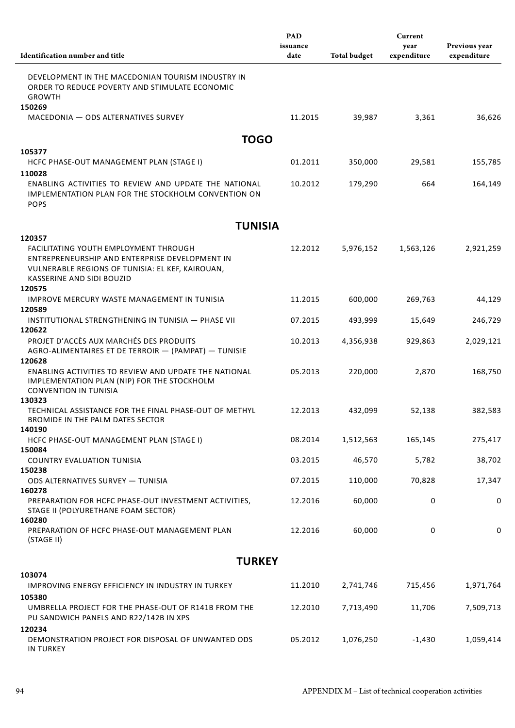| Identification number and title | PAD issuance date | Total budget | Current year expenditure | Previous year expenditure |
|---|---|---|---|---|
| DEVELOPMENT IN THE MACEDONIAN TOURISM INDUSTRY IN ORDER TO REDUCE POVERTY AND STIMULATE ECONOMIC GROWTH | | | | |
| **150269** MACEDONIA — ODS ALTERNATIVES SURVEY | 11.2015 | 39,987 | 3,361 | 36,626 |
| **TOGO** | | | | |
| **105377** HCFC PHASE-OUT MANAGEMENT PLAN (STAGE I) | 01.2011 | 350,000 | 29,581 | 155,785 |
| **110028** ENABLING ACTIVITIES TO REVIEW AND UPDATE THE NATIONAL IMPLEMENTATION PLAN FOR THE STOCKHOLM CONVENTION ON POPS | 10.2012 | 179,290 | 664 | 164,149 |
| **TUNISIA** | | | | |
| **120357** FACILITATING YOUTH EMPLOYMENT THROUGH ENTREPRENEURSHIP AND ENTERPRISE DEVELOPMENT IN VULNERABLE REGIONS OF TUNISIA: EL KEF, KAIROUAN, KASSERINE AND SIDI BOUZID | 12.2012 | 5,976,152 | 1,563,126 | 2,921,259 |
| **120575** IMPROVE MERCURY WASTE MANAGEMENT IN TUNISIA | 11.2015 | 600,000 | 269,763 | 44,129 |
| **120589** INSTITUTIONAL STRENGTHENING IN TUNISIA — PHASE VII | 07.2015 | 493,999 | 15,649 | 246,729 |
| **120622** PROJET D'ACCÈS AUX MARCHÉS DES PRODUITS AGRO-ALIMENTAIRES ET DE TERROIR — (PAMPAT) — TUNISIE | 10.2013 | 4,356,938 | 929,863 | 2,029,121 |
| **120628** ENABLING ACTIVITIES TO REVIEW AND UPDATE THE NATIONAL IMPLEMENTATION PLAN (NIP) FOR THE STOCKHOLM CONVENTION IN TUNISIA | 05.2013 | 220,000 | 2,870 | 168,750 |
| **130323** TECHNICAL ASSISTANCE FOR THE FINAL PHASE-OUT OF METHYL BROMIDE IN THE PALM DATES SECTOR | 12.2013 | 432,099 | 52,138 | 382,583 |
| **140190** HCFC PHASE-OUT MANAGEMENT PLAN (STAGE I) | 08.2014 | 1,512,563 | 165,145 | 275,417 |
| **150084** COUNTRY EVALUATION TUNISIA | 03.2015 | 46,570 | 5,782 | 38,702 |
| **150238** ODS ALTERNATIVES SURVEY — TUNISIA | 07.2015 | 110,000 | 70,828 | 17,347 |
| **160278** PREPARATION FOR HCFC PHASE-OUT INVESTMENT ACTIVITIES, STAGE II (POLYURETHANE FOAM SECTOR) | 12.2016 | 60,000 | 0 | 0 |
| **160280** PREPARATION OF HCFC PHASE-OUT MANAGEMENT PLAN (STAGE II) | 12.2016 | 60,000 | 0 | 0 |
| **TURKEY** | | | | |
| **103074** IMPROVING ENERGY EFFICIENCY IN INDUSTRY IN TURKEY | 11.2010 | 2,741,746 | 715,456 | 1,971,764 |
| **105380** UMBRELLA PROJECT FOR THE PHASE-OUT OF R141B FROM THE PU SANDWICH PANELS AND R22/142B IN XPS | 12.2010 | 7,713,490 | 11,706 | 7,509,713 |
| **120234** DEMONSTRATION PROJECT FOR DISPOSAL OF UNWANTED ODS IN TURKEY | 05.2012 | 1,076,250 | -1,430 | 1,059,414 |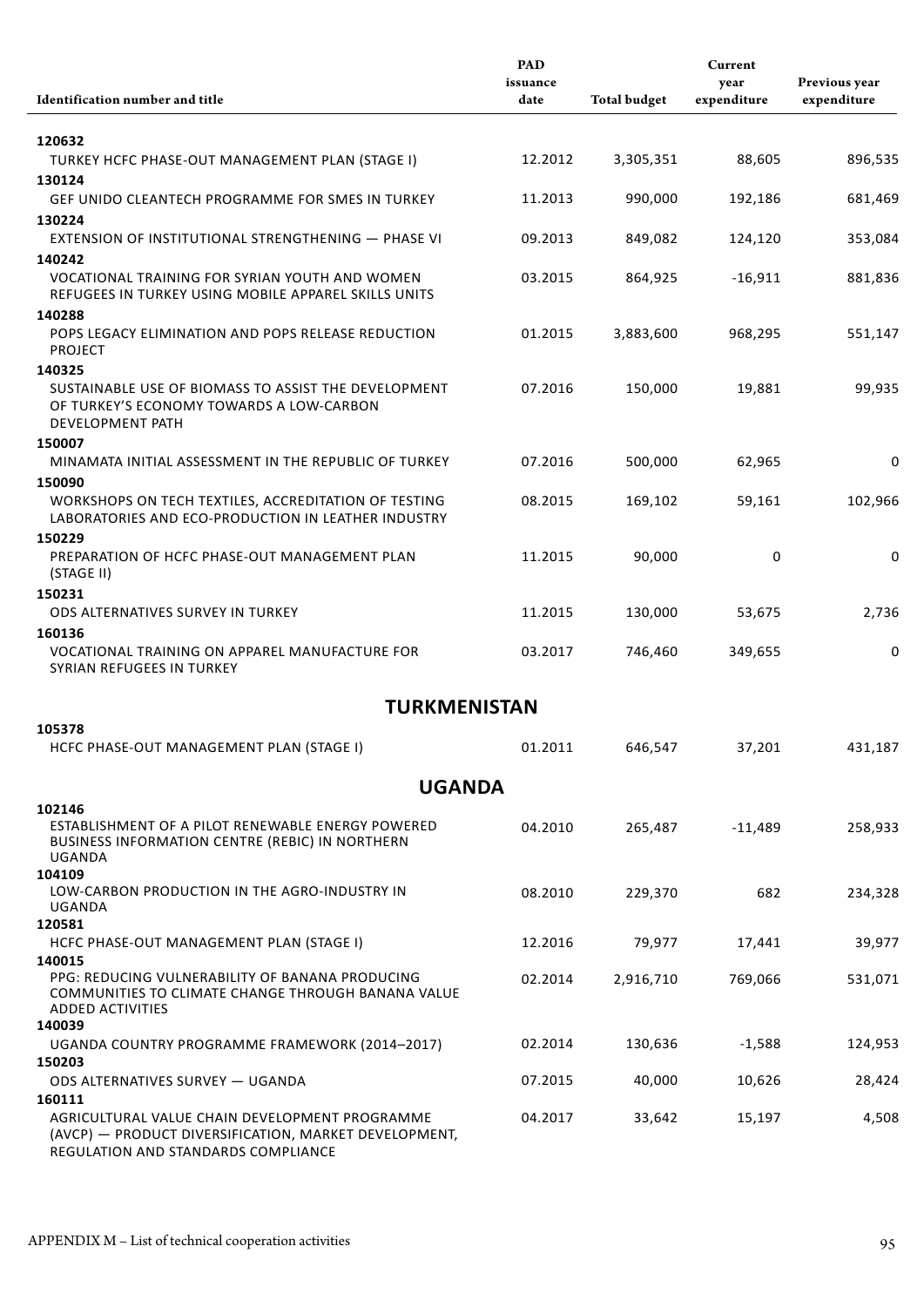| Identification number and title | PAD issuance date | Total budget | Current year expenditure | Previous year expenditure |
|---|---|---|---|---|
| **120632** TURKEY HCFC PHASE-OUT MANAGEMENT PLAN (STAGE I) | 12.2012 | 3,305,351 | 88,605 | 896,535 |
| **130124** GEF UNIDO CLEANTECH PROGRAMME FOR SMES IN TURKEY | 11.2013 | 990,000 | 192,186 | 681,469 |
| **130224** EXTENSION OF INSTITUTIONAL STRENGTHENING — PHASE VI | 09.2013 | 849,082 | 124,120 | 353,084 |
| **140242** VOCATIONAL TRAINING FOR SYRIAN YOUTH AND WOMEN REFUGEES IN TURKEY USING MOBILE APPAREL SKILLS UNITS | 03.2015 | 864,925 | -16,911 | 881,836 |
| **140288** POPS LEGACY ELIMINATION AND POPS RELEASE REDUCTION PROJECT | 01.2015 | 3,883,600 | 968,295 | 551,147 |
| **140325** SUSTAINABLE USE OF BIOMASS TO ASSIST THE DEVELOPMENT OF TURKEY'S ECONOMY TOWARDS A LOW-CARBON DEVELOPMENT PATH | 07.2016 | 150,000 | 19,881 | 99,935 |
| **150007** MINAMATA INITIAL ASSESSMENT IN THE REPUBLIC OF TURKEY | 07.2016 | 500,000 | 62,965 | 0 |
| **150090** WORKSHOPS ON TECH TEXTILES, ACCREDITATION OF TESTING LABORATORIES AND ECO-PRODUCTION IN LEATHER INDUSTRY | 08.2015 | 169,102 | 59,161 | 102,966 |
| **150229** PREPARATION OF HCFC PHASE-OUT MANAGEMENT PLAN (STAGE II) | 11.2015 | 90,000 | 0 | 0 |
| **150231** ODS ALTERNATIVES SURVEY IN TURKEY | 11.2015 | 130,000 | 53,675 | 2,736 |
| **160136** VOCATIONAL TRAINING ON APPAREL MANUFACTURE FOR SYRIAN REFUGEES IN TURKEY | 03.2017 | 746,460 | 349,655 | 0 |
| **TURKMENISTAN** | | | | |
| **105378** HCFC PHASE-OUT MANAGEMENT PLAN (STAGE I) | 01.2011 | 646,547 | 37,201 | 431,187 |
| **UGANDA** | | | | |
| **102146** ESTABLISHMENT OF A PILOT RENEWABLE ENERGY POWERED BUSINESS INFORMATION CENTRE (REBIC) IN NORTHERN UGANDA | 04.2010 | 265,487 | -11,489 | 258,933 |
| **104109** LOW-CARBON PRODUCTION IN THE AGRO-INDUSTRY IN UGANDA | 08.2010 | 229,370 | 682 | 234,328 |
| **120581** HCFC PHASE-OUT MANAGEMENT PLAN (STAGE I) | 12.2016 | 79,977 | 17,441 | 39,977 |
| **140015** PPG: REDUCING VULNERABILITY OF BANANA PRODUCING COMMUNITIES TO CLIMATE CHANGE THROUGH BANANA VALUE ADDED ACTIVITIES | 02.2014 | 2,916,710 | 769,066 | 531,071 |
| **140039** UGANDA COUNTRY PROGRAMME FRAMEWORK (2014–2017) | 02.2014 | 130,636 | -1,588 | 124,953 |
| **150203** ODS ALTERNATIVES SURVEY — UGANDA | 07.2015 | 40,000 | 10,626 | 28,424 |
| **160111** AGRICULTURAL VALUE CHAIN DEVELOPMENT PROGRAMME (AVCP) — PRODUCT DIVERSIFICATION, MARKET DEVELOPMENT, REGULATION AND STANDARDS COMPLIANCE | 04.2017 | 33,642 | 15,197 | 4,508 |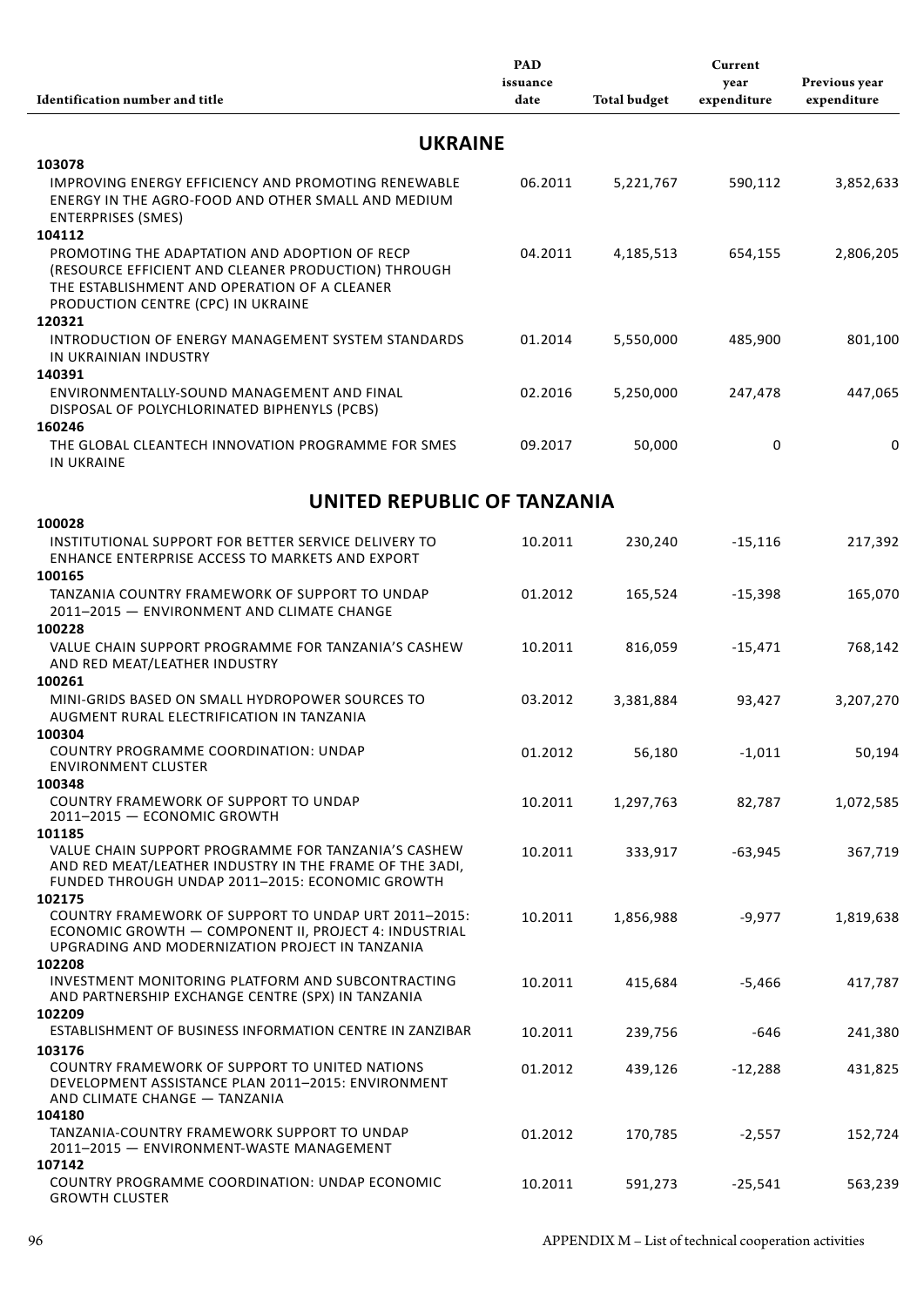| Identification number and title | PAD issuance date | Total budget | Current year expenditure | Previous year expenditure |
|---|---|---|---|---|
| **UKRAINE** | | | | |
| **103078** IMPROVING ENERGY EFFICIENCY AND PROMOTING RENEWABLE ENERGY IN THE AGRO-FOOD AND OTHER SMALL AND MEDIUM ENTERPRISES (SMES) | 06.2011 | 5,221,767 | 590,112 | 3,852,633 |
| **104112** PROMOTING THE ADAPTATION AND ADOPTION OF RECP (RESOURCE EFFICIENT AND CLEANER PRODUCTION) THROUGH THE ESTABLISHMENT AND OPERATION OF A CLEANER PRODUCTION CENTRE (CPC) IN UKRAINE | 04.2011 | 4,185,513 | 654,155 | 2,806,205 |
| **120321** INTRODUCTION OF ENERGY MANAGEMENT SYSTEM STANDARDS IN UKRAINIAN INDUSTRY | 01.2014 | 5,550,000 | 485,900 | 801,100 |
| **140391** ENVIRONMENTALLY-SOUND MANAGEMENT AND FINAL DISPOSAL OF POLYCHLORINATED BIPHENYLS (PCBS) | 02.2016 | 5,250,000 | 247,478 | 447,065 |
| **160246** THE GLOBAL CLEANTECH INNOVATION PROGRAMME FOR SMES IN UKRAINE | 09.2017 | 50,000 | 0 | 0 |
| **UNITED REPUBLIC OF TANZANIA** | | | | |
| **100028** INSTITUTIONAL SUPPORT FOR BETTER SERVICE DELIVERY TO ENHANCE ENTERPRISE ACCESS TO MARKETS AND EXPORT | 10.2011 | 230,240 | -15,116 | 217,392 |
| **100165** TANZANIA COUNTRY FRAMEWORK OF SUPPORT TO UNDAP 2011–2015 — ENVIRONMENT AND CLIMATE CHANGE | 01.2012 | 165,524 | -15,398 | 165,070 |
| **100228** VALUE CHAIN SUPPORT PROGRAMME FOR TANZANIA'S CASHEW AND RED MEAT/LEATHER INDUSTRY | 10.2011 | 816,059 | -15,471 | 768,142 |
| **100261** MINI-GRIDS BASED ON SMALL HYDROPOWER SOURCES TO AUGMENT RURAL ELECTRIFICATION IN TANZANIA | 03.2012 | 3,381,884 | 93,427 | 3,207,270 |
| **100304** COUNTRY PROGRAMME COORDINATION: UNDAP ENVIRONMENT CLUSTER | 01.2012 | 56,180 | -1,011 | 50,194 |
| **100348** COUNTRY FRAMEWORK OF SUPPORT TO UNDAP 2011–2015 — ECONOMIC GROWTH | 10.2011 | 1,297,763 | 82,787 | 1,072,585 |
| **101185** VALUE CHAIN SUPPORT PROGRAMME FOR TANZANIA'S CASHEW AND RED MEAT/LEATHER INDUSTRY IN THE FRAME OF THE 3ADI, FUNDED THROUGH UNDAP 2011–2015: ECONOMIC GROWTH | 10.2011 | 333,917 | -63,945 | 367,719 |
| **102175** COUNTRY FRAMEWORK OF SUPPORT TO UNDAP URT 2011–2015: ECONOMIC GROWTH — COMPONENT II, PROJECT 4: INDUSTRIAL UPGRADING AND MODERNIZATION PROJECT IN TANZANIA | 10.2011 | 1,856,988 | -9,977 | 1,819,638 |
| **102208** INVESTMENT MONITORING PLATFORM AND SUBCONTRACTING AND PARTNERSHIP EXCHANGE CENTRE (SPX) IN TANZANIA | 10.2011 | 415,684 | -5,466 | 417,787 |
| **102209** ESTABLISHMENT OF BUSINESS INFORMATION CENTRE IN ZANZIBAR | 10.2011 | 239,756 | -646 | 241,380 |
| **103176** COUNTRY FRAMEWORK OF SUPPORT TO UNITED NATIONS DEVELOPMENT ASSISTANCE PLAN 2011–2015: ENVIRONMENT AND CLIMATE CHANGE — TANZANIA | 01.2012 | 439,126 | -12,288 | 431,825 |
| **104180** TANZANIA-COUNTRY FRAMEWORK SUPPORT TO UNDAP 2011–2015 — ENVIRONMENT-WASTE MANAGEMENT | 01.2012 | 170,785 | -2,557 | 152,724 |
| **107142** COUNTRY PROGRAMME COORDINATION: UNDAP ECONOMIC GROWTH CLUSTER | 10.2011 | 591,273 | -25,541 | 563,239 |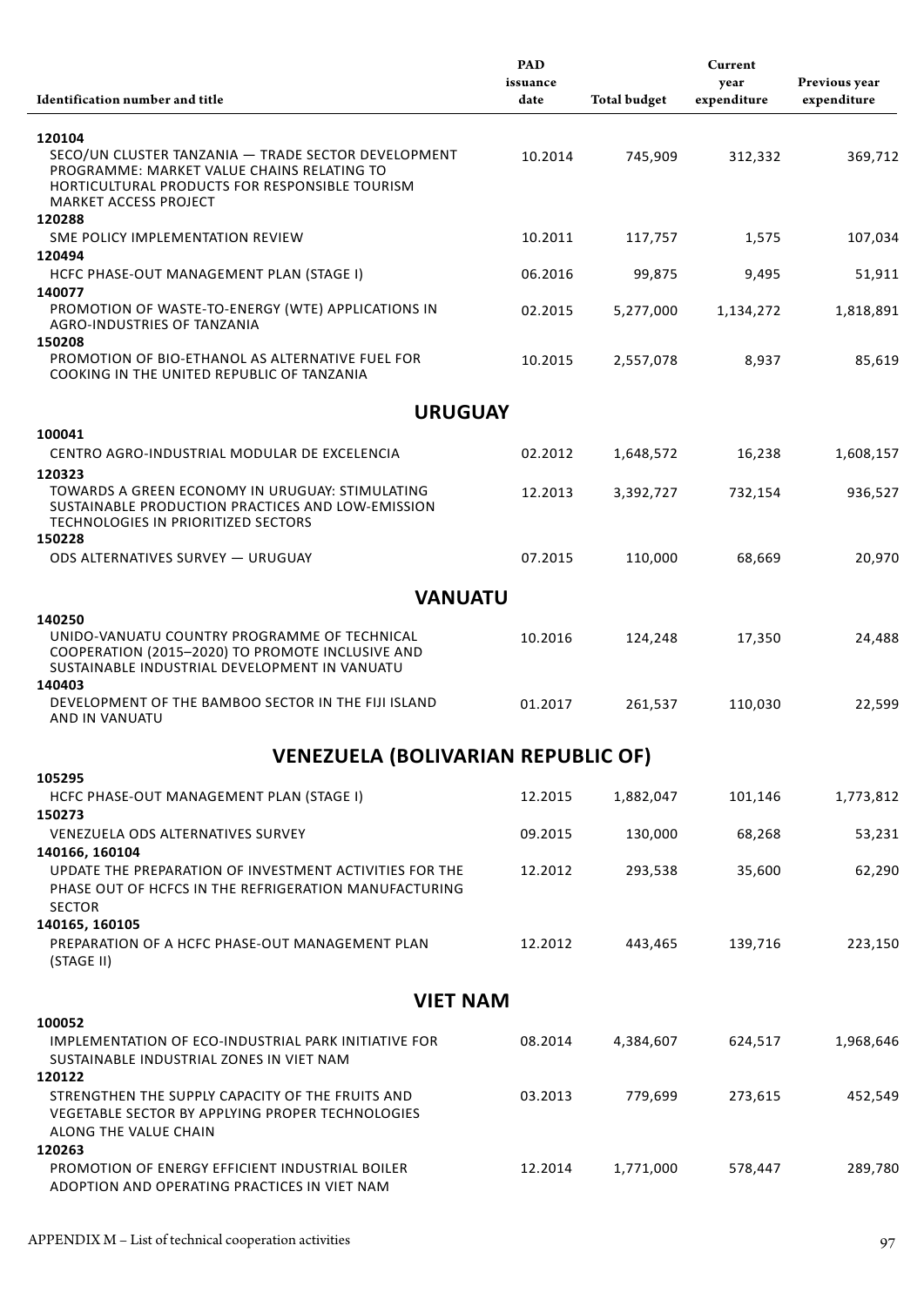| Identification number and title | PAD issuance date | Total budget | Current year expenditure | Previous year expenditure |
|---|---|---|---|---|
| **120104** | | | | |
| SECO/UN CLUSTER TANZANIA — TRADE SECTOR DEVELOPMENT PROGRAMME: MARKET VALUE CHAINS RELATING TO HORTICULTURAL PRODUCTS FOR RESPONSIBLE TOURISM MARKET ACCESS PROJECT | 10.2014 | 745,909 | 312,332 | 369,712 |
| **120288** | | | | |
| SME POLICY IMPLEMENTATION REVIEW | 10.2011 | 117,757 | 1,575 | 107,034 |
| **120494** | | | | |
| HCFC PHASE-OUT MANAGEMENT PLAN (STAGE I) | 06.2016 | 99,875 | 9,495 | 51,911 |
| **140077** | | | | |
| PROMOTION OF WASTE-TO-ENERGY (WTE) APPLICATIONS IN AGRO-INDUSTRIES OF TANZANIA | 02.2015 | 5,277,000 | 1,134,272 | 1,818,891 |
| **150208** | | | | |
| PROMOTION OF BIO-ETHANOL AS ALTERNATIVE FUEL FOR COOKING IN THE UNITED REPUBLIC OF TANZANIA | 10.2015 | 2,557,078 | 8,937 | 85,619 |
| **URUGUAY** | | | | |
| **100041** | | | | |
| CENTRO AGRO-INDUSTRIAL MODULAR DE EXCELENCIA | 02.2012 | 1,648,572 | 16,238 | 1,608,157 |
| **120323** | | | | |
| TOWARDS A GREEN ECONOMY IN URUGUAY: STIMULATING SUSTAINABLE PRODUCTION PRACTICES AND LOW-EMISSION TECHNOLOGIES IN PRIORITIZED SECTORS | 12.2013 | 3,392,727 | 732,154 | 936,527 |
| **150228** | | | | |
| ODS ALTERNATIVES SURVEY — URUGUAY | 07.2015 | 110,000 | 68,669 | 20,970 |
| **VANUATU** | | | | |
| **140250** | | | | |
| UNIDO-VANUATU COUNTRY PROGRAMME OF TECHNICAL COOPERATION (2015–2020) TO PROMOTE INCLUSIVE AND SUSTAINABLE INDUSTRIAL DEVELOPMENT IN VANUATU | 10.2016 | 124,248 | 17,350 | 24,488 |
| **140403** | | | | |
| DEVELOPMENT OF THE BAMBOO SECTOR IN THE FIJI ISLAND AND IN VANUATU | 01.2017 | 261,537 | 110,030 | 22,599 |
| **VENEZUELA (BOLIVARIAN REPUBLIC OF)** | | | | |
| **105295** | | | | |
| HCFC PHASE-OUT MANAGEMENT PLAN (STAGE I) | 12.2015 | 1,882,047 | 101,146 | 1,773,812 |
| **150273** | | | | |
| VENEZUELA ODS ALTERNATIVES SURVEY | 09.2015 | 130,000 | 68,268 | 53,231 |
| **140166, 160104** | | | | |
| UPDATE THE PREPARATION OF INVESTMENT ACTIVITIES FOR THE PHASE OUT OF HCFCS IN THE REFRIGERATION MANUFACTURING SECTOR | 12.2012 | 293,538 | 35,600 | 62,290 |
| **140165, 160105** | | | | |
| PREPARATION OF A HCFC PHASE-OUT MANAGEMENT PLAN (STAGE II) | 12.2012 | 443,465 | 139,716 | 223,150 |
| **VIET NAM** | | | | |
| **100052** | | | | |
| IMPLEMENTATION OF ECO-INDUSTRIAL PARK INITIATIVE FOR SUSTAINABLE INDUSTRIAL ZONES IN VIET NAM | 08.2014 | 4,384,607 | 624,517 | 1,968,646 |
| **120122** | | | | |
| STRENGTHEN THE SUPPLY CAPACITY OF THE FRUITS AND VEGETABLE SECTOR BY APPLYING PROPER TECHNOLOGIES ALONG THE VALUE CHAIN | 03.2013 | 779,699 | 273,615 | 452,549 |
| **120263** | | | | |
| PROMOTION OF ENERGY EFFICIENT INDUSTRIAL BOILER ADOPTION AND OPERATING PRACTICES IN VIET NAM | 12.2014 | 1,771,000 | 578,447 | 289,780 |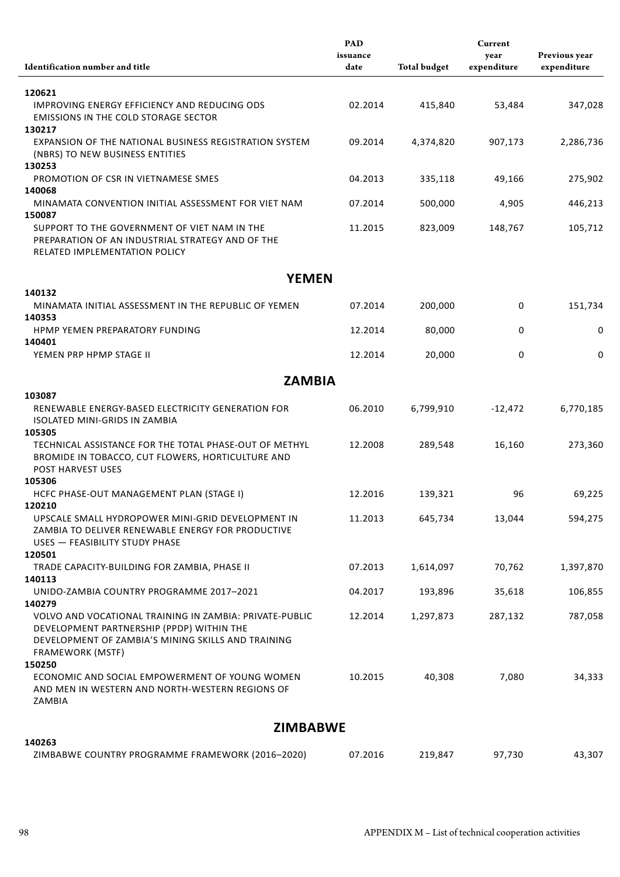| Identification number and title | PAD issuance date | Total budget | Current year expenditure | Previous year expenditure |
|---|---|---|---|---|
| **120621** | | | | |
| IMPROVING ENERGY EFFICIENCY AND REDUCING ODS EMISSIONS IN THE COLD STORAGE SECTOR | 02.2014 | 415,840 | 53,484 | 347,028 |
| **130217** | | | | |
| EXPANSION OF THE NATIONAL BUSINESS REGISTRATION SYSTEM (NBRS) TO NEW BUSINESS ENTITIES | 09.2014 | 4,374,820 | 907,173 | 2,286,736 |
| **130253** | | | | |
| PROMOTION OF CSR IN VIETNAMESE SMES | 04.2013 | 335,118 | 49,166 | 275,902 |
| **140068** | | | | |
| MINAMATA CONVENTION INITIAL ASSESSMENT FOR VIET NAM | 07.2014 | 500,000 | 4,905 | 446,213 |
| **150087** | | | | |
| SUPPORT TO THE GOVERNMENT OF VIET NAM IN THE PREPARATION OF AN INDUSTRIAL STRATEGY AND OF THE RELATED IMPLEMENTATION POLICY | 11.2015 | 823,009 | 148,767 | 105,712 |
| **YEMEN** | | | | |
| **140132** | | | | |
| MINAMATA INITIAL ASSESSMENT IN THE REPUBLIC OF YEMEN | 07.2014 | 200,000 | 0 | 151,734 |
| **140353** | | | | |
| HPMP YEMEN PREPARATORY FUNDING | 12.2014 | 80,000 | 0 | 0 |
| **140401** | | | | |
| YEMEN PRP HPMP STAGE II | 12.2014 | 20,000 | 0 | 0 |
| **ZAMBIA** | | | | |
| **103087** | | | | |
| RENEWABLE ENERGY-BASED ELECTRICITY GENERATION FOR ISOLATED MINI-GRIDS IN ZAMBIA | 06.2010 | 6,799,910 | -12,472 | 6,770,185 |
| **105305** | | | | |
| TECHNICAL ASSISTANCE FOR THE TOTAL PHASE-OUT OF METHYL BROMIDE IN TOBACCO, CUT FLOWERS, HORTICULTURE AND POST HARVEST USES | 12.2008 | 289,548 | 16,160 | 273,360 |
| **105306** | | | | |
| HCFC PHASE-OUT MANAGEMENT PLAN (STAGE I) | 12.2016 | 139,321 | 96 | 69,225 |
| **120210** | | | | |
| UPSCALE SMALL HYDROPOWER MINI-GRID DEVELOPMENT IN ZAMBIA TO DELIVER RENEWABLE ENERGY FOR PRODUCTIVE USES — FEASIBILITY STUDY PHASE | 11.2013 | 645,734 | 13,044 | 594,275 |
| **120501** | | | | |
| TRADE CAPACITY-BUILDING FOR ZAMBIA, PHASE II | 07.2013 | 1,614,097 | 70,762 | 1,397,870 |
| **140113** | | | | |
| UNIDO-ZAMBIA COUNTRY PROGRAMME 2017–2021 | 04.2017 | 193,896 | 35,618 | 106,855 |
| **140279** | | | | |
| VOLVO AND VOCATIONAL TRAINING IN ZAMBIA: PRIVATE-PUBLIC DEVELOPMENT PARTNERSHIP (PPDP) WITHIN THE DEVELOPMENT OF ZAMBIA'S MINING SKILLS AND TRAINING FRAMEWORK (MSTF) | 12.2014 | 1,297,873 | 287,132 | 787,058 |
| **150250** | | | | |
| ECONOMIC AND SOCIAL EMPOWERMENT OF YOUNG WOMEN AND MEN IN WESTERN AND NORTH-WESTERN REGIONS OF ZAMBIA | 10.2015 | 40,308 | 7,080 | 34,333 |
| **ZIMBABWE** | | | | |
| **140263** | | | | |
| ZIMBABWE COUNTRY PROGRAMME FRAMEWORK (2016–2020) | 07.2016 | 219,847 | 97,730 | 43,307 |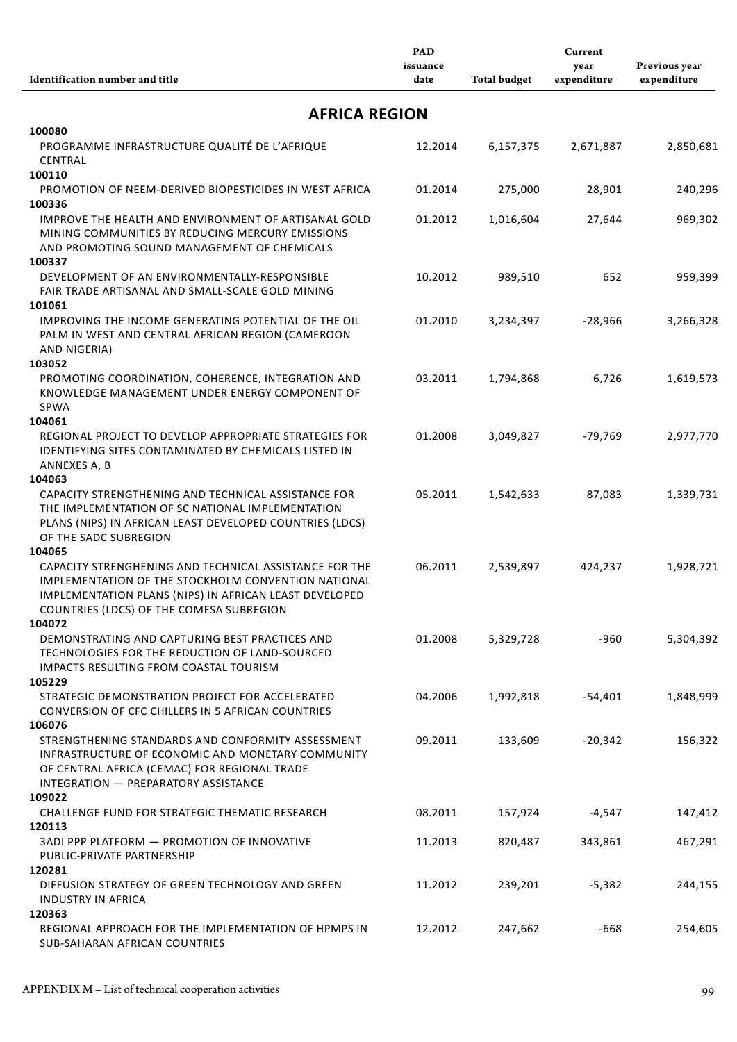| Identification number and title | PAD issuance date | Total budget | Current year expenditure | Previous year expenditure |
|---|---|---|---|---|
| **AFRICA REGION** | | | | |
| **100080** PROGRAMME INFRASTRUCTURE QUALITÉ DE L'AFRIQUE CENTRAL | 12.2014 | 6,157,375 | 2,671,887 | 2,850,681 |
| **100110** PROMOTION OF NEEM-DERIVED BIOPESTICIDES IN WEST AFRICA | 01.2014 | 275,000 | 28,901 | 240,296 |
| **100336** IMPROVE THE HEALTH AND ENVIRONMENT OF ARTISANAL GOLD MINING COMMUNITIES BY REDUCING MERCURY EMISSIONS AND PROMOTING SOUND MANAGEMENT OF CHEMICALS | 01.2012 | 1,016,604 | 27,644 | 969,302 |
| **100337** DEVELOPMENT OF AN ENVIRONMENTALLY-RESPONSIBLE FAIR TRADE ARTISANAL AND SMALL-SCALE GOLD MINING | 10.2012 | 989,510 | 652 | 959,399 |
| **101061** IMPROVING THE INCOME GENERATING POTENTIAL OF THE OIL PALM IN WEST AND CENTRAL AFRICAN REGION (CAMEROON AND NIGERIA) | 01.2010 | 3,234,397 | -28,966 | 3,266,328 |
| **103052** PROMOTING COORDINATION, COHERENCE, INTEGRATION AND KNOWLEDGE MANAGEMENT UNDER ENERGY COMPONENT OF SPWA | 03.2011 | 1,794,868 | 6,726 | 1,619,573 |
| **104061** REGIONAL PROJECT TO DEVELOP APPROPRIATE STRATEGIES FOR IDENTIFYING SITES CONTAMINATED BY CHEMICALS LISTED IN ANNEXES A, B | 01.2008 | 3,049,827 | -79,769 | 2,977,770 |
| **104063** CAPACITY STRENGTHENING AND TECHNICAL ASSISTANCE FOR THE IMPLEMENTATION OF SC NATIONAL IMPLEMENTATION PLANS (NIPS) IN AFRICAN LEAST DEVELOPED COUNTRIES (LDCS) OF THE SADC SUBREGION | 05.2011 | 1,542,633 | 87,083 | 1,339,731 |
| **104065** CAPACITY STRENGHENING AND TECHNICAL ASSISTANCE FOR THE IMPLEMENTATION OF THE STOCKHOLM CONVENTION NATIONAL IMPLEMENTATION PLANS (NIPS) IN AFRICAN LEAST DEVELOPED COUNTRIES (LDCS) OF THE COMESA SUBREGION | 06.2011 | 2,539,897 | 424,237 | 1,928,721 |
| **104072** DEMONSTRATING AND CAPTURING BEST PRACTICES AND TECHNOLOGIES FOR THE REDUCTION OF LAND-SOURCED IMPACTS RESULTING FROM COASTAL TOURISM | 01.2008 | 5,329,728 | -960 | 5,304,392 |
| **105229** STRATEGIC DEMONSTRATION PROJECT FOR ACCELERATED CONVERSION OF CFC CHILLERS IN 5 AFRICAN COUNTRIES | 04.2006 | 1,992,818 | -54,401 | 1,848,999 |
| **106076** STRENGTHENING STANDARDS AND CONFORMITY ASSESSMENT INFRASTRUCTURE OF ECONOMIC AND MONETARY COMMUNITY OF CENTRAL AFRICA (CEMAC) FOR REGIONAL TRADE INTEGRATION — PREPARATORY ASSISTANCE | 09.2011 | 133,609 | -20,342 | 156,322 |
| **109022** CHALLENGE FUND FOR STRATEGIC THEMATIC RESEARCH | 08.2011 | 157,924 | -4,547 | 147,412 |
| **120113** 3ADI PPP PLATFORM — PROMOTION OF INNOVATIVE PUBLIC-PRIVATE PARTNERSHIP | 11.2013 | 820,487 | 343,861 | 467,291 |
| **120281** DIFFUSION STRATEGY OF GREEN TECHNOLOGY AND GREEN INDUSTRY IN AFRICA | 11.2012 | 239,201 | -5,382 | 244,155 |
| **120363** REGIONAL APPROACH FOR THE IMPLEMENTATION OF HPMPS IN SUB-SAHARAN AFRICAN COUNTRIES | 12.2012 | 247,662 | -668 | 254,605 |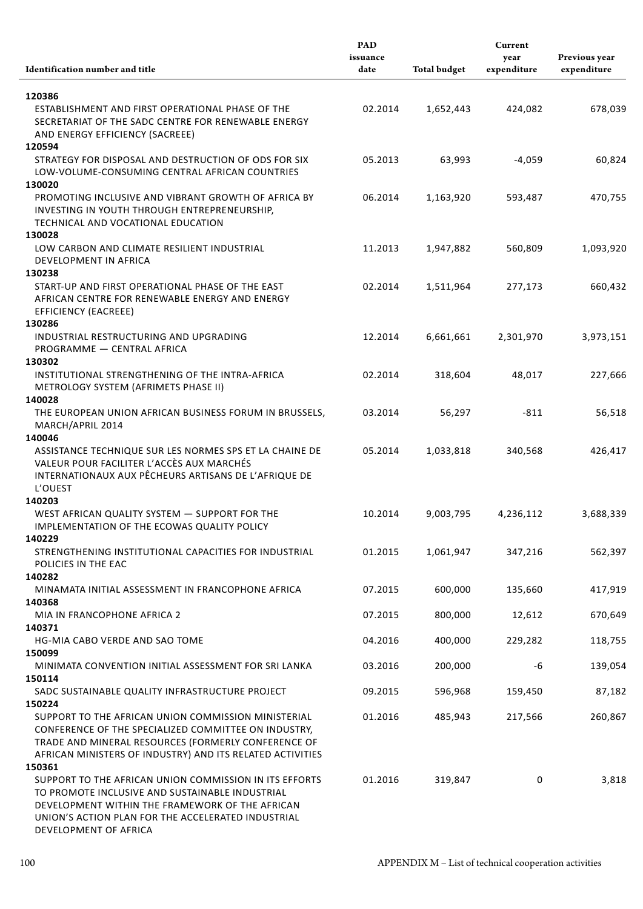| Identification number and title | PAD issuance date | Total budget | Current year expenditure | Previous year expenditure |
|---|---|---|---|---|
| **120386** | | | | |
| ESTABLISHMENT AND FIRST OPERATIONAL PHASE OF THE SECRETARIAT OF THE SADC CENTRE FOR RENEWABLE ENERGY AND ENERGY EFFICIENCY (SACREEE) | 02.2014 | 1,652,443 | 424,082 | 678,039 |
| **120594** | | | | |
| STRATEGY FOR DISPOSAL AND DESTRUCTION OF ODS FOR SIX LOW-VOLUME-CONSUMING CENTRAL AFRICAN COUNTRIES | 05.2013 | 63,993 | -4,059 | 60,824 |
| **130020** | | | | |
| PROMOTING INCLUSIVE AND VIBRANT GROWTH OF AFRICA BY INVESTING IN YOUTH THROUGH ENTREPRENEURSHIP, TECHNICAL AND VOCATIONAL EDUCATION | 06.2014 | 1,163,920 | 593,487 | 470,755 |
| **130028** | | | | |
| LOW CARBON AND CLIMATE RESILIENT INDUSTRIAL DEVELOPMENT IN AFRICA | 11.2013 | 1,947,882 | 560,809 | 1,093,920 |
| **130238** | | | | |
| START-UP AND FIRST OPERATIONAL PHASE OF THE EAST AFRICAN CENTRE FOR RENEWABLE ENERGY AND ENERGY EFFICIENCY (EACREEE) | 02.2014 | 1,511,964 | 277,173 | 660,432 |
| **130286** | | | | |
| INDUSTRIAL RESTRUCTURING AND UPGRADING PROGRAMME — CENTRAL AFRICA | 12.2014 | 6,661,661 | 2,301,970 | 3,973,151 |
| **130302** | | | | |
| INSTITUTIONAL STRENGTHENING OF THE INTRA-AFRICA METROLOGY SYSTEM (AFRIMETS PHASE II) | 02.2014 | 318,604 | 48,017 | 227,666 |
| **140028** | | | | |
| THE EUROPEAN UNION AFRICAN BUSINESS FORUM IN BRUSSELS, MARCH/APRIL 2014 | 03.2014 | 56,297 | -811 | 56,518 |
| **140046** | | | | |
| ASSISTANCE TECHNIQUE SUR LES NORMES SPS ET LA CHAINE DE VALEUR POUR FACILITER L'ACCÈS AUX MARCHÉS INTERNATIONAUX AUX PÊCHEURS ARTISANS DE L'AFRIQUE DE L'OUEST | 05.2014 | 1,033,818 | 340,568 | 426,417 |
| **140203** | | | | |
| WEST AFRICAN QUALITY SYSTEM — SUPPORT FOR THE IMPLEMENTATION OF THE ECOWAS QUALITY POLICY | 10.2014 | 9,003,795 | 4,236,112 | 3,688,339 |
| **140229** | | | | |
| STRENGTHENING INSTITUTIONAL CAPACITIES FOR INDUSTRIAL POLICIES IN THE EAC | 01.2015 | 1,061,947 | 347,216 | 562,397 |
| **140282** | | | | |
| MINAMATA INITIAL ASSESSMENT IN FRANCOPHONE AFRICA | 07.2015 | 600,000 | 135,660 | 417,919 |
| **140368** | | | | |
| MIA IN FRANCOPHONE AFRICA 2 | 07.2015 | 800,000 | 12,612 | 670,649 |
| **140371** | | | | |
| HG-MIA CABO VERDE AND SAO TOME | 04.2016 | 400,000 | 229,282 | 118,755 |
| **150099** | | | | |
| MINIMATA CONVENTION INITIAL ASSESSMENT FOR SRI LANKA | 03.2016 | 200,000 | -6 | 139,054 |
| **150114** | | | | |
| SADC SUSTAINABLE QUALITY INFRASTRUCTURE PROJECT | 09.2015 | 596,968 | 159,450 | 87,182 |
| **150224** | | | | |
| SUPPORT TO THE AFRICAN UNION COMMISSION MINISTERIAL CONFERENCE OF THE SPECIALIZED COMMITTEE ON INDUSTRY, TRADE AND MINERAL RESOURCES (FORMERLY CONFERENCE OF AFRICAN MINISTERS OF INDUSTRY) AND ITS RELATED ACTIVITIES | 01.2016 | 485,943 | 217,566 | 260,867 |
| **150361** | | | | |
| SUPPORT TO THE AFRICAN UNION COMMISSION IN ITS EFFORTS TO PROMOTE INCLUSIVE AND SUSTAINABLE INDUSTRIAL DEVELOPMENT WITHIN THE FRAMEWORK OF THE AFRICAN UNION'S ACTION PLAN FOR THE ACCELERATED INDUSTRIAL DEVELOPMENT OF AFRICA | 01.2016 | 319,847 | 0 | 3,818 |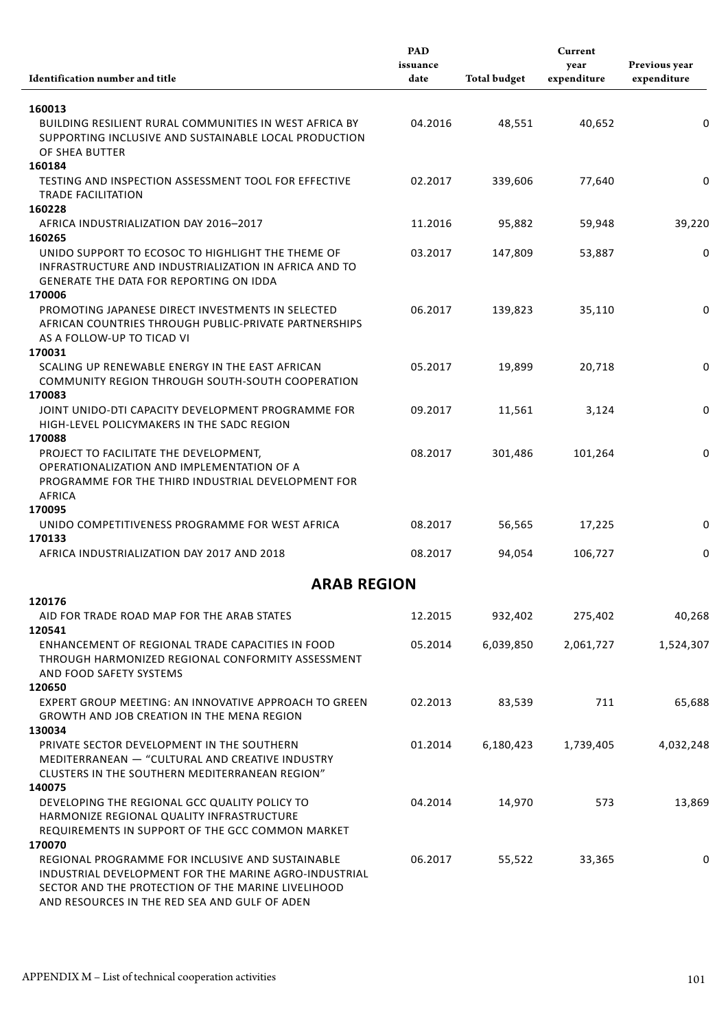| Identification number and title | PAD issuance date | Total budget | Current year expenditure | Previous year expenditure |
|---|---|---|---|---|
| **160013** | | | | |
| BUILDING RESILIENT RURAL COMMUNITIES IN WEST AFRICA BY SUPPORTING INCLUSIVE AND SUSTAINABLE LOCAL PRODUCTION OF SHEA BUTTER | 04.2016 | 48,551 | 40,652 | 0 |
| **160184** | | | | |
| TESTING AND INSPECTION ASSESSMENT TOOL FOR EFFECTIVE TRADE FACILITATION | 02.2017 | 339,606 | 77,640 | 0 |
| **160228** | | | | |
| AFRICA INDUSTRIALIZATION DAY 2016–2017 | 11.2016 | 95,882 | 59,948 | 39,220 |
| **160265** | | | | |
| UNIDO SUPPORT TO ECOSOC TO HIGHLIGHT THE THEME OF INFRASTRUCTURE AND INDUSTRIALIZATION IN AFRICA AND TO GENERATE THE DATA FOR REPORTING ON IDDA | 03.2017 | 147,809 | 53,887 | 0 |
| **170006** | | | | |
| PROMOTING JAPANESE DIRECT INVESTMENTS IN SELECTED AFRICAN COUNTRIES THROUGH PUBLIC-PRIVATE PARTNERSHIPS AS A FOLLOW-UP TO TICAD VI | 06.2017 | 139,823 | 35,110 | 0 |
| **170031** | | | | |
| SCALING UP RENEWABLE ENERGY IN THE EAST AFRICAN COMMUNITY REGION THROUGH SOUTH-SOUTH COOPERATION | 05.2017 | 19,899 | 20,718 | 0 |
| **170083** | | | | |
| JOINT UNIDO-DTI CAPACITY DEVELOPMENT PROGRAMME FOR HIGH-LEVEL POLICYMAKERS IN THE SADC REGION | 09.2017 | 11,561 | 3,124 | 0 |
| **170088** | | | | |
| PROJECT TO FACILITATE THE DEVELOPMENT, OPERATIONALIZATION AND IMPLEMENTATION OF A PROGRAMME FOR THE THIRD INDUSTRIAL DEVELOPMENT FOR AFRICA | 08.2017 | 301,486 | 101,264 | 0 |
| **170095** | | | | |
| UNIDO COMPETITIVENESS PROGRAMME FOR WEST AFRICA | 08.2017 | 56,565 | 17,225 | 0 |
| **170133** | | | | |
| AFRICA INDUSTRIALIZATION DAY 2017 AND 2018 | 08.2017 | 94,054 | 106,727 | 0 |
| **ARAB REGION** | | | | |
| **120176** | | | | |
| AID FOR TRADE ROAD MAP FOR THE ARAB STATES | 12.2015 | 932,402 | 275,402 | 40,268 |
| **120541** | | | | |
| ENHANCEMENT OF REGIONAL TRADE CAPACITIES IN FOOD THROUGH HARMONIZED REGIONAL CONFORMITY ASSESSMENT AND FOOD SAFETY SYSTEMS | 05.2014 | 6,039,850 | 2,061,727 | 1,524,307 |
| **120650** | | | | |
| EXPERT GROUP MEETING: AN INNOVATIVE APPROACH TO GREEN GROWTH AND JOB CREATION IN THE MENA REGION | 02.2013 | 83,539 | 711 | 65,688 |
| **130034** | | | | |
| PRIVATE SECTOR DEVELOPMENT IN THE SOUTHERN MEDITERRANEAN — "CULTURAL AND CREATIVE INDUSTRY CLUSTERS IN THE SOUTHERN MEDITERRANEAN REGION" | 01.2014 | 6,180,423 | 1,739,405 | 4,032,248 |
| **140075** | | | | |
| DEVELOPING THE REGIONAL GCC QUALITY POLICY TO HARMONIZE REGIONAL QUALITY INFRASTRUCTURE REQUIREMENTS IN SUPPORT OF THE GCC COMMON MARKET | 04.2014 | 14,970 | 573 | 13,869 |
| **170070** | | | | |
| REGIONAL PROGRAMME FOR INCLUSIVE AND SUSTAINABLE INDUSTRIAL DEVELOPMENT FOR THE MARINE AGRO-INDUSTRIAL SECTOR AND THE PROTECTION OF THE MARINE LIVELIHOOD AND RESOURCES IN THE RED SEA AND GULF OF ADEN | 06.2017 | 55,522 | 33,365 | 0 |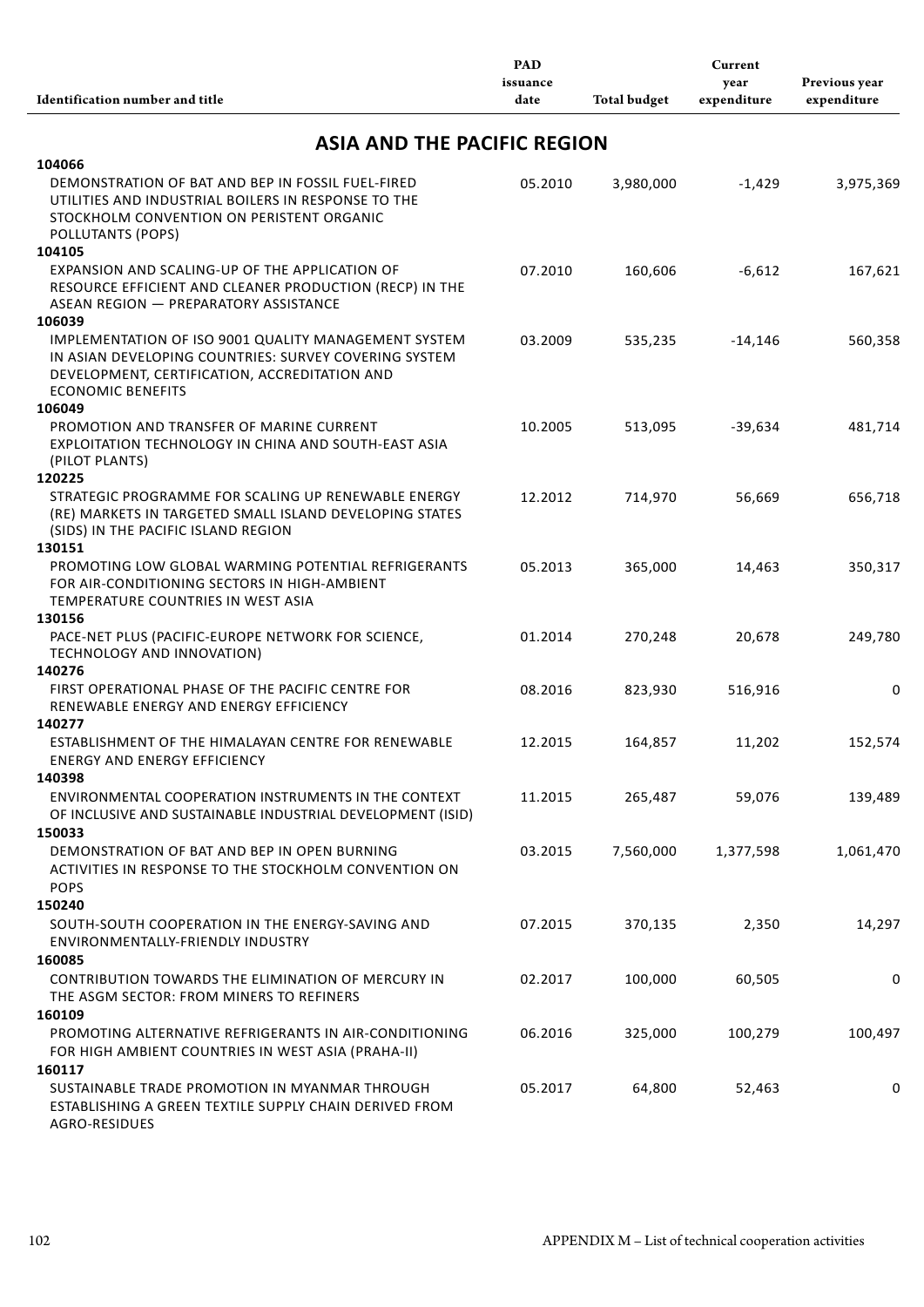| Identification number and title | PAD issuance date | Total budget | Current year expenditure | Previous year expenditure |
|---|---|---|---|---|
| **ASIA AND THE PACIFIC REGION** | | | | |
| **104066** DEMONSTRATION OF BAT AND BEP IN FOSSIL FUEL-FIRED UTILITIES AND INDUSTRIAL BOILERS IN RESPONSE TO THE STOCKHOLM CONVENTION ON PERISTENT ORGANIC POLLUTANTS (POPS) | 05.2010 | 3,980,000 | -1,429 | 3,975,369 |
| **104105** EXPANSION AND SCALING-UP OF THE APPLICATION OF RESOURCE EFFICIENT AND CLEANER PRODUCTION (RECP) IN THE ASEAN REGION — PREPARATORY ASSISTANCE | 07.2010 | 160,606 | -6,612 | 167,621 |
| **106039** IMPLEMENTATION OF ISO 9001 QUALITY MANAGEMENT SYSTEM IN ASIAN DEVELOPING COUNTRIES: SURVEY COVERING SYSTEM DEVELOPMENT, CERTIFICATION, ACCREDITATION AND ECONOMIC BENEFITS | 03.2009 | 535,235 | -14,146 | 560,358 |
| **106049** PROMOTION AND TRANSFER OF MARINE CURRENT EXPLOITATION TECHNOLOGY IN CHINA AND SOUTH-EAST ASIA (PILOT PLANTS) | 10.2005 | 513,095 | -39,634 | 481,714 |
| **120225** STRATEGIC PROGRAMME FOR SCALING UP RENEWABLE ENERGY (RE) MARKETS IN TARGETED SMALL ISLAND DEVELOPING STATES (SIDS) IN THE PACIFIC ISLAND REGION | 12.2012 | 714,970 | 56,669 | 656,718 |
| **130151** PROMOTING LOW GLOBAL WARMING POTENTIAL REFRIGERANTS FOR AIR-CONDITIONING SECTORS IN HIGH-AMBIENT TEMPERATURE COUNTRIES IN WEST ASIA | 05.2013 | 365,000 | 14,463 | 350,317 |
| **130156** PACE-NET PLUS (PACIFIC-EUROPE NETWORK FOR SCIENCE, TECHNOLOGY AND INNOVATION) | 01.2014 | 270,248 | 20,678 | 249,780 |
| **140276** FIRST OPERATIONAL PHASE OF THE PACIFIC CENTRE FOR RENEWABLE ENERGY AND ENERGY EFFICIENCY | 08.2016 | 823,930 | 516,916 | 0 |
| **140277** ESTABLISHMENT OF THE HIMALAYAN CENTRE FOR RENEWABLE ENERGY AND ENERGY EFFICIENCY | 12.2015 | 164,857 | 11,202 | 152,574 |
| **140398** ENVIRONMENTAL COOPERATION INSTRUMENTS IN THE CONTEXT OF INCLUSIVE AND SUSTAINABLE INDUSTRIAL DEVELOPMENT (ISID) | 11.2015 | 265,487 | 59,076 | 139,489 |
| **150033** DEMONSTRATION OF BAT AND BEP IN OPEN BURNING ACTIVITIES IN RESPONSE TO THE STOCKHOLM CONVENTION ON POPS | 03.2015 | 7,560,000 | 1,377,598 | 1,061,470 |
| **150240** SOUTH-SOUTH COOPERATION IN THE ENERGY-SAVING AND ENVIRONMENTALLY-FRIENDLY INDUSTRY | 07.2015 | 370,135 | 2,350 | 14,297 |
| **160085** CONTRIBUTION TOWARDS THE ELIMINATION OF MERCURY IN THE ASGM SECTOR: FROM MINERS TO REFINERS | 02.2017 | 100,000 | 60,505 | 0 |
| **160109** PROMOTING ALTERNATIVE REFRIGERANTS IN AIR-CONDITIONING FOR HIGH AMBIENT COUNTRIES IN WEST ASIA (PRAHA-II) | 06.2016 | 325,000 | 100,279 | 100,497 |
| **160117** SUSTAINABLE TRADE PROMOTION IN MYANMAR THROUGH ESTABLISHING A GREEN TEXTILE SUPPLY CHAIN DERIVED FROM AGRO-RESIDUES | 05.2017 | 64,800 | 52,463 | 0 |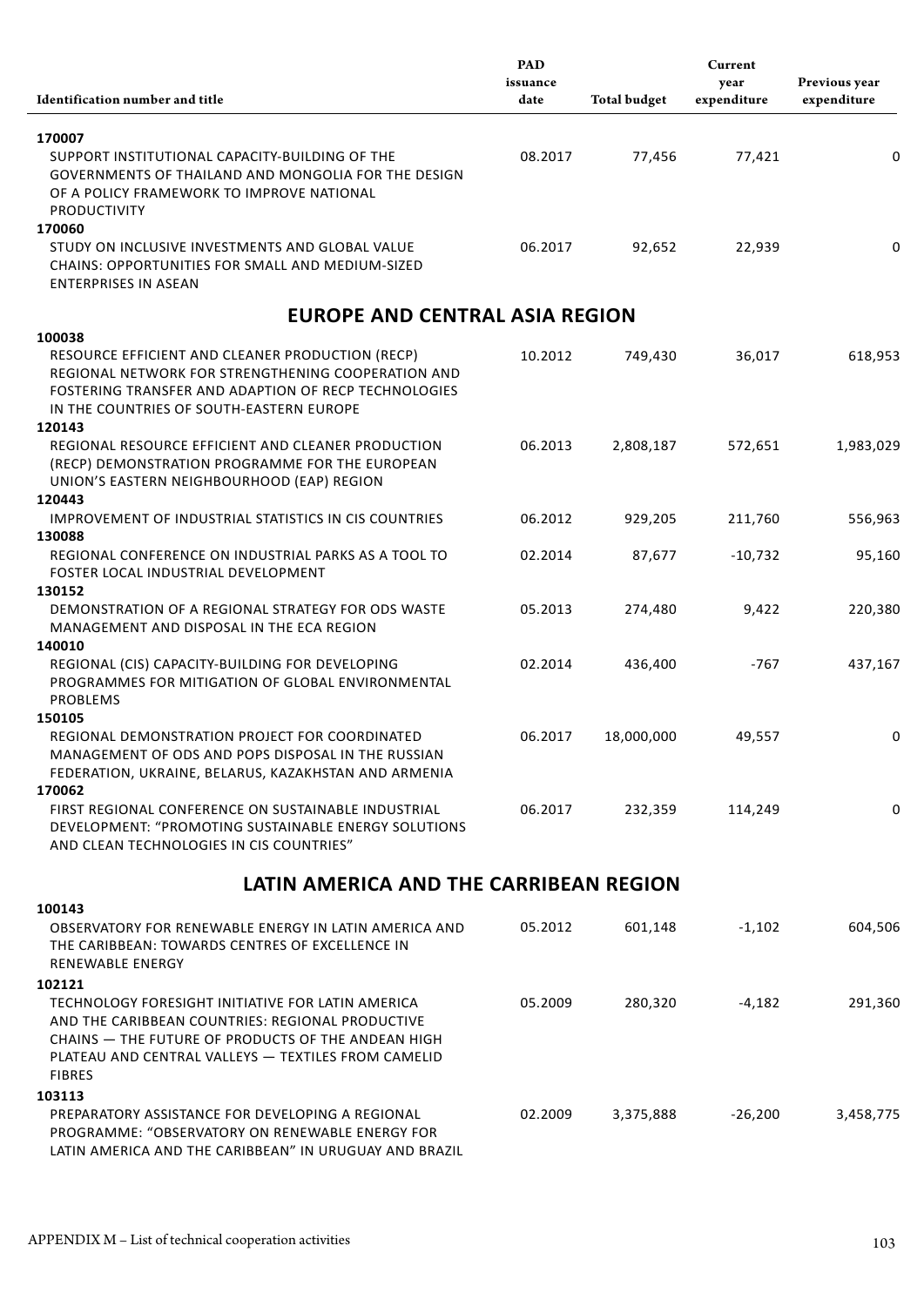| Identification number and title | PAD issuance date | Total budget | Current year expenditure | Previous year expenditure |
|---|---|---|---|---|
| **170007** | | | | |
| SUPPORT INSTITUTIONAL CAPACITY-BUILDING OF THE GOVERNMENTS OF THAILAND AND MONGOLIA FOR THE DESIGN OF A POLICY FRAMEWORK TO IMPROVE NATIONAL PRODUCTIVITY | 08.2017 | 77,456 | 77,421 | 0 |
| **170060** | | | | |
| STUDY ON INCLUSIVE INVESTMENTS AND GLOBAL VALUE CHAINS: OPPORTUNITIES FOR SMALL AND MEDIUM-SIZED ENTERPRISES IN ASEAN | 06.2017 | 92,652 | 22,939 | 0 |

## EUROPE AND CENTRAL ASIA REGION

| Identification number and title | PAD issuance date | Total budget | Current year expenditure | Previous year expenditure |
|---|---|---|---|---|
| **100038** | | | | |
| RESOURCE EFFICIENT AND CLEANER PRODUCTION (RECP) REGIONAL NETWORK FOR STRENGTHENING COOPERATION AND FOSTERING TRANSFER AND ADAPTION OF RECP TECHNOLOGIES IN THE COUNTRIES OF SOUTH-EASTERN EUROPE | 10.2012 | 749,430 | 36,017 | 618,953 |
| **120143** | | | | |
| REGIONAL RESOURCE EFFICIENT AND CLEANER PRODUCTION (RECP) DEMONSTRATION PROGRAMME FOR THE EUROPEAN UNION'S EASTERN NEIGHBOURHOOD (EAP) REGION | 06.2013 | 2,808,187 | 572,651 | 1,983,029 |
| **120443** | | | | |
| IMPROVEMENT OF INDUSTRIAL STATISTICS IN CIS COUNTRIES | 06.2012 | 929,205 | 211,760 | 556,963 |
| **130088** | | | | |
| REGIONAL CONFERENCE ON INDUSTRIAL PARKS AS A TOOL TO FOSTER LOCAL INDUSTRIAL DEVELOPMENT | 02.2014 | 87,677 | -10,732 | 95,160 |
| **130152** | | | | |
| DEMONSTRATION OF A REGIONAL STRATEGY FOR ODS WASTE MANAGEMENT AND DISPOSAL IN THE ECA REGION | 05.2013 | 274,480 | 9,422 | 220,380 |
| **140010** | | | | |
| REGIONAL (CIS) CAPACITY-BUILDING FOR DEVELOPING PROGRAMMES FOR MITIGATION OF GLOBAL ENVIRONMENTAL PROBLEMS | 02.2014 | 436,400 | -767 | 437,167 |
| **150105** | | | | |
| REGIONAL DEMONSTRATION PROJECT FOR COORDINATED MANAGEMENT OF ODS AND POPS DISPOSAL IN THE RUSSIAN FEDERATION, UKRAINE, BELARUS, KAZAKHSTAN AND ARMENIA | 06.2017 | 18,000,000 | 49,557 | 0 |
| **170062** | | | | |
| FIRST REGIONAL CONFERENCE ON SUSTAINABLE INDUSTRIAL DEVELOPMENT: "PROMOTING SUSTAINABLE ENERGY SOLUTIONS AND CLEAN TECHNOLOGIES IN CIS COUNTRIES" | 06.2017 | 232,359 | 114,249 | 0 |

## LATIN AMERICA AND THE CARRIBEAN REGION

| Identification number and title | PAD issuance date | Total budget | Current year expenditure | Previous year expenditure |
|---|---|---|---|---|
| **100143** | | | | |
| OBSERVATORY FOR RENEWABLE ENERGY IN LATIN AMERICA AND THE CARIBBEAN: TOWARDS CENTRES OF EXCELLENCE IN RENEWABLE ENERGY | 05.2012 | 601,148 | -1,102 | 604,506 |
| **102121** | | | | |
| TECHNOLOGY FORESIGHT INITIATIVE FOR LATIN AMERICA AND THE CARIBBEAN COUNTRIES: REGIONAL PRODUCTIVE CHAINS — THE FUTURE OF PRODUCTS OF THE ANDEAN HIGH PLATEAU AND CENTRAL VALLEYS — TEXTILES FROM CAMELID FIBRES | 05.2009 | 280,320 | -4,182 | 291,360 |
| **103113** | | | | |
| PREPARATORY ASSISTANCE FOR DEVELOPING A REGIONAL PROGRAMME: "OBSERVATORY ON RENEWABLE ENERGY FOR LATIN AMERICA AND THE CARIBBEAN" IN URUGUAY AND BRAZIL | 02.2009 | 3,375,888 | -26,200 | 3,458,775 |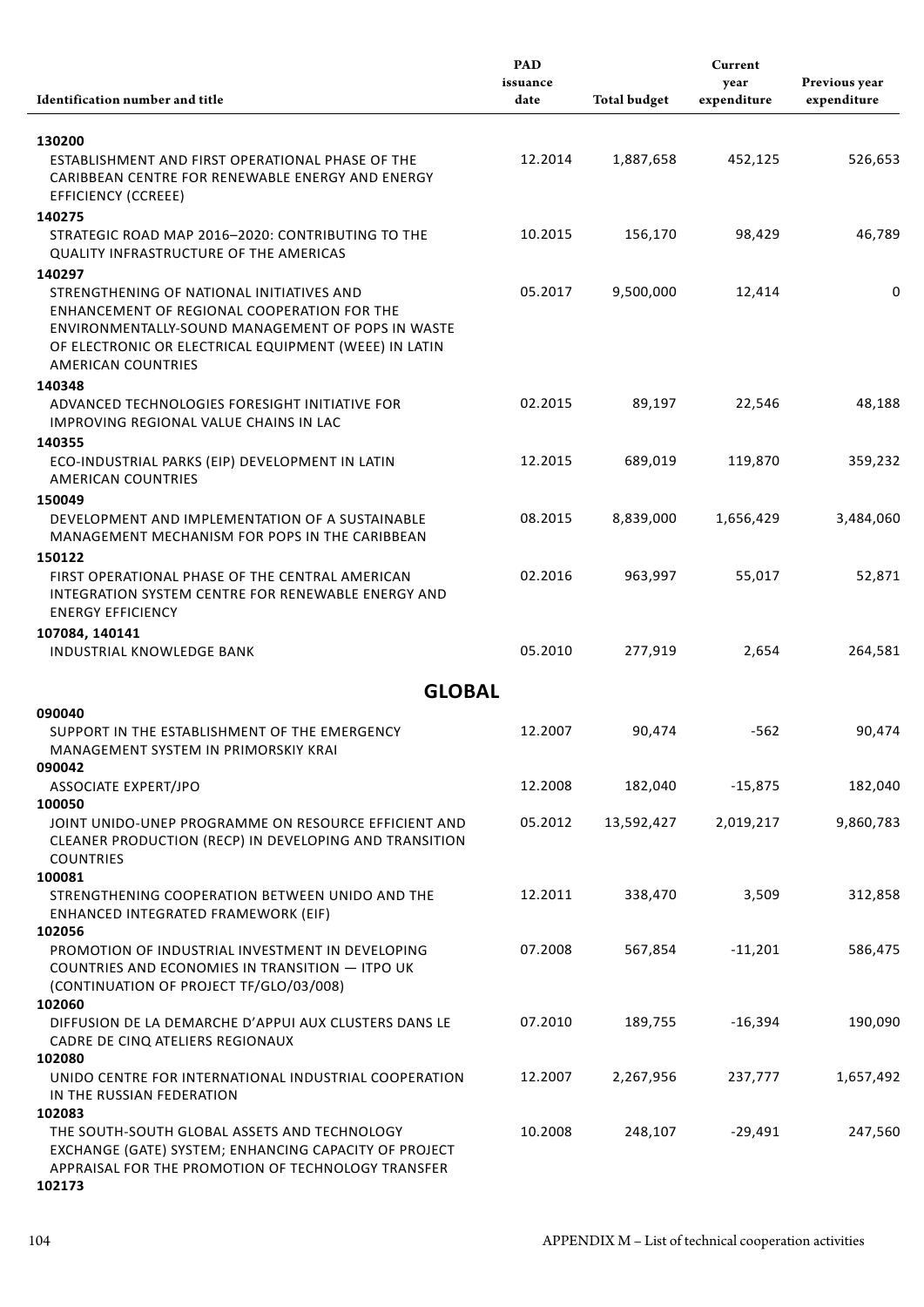| Identification number and title | PAD issuance date | Total budget | Current year expenditure | Previous year expenditure |
|---|---|---|---|---|
| **130200**<br>ESTABLISHMENT AND FIRST OPERATIONAL PHASE OF THE CARIBBEAN CENTRE FOR RENEWABLE ENERGY AND ENERGY EFFICIENCY (CCREEE) | 12.2014 | 1,887,658 | 452,125 | 526,653 |
| **140275**<br>STRATEGIC ROAD MAP 2016–2020: CONTRIBUTING TO THE QUALITY INFRASTRUCTURE OF THE AMERICAS | 10.2015 | 156,170 | 98,429 | 46,789 |
| **140297**<br>STRENGTHENING OF NATIONAL INITIATIVES AND ENHANCEMENT OF REGIONAL COOPERATION FOR THE ENVIRONMENTALLY-SOUND MANAGEMENT OF POPS IN WASTE OF ELECTRONIC OR ELECTRICAL EQUIPMENT (WEEE) IN LATIN AMERICAN COUNTRIES | 05.2017 | 9,500,000 | 12,414 | 0 |
| **140348**<br>ADVANCED TECHNOLOGIES FORESIGHT INITIATIVE FOR IMPROVING REGIONAL VALUE CHAINS IN LAC | 02.2015 | 89,197 | 22,546 | 48,188 |
| **140355**<br>ECO-INDUSTRIAL PARKS (EIP) DEVELOPMENT IN LATIN AMERICAN COUNTRIES | 12.2015 | 689,019 | 119,870 | 359,232 |
| **150049**<br>DEVELOPMENT AND IMPLEMENTATION OF A SUSTAINABLE MANAGEMENT MECHANISM FOR POPS IN THE CARIBBEAN | 08.2015 | 8,839,000 | 1,656,429 | 3,484,060 |
| **150122**<br>FIRST OPERATIONAL PHASE OF THE CENTRAL AMERICAN INTEGRATION SYSTEM CENTRE FOR RENEWABLE ENERGY AND ENERGY EFFICIENCY | 02.2016 | 963,997 | 55,017 | 52,871 |
| **107084, 140141**<br>INDUSTRIAL KNOWLEDGE BANK | 05.2010 | 277,919 | 2,654 | 264,581 |
| **GLOBAL** | | | | |
| **090040**<br>SUPPORT IN THE ESTABLISHMENT OF THE EMERGENCY MANAGEMENT SYSTEM IN PRIMORSKIY KRAI | 12.2007 | 90,474 | -562 | 90,474 |
| **090042**<br>ASSOCIATE EXPERT/JPO | 12.2008 | 182,040 | -15,875 | 182,040 |
| **100050**<br>JOINT UNIDO-UNEP PROGRAMME ON RESOURCE EFFICIENT AND CLEANER PRODUCTION (RECP) IN DEVELOPING AND TRANSITION COUNTRIES | 05.2012 | 13,592,427 | 2,019,217 | 9,860,783 |
| **100081**<br>STRENGTHENING COOPERATION BETWEEN UNIDO AND THE ENHANCED INTEGRATED FRAMEWORK (EIF) | 12.2011 | 338,470 | 3,509 | 312,858 |
| **102056**<br>PROMOTION OF INDUSTRIAL INVESTMENT IN DEVELOPING COUNTRIES AND ECONOMIES IN TRANSITION — ITPO UK (CONTINUATION OF PROJECT TF/GLO/03/008) | 07.2008 | 567,854 | -11,201 | 586,475 |
| **102060**<br>DIFFUSION DE LA DEMARCHE D'APPUI AUX CLUSTERS DANS LE CADRE DE CINQ ATELIERS REGIONAUX | 07.2010 | 189,755 | -16,394 | 190,090 |
| **102080**<br>UNIDO CENTRE FOR INTERNATIONAL INDUSTRIAL COOPERATION IN THE RUSSIAN FEDERATION | 12.2007 | 2,267,956 | 237,777 | 1,657,492 |
| **102083**<br>THE SOUTH-SOUTH GLOBAL ASSETS AND TECHNOLOGY EXCHANGE (GATE) SYSTEM; ENHANCING CAPACITY OF PROJECT APPRAISAL FOR THE PROMOTION OF TECHNOLOGY TRANSFER | 10.2008 | 248,107 | -29,491 | 247,560 |
| **102173** | | | | |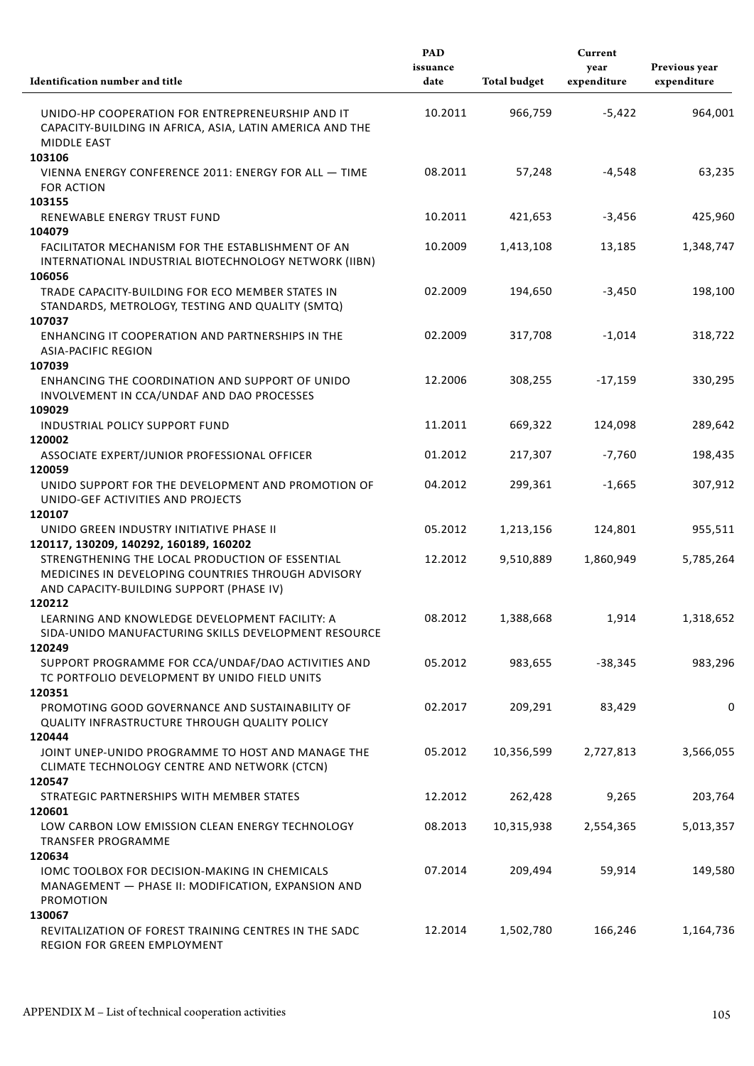| Identification number and title | PAD issuance date | Total budget | Current year expenditure | Previous year expenditure |
|---|---|---|---|---|
| UNIDO-HP COOPERATION FOR ENTREPRENEURSHIP AND IT CAPACITY-BUILDING IN AFRICA, ASIA, LATIN AMERICA AND THE MIDDLE EAST | 10.2011 | 966,759 | -5,422 | 964,001 |
| **103106** | | | | |
| VIENNA ENERGY CONFERENCE 2011: ENERGY FOR ALL — TIME FOR ACTION | 08.2011 | 57,248 | -4,548 | 63,235 |
| **103155** | | | | |
| RENEWABLE ENERGY TRUST FUND | 10.2011 | 421,653 | -3,456 | 425,960 |
| **104079** | | | | |
| FACILITATOR MECHANISM FOR THE ESTABLISHMENT OF AN INTERNATIONAL INDUSTRIAL BIOTECHNOLOGY NETWORK (IIBN) | 10.2009 | 1,413,108 | 13,185 | 1,348,747 |
| **106056** | | | | |
| TRADE CAPACITY-BUILDING FOR ECO MEMBER STATES IN STANDARDS, METROLOGY, TESTING AND QUALITY (SMTQ) | 02.2009 | 194,650 | -3,450 | 198,100 |
| **107037** | | | | |
| ENHANCING IT COOPERATION AND PARTNERSHIPS IN THE ASIA-PACIFIC REGION | 02.2009 | 317,708 | -1,014 | 318,722 |
| **107039** | | | | |
| ENHANCING THE COORDINATION AND SUPPORT OF UNIDO INVOLVEMENT IN CCA/UNDAF AND DAO PROCESSES | 12.2006 | 308,255 | -17,159 | 330,295 |
| **109029** | | | | |
| INDUSTRIAL POLICY SUPPORT FUND | 11.2011 | 669,322 | 124,098 | 289,642 |
| **120002** | | | | |
| ASSOCIATE EXPERT/JUNIOR PROFESSIONAL OFFICER | 01.2012 | 217,307 | -7,760 | 198,435 |
| **120059** | | | | |
| UNIDO SUPPORT FOR THE DEVELOPMENT AND PROMOTION OF UNIDO-GEF ACTIVITIES AND PROJECTS | 04.2012 | 299,361 | -1,665 | 307,912 |
| **120107** | | | | |
| UNIDO GREEN INDUSTRY INITIATIVE PHASE II | 05.2012 | 1,213,156 | 124,801 | 955,511 |
| **120117, 130209, 140292, 160189, 160202** | | | | |
| STRENGTHENING THE LOCAL PRODUCTION OF ESSENTIAL MEDICINES IN DEVELOPING COUNTRIES THROUGH ADVISORY AND CAPACITY-BUILDING SUPPORT (PHASE IV) | 12.2012 | 9,510,889 | 1,860,949 | 5,785,264 |
| **120212** | | | | |
| LEARNING AND KNOWLEDGE DEVELOPMENT FACILITY: A SIDA-UNIDO MANUFACTURING SKILLS DEVELOPMENT RESOURCE | 08.2012 | 1,388,668 | 1,914 | 1,318,652 |
| **120249** | | | | |
| SUPPORT PROGRAMME FOR CCA/UNDAF/DAO ACTIVITIES AND TC PORTFOLIO DEVELOPMENT BY UNIDO FIELD UNITS | 05.2012 | 983,655 | -38,345 | 983,296 |
| **120351** | | | | |
| PROMOTING GOOD GOVERNANCE AND SUSTAINABILITY OF QUALITY INFRASTRUCTURE THROUGH QUALITY POLICY | 02.2017 | 209,291 | 83,429 | 0 |
| **120444** | | | | |
| JOINT UNEP-UNIDO PROGRAMME TO HOST AND MANAGE THE CLIMATE TECHNOLOGY CENTRE AND NETWORK (CTCN) | 05.2012 | 10,356,599 | 2,727,813 | 3,566,055 |
| **120547** | | | | |
| STRATEGIC PARTNERSHIPS WITH MEMBER STATES | 12.2012 | 262,428 | 9,265 | 203,764 |
| **120601** | | | | |
| LOW CARBON LOW EMISSION CLEAN ENERGY TECHNOLOGY TRANSFER PROGRAMME | 08.2013 | 10,315,938 | 2,554,365 | 5,013,357 |
| **120634** | | | | |
| IOMC TOOLBOX FOR DECISION-MAKING IN CHEMICALS MANAGEMENT — PHASE II: MODIFICATION, EXPANSION AND PROMOTION | 07.2014 | 209,494 | 59,914 | 149,580 |
| **130067** | | | | |
| REVITALIZATION OF FOREST TRAINING CENTRES IN THE SADC REGION FOR GREEN EMPLOYMENT | 12.2014 | 1,502,780 | 166,246 | 1,164,736 |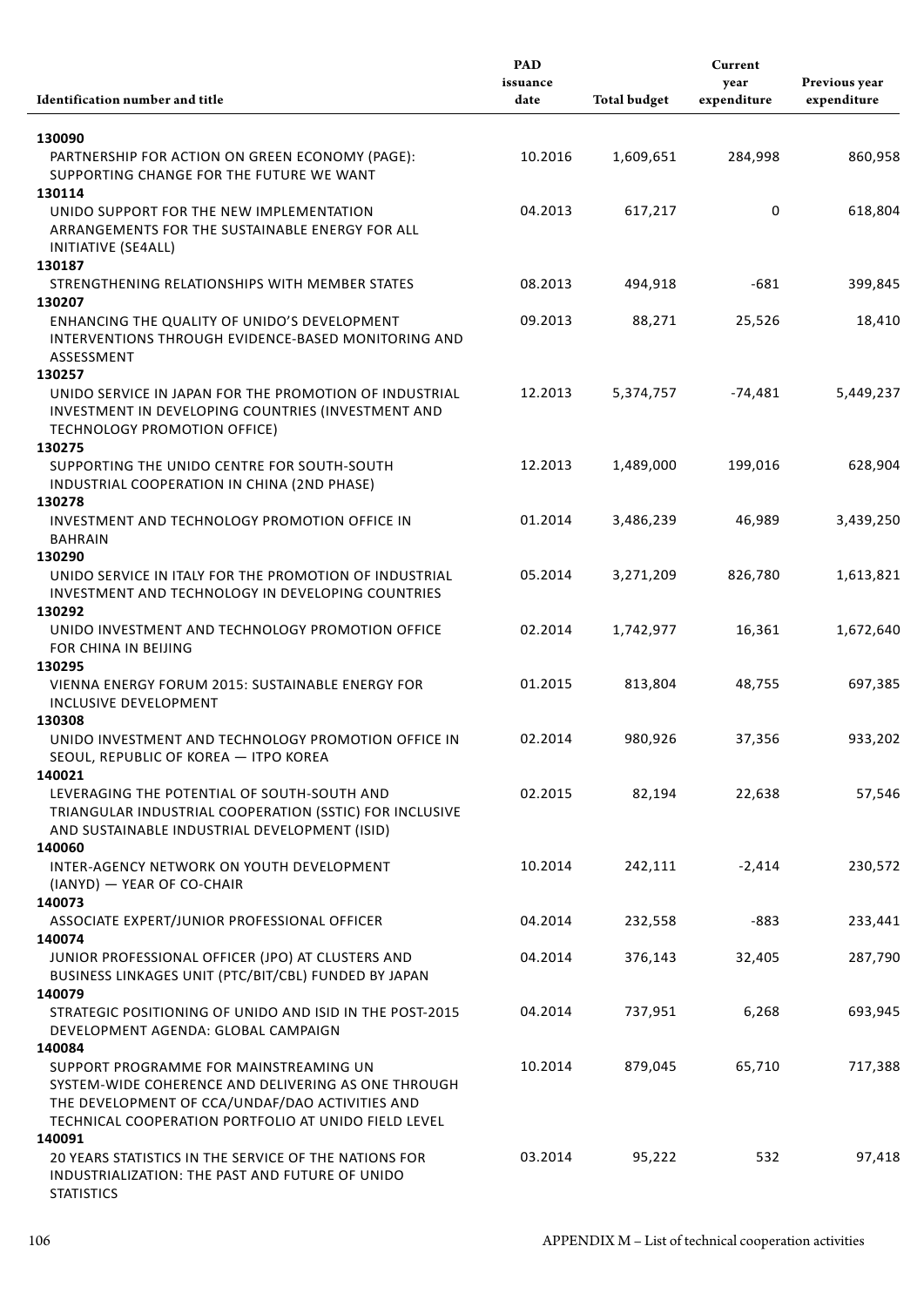| Identification number and title | PAD issuance date | Total budget | Current year expenditure | Previous year expenditure |
|---|---|---|---|---|
| **130090** | | | | |
| PARTNERSHIP FOR ACTION ON GREEN ECONOMY (PAGE): SUPPORTING CHANGE FOR THE FUTURE WE WANT | 10.2016 | 1,609,651 | 284,998 | 860,958 |
| **130114** | | | | |
| UNIDO SUPPORT FOR THE NEW IMPLEMENTATION ARRANGEMENTS FOR THE SUSTAINABLE ENERGY FOR ALL INITIATIVE (SE4ALL) | 04.2013 | 617,217 | 0 | 618,804 |
| **130187** | | | | |
| STRENGTHENING RELATIONSHIPS WITH MEMBER STATES | 08.2013 | 494,918 | -681 | 399,845 |
| **130207** | | | | |
| ENHANCING THE QUALITY OF UNIDO'S DEVELOPMENT INTERVENTIONS THROUGH EVIDENCE-BASED MONITORING AND ASSESSMENT | 09.2013 | 88,271 | 25,526 | 18,410 |
| **130257** | | | | |
| UNIDO SERVICE IN JAPAN FOR THE PROMOTION OF INDUSTRIAL INVESTMENT IN DEVELOPING COUNTRIES (INVESTMENT AND TECHNOLOGY PROMOTION OFFICE) | 12.2013 | 5,374,757 | -74,481 | 5,449,237 |
| **130275** | | | | |
| SUPPORTING THE UNIDO CENTRE FOR SOUTH-SOUTH INDUSTRIAL COOPERATION IN CHINA (2ND PHASE) | 12.2013 | 1,489,000 | 199,016 | 628,904 |
| **130278** | | | | |
| INVESTMENT AND TECHNOLOGY PROMOTION OFFICE IN BAHRAIN | 01.2014 | 3,486,239 | 46,989 | 3,439,250 |
| **130290** | | | | |
| UNIDO SERVICE IN ITALY FOR THE PROMOTION OF INDUSTRIAL INVESTMENT AND TECHNOLOGY IN DEVELOPING COUNTRIES | 05.2014 | 3,271,209 | 826,780 | 1,613,821 |
| **130292** | | | | |
| UNIDO INVESTMENT AND TECHNOLOGY PROMOTION OFFICE FOR CHINA IN BEIJING | 02.2014 | 1,742,977 | 16,361 | 1,672,640 |
| **130295** | | | | |
| VIENNA ENERGY FORUM 2015: SUSTAINABLE ENERGY FOR INCLUSIVE DEVELOPMENT | 01.2015 | 813,804 | 48,755 | 697,385 |
| **130308** | | | | |
| UNIDO INVESTMENT AND TECHNOLOGY PROMOTION OFFICE IN SEOUL, REPUBLIC OF KOREA — ITPO KOREA | 02.2014 | 980,926 | 37,356 | 933,202 |
| **140021** | | | | |
| LEVERAGING THE POTENTIAL OF SOUTH-SOUTH AND TRIANGULAR INDUSTRIAL COOPERATION (SSTIC) FOR INCLUSIVE AND SUSTAINABLE INDUSTRIAL DEVELOPMENT (ISID) | 02.2015 | 82,194 | 22,638 | 57,546 |
| **140060** | | | | |
| INTER-AGENCY NETWORK ON YOUTH DEVELOPMENT (IANYD) — YEAR OF CO-CHAIR | 10.2014 | 242,111 | -2,414 | 230,572 |
| **140073** | | | | |
| ASSOCIATE EXPERT/JUNIOR PROFESSIONAL OFFICER | 04.2014 | 232,558 | -883 | 233,441 |
| **140074** | | | | |
| JUNIOR PROFESSIONAL OFFICER (JPO) AT CLUSTERS AND BUSINESS LINKAGES UNIT (PTC/BIT/CBL) FUNDED BY JAPAN | 04.2014 | 376,143 | 32,405 | 287,790 |
| **140079** | | | | |
| STRATEGIC POSITIONING OF UNIDO AND ISID IN THE POST-2015 DEVELOPMENT AGENDA: GLOBAL CAMPAIGN | 04.2014 | 737,951 | 6,268 | 693,945 |
| **140084** | | | | |
| SUPPORT PROGRAMME FOR MAINSTREAMING UN SYSTEM-WIDE COHERENCE AND DELIVERING AS ONE THROUGH THE DEVELOPMENT OF CCA/UNDAF/DAO ACTIVITIES AND TECHNICAL COOPERATION PORTFOLIO AT UNIDO FIELD LEVEL | 10.2014 | 879,045 | 65,710 | 717,388 |
| **140091** | | | | |
| 20 YEARS STATISTICS IN THE SERVICE OF THE NATIONS FOR INDUSTRIALIZATION: THE PAST AND FUTURE OF UNIDO STATISTICS | 03.2014 | 95,222 | 532 | 97,418 |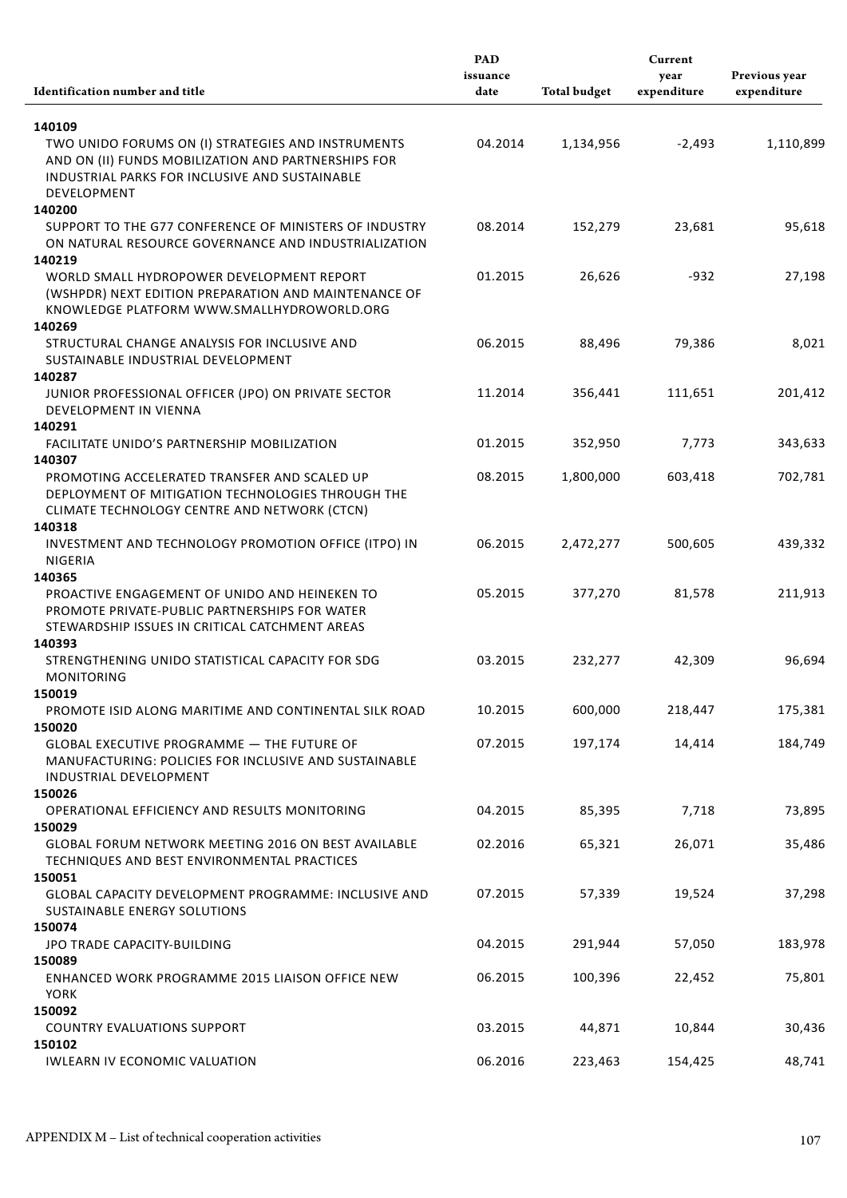| Identification number and title | PAD issuance date | Total budget | Current year expenditure | Previous year expenditure |
|---|---|---|---|---|
| **140109**<br>TWO UNIDO FORUMS ON (I) STRATEGIES AND INSTRUMENTS AND ON (II) FUNDS MOBILIZATION AND PARTNERSHIPS FOR INDUSTRIAL PARKS FOR INCLUSIVE AND SUSTAINABLE DEVELOPMENT | 04.2014 | 1,134,956 | -2,493 | 1,110,899 |
| **140200**<br>SUPPORT TO THE G77 CONFERENCE OF MINISTERS OF INDUSTRY ON NATURAL RESOURCE GOVERNANCE AND INDUSTRIALIZATION | 08.2014 | 152,279 | 23,681 | 95,618 |
| **140219**<br>WORLD SMALL HYDROPOWER DEVELOPMENT REPORT (WSHPDR) NEXT EDITION PREPARATION AND MAINTENANCE OF KNOWLEDGE PLATFORM WWW.SMALLHYDROWORLD.ORG | 01.2015 | 26,626 | -932 | 27,198 |
| **140269**<br>STRUCTURAL CHANGE ANALYSIS FOR INCLUSIVE AND SUSTAINABLE INDUSTRIAL DEVELOPMENT | 06.2015 | 88,496 | 79,386 | 8,021 |
| **140287**<br>JUNIOR PROFESSIONAL OFFICER (JPO) ON PRIVATE SECTOR DEVELOPMENT IN VIENNA | 11.2014 | 356,441 | 111,651 | 201,412 |
| **140291**<br>FACILITATE UNIDO'S PARTNERSHIP MOBILIZATION | 01.2015 | 352,950 | 7,773 | 343,633 |
| **140307**<br>PROMOTING ACCELERATED TRANSFER AND SCALED UP DEPLOYMENT OF MITIGATION TECHNOLOGIES THROUGH THE CLIMATE TECHNOLOGY CENTRE AND NETWORK (CTCN) | 08.2015 | 1,800,000 | 603,418 | 702,781 |
| **140318**<br>INVESTMENT AND TECHNOLOGY PROMOTION OFFICE (ITPO) IN NIGERIA | 06.2015 | 2,472,277 | 500,605 | 439,332 |
| **140365**<br>PROACTIVE ENGAGEMENT OF UNIDO AND HEINEKEN TO PROMOTE PRIVATE-PUBLIC PARTNERSHIPS FOR WATER STEWARDSHIP ISSUES IN CRITICAL CATCHMENT AREAS | 05.2015 | 377,270 | 81,578 | 211,913 |
| **140393**<br>STRENGTHENING UNIDO STATISTICAL CAPACITY FOR SDG MONITORING | 03.2015 | 232,277 | 42,309 | 96,694 |
| **150019**<br>PROMOTE ISID ALONG MARITIME AND CONTINENTAL SILK ROAD | 10.2015 | 600,000 | 218,447 | 175,381 |
| **150020**<br>GLOBAL EXECUTIVE PROGRAMME — THE FUTURE OF MANUFACTURING: POLICIES FOR INCLUSIVE AND SUSTAINABLE INDUSTRIAL DEVELOPMENT | 07.2015 | 197,174 | 14,414 | 184,749 |
| **150026**<br>OPERATIONAL EFFICIENCY AND RESULTS MONITORING | 04.2015 | 85,395 | 7,718 | 73,895 |
| **150029**<br>GLOBAL FORUM NETWORK MEETING 2016 ON BEST AVAILABLE TECHNIQUES AND BEST ENVIRONMENTAL PRACTICES | 02.2016 | 65,321 | 26,071 | 35,486 |
| **150051**<br>GLOBAL CAPACITY DEVELOPMENT PROGRAMME: INCLUSIVE AND SUSTAINABLE ENERGY SOLUTIONS | 07.2015 | 57,339 | 19,524 | 37,298 |
| **150074**<br>JPO TRADE CAPACITY-BUILDING | 04.2015 | 291,944 | 57,050 | 183,978 |
| **150089**<br>ENHANCED WORK PROGRAMME 2015 LIAISON OFFICE NEW YORK | 06.2015 | 100,396 | 22,452 | 75,801 |
| **150092**<br>COUNTRY EVALUATIONS SUPPORT | 03.2015 | 44,871 | 10,844 | 30,436 |
| **150102**<br>IWLEARN IV ECONOMIC VALUATION | 06.2016 | 223,463 | 154,425 | 48,741 |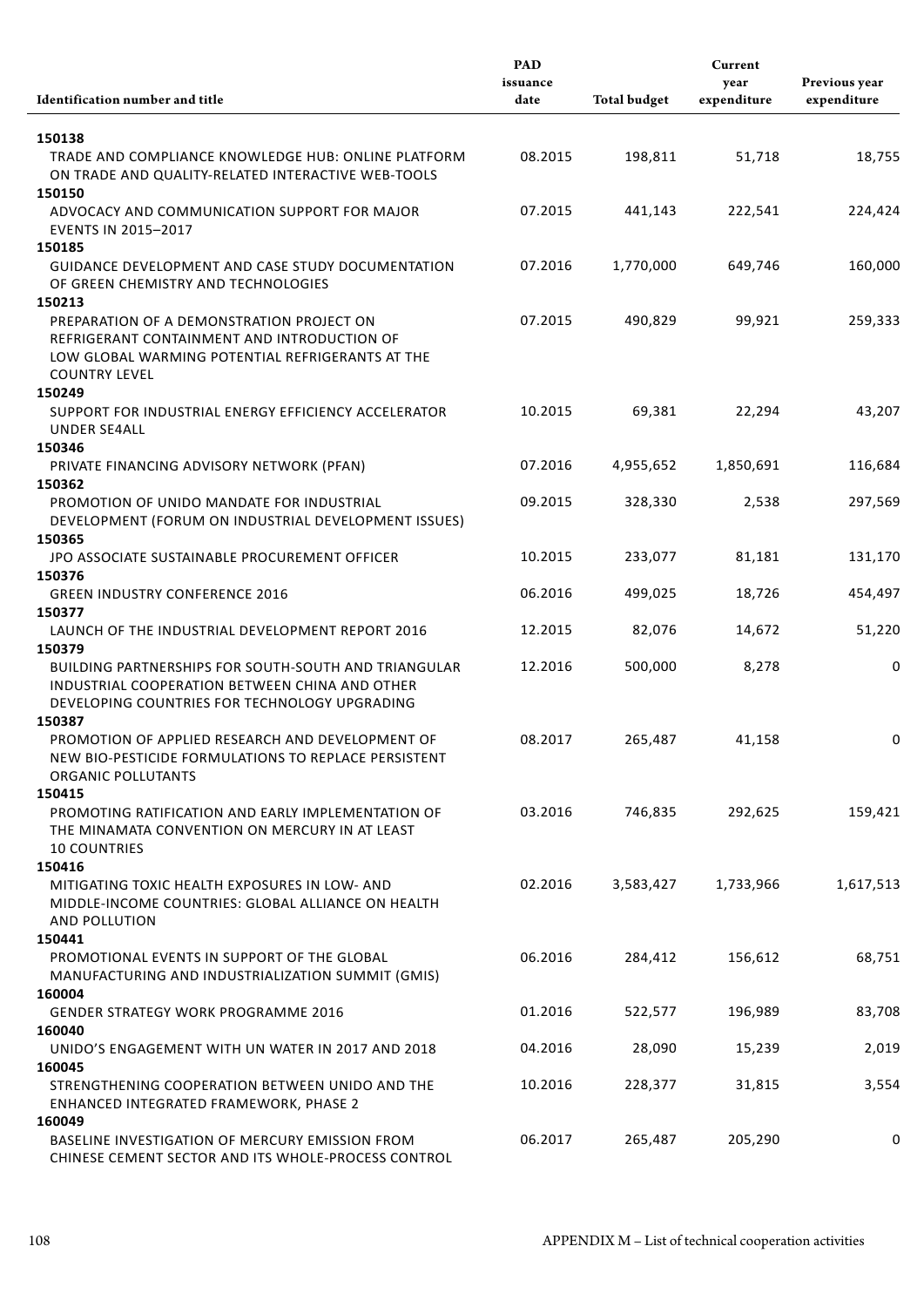| Identification number and title | PAD issuance date | Total budget | Current year expenditure | Previous year expenditure |
|---|---|---|---|---|
| **150138** TRADE AND COMPLIANCE KNOWLEDGE HUB: ONLINE PLATFORM ON TRADE AND QUALITY-RELATED INTERACTIVE WEB-TOOLS | 08.2015 | 198,811 | 51,718 | 18,755 |
| **150150** ADVOCACY AND COMMUNICATION SUPPORT FOR MAJOR EVENTS IN 2015–2017 | 07.2015 | 441,143 | 222,541 | 224,424 |
| **150185** GUIDANCE DEVELOPMENT AND CASE STUDY DOCUMENTATION OF GREEN CHEMISTRY AND TECHNOLOGIES | 07.2016 | 1,770,000 | 649,746 | 160,000 |
| **150213** PREPARATION OF A DEMONSTRATION PROJECT ON REFRIGERANT CONTAINMENT AND INTRODUCTION OF LOW GLOBAL WARMING POTENTIAL REFRIGERANTS AT THE COUNTRY LEVEL | 07.2015 | 490,829 | 99,921 | 259,333 |
| **150249** SUPPORT FOR INDUSTRIAL ENERGY EFFICIENCY ACCELERATOR UNDER SE4ALL | 10.2015 | 69,381 | 22,294 | 43,207 |
| **150346** PRIVATE FINANCING ADVISORY NETWORK (PFAN) | 07.2016 | 4,955,652 | 1,850,691 | 116,684 |
| **150362** PROMOTION OF UNIDO MANDATE FOR INDUSTRIAL DEVELOPMENT (FORUM ON INDUSTRIAL DEVELOPMENT ISSUES) | 09.2015 | 328,330 | 2,538 | 297,569 |
| **150365** JPO ASSOCIATE SUSTAINABLE PROCUREMENT OFFICER | 10.2015 | 233,077 | 81,181 | 131,170 |
| **150376** GREEN INDUSTRY CONFERENCE 2016 | 06.2016 | 499,025 | 18,726 | 454,497 |
| **150377** LAUNCH OF THE INDUSTRIAL DEVELOPMENT REPORT 2016 | 12.2015 | 82,076 | 14,672 | 51,220 |
| **150379** BUILDING PARTNERSHIPS FOR SOUTH-SOUTH AND TRIANGULAR INDUSTRIAL COOPERATION BETWEEN CHINA AND OTHER DEVELOPING COUNTRIES FOR TECHNOLOGY UPGRADING | 12.2016 | 500,000 | 8,278 | 0 |
| **150387** PROMOTION OF APPLIED RESEARCH AND DEVELOPMENT OF NEW BIO-PESTICIDE FORMULATIONS TO REPLACE PERSISTENT ORGANIC POLLUTANTS | 08.2017 | 265,487 | 41,158 | 0 |
| **150415** PROMOTING RATIFICATION AND EARLY IMPLEMENTATION OF THE MINAMATA CONVENTION ON MERCURY IN AT LEAST 10 COUNTRIES | 03.2016 | 746,835 | 292,625 | 159,421 |
| **150416** MITIGATING TOXIC HEALTH EXPOSURES IN LOW- AND MIDDLE-INCOME COUNTRIES: GLOBAL ALLIANCE ON HEALTH AND POLLUTION | 02.2016 | 3,583,427 | 1,733,966 | 1,617,513 |
| **150441** PROMOTIONAL EVENTS IN SUPPORT OF THE GLOBAL MANUFACTURING AND INDUSTRIALIZATION SUMMIT (GMIS) | 06.2016 | 284,412 | 156,612 | 68,751 |
| **160004** GENDER STRATEGY WORK PROGRAMME 2016 | 01.2016 | 522,577 | 196,989 | 83,708 |
| **160040** UNIDO'S ENGAGEMENT WITH UN WATER IN 2017 AND 2018 | 04.2016 | 28,090 | 15,239 | 2,019 |
| **160045** STRENGTHENING COOPERATION BETWEEN UNIDO AND THE ENHANCED INTEGRATED FRAMEWORK, PHASE 2 | 10.2016 | 228,377 | 31,815 | 3,554 |
| **160049** BASELINE INVESTIGATION OF MERCURY EMISSION FROM CHINESE CEMENT SECTOR AND ITS WHOLE-PROCESS CONTROL | 06.2017 | 265,487 | 205,290 | 0 |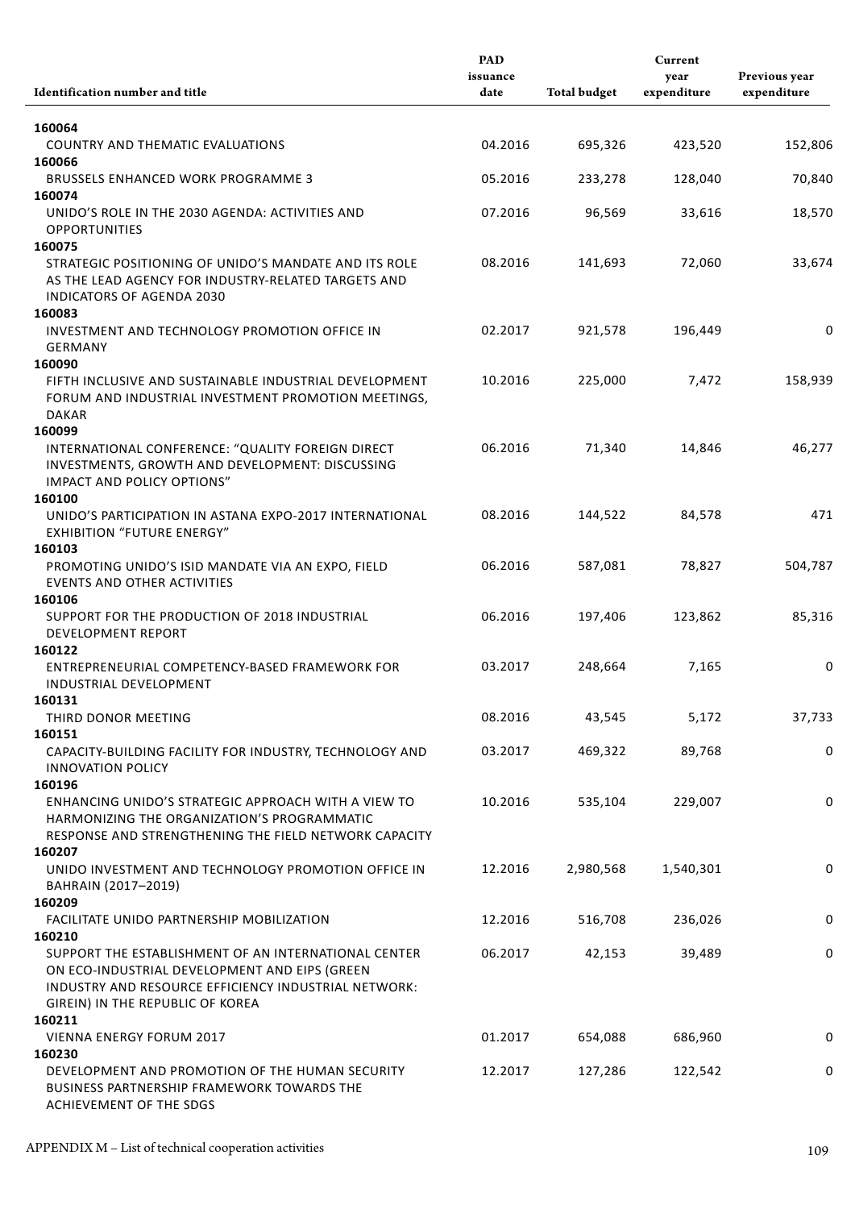| Identification number and title | PAD issuance date | Total budget | Current year expenditure | Previous year expenditure |
|---|---|---|---|---|
| **160064** | | | | |
| COUNTRY AND THEMATIC EVALUATIONS | 04.2016 | 695,326 | 423,520 | 152,806 |
| **160066** | | | | |
| BRUSSELS ENHANCED WORK PROGRAMME 3 | 05.2016 | 233,278 | 128,040 | 70,840 |
| **160074** | | | | |
| UNIDO'S ROLE IN THE 2030 AGENDA: ACTIVITIES AND OPPORTUNITIES | 07.2016 | 96,569 | 33,616 | 18,570 |
| **160075** | | | | |
| STRATEGIC POSITIONING OF UNIDO'S MANDATE AND ITS ROLE AS THE LEAD AGENCY FOR INDUSTRY-RELATED TARGETS AND INDICATORS OF AGENDA 2030 | 08.2016 | 141,693 | 72,060 | 33,674 |
| **160083** | | | | |
| INVESTMENT AND TECHNOLOGY PROMOTION OFFICE IN GERMANY | 02.2017 | 921,578 | 196,449 | 0 |
| **160090** | | | | |
| FIFTH INCLUSIVE AND SUSTAINABLE INDUSTRIAL DEVELOPMENT FORUM AND INDUSTRIAL INVESTMENT PROMOTION MEETINGS, DAKAR | 10.2016 | 225,000 | 7,472 | 158,939 |
| **160099** | | | | |
| INTERNATIONAL CONFERENCE: "QUALITY FOREIGN DIRECT INVESTMENTS, GROWTH AND DEVELOPMENT: DISCUSSING IMPACT AND POLICY OPTIONS" | 06.2016 | 71,340 | 14,846 | 46,277 |
| **160100** | | | | |
| UNIDO'S PARTICIPATION IN ASTANA EXPO-2017 INTERNATIONAL EXHIBITION "FUTURE ENERGY" | 08.2016 | 144,522 | 84,578 | 471 |
| **160103** | | | | |
| PROMOTING UNIDO'S ISID MANDATE VIA AN EXPO, FIELD EVENTS AND OTHER ACTIVITIES | 06.2016 | 587,081 | 78,827 | 504,787 |
| **160106** | | | | |
| SUPPORT FOR THE PRODUCTION OF 2018 INDUSTRIAL DEVELOPMENT REPORT | 06.2016 | 197,406 | 123,862 | 85,316 |
| **160122** | | | | |
| ENTREPRENEURIAL COMPETENCY-BASED FRAMEWORK FOR INDUSTRIAL DEVELOPMENT | 03.2017 | 248,664 | 7,165 | 0 |
| **160131** | | | | |
| THIRD DONOR MEETING | 08.2016 | 43,545 | 5,172 | 37,733 |
| **160151** | | | | |
| CAPACITY-BUILDING FACILITY FOR INDUSTRY, TECHNOLOGY AND INNOVATION POLICY | 03.2017 | 469,322 | 89,768 | 0 |
| **160196** | | | | |
| ENHANCING UNIDO'S STRATEGIC APPROACH WITH A VIEW TO HARMONIZING THE ORGANIZATION'S PROGRAMMATIC RESPONSE AND STRENGTHENING THE FIELD NETWORK CAPACITY | 10.2016 | 535,104 | 229,007 | 0 |
| **160207** | | | | |
| UNIDO INVESTMENT AND TECHNOLOGY PROMOTION OFFICE IN BAHRAIN (2017–2019) | 12.2016 | 2,980,568 | 1,540,301 | 0 |
| **160209** | | | | |
| FACILITATE UNIDO PARTNERSHIP MOBILIZATION | 12.2016 | 516,708 | 236,026 | 0 |
| **160210** | | | | |
| SUPPORT THE ESTABLISHMENT OF AN INTERNATIONAL CENTER ON ECO-INDUSTRIAL DEVELOPMENT AND EIPS (GREEN INDUSTRY AND RESOURCE EFFICIENCY INDUSTRIAL NETWORK: GIREIN) IN THE REPUBLIC OF KOREA | 06.2017 | 42,153 | 39,489 | 0 |
| **160211** | | | | |
| VIENNA ENERGY FORUM 2017 | 01.2017 | 654,088 | 686,960 | 0 |
| **160230** | | | | |
| DEVELOPMENT AND PROMOTION OF THE HUMAN SECURITY BUSINESS PARTNERSHIP FRAMEWORK TOWARDS THE ACHIEVEMENT OF THE SDGS | 12.2017 | 127,286 | 122,542 | 0 |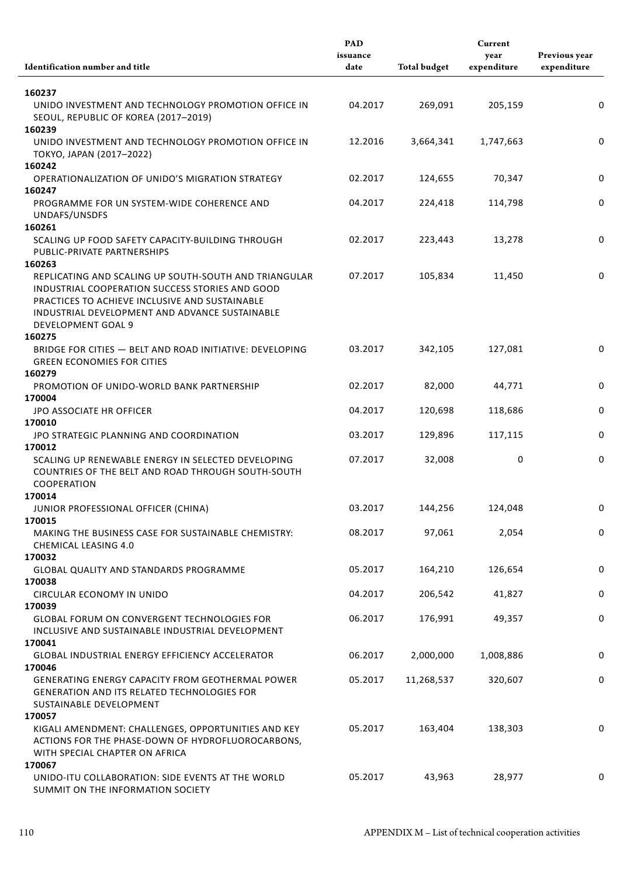| Identification number and title | PAD issuance date | Total budget | Current year expenditure | Previous year expenditure |
|---|---|---|---|---|
| **160237** | | | | |
| UNIDO INVESTMENT AND TECHNOLOGY PROMOTION OFFICE IN SEOUL, REPUBLIC OF KOREA (2017–2019) | 04.2017 | 269,091 | 205,159 | 0 |
| **160239** | | | | |
| UNIDO INVESTMENT AND TECHNOLOGY PROMOTION OFFICE IN TOKYO, JAPAN (2017–2022) | 12.2016 | 3,664,341 | 1,747,663 | 0 |
| **160242** | | | | |
| OPERATIONALIZATION OF UNIDO'S MIGRATION STRATEGY | 02.2017 | 124,655 | 70,347 | 0 |
| **160247** | | | | |
| PROGRAMME FOR UN SYSTEM-WIDE COHERENCE AND UNDAFS/UNSDFS | 04.2017 | 224,418 | 114,798 | 0 |
| **160261** | | | | |
| SCALING UP FOOD SAFETY CAPACITY-BUILDING THROUGH PUBLIC-PRIVATE PARTNERSHIPS | 02.2017 | 223,443 | 13,278 | 0 |
| **160263** | | | | |
| REPLICATING AND SCALING UP SOUTH-SOUTH AND TRIANGULAR INDUSTRIAL COOPERATION SUCCESS STORIES AND GOOD PRACTICES TO ACHIEVE INCLUSIVE AND SUSTAINABLE INDUSTRIAL DEVELOPMENT AND ADVANCE SUSTAINABLE DEVELOPMENT GOAL 9 | 07.2017 | 105,834 | 11,450 | 0 |
| **160275** | | | | |
| BRIDGE FOR CITIES — BELT AND ROAD INITIATIVE: DEVELOPING GREEN ECONOMIES FOR CITIES | 03.2017 | 342,105 | 127,081 | 0 |
| **160279** | | | | |
| PROMOTION OF UNIDO-WORLD BANK PARTNERSHIP | 02.2017 | 82,000 | 44,771 | 0 |
| **170004** | | | | |
| JPO ASSOCIATE HR OFFICER | 04.2017 | 120,698 | 118,686 | 0 |
| **170010** | | | | |
| JPO STRATEGIC PLANNING AND COORDINATION | 03.2017 | 129,896 | 117,115 | 0 |
| **170012** | | | | |
| SCALING UP RENEWABLE ENERGY IN SELECTED DEVELOPING COUNTRIES OF THE BELT AND ROAD THROUGH SOUTH-SOUTH COOPERATION | 07.2017 | 32,008 | 0 | 0 |
| **170014** | | | | |
| JUNIOR PROFESSIONAL OFFICER (CHINA) | 03.2017 | 144,256 | 124,048 | 0 |
| **170015** | | | | |
| MAKING THE BUSINESS CASE FOR SUSTAINABLE CHEMISTRY: CHEMICAL LEASING 4.0 | 08.2017 | 97,061 | 2,054 | 0 |
| **170032** | | | | |
| GLOBAL QUALITY AND STANDARDS PROGRAMME | 05.2017 | 164,210 | 126,654 | 0 |
| **170038** | | | | |
| CIRCULAR ECONOMY IN UNIDO | 04.2017 | 206,542 | 41,827 | 0 |
| **170039** | | | | |
| GLOBAL FORUM ON CONVERGENT TECHNOLOGIES FOR INCLUSIVE AND SUSTAINABLE INDUSTRIAL DEVELOPMENT | 06.2017 | 176,991 | 49,357 | 0 |
| **170041** | | | | |
| GLOBAL INDUSTRIAL ENERGY EFFICIENCY ACCELERATOR | 06.2017 | 2,000,000 | 1,008,886 | 0 |
| **170046** | | | | |
| GENERATING ENERGY CAPACITY FROM GEOTHERMAL POWER GENERATION AND ITS RELATED TECHNOLOGIES FOR SUSTAINABLE DEVELOPMENT | 05.2017 | 11,268,537 | 320,607 | 0 |
| **170057** | | | | |
| KIGALI AMENDMENT: CHALLENGES, OPPORTUNITIES AND KEY ACTIONS FOR THE PHASE-DOWN OF HYDROFLUOROCARBONS, WITH SPECIAL CHAPTER ON AFRICA | 05.2017 | 163,404 | 138,303 | 0 |
| **170067** | | | | |
| UNIDO-ITU COLLABORATION: SIDE EVENTS AT THE WORLD SUMMIT ON THE INFORMATION SOCIETY | 05.2017 | 43,963 | 28,977 | 0 |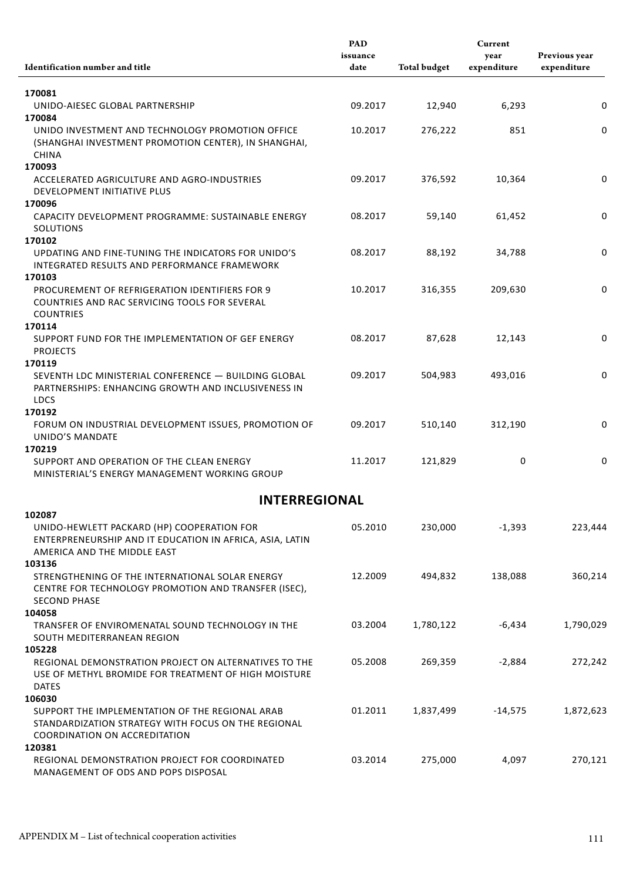| Identification number and title | PAD issuance date | Total budget | Current year expenditure | Previous year expenditure |
|---|---|---|---|---|
| **170081** UNIDO-AIESEC GLOBAL PARTNERSHIP | 09.2017 | 12,940 | 6,293 | 0 |
| **170084** UNIDO INVESTMENT AND TECHNOLOGY PROMOTION OFFICE (SHANGHAI INVESTMENT PROMOTION CENTER), IN SHANGHAI, CHINA | 10.2017 | 276,222 | 851 | 0 |
| **170093** ACCELERATED AGRICULTURE AND AGRO-INDUSTRIES DEVELOPMENT INITIATIVE PLUS | 09.2017 | 376,592 | 10,364 | 0 |
| **170096** CAPACITY DEVELOPMENT PROGRAMME: SUSTAINABLE ENERGY SOLUTIONS | 08.2017 | 59,140 | 61,452 | 0 |
| **170102** UPDATING AND FINE-TUNING THE INDICATORS FOR UNIDO'S INTEGRATED RESULTS AND PERFORMANCE FRAMEWORK | 08.2017 | 88,192 | 34,788 | 0 |
| **170103** PROCUREMENT OF REFRIGERATION IDENTIFIERS FOR 9 COUNTRIES AND RAC SERVICING TOOLS FOR SEVERAL COUNTRIES | 10.2017 | 316,355 | 209,630 | 0 |
| **170114** SUPPORT FUND FOR THE IMPLEMENTATION OF GEF ENERGY PROJECTS | 08.2017 | 87,628 | 12,143 | 0 |
| **170119** SEVENTH LDC MINISTERIAL CONFERENCE — BUILDING GLOBAL PARTNERSHIPS: ENHANCING GROWTH AND INCLUSIVENESS IN LDCS | 09.2017 | 504,983 | 493,016 | 0 |
| **170192** FORUM ON INDUSTRIAL DEVELOPMENT ISSUES, PROMOTION OF UNIDO'S MANDATE | 09.2017 | 510,140 | 312,190 | 0 |
| **170219** SUPPORT AND OPERATION OF THE CLEAN ENERGY MINISTERIAL'S ENERGY MANAGEMENT WORKING GROUP | 11.2017 | 121,829 | 0 | 0 |
| **INTERREGIONAL** | | | | |
| **102087** UNIDO-HEWLETT PACKARD (HP) COOPERATION FOR ENTERPRENEURSHIP AND IT EDUCATION IN AFRICA, ASIA, LATIN AMERICA AND THE MIDDLE EAST | 05.2010 | 230,000 | -1,393 | 223,444 |
| **103136** STRENGTHENING OF THE INTERNATIONAL SOLAR ENERGY CENTRE FOR TECHNOLOGY PROMOTION AND TRANSFER (ISEC), SECOND PHASE | 12.2009 | 494,832 | 138,088 | 360,214 |
| **104058** TRANSFER OF ENVIROMENATAL SOUND TECHNOLOGY IN THE SOUTH MEDITERRANEAN REGION | 03.2004 | 1,780,122 | -6,434 | 1,790,029 |
| **105228** REGIONAL DEMONSTRATION PROJECT ON ALTERNATIVES TO THE USE OF METHYL BROMIDE FOR TREATMENT OF HIGH MOISTURE DATES | 05.2008 | 269,359 | -2,884 | 272,242 |
| **106030** SUPPORT THE IMPLEMENTATION OF THE REGIONAL ARAB STANDARDIZATION STRATEGY WITH FOCUS ON THE REGIONAL COORDINATION ON ACCREDITATION | 01.2011 | 1,837,499 | -14,575 | 1,872,623 |
| **120381** REGIONAL DEMONSTRATION PROJECT FOR COORDINATED MANAGEMENT OF ODS AND POPS DISPOSAL | 03.2014 | 275,000 | 4,097 | 270,121 |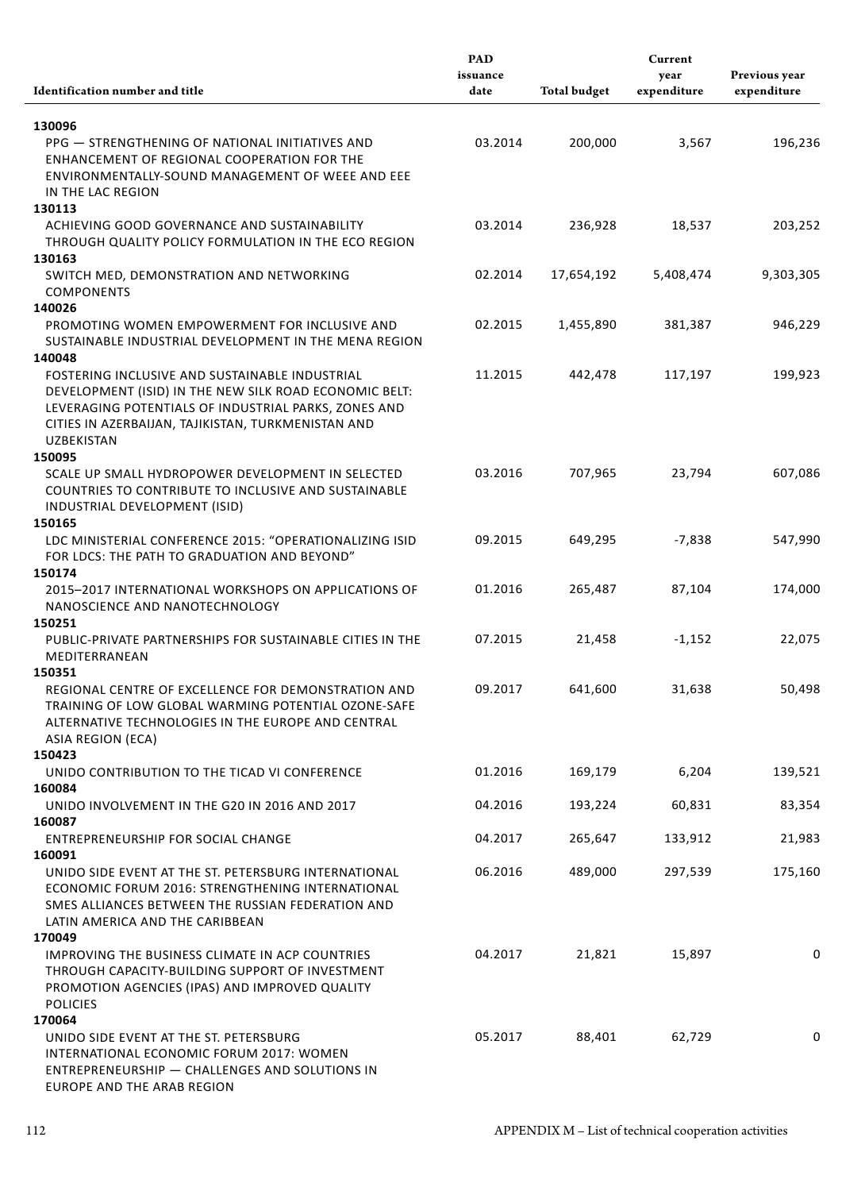| Identification number and title | PAD issuance date | Total budget | Current year expenditure | Previous year expenditure |
|---|---|---|---|---|
| **130096** PPG — STRENGTHENING OF NATIONAL INITIATIVES AND ENHANCEMENT OF REGIONAL COOPERATION FOR THE ENVIRONMENTALLY-SOUND MANAGEMENT OF WEEE AND EEE IN THE LAC REGION | 03.2014 | 200,000 | 3,567 | 196,236 |
| **130113** ACHIEVING GOOD GOVERNANCE AND SUSTAINABILITY THROUGH QUALITY POLICY FORMULATION IN THE ECO REGION | 03.2014 | 236,928 | 18,537 | 203,252 |
| **130163** SWITCH MED, DEMONSTRATION AND NETWORKING COMPONENTS | 02.2014 | 17,654,192 | 5,408,474 | 9,303,305 |
| **140026** PROMOTING WOMEN EMPOWERMENT FOR INCLUSIVE AND SUSTAINABLE INDUSTRIAL DEVELOPMENT IN THE MENA REGION | 02.2015 | 1,455,890 | 381,387 | 946,229 |
| **140048** FOSTERING INCLUSIVE AND SUSTAINABLE INDUSTRIAL DEVELOPMENT (ISID) IN THE NEW SILK ROAD ECONOMIC BELT: LEVERAGING POTENTIALS OF INDUSTRIAL PARKS, ZONES AND CITIES IN AZERBAIJAN, TAJIKISTAN, TURKMENISTAN AND UZBEKISTAN | 11.2015 | 442,478 | 117,197 | 199,923 |
| **150095** SCALE UP SMALL HYDROPOWER DEVELOPMENT IN SELECTED COUNTRIES TO CONTRIBUTE TO INCLUSIVE AND SUSTAINABLE INDUSTRIAL DEVELOPMENT (ISID) | 03.2016 | 707,965 | 23,794 | 607,086 |
| **150165** LDC MINISTERIAL CONFERENCE 2015: "OPERATIONALIZING ISID FOR LDCS: THE PATH TO GRADUATION AND BEYOND" | 09.2015 | 649,295 | -7,838 | 547,990 |
| **150174** 2015–2017 INTERNATIONAL WORKSHOPS ON APPLICATIONS OF NANOSCIENCE AND NANOTECHNOLOGY | 01.2016 | 265,487 | 87,104 | 174,000 |
| **150251** PUBLIC-PRIVATE PARTNERSHIPS FOR SUSTAINABLE CITIES IN THE MEDITERRANEAN | 07.2015 | 21,458 | -1,152 | 22,075 |
| **150351** REGIONAL CENTRE OF EXCELLENCE FOR DEMONSTRATION AND TRAINING OF LOW GLOBAL WARMING POTENTIAL OZONE-SAFE ALTERNATIVE TECHNOLOGIES IN THE EUROPE AND CENTRAL ASIA REGION (ECA) | 09.2017 | 641,600 | 31,638 | 50,498 |
| **150423** UNIDO CONTRIBUTION TO THE TICAD VI CONFERENCE | 01.2016 | 169,179 | 6,204 | 139,521 |
| **160084** UNIDO INVOLVEMENT IN THE G20 IN 2016 AND 2017 | 04.2016 | 193,224 | 60,831 | 83,354 |
| **160087** ENTREPRENEURSHIP FOR SOCIAL CHANGE | 04.2017 | 265,647 | 133,912 | 21,983 |
| **160091** UNIDO SIDE EVENT AT THE ST. PETERSBURG INTERNATIONAL ECONOMIC FORUM 2016: STRENGTHENING INTERNATIONAL SMES ALLIANCES BETWEEN THE RUSSIAN FEDERATION AND LATIN AMERICA AND THE CARIBBEAN | 06.2016 | 489,000 | 297,539 | 175,160 |
| **170049** IMPROVING THE BUSINESS CLIMATE IN ACP COUNTRIES THROUGH CAPACITY-BUILDING SUPPORT OF INVESTMENT PROMOTION AGENCIES (IPAS) AND IMPROVED QUALITY POLICIES | 04.2017 | 21,821 | 15,897 | 0 |
| **170064** UNIDO SIDE EVENT AT THE ST. PETERSBURG INTERNATIONAL ECONOMIC FORUM 2017: WOMEN ENTREPRENEURSHIP — CHALLENGES AND SOLUTIONS IN EUROPE AND THE ARAB REGION | 05.2017 | 88,401 | 62,729 | 0 |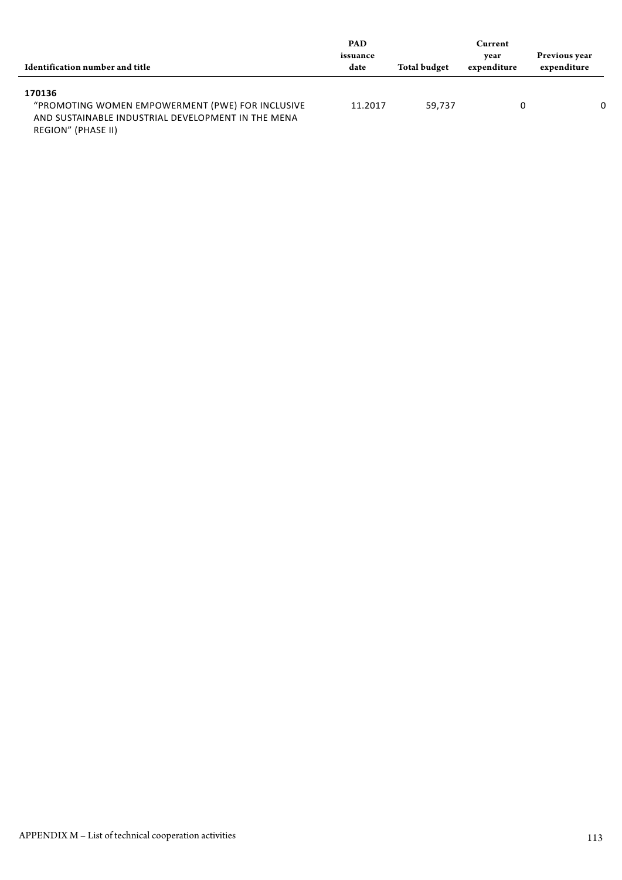| Identification number and title | PAD issuance date | Total budget | Current year expenditure | Previous year expenditure |
|---|---|---|---|---|
| **170136** "PROMOTING WOMEN EMPOWERMENT (PWE) FOR INCLUSIVE AND SUSTAINABLE INDUSTRIAL DEVELOPMENT IN THE MENA REGION" (PHASE II) | 11.2017 | 59,737 | 0 | 0 |